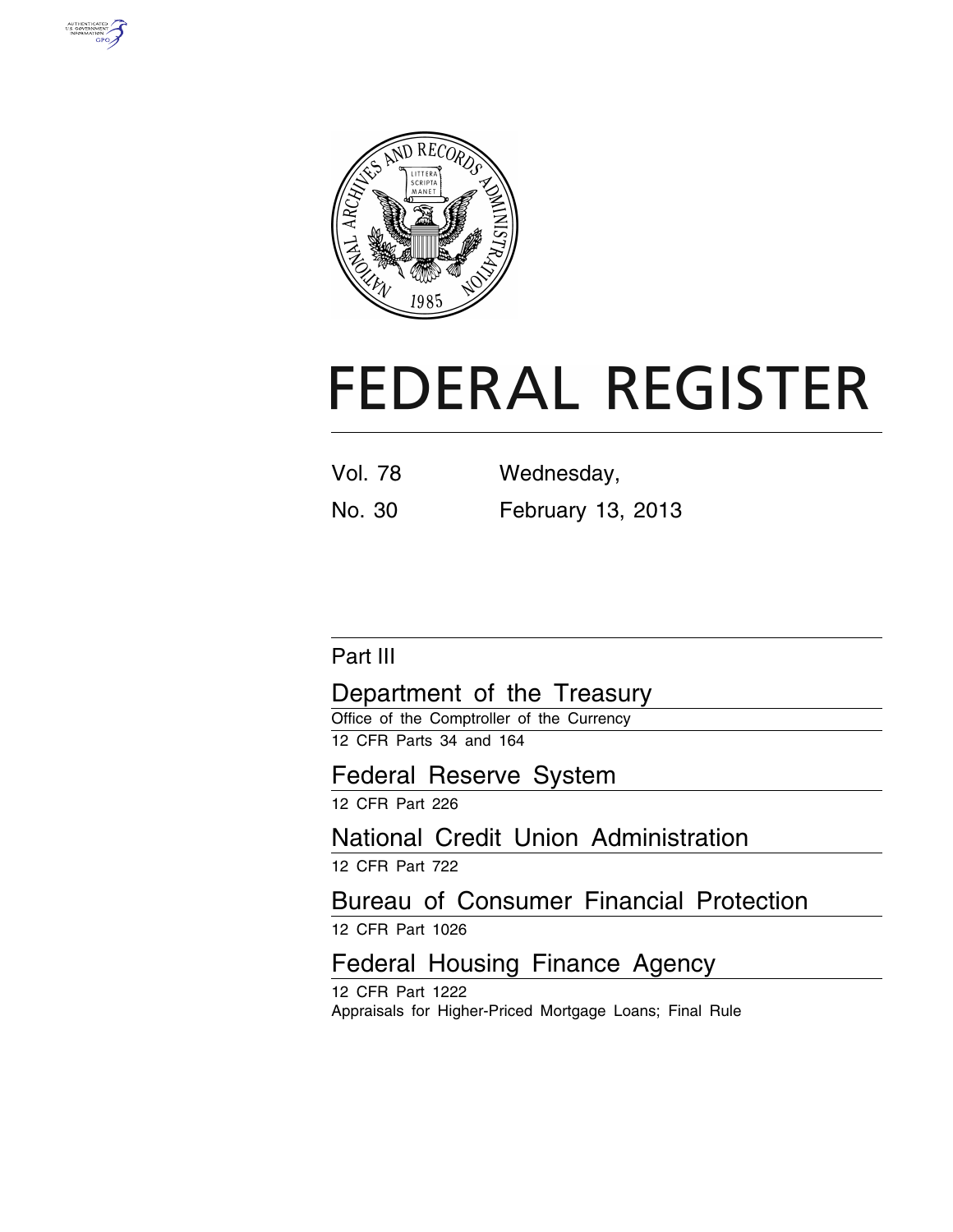# FEDERAL REGISTER

| | |
|---|---|
| Vol. 78 | Wednesday, |
| No. 30 | February 13, 2013 |

Part III

## Department of the Treasury

Office of the Comptroller of the Currency

12 CFR Parts 34 and 164

## Federal Reserve System

12 CFR Part 226

## National Credit Union Administration

12 CFR Part 722

## Bureau of Consumer Financial Protection

12 CFR Part 1026

## Federal Housing Finance Agency

12 CFR Part 1222

Appraisals for Higher-Priced Mortgage Loans; Final Rule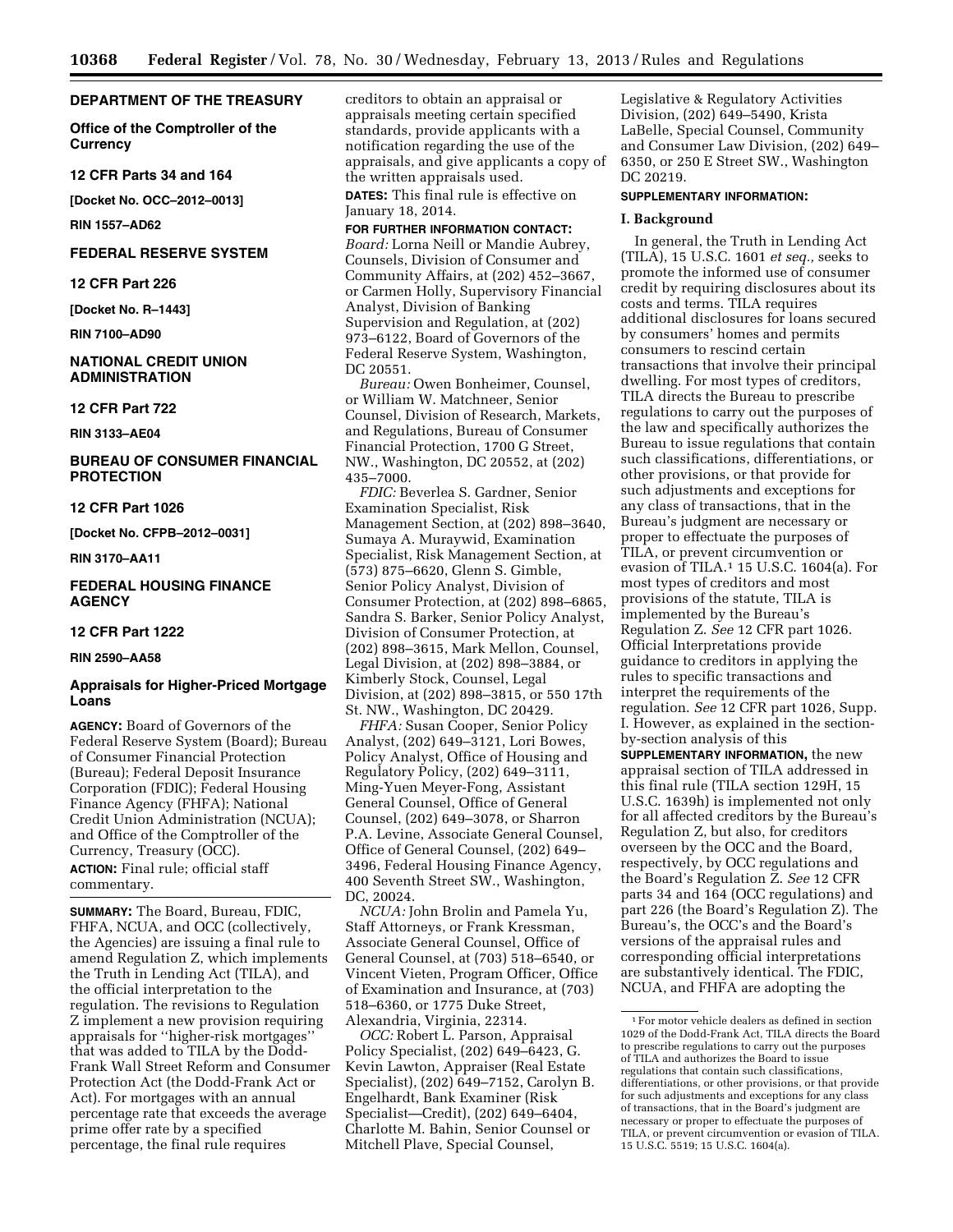## DEPARTMENT OF THE TREASURY

### Office of the Comptroller of the Currency

### 12 CFR Parts 34 and 164

**[Docket No. OCC–2012–0013]**

**RIN 1557–AD62**

## FEDERAL RESERVE SYSTEM

### 12 CFR Part 226

**[Docket No. R–1443]**

**RIN 7100–AD90**

## NATIONAL CREDIT UNION ADMINISTRATION

### 12 CFR Part 722

**RIN 3133–AE04**

## BUREAU OF CONSUMER FINANCIAL PROTECTION

### 12 CFR Part 1026

**[Docket No. CFPB–2012–0031]**

**RIN 3170–AA11**

## FEDERAL HOUSING FINANCE AGENCY

### 12 CFR Part 1222

**RIN 2590–AA58**

## Appraisals for Higher-Priced Mortgage Loans

**AGENCY:** Board of Governors of the Federal Reserve System (Board); Bureau of Consumer Financial Protection (Bureau); Federal Deposit Insurance Corporation (FDIC); Federal Housing Finance Agency (FHFA); National Credit Union Administration (NCUA); and Office of the Comptroller of the Currency, Treasury (OCC).

**ACTION:** Final rule; official staff commentary.

**SUMMARY:** The Board, Bureau, FDIC, FHFA, NCUA, and OCC (collectively, the Agencies) are issuing a final rule to amend Regulation Z, which implements the Truth in Lending Act (TILA), and the official interpretation to the regulation. The revisions to Regulation Z implement a new provision requiring appraisals for ''higher-risk mortgages'' that was added to TILA by the Dodd-Frank Wall Street Reform and Consumer Protection Act (the Dodd-Frank Act or Act). For mortgages with an annual percentage rate that exceeds the average prime offer rate by a specified percentage, the final rule requires creditors to obtain an appraisal or appraisals meeting certain specified standards, provide applicants with a notification regarding the use of the appraisals, and give applicants a copy of the written appraisals used.

**DATES:** This final rule is effective on January 18, 2014.

**FOR FURTHER INFORMATION CONTACT:**

*Board:* Lorna Neill or Mandie Aubrey, Counsels, Division of Consumer and Community Affairs, at (202) 452–3667, or Carmen Holly, Supervisory Financial Analyst, Division of Banking Supervision and Regulation, at (202) 973–6122, Board of Governors of the Federal Reserve System, Washington, DC 20551.

*Bureau:* Owen Bonheimer, Counsel, or William W. Matchneer, Senior Counsel, Division of Research, Markets, and Regulations, Bureau of Consumer Financial Protection, 1700 G Street, NW., Washington, DC 20552, at (202) 435–7000.

*FDIC:* Beverlea S. Gardner, Senior Examination Specialist, Risk Management Section, at (202) 898–3640, Sumaya A. Muraywid, Examination Specialist, Risk Management Section, at (573) 875–6620, Glenn S. Gimble, Senior Policy Analyst, Division of Consumer Protection, at (202) 898–6865, Sandra S. Barker, Senior Policy Analyst, Division of Consumer Protection, at (202) 898–3615, Mark Mellon, Counsel, Legal Division, at (202) 898–3884, or Kimberly Stock, Counsel, Legal Division, at (202) 898–3815, or 550 17th St. NW., Washington, DC 20429.

*FHFA:* Susan Cooper, Senior Policy Analyst, (202) 649–3121, Lori Bowes, Policy Analyst, Office of Housing and Regulatory Policy, (202) 649–3111, Ming-Yuen Meyer-Fong, Assistant General Counsel, Office of General Counsel, (202) 649–3078, or Sharron P.A. Levine, Associate General Counsel, Office of General Counsel, (202) 649–3496, Federal Housing Finance Agency, 400 Seventh Street SW., Washington, DC, 20024.

*NCUA:* John Brolin and Pamela Yu, Staff Attorneys, or Frank Kressman, Associate General Counsel, Office of General Counsel, at (703) 518–6540, or Vincent Vieten, Program Officer, Office of Examination and Insurance, at (703) 518–6360, or 1775 Duke Street, Alexandria, Virginia, 22314.

*OCC:* Robert L. Parson, Appraisal Policy Specialist, (202) 649–6423, G. Kevin Lawton, Appraiser (Real Estate Specialist), (202) 649–7152, Carolyn B. Engelhardt, Bank Examiner (Risk Specialist—Credit), (202) 649–6404, Charlotte M. Bahin, Senior Counsel or Mitchell Plave, Special Counsel, Legislative & Regulatory Activities Division, (202) 649–5490, Krista LaBelle, Special Counsel, Community and Consumer Law Division, (202) 649–6350, or 250 E Street SW., Washington DC 20219.

**SUPPLEMENTARY INFORMATION:**

### I. Background

In general, the Truth in Lending Act (TILA), 15 U.S.C. 1601 *et seq.,* seeks to promote the informed use of consumer credit by requiring disclosures about its costs and terms. TILA requires additional disclosures for loans secured by consumers' homes and permits consumers to rescind certain transactions that involve their principal dwelling. For most types of creditors, TILA directs the Bureau to prescribe regulations to carry out the purposes of the law and specifically authorizes the Bureau to issue regulations that contain such classifications, differentiations, or other provisions, or that provide for such adjustments and exceptions for any class of transactions, that in the Bureau's judgment are necessary or proper to effectuate the purposes of TILA, or prevent circumvention or evasion of TILA.[1] 15 U.S.C. 1604(a). For most types of creditors and most provisions of the statute, TILA is implemented by the Bureau's Regulation Z. *See* 12 CFR part 1026. Official Interpretations provide guidance to creditors in applying the rules to specific transactions and interpret the requirements of the regulation. *See* 12 CFR part 1026, Supp. I. However, as explained in the section-by-section analysis of this **SUPPLEMENTARY INFORMATION,** the new appraisal section of TILA addressed in this final rule (TILA section 129H, 15 U.S.C. 1639h) is implemented not only for all affected creditors by the Bureau's Regulation Z, but also, for creditors overseen by the OCC and the Board, respectively, by OCC regulations and the Board's Regulation Z. *See* 12 CFR parts 34 and 164 (OCC regulations) and part 226 (the Board's Regulation Z). The Bureau's, the OCC's and the Board's versions of the appraisal rules and corresponding official interpretations are substantively identical. The FDIC, NCUA, and FHFA are adopting the

[1] For motor vehicle dealers as defined in section 1029 of the Dodd-Frank Act, TILA directs the Board to prescribe regulations to carry out the purposes of TILA and authorizes the Board to issue regulations that contain such classifications, differentiations, or other provisions, or that provide for such adjustments and exceptions for any class of transactions, that in the Board's judgment are necessary or proper to effectuate the purposes of TILA, or prevent circumvention or evasion of TILA. 15 U.S.C. 5519; 15 U.S.C. 1604(a).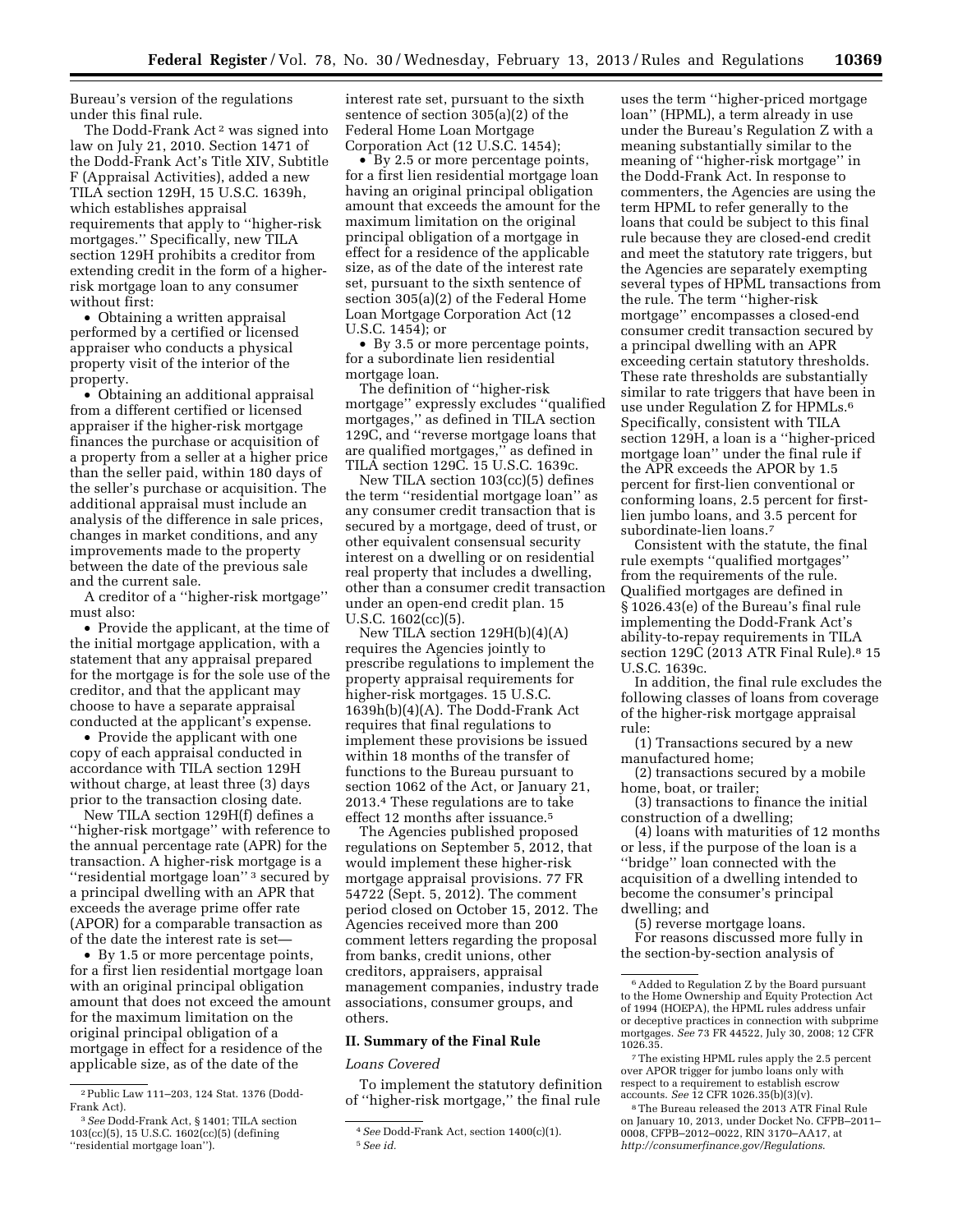Bureau's version of the regulations under this final rule.

The Dodd-Frank Act [2] was signed into law on July 21, 2010. Section 1471 of the Dodd-Frank Act's Title XIV, Subtitle F (Appraisal Activities), added a new TILA section 129H, 15 U.S.C. 1639h, which establishes appraisal requirements that apply to "higher-risk mortgages." Specifically, new TILA section 129H prohibits a creditor from extending credit in the form of a higher-risk mortgage loan to any consumer without first:

- Obtaining a written appraisal performed by a certified or licensed appraiser who conducts a physical property visit of the interior of the property.
- Obtaining an additional appraisal from a different certified or licensed appraiser if the higher-risk mortgage finances the purchase or acquisition of a property from a seller at a higher price than the seller paid, within 180 days of the seller's purchase or acquisition. The additional appraisal must include an analysis of the difference in sale prices, changes in market conditions, and any improvements made to the property between the date of the previous sale and the current sale.

A creditor of a "higher-risk mortgage" must also:

- Provide the applicant, at the time of the initial mortgage application, with a statement that any appraisal prepared for the mortgage is for the sole use of the creditor, and that the applicant may choose to have a separate appraisal conducted at the applicant's expense.
- Provide the applicant with one copy of each appraisal conducted in accordance with TILA section 129H without charge, at least three (3) days prior to the transaction closing date.

New TILA section 129H(f) defines a "higher-risk mortgage" with reference to the annual percentage rate (APR) for the transaction. A higher-risk mortgage is a "residential mortgage loan" [3] secured by a principal dwelling with an APR that exceeds the average prime offer rate (APOR) for a comparable transaction as of the date the interest rate is set—

- By 1.5 or more percentage points, for a first lien residential mortgage loan with an original principal obligation amount that does not exceed the amount for the maximum limitation on the original principal obligation of a mortgage in effect for a residence of the applicable size, as of the date of the interest rate set, pursuant to the sixth sentence of section 305(a)(2) of the Federal Home Loan Mortgage Corporation Act (12 U.S.C. 1454);
- By 2.5 or more percentage points, for a first lien residential mortgage loan having an original principal obligation amount that exceeds the amount for the maximum limitation on the original principal obligation of a mortgage in effect for a residence of the applicable size, as of the date of the interest rate set, pursuant to the sixth sentence of section 305(a)(2) of the Federal Home Loan Mortgage Corporation Act (12 U.S.C. 1454); or
- By 3.5 or more percentage points, for a subordinate lien residential mortgage loan.

The definition of "higher-risk mortgage" expressly excludes "qualified mortgages," as defined in TILA section 129C, and "reverse mortgage loans that are qualified mortgages," as defined in TILA section 129C. 15 U.S.C. 1639c.

New TILA section 103(cc)(5) defines the term "residential mortgage loan" as any consumer credit transaction that is secured by a mortgage, deed of trust, or other equivalent consensual security interest on a dwelling or on residential real property that includes a dwelling, other than a consumer credit transaction under an open-end credit plan. 15 U.S.C. 1602(cc)(5).

New TILA section 129H(b)(4)(A) requires the Agencies jointly to prescribe regulations to implement the property appraisal requirements for higher-risk mortgages. 15 U.S.C. 1639h(b)(4)(A). The Dodd-Frank Act requires that final regulations to implement these provisions be issued within 18 months of the transfer of functions to the Bureau pursuant to section 1062 of the Act, or January 21, 2013.[4] These regulations are to take effect 12 months after issuance.[5]

The Agencies published proposed regulations on September 5, 2012, that would implement these higher-risk mortgage appraisal provisions. 77 FR 54722 (Sept. 5, 2012). The comment period closed on October 15, 2012. The Agencies received more than 200 comment letters regarding the proposal from banks, credit unions, other creditors, appraisers, appraisal management companies, industry trade associations, consumer groups, and others.

## II. Summary of the Final Rule

### *Loans Covered*

To implement the statutory definition of "higher-risk mortgage," the final rule uses the term "higher-priced mortgage loan" (HPML), a term already in use under the Bureau's Regulation Z with a meaning substantially similar to the meaning of "higher-risk mortgage" in the Dodd-Frank Act. In response to commenters, the Agencies are using the term HPML to refer generally to the loans that could be subject to this final rule because they are closed-end credit and meet the statutory rate triggers, but the Agencies are separately exempting several types of HPML transactions from the rule. The term "higher-risk mortgage" encompasses a closed-end consumer credit transaction secured by a principal dwelling with an APR exceeding certain statutory thresholds. These rate thresholds are substantially similar to rate triggers that have been in use under Regulation Z for HPMLs.[6] Specifically, consistent with TILA section 129H, a loan is a "higher-priced mortgage loan" under the final rule if the APR exceeds the APOR by 1.5 percent for first-lien conventional or conforming loans, 2.5 percent for first-lien jumbo loans, and 3.5 percent for subordinate-lien loans.[7]

Consistent with the statute, the final rule exempts "qualified mortgages" from the requirements of the rule. Qualified mortgages are defined in § 1026.43(e) of the Bureau's final rule implementing the Dodd-Frank Act's ability-to-repay requirements in TILA section 129C (2013 ATR Final Rule).[8] 15 U.S.C. 1639c.

In addition, the final rule excludes the following classes of loans from coverage of the higher-risk mortgage appraisal rule:

(1) Transactions secured by a new manufactured home;

(2) transactions secured by a mobile home, boat, or trailer;

(3) transactions to finance the initial construction of a dwelling;

(4) loans with maturities of 12 months or less, if the purpose of the loan is a "bridge" loan connected with the acquisition of a dwelling intended to become the consumer's principal dwelling; and

(5) reverse mortgage loans.

For reasons discussed more fully in the section-by-section analysis of

---

[2] Public Law 111–203, 124 Stat. 1376 (Dodd-Frank Act).

[3] *See* Dodd-Frank Act, § 1401; TILA section 103(cc)(5), 15 U.S.C. 1602(cc)(5) (defining "residential mortgage loan").

[4] *See* Dodd-Frank Act, section 1400(c)(1).

[5] *See id.*

[6] Added to Regulation Z by the Board pursuant to the Home Ownership and Equity Protection Act of 1994 (HOEPA), the HPML rules address unfair or deceptive practices in connection with subprime mortgages. *See* 73 FR 44522, July 30, 2008; 12 CFR 1026.35.

[7] The existing HPML rules apply the 2.5 percent over APOR trigger for jumbo loans only with respect to a requirement to establish escrow accounts. *See* 12 CFR 1026.35(b)(3)(v).

[8] The Bureau released the 2013 ATR Final Rule on January 10, 2013, under Docket No. CFPB–2011–0008, CFPB–2012–0022, RIN 3170–AA17, at *http://consumerfinance.gov/Regulations*.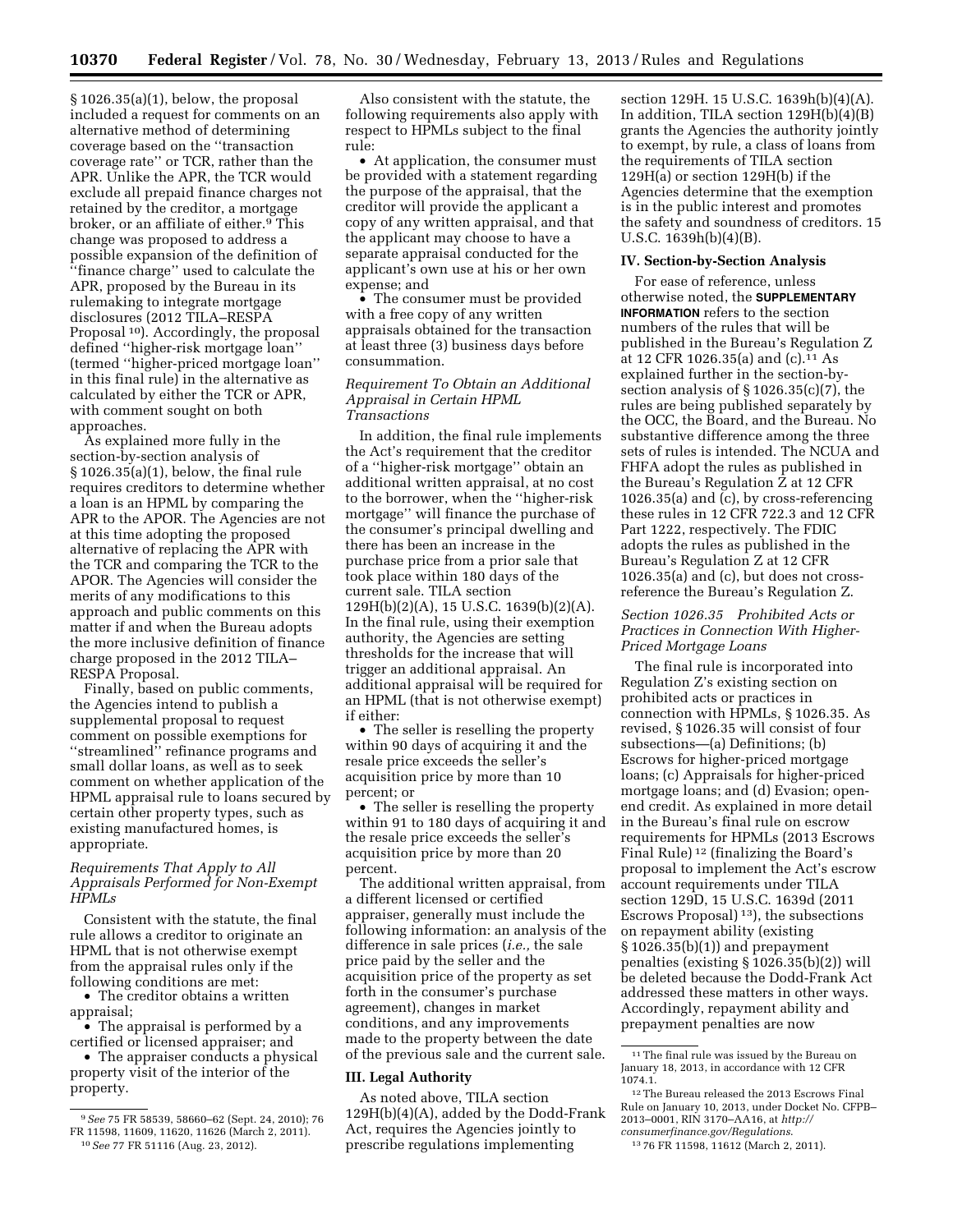§ 1026.35(a)(1), below, the proposal included a request for comments on an alternative method of determining coverage based on the ''transaction coverage rate'' or TCR, rather than the APR. Unlike the APR, the TCR would exclude all prepaid finance charges not retained by the creditor, a mortgage broker, or an affiliate of either.[9] This change was proposed to address a possible expansion of the definition of ''finance charge'' used to calculate the APR, proposed by the Bureau in its rulemaking to integrate mortgage disclosures (2012 TILA–RESPA Proposal [10]). Accordingly, the proposal defined ''higher-risk mortgage loan'' (termed ''higher-priced mortgage loan'' in this final rule) in the alternative as calculated by either the TCR or APR, with comment sought on both approaches.

As explained more fully in the section-by-section analysis of § 1026.35(a)(1), below, the final rule requires creditors to determine whether a loan is an HPML by comparing the APR to the APOR. The Agencies are not at this time adopting the proposed alternative of replacing the APR with the TCR and comparing the TCR to the APOR. The Agencies will consider the merits of any modifications to this approach and public comments on this matter if and when the Bureau adopts the more inclusive definition of finance charge proposed in the 2012 TILA–RESPA Proposal.

Finally, based on public comments, the Agencies intend to publish a supplemental proposal to request comment on possible exemptions for ''streamlined'' refinance programs and small dollar loans, as well as to seek comment on whether application of the HPML appraisal rule to loans secured by certain other property types, such as existing manufactured homes, is appropriate.

*Requirements That Apply to All Appraisals Performed for Non-Exempt HPMLs*

Consistent with the statute, the final rule allows a creditor to originate an HPML that is not otherwise exempt from the appraisal rules only if the following conditions are met:

- The creditor obtains a written appraisal;
- The appraisal is performed by a certified or licensed appraiser; and
- The appraiser conducts a physical property visit of the interior of the property.

Also consistent with the statute, the following requirements also apply with respect to HPMLs subject to the final rule:

- At application, the consumer must be provided with a statement regarding the purpose of the appraisal, that the creditor will provide the applicant a copy of any written appraisal, and that the applicant may choose to have a separate appraisal conducted for the applicant's own use at his or her own expense; and
- The consumer must be provided with a free copy of any written appraisals obtained for the transaction at least three (3) business days before consummation.

*Requirement To Obtain an Additional Appraisal in Certain HPML Transactions*

In addition, the final rule implements the Act's requirement that the creditor of a ''higher-risk mortgage'' obtain an additional written appraisal, at no cost to the borrower, when the ''higher-risk mortgage'' will finance the purchase of the consumer's principal dwelling and there has been an increase in the purchase price from a prior sale that took place within 180 days of the current sale. TILA section 129H(b)(2)(A), 15 U.S.C. 1639(b)(2)(A). In the final rule, using their exemption authority, the Agencies are setting thresholds for the increase that will trigger an additional appraisal. An additional appraisal will be required for an HPML (that is not otherwise exempt) if either:

- The seller is reselling the property within 90 days of acquiring it and the resale price exceeds the seller's acquisition price by more than 10 percent; or
- The seller is reselling the property within 91 to 180 days of acquiring it and the resale price exceeds the seller's acquisition price by more than 20 percent.

The additional written appraisal, from a different licensed or certified appraiser, generally must include the following information: an analysis of the difference in sale prices (*i.e.,* the sale price paid by the seller and the acquisition price of the property as set forth in the consumer's purchase agreement), changes in market conditions, and any improvements made to the property between the date of the previous sale and the current sale.

### III. Legal Authority

As noted above, TILA section 129H(b)(4)(A), added by the Dodd-Frank Act, requires the Agencies jointly to prescribe regulations implementing section 129H. 15 U.S.C. 1639h(b)(4)(A). In addition, TILA section 129H(b)(4)(B) grants the Agencies the authority jointly to exempt, by rule, a class of loans from the requirements of TILA section 129H(a) or section 129H(b) if the Agencies determine that the exemption is in the public interest and promotes the safety and soundness of creditors. 15 U.S.C. 1639h(b)(4)(B).

### IV. Section-by-Section Analysis

For ease of reference, unless otherwise noted, the **SUPPLEMENTARY INFORMATION** refers to the section numbers of the rules that will be published in the Bureau's Regulation Z at 12 CFR 1026.35(a) and (c).[11] As explained further in the section-by-section analysis of § 1026.35(c)(7), the rules are being published separately by the OCC, the Board, and the Bureau. No substantive difference among the three sets of rules is intended. The NCUA and FHFA adopt the rules as published in the Bureau's Regulation Z at 12 CFR 1026.35(a) and (c), by cross-referencing these rules in 12 CFR 722.3 and 12 CFR Part 1222, respectively. The FDIC adopts the rules as published in the Bureau's Regulation Z at 12 CFR 1026.35(a) and (c), but does not cross-reference the Bureau's Regulation Z.

*Section 1026.35 Prohibited Acts or Practices in Connection With Higher-Priced Mortgage Loans*

The final rule is incorporated into Regulation Z's existing section on prohibited acts or practices in connection with HPMLs, § 1026.35. As revised, § 1026.35 will consist of four subsections—(a) Definitions; (b) Escrows for higher-priced mortgage loans; (c) Appraisals for higher-priced mortgage loans; and (d) Evasion; open-end credit. As explained in more detail in the Bureau's final rule on escrow requirements for HPMLs (2013 Escrows Final Rule) [12] (finalizing the Board's proposal to implement the Act's escrow account requirements under TILA section 129D, 15 U.S.C. 1639d (2011 Escrows Proposal) [13]), the subsections on repayment ability (existing § 1026.35(b)(1)) and prepayment penalties (existing § 1026.35(b)(2)) will be deleted because the Dodd-Frank Act addressed these matters in other ways. Accordingly, repayment ability and prepayment penalties are now

---

[9] *See* 75 FR 58539, 58660–62 (Sept. 24, 2010); 76 FR 11598, 11609, 11620, 11626 (March 2, 2011).

[10] *See* 77 FR 51116 (Aug. 23, 2012).

[11] The final rule was issued by the Bureau on January 18, 2013, in accordance with 12 CFR 1074.1.

[12] The Bureau released the 2013 Escrows Final Rule on January 10, 2013, under Docket No. CFPB–2013–0001, RIN 3170–AA16, at *http://consumerfinance.gov/Regulations.*

[13] 76 FR 11598, 11612 (March 2, 2011).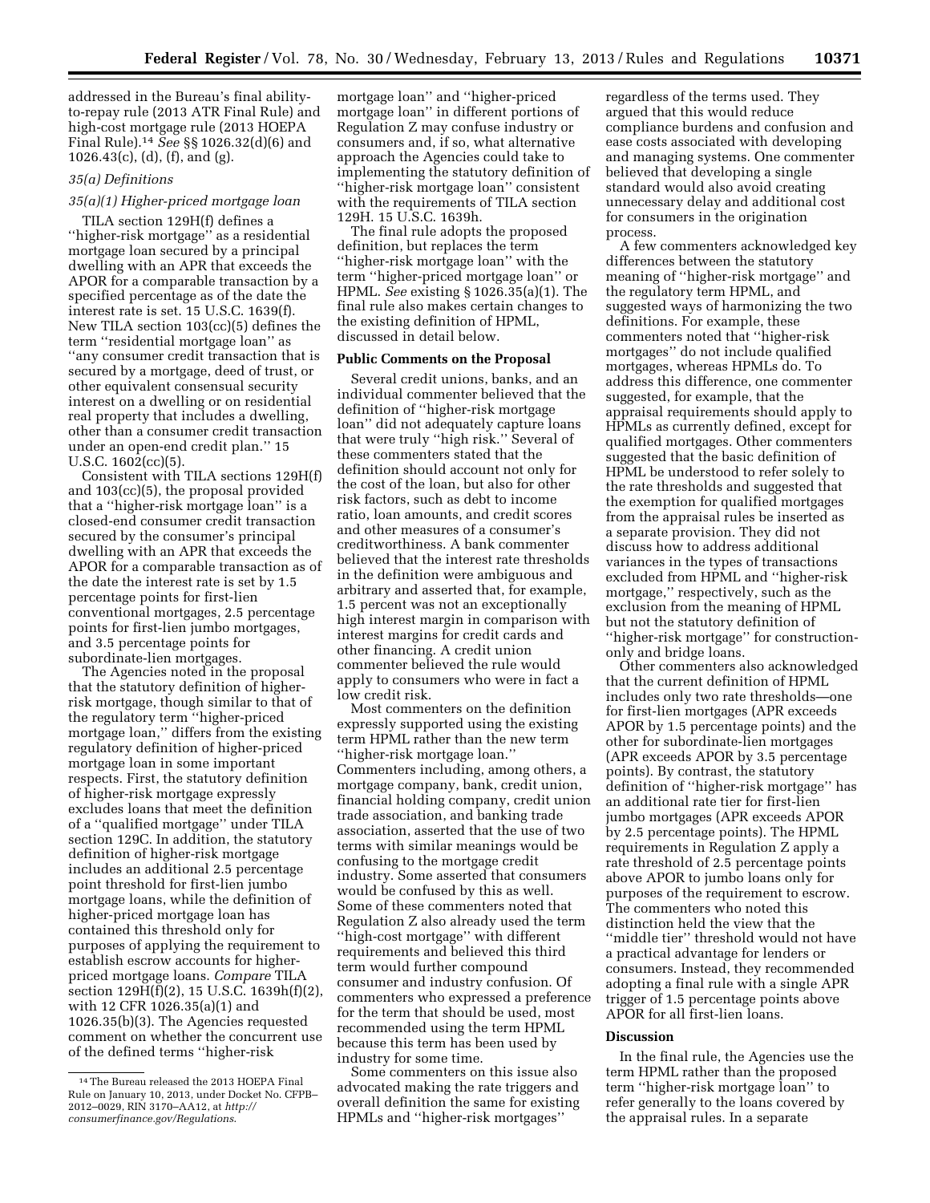addressed in the Bureau's final ability-to-repay rule (2013 ATR Final Rule) and high-cost mortgage rule (2013 HOEPA Final Rule).[14] *See* §§ 1026.32(d)(6) and 1026.43(c), (d), (f), and (g).

### 35(a) Definitions

#### 35(a)(1) Higher-priced mortgage loan

TILA section 129H(f) defines a ''higher-risk mortgage'' as a residential mortgage loan secured by a principal dwelling with an APR that exceeds the APOR for a comparable transaction by a specified percentage as of the date the interest rate is set. 15 U.S.C. 1639(f). New TILA section 103(cc)(5) defines the term ''residential mortgage loan'' as ''any consumer credit transaction that is secured by a mortgage, deed of trust, or other equivalent consensual security interest on a dwelling or on residential real property that includes a dwelling, other than a consumer credit transaction under an open-end credit plan.'' 15 U.S.C. 1602(cc)(5).

Consistent with TILA sections 129H(f) and 103(cc)(5), the proposal provided that a ''higher-risk mortgage loan'' is a closed-end consumer credit transaction secured by the consumer's principal dwelling with an APR that exceeds the APOR for a comparable transaction as of the date the interest rate is set by 1.5 percentage points for first-lien conventional mortgages, 2.5 percentage points for first-lien jumbo mortgages, and 3.5 percentage points for subordinate-lien mortgages.

The Agencies noted in the proposal that the statutory definition of higher-risk mortgage, though similar to that of the regulatory term ''higher-priced mortgage loan,'' differs from the existing regulatory definition of higher-priced mortgage loan in some important respects. First, the statutory definition of higher-risk mortgage expressly excludes loans that meet the definition of a ''qualified mortgage'' under TILA section 129C. In addition, the statutory definition of higher-risk mortgage includes an additional 2.5 percentage point threshold for first-lien jumbo mortgage loans, while the definition of higher-priced mortgage loan has contained this threshold only for purposes of applying the requirement to establish escrow accounts for higher-priced mortgage loans. *Compare* TILA section 129H(f)(2), 15 U.S.C. 1639h(f)(2), with 12 CFR 1026.35(a)(1) and 1026.35(b)(3). The Agencies requested comment on whether the concurrent use of the defined terms ''higher-risk mortgage loan'' and ''higher-priced mortgage loan'' in different portions of Regulation Z may confuse industry or consumers and, if so, what alternative approach the Agencies could take to implementing the statutory definition of ''higher-risk mortgage loan'' consistent with the requirements of TILA section 129H. 15 U.S.C. 1639h.

The final rule adopts the proposed definition, but replaces the term ''higher-risk mortgage loan'' with the term ''higher-priced mortgage loan'' or HPML. *See* existing § 1026.35(a)(1). The final rule also makes certain changes to the existing definition of HPML, discussed in detail below.

**Public Comments on the Proposal**

Several credit unions, banks, and an individual commenter believed that the definition of ''higher-risk mortgage loan'' did not adequately capture loans that were truly ''high risk.'' Several of these commenters stated that the definition should account not only for the cost of the loan, but also for other risk factors, such as debt to income ratio, loan amounts, and credit scores and other measures of a consumer's creditworthiness. A bank commenter believed that the interest rate thresholds in the definition were ambiguous and arbitrary and asserted that, for example, 1.5 percent was not an exceptionally high interest margin in comparison with interest margins for credit cards and other financing. A credit union commenter believed the rule would apply to consumers who were in fact a low credit risk.

Most commenters on the definition expressly supported using the existing term HPML rather than the new term ''higher-risk mortgage loan.'' Commenters including, among others, a mortgage company, bank, credit union, financial holding company, credit union trade association, and banking trade association, asserted that the use of two terms with similar meanings would be confusing to the mortgage credit industry. Some asserted that consumers would be confused by this as well. Some of these commenters noted that Regulation Z also already used the term ''high-cost mortgage'' with different requirements and believed this third term would further compound consumer and industry confusion. Of commenters who expressed a preference for the term that should be used, most recommended using the term HPML because this term has been used by industry for some time.

Some commenters on this issue also advocated making the rate triggers and overall definition the same for existing HPMLs and ''higher-risk mortgages'' regardless of the terms used. They argued that this would reduce compliance burdens and confusion and ease costs associated with developing and managing systems. One commenter believed that developing a single standard would also avoid creating unnecessary delay and additional cost for consumers in the origination process.

A few commenters acknowledged key differences between the statutory meaning of ''higher-risk mortgage'' and the regulatory term HPML, and suggested ways of harmonizing the two definitions. For example, these commenters noted that ''higher-risk mortgages'' do not include qualified mortgages, whereas HPMLs do. To address this difference, one commenter suggested, for example, that the appraisal requirements should apply to HPMLs as currently defined, except for qualified mortgages. Other commenters suggested that the basic definition of HPML be understood to refer solely to the rate thresholds and suggested that the exemption for qualified mortgages from the appraisal rules be inserted as a separate provision. They did not discuss how to address additional variances in the types of transactions excluded from HPML and ''higher-risk mortgage,'' respectively, such as the exclusion from the meaning of HPML but not the statutory definition of ''higher-risk mortgage'' for construction-only and bridge loans.

Other commenters also acknowledged that the current definition of HPML includes only two rate thresholds—one for first-lien mortgages (APR exceeds APOR by 1.5 percentage points) and the other for subordinate-lien mortgages (APR exceeds APOR by 3.5 percentage points). By contrast, the statutory definition of ''higher-risk mortgage'' has an additional rate tier for first-lien jumbo mortgages (APR exceeds APOR by 2.5 percentage points). The HPML requirements in Regulation Z apply a rate threshold of 2.5 percentage points above APOR to jumbo loans only for purposes of the requirement to escrow. The commenters who noted this distinction held the view that the ''middle tier'' threshold would not have a practical advantage for lenders or consumers. Instead, they recommended adopting a final rule with a single APR trigger of 1.5 percentage points above APOR for all first-lien loans.

**Discussion**

In the final rule, the Agencies use the term HPML rather than the proposed term ''higher-risk mortgage loan'' to refer generally to the loans covered by the appraisal rules. In a separate

[14] The Bureau released the 2013 HOEPA Final Rule on January 10, 2013, under Docket No. CFPB–2012–0029, RIN 3170–AA12, at *http://consumerfinance.gov/Regulations.*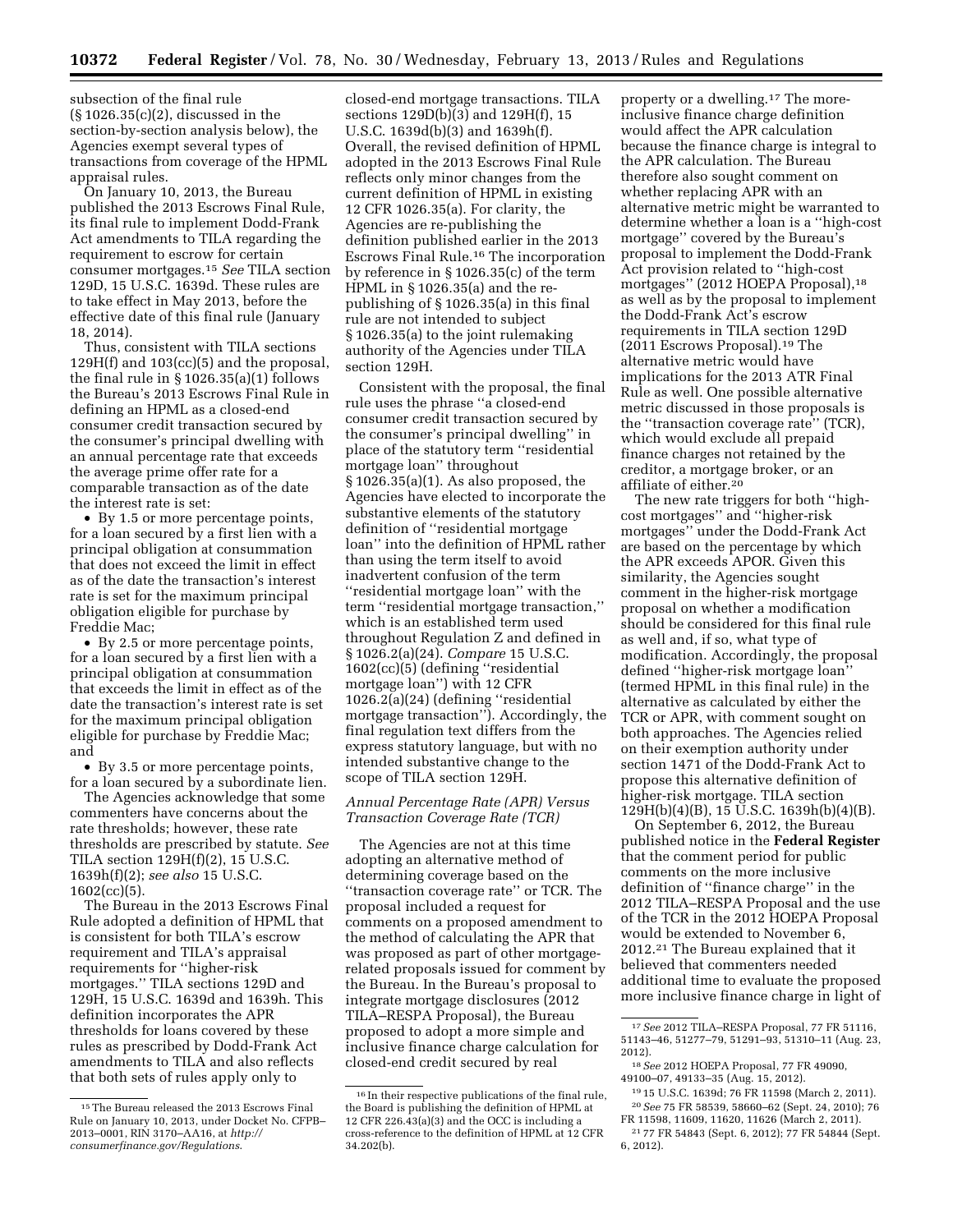subsection of the final rule (§ 1026.35(c)(2), discussed in the section-by-section analysis below), the Agencies exempt several types of transactions from coverage of the HPML appraisal rules.

On January 10, 2013, the Bureau published the 2013 Escrows Final Rule, its final rule to implement Dodd-Frank Act amendments to TILA regarding the requirement to escrow for certain consumer mortgages.[15] *See* TILA section 129D, 15 U.S.C. 1639d. These rules are to take effect in May 2013, before the effective date of this final rule (January 18, 2014).

Thus, consistent with TILA sections 129H(f) and 103(cc)(5) and the proposal, the final rule in § 1026.35(a)(1) follows the Bureau's 2013 Escrows Final Rule in defining an HPML as a closed-end consumer credit transaction secured by the consumer's principal dwelling with an annual percentage rate that exceeds the average prime offer rate for a comparable transaction as of the date the interest rate is set:

- By 1.5 or more percentage points, for a loan secured by a first lien with a principal obligation at consummation that does not exceed the limit in effect as of the date the transaction's interest rate is set for the maximum principal obligation eligible for purchase by Freddie Mac;
- By 2.5 or more percentage points, for a loan secured by a first lien with a principal obligation at consummation that exceeds the limit in effect as of the date the transaction's interest rate is set for the maximum principal obligation eligible for purchase by Freddie Mac; and
- By 3.5 or more percentage points, for a loan secured by a subordinate lien.

The Agencies acknowledge that some commenters have concerns about the rate thresholds; however, these rate thresholds are prescribed by statute. *See* TILA section 129H(f)(2), 15 U.S.C. 1639h(f)(2); *see also* 15 U.S.C. 1602(cc)(5).

The Bureau in the 2013 Escrows Final Rule adopted a definition of HPML that is consistent for both TILA's escrow requirement and TILA's appraisal requirements for ''higher-risk mortgages.'' TILA sections 129D and 129H, 15 U.S.C. 1639d and 1639h. This definition incorporates the APR thresholds for loans covered by these rules as prescribed by Dodd-Frank Act amendments to TILA and also reflects that both sets of rules apply only to closed-end mortgage transactions. TILA sections 129D(b)(3) and 129H(f), 15 U.S.C. 1639d(b)(3) and 1639h(f). Overall, the revised definition of HPML adopted in the 2013 Escrows Final Rule reflects only minor changes from the current definition of HPML in existing 12 CFR 1026.35(a). For clarity, the Agencies are re-publishing the definition published earlier in the 2013 Escrows Final Rule.[16] The incorporation by reference in § 1026.35(c) of the term HPML in § 1026.35(a) and the re-publishing of § 1026.35(a) in this final rule are not intended to subject § 1026.35(a) to the joint rulemaking authority of the Agencies under TILA section 129H.

Consistent with the proposal, the final rule uses the phrase ''a closed-end consumer credit transaction secured by the consumer's principal dwelling'' in place of the statutory term ''residential mortgage loan'' throughout § 1026.35(a)(1). As also proposed, the Agencies have elected to incorporate the substantive elements of the statutory definition of ''residential mortgage loan'' into the definition of HPML rather than using the term itself to avoid inadvertent confusion of the term ''residential mortgage loan'' with the term ''residential mortgage transaction,'' which is an established term used throughout Regulation Z and defined in § 1026.2(a)(24). *Compare* 15 U.S.C. 1602(cc)(5) (defining ''residential mortgage loan'') with 12 CFR 1026.2(a)(24) (defining ''residential mortgage transaction''). Accordingly, the final regulation text differs from the express statutory language, but with no intended substantive change to the scope of TILA section 129H.

### *Annual Percentage Rate (APR) Versus Transaction Coverage Rate (TCR)*

The Agencies are not at this time adopting an alternative method of determining coverage based on the ''transaction coverage rate'' or TCR. The proposal included a request for comments on a proposed amendment to the method of calculating the APR that was proposed as part of other mortgage-related proposals issued for comment by the Bureau. In the Bureau's proposal to integrate mortgage disclosures (2012 TILA–RESPA Proposal), the Bureau proposed to adopt a more simple and inclusive finance charge calculation for closed-end credit secured by real property or a dwelling.[17] The more-inclusive finance charge definition would affect the APR calculation because the finance charge is integral to the APR calculation. The Bureau therefore also sought comment on whether replacing APR with an alternative metric might be warranted to determine whether a loan is a ''high-cost mortgage'' covered by the Bureau's proposal to implement the Dodd-Frank Act provision related to ''high-cost mortgages'' (2012 HOEPA Proposal),[18] as well as by the proposal to implement the Dodd-Frank Act's escrow requirements in TILA section 129D (2011 Escrows Proposal).[19] The alternative metric would have implications for the 2013 ATR Final Rule as well. One possible alternative metric discussed in those proposals is the ''transaction coverage rate'' (TCR), which would exclude all prepaid finance charges not retained by the creditor, a mortgage broker, or an affiliate of either.[20]

The new rate triggers for both ''high-cost mortgages'' and ''higher-risk mortgages'' under the Dodd-Frank Act are based on the percentage by which the APR exceeds APOR. Given this similarity, the Agencies sought comment in the higher-risk mortgage proposal on whether a modification should be considered for this final rule as well and, if so, what type of modification. Accordingly, the proposal defined ''higher-risk mortgage loan'' (termed HPML in this final rule) in the alternative as calculated by either the TCR or APR, with comment sought on both approaches. The Agencies relied on their exemption authority under section 1471 of the Dodd-Frank Act to propose this alternative definition of higher-risk mortgage. TILA section 129H(b)(4)(B), 15 U.S.C. 1639h(b)(4)(B).

On September 6, 2012, the Bureau published notice in the **Federal Register** that the comment period for public comments on the more inclusive definition of ''finance charge'' in the 2012 TILA–RESPA Proposal and the use of the TCR in the 2012 HOEPA Proposal would be extended to November 6, 2012.[21] The Bureau explained that it believed that commenters needed additional time to evaluate the proposed more inclusive finance charge in light of

---

[15] The Bureau released the 2013 Escrows Final Rule on January 10, 2013, under Docket No. CFPB–2013–0001, RIN 3170–AA16, at *http://consumerfinance.gov/Regulations*.

[16] In their respective publications of the final rule, the Board is publishing the definition of HPML at 12 CFR 226.43(a)(3) and the OCC is including a cross-reference to the definition of HPML at 12 CFR 34.202(b).

[17] *See* 2012 TILA–RESPA Proposal, 77 FR 51116, 51143–46, 51277–79, 51291–93, 51310–11 (Aug. 23, 2012).

[18] *See* 2012 HOEPA Proposal, 77 FR 49090, 49100–07, 49133–35 (Aug. 15, 2012).

[19] 15 U.S.C. 1639d; 76 FR 11598 (March 2, 2011).

[20] *See* 75 FR 58539, 58660–62 (Sept. 24, 2010); 76 FR 11598, 11609, 11620, 11626 (March 2, 2011).

[21] 77 FR 54843 (Sept. 6, 2012); 77 FR 54844 (Sept. 6, 2012).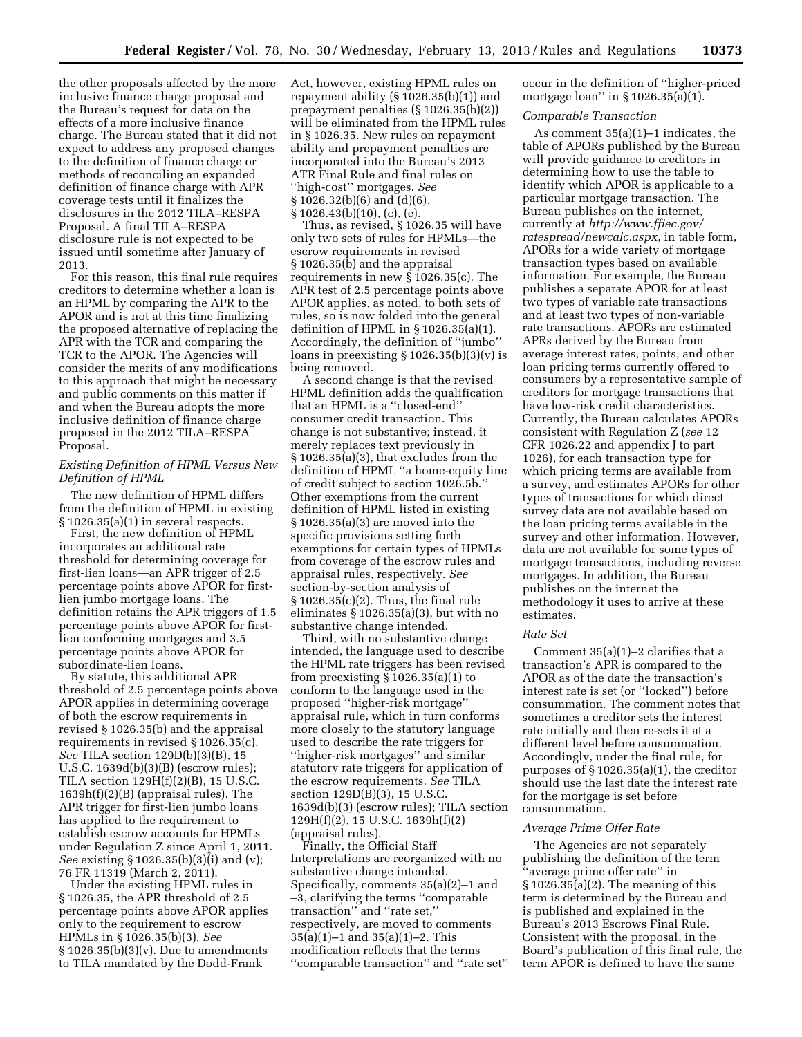the other proposals affected by the more inclusive finance charge proposal and the Bureau's request for data on the effects of a more inclusive finance charge. The Bureau stated that it did not expect to address any proposed changes to the definition of finance charge or methods of reconciling an expanded definition of finance charge with APR coverage tests until it finalizes the disclosures in the 2012 TILA–RESPA Proposal. A final TILA–RESPA disclosure rule is not expected to be issued until sometime after January of 2013.

For this reason, this final rule requires creditors to determine whether a loan is an HPML by comparing the APR to the APOR and is not at this time finalizing the proposed alternative of replacing the APR with the TCR and comparing the TCR to the APOR. The Agencies will consider the merits of any modifications to this approach that might be necessary and public comments on this matter if and when the Bureau adopts the more inclusive definition of finance charge proposed in the 2012 TILA–RESPA Proposal.

*Existing Definition of HPML Versus New Definition of HPML*

The new definition of HPML differs from the definition of HPML in existing § 1026.35(a)(1) in several respects.

First, the new definition of HPML incorporates an additional rate threshold for determining coverage for first-lien loans—an APR trigger of 2.5 percentage points above APOR for first-lien jumbo mortgage loans. The definition retains the APR triggers of 1.5 percentage points above APOR for first-lien conforming mortgages and 3.5 percentage points above APOR for subordinate-lien loans.

By statute, this additional APR threshold of 2.5 percentage points above APOR applies in determining coverage of both the escrow requirements in revised § 1026.35(b) and the appraisal requirements in revised § 1026.35(c). *See* TILA section 129D(b)(3)(B), 15 U.S.C. 1639d(b)(3)(B) (escrow rules); TILA section 129H(f)(2)(B), 15 U.S.C. 1639h(f)(2)(B) (appraisal rules). The APR trigger for first-lien jumbo loans has applied to the requirement to establish escrow accounts for HPMLs under Regulation Z since April 1, 2011. *See* existing § 1026.35(b)(3)(i) and (v); 76 FR 11319 (March 2, 2011).

Under the existing HPML rules in § 1026.35, the APR threshold of 2.5 percentage points above APOR applies only to the requirement to escrow HPMLs in § 1026.35(b)(3). *See* § 1026.35(b)(3)(v). Due to amendments to TILA mandated by the Dodd-Frank Act, however, existing HPML rules on repayment ability (§ 1026.35(b)(1)) and prepayment penalties (§ 1026.35(b)(2)) will be eliminated from the HPML rules in § 1026.35. New rules on repayment ability and prepayment penalties are incorporated into the Bureau's 2013 ATR Final Rule and final rules on "high-cost" mortgages. *See* § 1026.32(b)(6) and (d)(6), § 1026.43(b)(10), (c), (e).

Thus, as revised, § 1026.35 will have only two sets of rules for HPMLs—the escrow requirements in revised § 1026.35(b) and the appraisal requirements in new § 1026.35(c). The APR test of 2.5 percentage points above APOR applies, as noted, to both sets of rules, so is now folded into the general definition of HPML in § 1026.35(a)(1). Accordingly, the definition of "jumbo" loans in preexisting § 1026.35(b)(3)(v) is being removed.

A second change is that the revised HPML definition adds the qualification that an HPML is a "closed-end" consumer credit transaction. This change is not substantive; instead, it merely replaces text previously in § 1026.35(a)(3), that excludes from the definition of HPML "a home-equity line of credit subject to section 1026.5b." Other exemptions from the current definition of HPML listed in existing § 1026.35(a)(3) are moved into the specific provisions setting forth exemptions for certain types of HPMLs from coverage of the escrow rules and appraisal rules, respectively. *See* section-by-section analysis of § 1026.35(c)(2). Thus, the final rule eliminates § 1026.35(a)(3), but with no substantive change intended.

Third, with no substantive change intended, the language used to describe the HPML rate triggers has been revised from preexisting § 1026.35(a)(1) to conform to the language used in the proposed "higher-risk mortgage" appraisal rule, which in turn conforms more closely to the statutory language used to describe the rate triggers for "higher-risk mortgages" and similar statutory rate triggers for application of the escrow requirements. *See* TILA section 129D(B)(3), 15 U.S.C. 1639d(b)(3) (escrow rules); TILA section 129H(f)(2), 15 U.S.C. 1639h(f)(2) (appraisal rules).

Finally, the Official Staff Interpretations are reorganized with no substantive change intended. Specifically, comments 35(a)(2)–1 and –3, clarifying the terms "comparable transaction" and "rate set," respectively, are moved to comments 35(a)(1)–1 and 35(a)(1)–2. This modification reflects that the terms "comparable transaction" and "rate set" occur in the definition of "higher-priced mortgage loan" in § 1026.35(a)(1).

*Comparable Transaction*

As comment 35(a)(1)–1 indicates, the table of APORs published by the Bureau will provide guidance to creditors in determining how to use the table to identify which APOR is applicable to a particular mortgage transaction. The Bureau publishes on the internet, currently at *http://www.ffiec.gov/ratespread/newcalc.aspx*, in table form, APORs for a wide variety of mortgage transaction types based on available information. For example, the Bureau publishes a separate APOR for at least two types of variable rate transactions and at least two types of non-variable rate transactions. APORs are estimated APRs derived by the Bureau from average interest rates, points, and other loan pricing terms currently offered to consumers by a representative sample of creditors for mortgage transactions that have low-risk credit characteristics. Currently, the Bureau calculates APORs consistent with Regulation Z (*see* 12 CFR 1026.22 and appendix J to part 1026), for each transaction type for which pricing terms are available from a survey, and estimates APORs for other types of transactions for which direct survey data are not available based on the loan pricing terms available in the survey and other information. However, data are not available for some types of mortgage transactions, including reverse mortgages. In addition, the Bureau publishes on the internet the methodology it uses to arrive at these estimates.

*Rate Set*

Comment 35(a)(1)–2 clarifies that a transaction's APR is compared to the APOR as of the date the transaction's interest rate is set (or "locked") before consummation. The comment notes that sometimes a creditor sets the interest rate initially and then re-sets it at a different level before consummation. Accordingly, under the final rule, for purposes of § 1026.35(a)(1), the creditor should use the last date the interest rate for the mortgage is set before consummation.

*Average Prime Offer Rate*

The Agencies are not separately publishing the definition of the term "average prime offer rate" in § 1026.35(a)(2). The meaning of this term is determined by the Bureau and is published and explained in the Bureau's 2013 Escrows Final Rule. Consistent with the proposal, in the Board's publication of this final rule, the term APOR is defined to have the same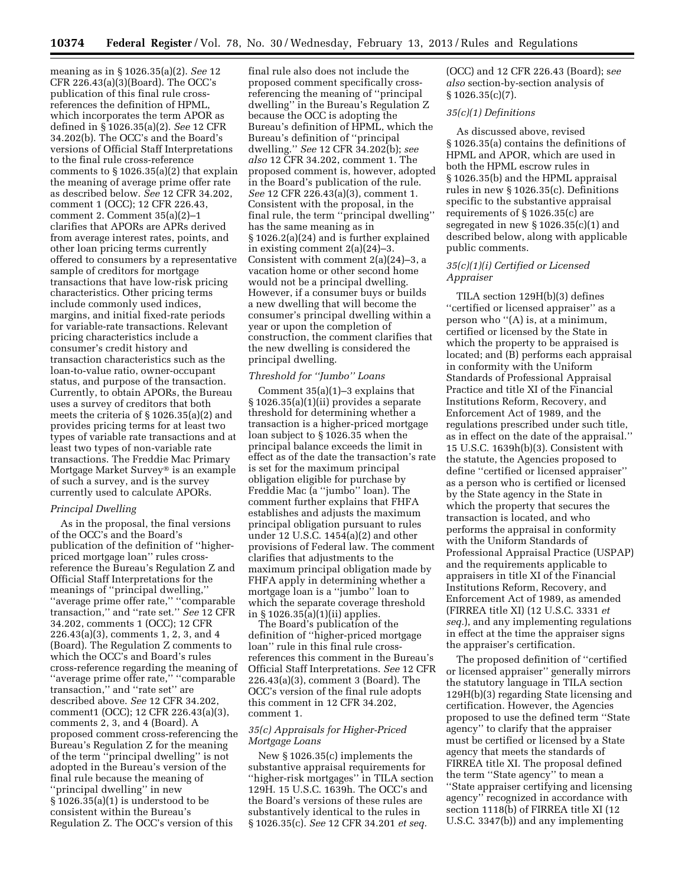meaning as in § 1026.35(a)(2). *See* 12 CFR 226.43(a)(3)(Board). The OCC's publication of this final rule cross-references the definition of HPML, which incorporates the term APOR as defined in § 1026.35(a)(2). *See* 12 CFR 34.202(b). The OCC's and the Board's versions of Official Staff Interpretations to the final rule cross-reference comments to § 1026.35(a)(2) that explain the meaning of average prime offer rate as described below. *See* 12 CFR 34.202, comment 1 (OCC); 12 CFR 226.43, comment 2. Comment 35(a)(2)–1 clarifies that APORs are APRs derived from average interest rates, points, and other loan pricing terms currently offered to consumers by a representative sample of creditors for mortgage transactions that have low-risk pricing characteristics. Other pricing terms include commonly used indices, margins, and initial fixed-rate periods for variable-rate transactions. Relevant pricing characteristics include a consumer's credit history and transaction characteristics such as the loan-to-value ratio, owner-occupant status, and purpose of the transaction. Currently, to obtain APORs, the Bureau uses a survey of creditors that both meets the criteria of § 1026.35(a)(2) and provides pricing terms for at least two types of variable rate transactions and at least two types of non-variable rate transactions. The Freddie Mac Primary Mortgage Market Survey® is an example of such a survey, and is the survey currently used to calculate APORs.

*Principal Dwelling*

As in the proposal, the final versions of the OCC's and the Board's publication of the definition of ''higher-priced mortgage loan'' rules cross-reference the Bureau's Regulation Z and Official Staff Interpretations for the meanings of ''principal dwelling,'' ''average prime offer rate,'' ''comparable transaction,'' and ''rate set.'' *See* 12 CFR 34.202, comments 1 (OCC); 12 CFR 226.43(a)(3), comments 1, 2, 3, and 4 (Board). The Regulation Z comments to which the OCC's and Board's rules cross-reference regarding the meaning of ''average prime offer rate,'' ''comparable transaction,'' and ''rate set'' are described above. *See* 12 CFR 34.202, comment1 (OCC); 12 CFR 226.43(a)(3), comments 2, 3, and 4 (Board). A proposed comment cross-referencing the Bureau's Regulation Z for the meaning of the term ''principal dwelling'' is not adopted in the Bureau's version of the final rule because the meaning of ''principal dwelling'' in new § 1026.35(a)(1) is understood to be consistent within the Bureau's Regulation Z. The OCC's version of this final rule also does not include the proposed comment specifically cross-referencing the meaning of ''principal dwelling'' in the Bureau's Regulation Z because the OCC is adopting the Bureau's definition of HPML, which the Bureau's definition of ''principal dwelling.'' *See* 12 CFR 34.202(b); *see also* 12 CFR 34.202, comment 1. The proposed comment is, however, adopted in the Board's publication of the rule. *See* 12 CFR 226.43(a)(3), comment 1. Consistent with the proposal, in the final rule, the term ''principal dwelling'' has the same meaning as in § 1026.2(a)(24) and is further explained in existing comment 2(a)(24)–3. Consistent with comment 2(a)(24)–3, a vacation home or other second home would not be a principal dwelling. However, if a consumer buys or builds a new dwelling that will become the consumer's principal dwelling within a year or upon the completion of construction, the comment clarifies that the new dwelling is considered the principal dwelling.

*Threshold for ''Jumbo'' Loans*

Comment 35(a)(1)–3 explains that § 1026.35(a)(1)(ii) provides a separate threshold for determining whether a transaction is a higher-priced mortgage loan subject to § 1026.35 when the principal balance exceeds the limit in effect as of the date the transaction's rate is set for the maximum principal obligation eligible for purchase by Freddie Mac (a ''jumbo'' loan). The comment further explains that FHFA establishes and adjusts the maximum principal obligation pursuant to rules under 12 U.S.C. 1454(a)(2) and other provisions of Federal law. The comment clarifies that adjustments to the maximum principal obligation made by FHFA apply in determining whether a mortgage loan is a ''jumbo'' loan to which the separate coverage threshold in § 1026.35(a)(1)(ii) applies.

The Board's publication of the definition of ''higher-priced mortgage loan'' rule in this final rule cross-references this comment in the Bureau's Official Staff Interpretations. *See* 12 CFR 226.43(a)(3), comment 3 (Board). The OCC's version of the final rule adopts this comment in 12 CFR 34.202, comment 1.

*35(c) Appraisals for Higher-Priced Mortgage Loans*

New § 1026.35(c) implements the substantive appraisal requirements for ''higher-risk mortgages'' in TILA section 129H. 15 U.S.C. 1639h. The OCC's and the Board's versions of these rules are substantively identical to the rules in § 1026.35(c). *See* 12 CFR 34.201 *et seq.* (OCC) and 12 CFR 226.43 (Board); *see also* section-by-section analysis of § 1026.35(c)(7).

*35(c)(1) Definitions*

As discussed above, revised § 1026.35(a) contains the definitions of HPML and APOR, which are used in both the HPML escrow rules in § 1026.35(b) and the HPML appraisal rules in new § 1026.35(c). Definitions specific to the substantive appraisal requirements of § 1026.35(c) are segregated in new § 1026.35(c)(1) and described below, along with applicable public comments.

*35(c)(1)(i) Certified or Licensed Appraiser*

TILA section 129H(b)(3) defines ''certified or licensed appraiser'' as a person who ''(A) is, at a minimum, certified or licensed by the State in which the property to be appraised is located; and (B) performs each appraisal in conformity with the Uniform Standards of Professional Appraisal Practice and title XI of the Financial Institutions Reform, Recovery, and Enforcement Act of 1989, and the regulations prescribed under such title, as in effect on the date of the appraisal.'' 15 U.S.C. 1639h(b)(3). Consistent with the statute, the Agencies proposed to define ''certified or licensed appraiser'' as a person who is certified or licensed by the State agency in the State in which the property that secures the transaction is located, and who performs the appraisal in conformity with the Uniform Standards of Professional Appraisal Practice (USPAP) and the requirements applicable to appraisers in title XI of the Financial Institutions Reform, Recovery, and Enforcement Act of 1989, as amended (FIRREA title XI) (12 U.S.C. 3331 *et seq.*), and any implementing regulations in effect at the time the appraiser signs the appraiser's certification.

The proposed definition of ''certified or licensed appraiser'' generally mirrors the statutory language in TILA section 129H(b)(3) regarding State licensing and certification. However, the Agencies proposed to use the defined term ''State agency'' to clarify that the appraiser must be certified or licensed by a State agency that meets the standards of FIRREA title XI. The proposal defined the term ''State agency'' to mean a ''State appraiser certifying and licensing agency'' recognized in accordance with section 1118(b) of FIRREA title XI (12 U.S.C. 3347(b)) and any implementing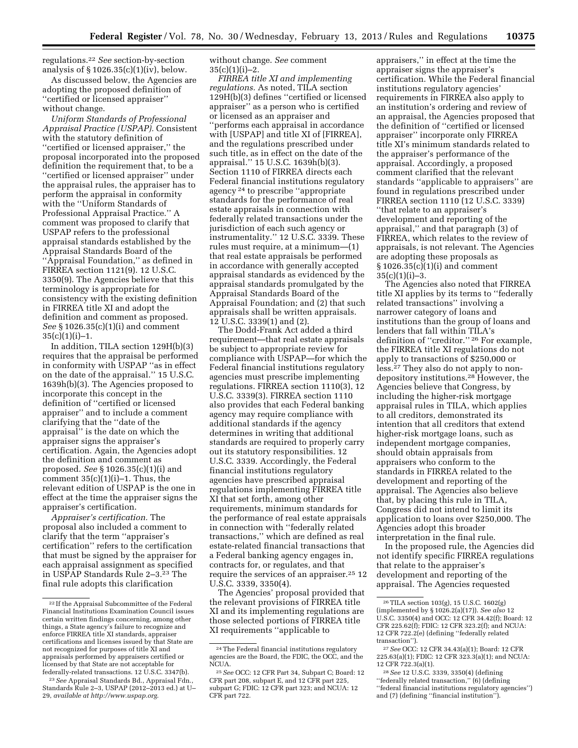regulations.[22] *See* section-by-section analysis of § 1026.35(c)(1)(iv), below.

As discussed below, the Agencies are adopting the proposed definition of ''certified or licensed appraiser'' without change.

*Uniform Standards of Professional Appraisal Practice (USPAP).* Consistent with the statutory definition of ''certified or licensed appraiser,'' the proposal incorporated into the proposed definition the requirement that, to be a ''certified or licensed appraiser'' under the appraisal rules, the appraiser has to perform the appraisal in conformity with the ''Uniform Standards of Professional Appraisal Practice.'' A comment was proposed to clarify that USPAP refers to the professional appraisal standards established by the Appraisal Standards Board of the ''Appraisal Foundation,'' as defined in FIRREA section 1121(9). 12 U.S.C. 3350(9). The Agencies believe that this terminology is appropriate for consistency with the existing definition in FIRREA title XI and adopt the definition and comment as proposed. *See* § 1026.35(c)(1)(i) and comment 35(c)(1)(i)–1.

In addition, TILA section 129H(b)(3) requires that the appraisal be performed in conformity with USPAP ''as in effect on the date of the appraisal.'' 15 U.S.C. 1639h(b)(3). The Agencies proposed to incorporate this concept in the definition of ''certified or licensed appraiser'' and to include a comment clarifying that the ''date of the appraisal'' is the date on which the appraiser signs the appraiser's certification. Again, the Agencies adopt the definition and comment as proposed. *See* § 1026.35(c)(1)(i) and comment 35(c)(1)(i)–1. Thus, the relevant edition of USPAP is the one in effect at the time the appraiser signs the appraiser's certification.

*Appraiser's certification.* The proposal also included a comment to clarify that the term ''appraiser's certification'' refers to the certification that must be signed by the appraiser for each appraisal assignment as specified in USPAP Standards Rule 2–3.[23] The final rule adopts this clarification without change. *See* comment 35(c)(1)(i)–2.

*FIRREA title XI and implementing regulations.* As noted, TILA section 129H(b)(3) defines ''certified or licensed appraiser'' as a person who is certified or licensed as an appraiser and ''performs each appraisal in accordance with [USPAP] and title XI of [FIRREA], and the regulations prescribed under such title, as in effect on the date of the appraisal.'' 15 U.S.C. 1639h(b)(3). Section 1110 of FIRREA directs each Federal financial institutions regulatory agency[24] to prescribe ''appropriate standards for the performance of real estate appraisals in connection with federally related transactions under the jurisdiction of each such agency or instrumentality.'' 12 U.S.C. 3339. These rules must require, at a minimum—(1) that real estate appraisals be performed in accordance with generally accepted appraisal standards as evidenced by the appraisal standards promulgated by the Appraisal Standards Board of the Appraisal Foundation; and (2) that such appraisals shall be written appraisals. 12 U.S.C. 3339(1) and (2).

The Dodd-Frank Act added a third requirement—that real estate appraisals be subject to appropriate review for compliance with USPAP—for which the Federal financial institutions regulatory agencies must prescribe implementing regulations. FIRREA section 1110(3), 12 U.S.C. 3339(3). FIRREA section 1110 also provides that each Federal banking agency may require compliance with additional standards if the agency determines in writing that additional standards are required to properly carry out its statutory responsibilities. 12 U.S.C. 3339. Accordingly, the Federal financial institutions regulatory agencies have prescribed appraisal regulations implementing FIRREA title XI that set forth, among other requirements, minimum standards for the performance of real estate appraisals in connection with ''federally related transactions,'' which are defined as real estate-related financial transactions that a Federal banking agency engages in, contracts for, or regulates, and that require the services of an appraiser.[25] 12 U.S.C. 3339, 3350(4).

The Agencies' proposal provided that the relevant provisions of FIRREA title XI and its implementing regulations are those selected portions of FIRREA title XI requirements ''applicable to appraisers,'' in effect at the time the appraiser signs the appraiser's certification. While the Federal financial institutions regulatory agencies' requirements in FIRREA also apply to an institution's ordering and review of an appraisal, the Agencies proposed that the definition of ''certified or licensed appraiser'' incorporate only FIRREA title XI's minimum standards related to the appraiser's performance of the appraisal. Accordingly, a proposed comment clarified that the relevant standards ''applicable to appraisers'' are found in regulations prescribed under FIRREA section 1110 (12 U.S.C. 3339) ''that relate to an appraiser's development and reporting of the appraisal,'' and that paragraph (3) of FIRREA, which relates to the review of appraisals, is not relevant. The Agencies are adopting these proposals as § 1026.35(c)(1)(i) and comment 35(c)(1)(i)–3.

The Agencies also noted that FIRREA title XI applies by its terms to ''federally related transactions'' involving a narrower category of loans and institutions than the group of loans and lenders that fall within TILA's definition of ''creditor.''[26] For example, the FIRREA title XI regulations do not apply to transactions of $250,000 or less.[27] They also do not apply to non-depository institutions.[28] However, the Agencies believe that Congress, by including the higher-risk mortgage appraisal rules in TILA, which applies to all creditors, demonstrated its intention that all creditors that extend higher-risk mortgage loans, such as independent mortgage companies, should obtain appraisals from appraisers who conform to the standards in FIRREA related to the development and reporting of the appraisal. The Agencies also believe that, by placing this rule in TILA, Congress did not intend to limit its application to loans over $250,000. The Agencies adopt this broader interpretation in the final rule.

In the proposed rule, the Agencies did not identify specific FIRREA regulations that relate to the appraiser's development and reporting of the appraisal. The Agencies requested

---

[22] If the Appraisal Subcommittee of the Federal Financial Institutions Examination Council issues certain written findings concerning, among other things, a State agency's failure to recognize and enforce FIRREA title XI standards, appraiser certifications and licenses issued by that State are not recognized for purposes of title XI and appraisals performed by appraisers certified or licensed by that State are not acceptable for federally-related transactions. 12 U.S.C. 3347(b).

[23] *See* Appraisal Standards Bd., Appraisal Fdn., Standards Rule 2–3, USPAP (2012–2013 ed.) at U–29, *available at http://www.uspap.org.*

[24] The Federal financial institutions regulatory agencies are the Board, the FDIC, the OCC, and the NCUA.

[25] *See* OCC: 12 CFR Part 34, Subpart C; Board: 12 CFR part 208, subpart E, and 12 CFR part 225, subpart G; FDIC: 12 CFR part 323; and NCUA: 12 CFR part 722.

[26] TILA section 103(g), 15 U.S.C. 1602(g) (implemented by § 1026.2(a)(17)). *See also* 12 U.S.C. 3350(4) and OCC: 12 CFR 34.42(f); Board: 12 CFR 225.62(f); FDIC: 12 CFR 323.2(f); and NCUA: 12 CFR 722.2(e) (defining ''federally related transaction'').

[27] *See* OCC: 12 CFR 34.43(a)(1); Board: 12 CFR 225.63(a)(1); FDIC: 12 CFR 323.3(a)(1); and NCUA: 12 CFR 722.3(a)(1).

[28] *See* 12 U.S.C. 3339, 3350(4) (defining ''federally related transaction,'' (6) (defining ''federal financial institutions regulatory agencies'') and (7) (defining ''financial institution'').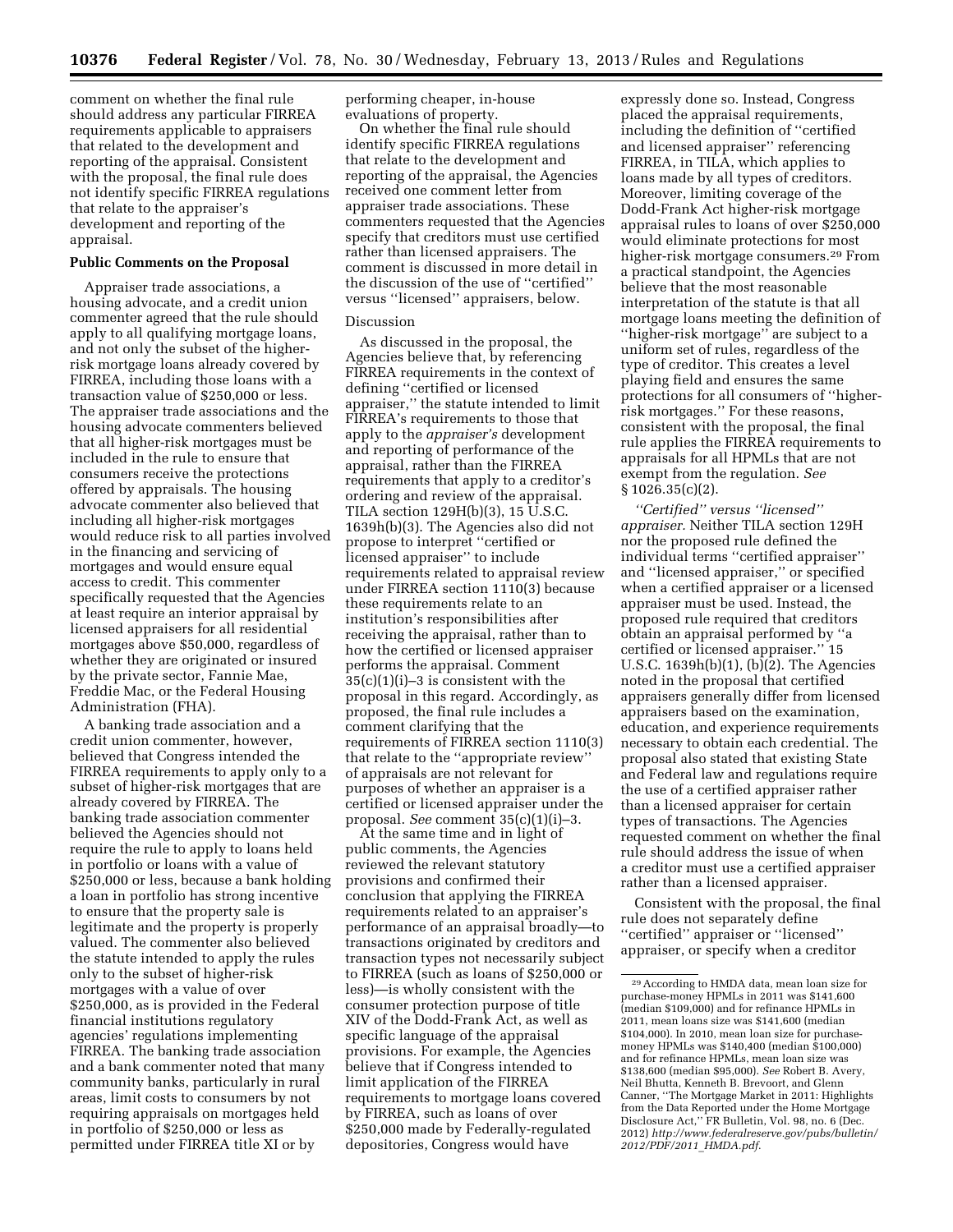comment on whether the final rule should address any particular FIRREA requirements applicable to appraisers that related to the development and reporting of the appraisal. Consistent with the proposal, the final rule does not identify specific FIRREA regulations that relate to the appraiser's development and reporting of the appraisal.

**Public Comments on the Proposal**

Appraiser trade associations, a housing advocate, and a credit union commenter agreed that the rule should apply to all qualifying mortgage loans, and not only the subset of the higher-risk mortgage loans already covered by FIRREA, including those loans with a transaction value of $250,000 or less. The appraiser trade associations and the housing advocate commenters believed that all higher-risk mortgages must be included in the rule to ensure that consumers receive the protections offered by appraisals. The housing advocate commenter also believed that including all higher-risk mortgages would reduce risk to all parties involved in the financing and servicing of mortgages and would ensure equal access to credit. This commenter specifically requested that the Agencies at least require an interior appraisal by licensed appraisers for all residential mortgages above $50,000, regardless of whether they are originated or insured by the private sector, Fannie Mae, Freddie Mac, or the Federal Housing Administration (FHA).

A banking trade association and a credit union commenter, however, believed that Congress intended the FIRREA requirements to apply only to a subset of higher-risk mortgages that are already covered by FIRREA. The banking trade association commenter believed the Agencies should not require the rule to apply to loans held in portfolio or loans with a value of $250,000 or less, because a bank holding a loan in portfolio has strong incentive to ensure that the property sale is legitimate and the property is properly valued. The commenter also believed the statute intended to apply the rules only to the subset of higher-risk mortgages with a value of over $250,000, as is provided in the Federal financial institutions regulatory agencies' regulations implementing FIRREA. The banking trade association and a bank commenter noted that many community banks, particularly in rural areas, limit costs to consumers by not requiring appraisals on mortgages held in portfolio of $250,000 or less as permitted under FIRREA title XI or by performing cheaper, in-house evaluations of property.

On whether the final rule should identify specific FIRREA regulations that relate to the development and reporting of the appraisal, the Agencies received one comment letter from appraiser trade associations. These commenters requested that the Agencies specify that creditors must use certified rather than licensed appraisers. The comment is discussed in more detail in the discussion of the use of ''certified'' versus ''licensed'' appraisers, below.

Discussion

As discussed in the proposal, the Agencies believe that, by referencing FIRREA requirements in the context of defining ''certified or licensed appraiser,'' the statute intended to limit FIRREA's requirements to those that apply to the *appraiser's* development and reporting of performance of the appraisal, rather than the FIRREA requirements that apply to a creditor's ordering and review of the appraisal. TILA section 129H(b)(3), 15 U.S.C. 1639h(b)(3). The Agencies also did not propose to interpret ''certified or licensed appraiser'' to include requirements related to appraisal review under FIRREA section 1110(3) because these requirements relate to an institution's responsibilities after receiving the appraisal, rather than to how the certified or licensed appraiser performs the appraisal. Comment 35(c)(1)(i)–3 is consistent with the proposal in this regard. Accordingly, as proposed, the final rule includes a comment clarifying that the requirements of FIRREA section 1110(3) that relate to the ''appropriate review'' of appraisals are not relevant for purposes of whether an appraiser is a certified or licensed appraiser under the proposal. *See* comment 35(c)(1)(i)–3.

At the same time and in light of public comments, the Agencies reviewed the relevant statutory provisions and confirmed their conclusion that applying the FIRREA requirements related to an appraiser's performance of an appraisal broadly—to transactions originated by creditors and transaction types not necessarily subject to FIRREA (such as loans of $250,000 or less)—is wholly consistent with the consumer protection purpose of title XIV of the Dodd-Frank Act, as well as specific language of the appraisal provisions. For example, the Agencies believe that if Congress intended to limit application of the FIRREA requirements to mortgage loans covered by FIRREA, such as loans of over $250,000 made by Federally-regulated depositories, Congress would have expressly done so. Instead, Congress placed the appraisal requirements, including the definition of ''certified and licensed appraiser'' referencing FIRREA, in TILA, which applies to loans made by all types of creditors. Moreover, limiting coverage of the Dodd-Frank Act higher-risk mortgage appraisal rules to loans of over $250,000 would eliminate protections for most higher-risk mortgage consumers.[29] From a practical standpoint, the Agencies believe that the most reasonable interpretation of the statute is that all mortgage loans meeting the definition of ''higher-risk mortgage'' are subject to a uniform set of rules, regardless of the type of creditor. This creates a level playing field and ensures the same protections for all consumers of ''higher-risk mortgages.'' For these reasons, consistent with the proposal, the final rule applies the FIRREA requirements to appraisals for all HPMLs that are not exempt from the regulation. *See* § 1026.35(c)(2).

*''Certified'' versus ''licensed'' appraiser.* Neither TILA section 129H nor the proposed rule defined the individual terms ''certified appraiser'' and ''licensed appraiser,'' or specified when a certified appraiser or a licensed appraiser must be used. Instead, the proposed rule required that creditors obtain an appraisal performed by ''a certified or licensed appraiser.'' 15 U.S.C. 1639h(b)(1), (b)(2). The Agencies noted in the proposal that certified appraisers generally differ from licensed appraisers based on the examination, education, and experience requirements necessary to obtain each credential. The proposal also stated that existing State and Federal law and regulations require the use of a certified appraiser rather than a licensed appraiser for certain types of transactions. The Agencies requested comment on whether the final rule should address the issue of when a creditor must use a certified appraiser rather than a licensed appraiser.

Consistent with the proposal, the final rule does not separately define ''certified'' appraiser or ''licensed'' appraiser, or specify when a creditor

[29] According to HMDA data, mean loan size for purchase-money HPMLs in 2011 was $141,600 (median $109,000) and for refinance HPMLs in 2011, mean loans size was $141,600 (median $104,000). In 2010, mean loan size for purchase-money HPMLs was $140,400 (median $100,000) and for refinance HPMLs, mean loan size was $138,600 (median $95,000). *See* Robert B. Avery, Neil Bhutta, Kenneth B. Brevoort, and Glenn Canner, ''The Mortgage Market in 2011: Highlights from the Data Reported under the Home Mortgage Disclosure Act,'' FR Bulletin, Vol. 98, no. 6 (Dec. 2012) *http://www.federalreserve.gov/pubs/bulletin/2012/PDF/2011_HMDA.pdf.*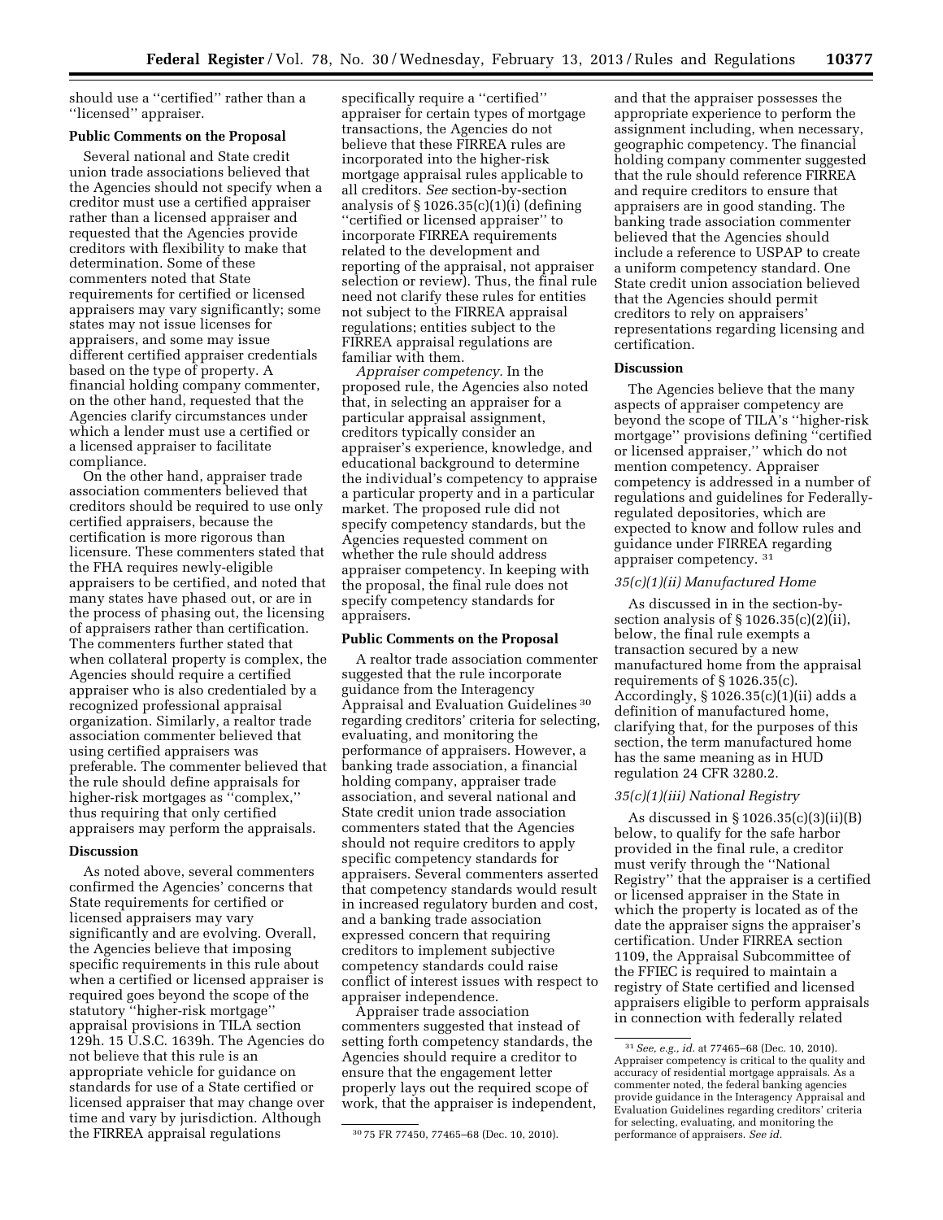should use a "certified" rather than a "licensed" appraiser.

#### Public Comments on the Proposal

Several national and State credit union trade associations believed that the Agencies should not specify when a creditor must use a certified appraiser rather than a licensed appraiser and requested that the Agencies provide creditors with flexibility to make that determination. Some of these commenters noted that State requirements for certified or licensed appraisers may vary significantly; some states may not issue licenses for appraisers, and some may issue different certified appraiser credentials based on the type of property. A financial holding company commenter, on the other hand, requested that the Agencies clarify circumstances under which a lender must use a certified or a licensed appraiser to facilitate compliance.

On the other hand, appraiser trade association commenters believed that creditors should be required to use only certified appraisers, because the certification is more rigorous than licensure. These commenters stated that the FHA requires newly-eligible appraisers to be certified, and noted that many states have phased out, or are in the process of phasing out, the licensing of appraisers rather than certification. The commenters further stated that when collateral property is complex, the Agencies should require a certified appraiser who is also credentialed by a recognized professional appraisal organization. Similarly, a realtor trade association commenter believed that using certified appraisers was preferable. The commenter believed that the rule should define appraisals for higher-risk mortgages as "complex," thus requiring that only certified appraisers may perform the appraisals.

#### Discussion

As noted above, several commenters confirmed the Agencies' concerns that State requirements for certified or licensed appraisers may vary significantly and are evolving. Overall, the Agencies believe that imposing specific requirements in this rule about when a certified or licensed appraiser is required goes beyond the scope of the statutory "higher-risk mortgage" appraisal provisions in TILA section 129h. 15 U.S.C. 1639h. The Agencies do not believe that this rule is an appropriate vehicle for guidance on standards for use of a State certified or licensed appraiser that may change over time and vary by jurisdiction. Although the FIRREA appraisal regulations specifically require a "certified" appraiser for certain types of mortgage transactions, the Agencies do not believe that these FIRREA rules are incorporated into the higher-risk mortgage appraisal rules applicable to all creditors. *See* section-by-section analysis of § 1026.35(c)(1)(i) (defining "certified or licensed appraiser" to incorporate FIRREA requirements related to the development and reporting of the appraisal, not appraiser selection or review). Thus, the final rule need not clarify these rules for entities not subject to the FIRREA appraisal regulations; entities subject to the FIRREA appraisal regulations are familiar with them.

*Appraiser competency.* In the proposed rule, the Agencies also noted that, in selecting an appraiser for a particular appraisal assignment, creditors typically consider an appraiser's experience, knowledge, and educational background to determine the individual's competency to appraise a particular property and in a particular market. The proposed rule did not specify competency standards, but the Agencies requested comment on whether the rule should address appraiser competency. In keeping with the proposal, the final rule does not specify competency standards for appraisers.

#### Public Comments on the Proposal

A realtor trade association commenter suggested that the rule incorporate guidance from the Interagency Appraisal and Evaluation Guidelines [30] regarding creditors' criteria for selecting, evaluating, and monitoring the performance of appraisers. However, a banking trade association, a financial holding company, appraiser trade association, and several national and State credit union trade association commenters stated that the Agencies should not require creditors to apply specific competency standards for appraisers. Several commenters asserted that competency standards would result in increased regulatory burden and cost, and a banking trade association expressed concern that requiring creditors to implement subjective competency standards could raise conflict of interest issues with respect to appraiser independence.

Appraiser trade association commenters suggested that instead of setting forth competency standards, the Agencies should require a creditor to ensure that the engagement letter properly lays out the required scope of work, that the appraiser is independent, and that the appraiser possesses the appropriate experience to perform the assignment including, when necessary, geographic competency. The financial holding company commenter suggested that the rule should reference FIRREA and require creditors to ensure that appraisers are in good standing. The banking trade association commenter believed that the Agencies should include a reference to USPAP to create a uniform competency standard. One State credit union association believed that the Agencies should permit creditors to rely on appraisers' representations regarding licensing and certification.

#### Discussion

The Agencies believe that the many aspects of appraiser competency are beyond the scope of TILA's "higher-risk mortgage" provisions defining "certified or licensed appraiser," which do not mention competency. Appraiser competency is addressed in a number of regulations and guidelines for Federally-regulated depositories, which are expected to know and follow rules and guidance under FIRREA regarding appraiser competency. [31]

#### *35(c)(1)(ii) Manufactured Home*

As discussed in in the section-by-section analysis of § 1026.35(c)(2)(ii), below, the final rule exempts a transaction secured by a new manufactured home from the appraisal requirements of § 1026.35(c). Accordingly, § 1026.35(c)(1)(ii) adds a definition of manufactured home, clarifying that, for the purposes of this section, the term manufactured home has the same meaning as in HUD regulation 24 CFR 3280.2.

#### *35(c)(1)(iii) National Registry*

As discussed in § 1026.35(c)(3)(ii)(B) below, to qualify for the safe harbor provided in the final rule, a creditor must verify through the "National Registry" that the appraiser is a certified or licensed appraiser in the State in which the property is located as of the date the appraiser signs the appraiser's certification. Under FIRREA section 1109, the Appraisal Subcommittee of the FFIEC is required to maintain a registry of State certified and licensed appraisers eligible to perform appraisals in connection with federally related

[30] 75 FR 77450, 77465–68 (Dec. 10, 2010).

[31] *See, e.g., id.* at 77465–68 (Dec. 10, 2010). Appraiser competency is critical to the quality and accuracy of residential mortgage appraisals. As a commenter noted, the federal banking agencies provide guidance in the Interagency Appraisal and Evaluation Guidelines regarding creditors' criteria for selecting, evaluating, and monitoring the performance of appraisers. *See id.*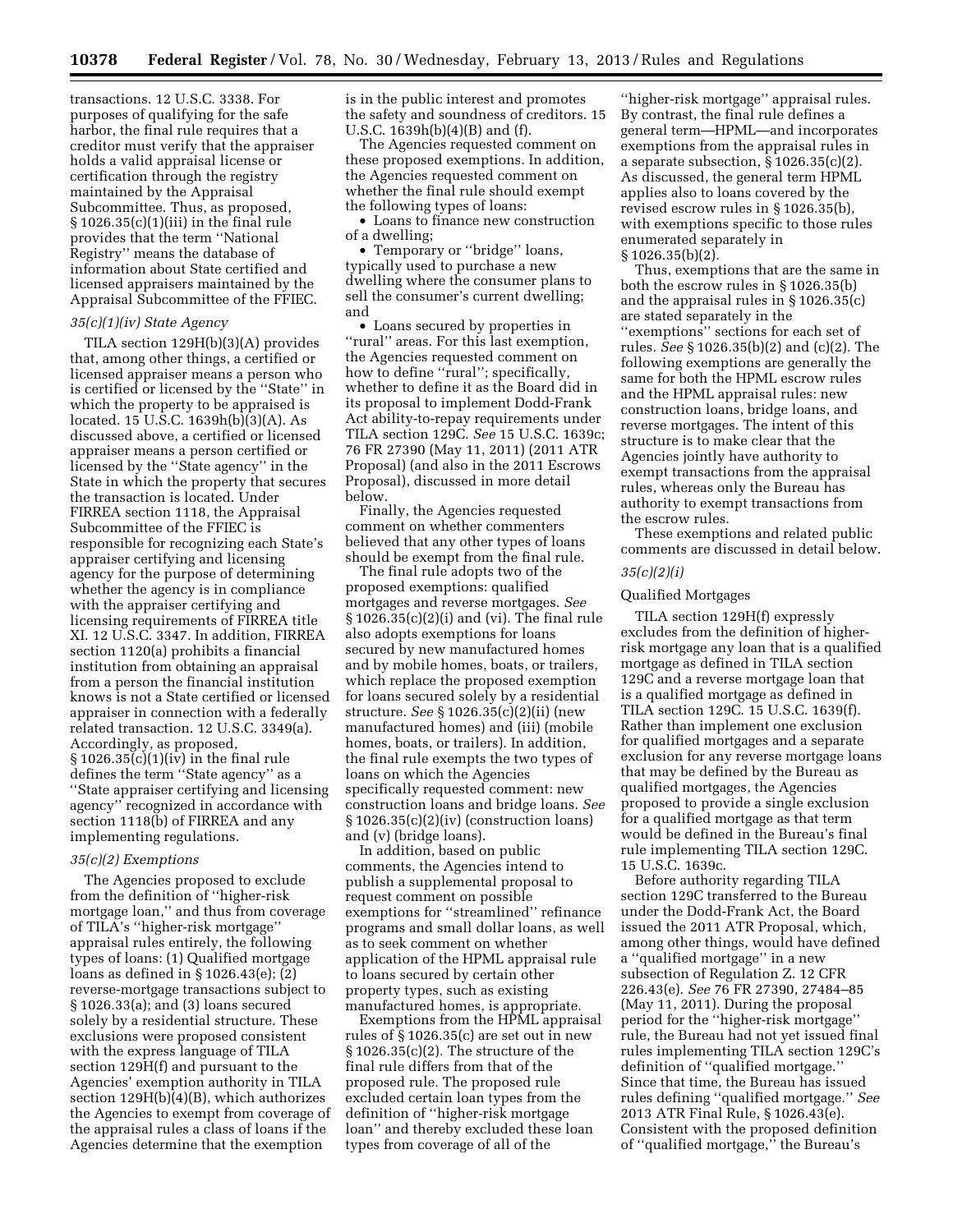transactions. 12 U.S.C. 3338. For purposes of qualifying for the safe harbor, the final rule requires that a creditor must verify that the appraiser holds a valid appraisal license or certification through the registry maintained by the Appraisal Subcommittee. Thus, as proposed, § 1026.35(c)(1)(iii) in the final rule provides that the term ''National Registry'' means the database of information about State certified and licensed appraisers maintained by the Appraisal Subcommittee of the FFIEC.

### *35(c)(1)(iv) State Agency*

TILA section 129H(b)(3)(A) provides that, among other things, a certified or licensed appraiser means a person who is certified or licensed by the ''State'' in which the property to be appraised is located. 15 U.S.C. 1639h(b)(3)(A). As discussed above, a certified or licensed appraiser means a person certified or licensed by the ''State agency'' in the State in which the property that secures the transaction is located. Under FIRREA section 1118, the Appraisal Subcommittee of the FFIEC is responsible for recognizing each State's appraiser certifying and licensing agency for the purpose of determining whether the agency is in compliance with the appraiser certifying and licensing requirements of FIRREA title XI. 12 U.S.C. 3347. In addition, FIRREA section 1120(a) prohibits a financial institution from obtaining an appraisal from a person the financial institution knows is not a State certified or licensed appraiser in connection with a federally related transaction. 12 U.S.C. 3349(a). Accordingly, as proposed, § 1026.35(c)(1)(iv) in the final rule defines the term ''State agency'' as a ''State appraiser certifying and licensing agency'' recognized in accordance with section 1118(b) of FIRREA and any implementing regulations.

### *35(c)(2) Exemptions*

The Agencies proposed to exclude from the definition of ''higher-risk mortgage loan,'' and thus from coverage of TILA's ''higher-risk mortgage'' appraisal rules entirely, the following types of loans: (1) Qualified mortgage loans as defined in § 1026.43(e); (2) reverse-mortgage transactions subject to § 1026.33(a); and (3) loans secured solely by a residential structure. These exclusions were proposed consistent with the express language of TILA section 129H(f) and pursuant to the Agencies' exemption authority in TILA section 129H(b)(4)(B), which authorizes the Agencies to exempt from coverage of the appraisal rules a class of loans if the Agencies determine that the exemption is in the public interest and promotes the safety and soundness of creditors. 15 U.S.C. 1639h(b)(4)(B) and (f).

The Agencies requested comment on these proposed exemptions. In addition, the Agencies requested comment on whether the final rule should exempt the following types of loans:

- Loans to finance new construction of a dwelling;
- Temporary or ''bridge'' loans, typically used to purchase a new dwelling where the consumer plans to sell the consumer's current dwelling; and
- Loans secured by properties in ''rural'' areas. For this last exemption, the Agencies requested comment on how to define ''rural''; specifically, whether to define it as the Board did in its proposal to implement Dodd-Frank Act ability-to-repay requirements under TILA section 129C. *See* 15 U.S.C. 1639c; 76 FR 27390 (May 11, 2011) (2011 ATR Proposal) (and also in the 2011 Escrows Proposal), discussed in more detail below.

Finally, the Agencies requested comment on whether commenters believed that any other types of loans should be exempt from the final rule.

The final rule adopts two of the proposed exemptions: qualified mortgages and reverse mortgages. *See* § 1026.35(c)(2)(i) and (vi). The final rule also adopts exemptions for loans secured by new manufactured homes and by mobile homes, boats, or trailers, which replace the proposed exemption for loans secured solely by a residential structure. *See* § 1026.35(c)(2)(ii) (new manufactured homes) and (iii) (mobile homes, boats, or trailers). In addition, the final rule exempts the two types of loans on which the Agencies specifically requested comment: new construction loans and bridge loans. *See* § 1026.35(c)(2)(iv) (construction loans) and (v) (bridge loans).

In addition, based on public comments, the Agencies intend to publish a supplemental proposal to request comment on possible exemptions for ''streamlined'' refinance programs and small dollar loans, as well as to seek comment on whether application of the HPML appraisal rule to loans secured by certain other property types, such as existing manufactured homes, is appropriate.

Exemptions from the HPML appraisal rules of § 1026.35(c) are set out in new § 1026.35(c)(2). The structure of the final rule differs from that of the proposed rule. The proposed rule excluded certain loan types from the definition of ''higher-risk mortgage loan'' and thereby excluded these loan types from coverage of all of the ''higher-risk mortgage'' appraisal rules. By contrast, the final rule defines a general term—HPML—and incorporates exemptions from the appraisal rules in a separate subsection, § 1026.35(c)(2). As discussed, the general term HPML applies also to loans covered by the revised escrow rules in § 1026.35(b), with exemptions specific to those rules enumerated separately in § 1026.35(b)(2).

Thus, exemptions that are the same in both the escrow rules in § 1026.35(b) and the appraisal rules in § 1026.35(c) are stated separately in the ''exemptions'' sections for each set of rules. *See* § 1026.35(b)(2) and (c)(2). The following exemptions are generally the same for both the HPML escrow rules and the HPML appraisal rules: new construction loans, bridge loans, and reverse mortgages. The intent of this structure is to make clear that the Agencies jointly have authority to exempt transactions from the appraisal rules, whereas only the Bureau has authority to exempt transactions from the escrow rules.

These exemptions and related public comments are discussed in detail below.

### *35(c)(2)(i)*

Qualified Mortgages

TILA section 129H(f) expressly excludes from the definition of higher-risk mortgage any loan that is a qualified mortgage as defined in TILA section 129C and a reverse mortgage loan that is a qualified mortgage as defined in TILA section 129C. 15 U.S.C. 1639(f). Rather than implement one exclusion for qualified mortgages and a separate exclusion for any reverse mortgage loans that may be defined by the Bureau as qualified mortgages, the Agencies proposed to provide a single exclusion for a qualified mortgage as that term would be defined in the Bureau's final rule implementing TILA section 129C. 15 U.S.C. 1639c.

Before authority regarding TILA section 129C transferred to the Bureau under the Dodd-Frank Act, the Board issued the 2011 ATR Proposal, which, among other things, would have defined a ''qualified mortgage'' in a new subsection of Regulation Z. 12 CFR 226.43(e). *See* 76 FR 27390, 27484–85 (May 11, 2011). During the proposal period for the ''higher-risk mortgage'' rule, the Bureau had not yet issued final rules implementing TILA section 129C's definition of ''qualified mortgage.'' Since that time, the Bureau has issued rules defining ''qualified mortgage.'' *See* 2013 ATR Final Rule, § 1026.43(e). Consistent with the proposed definition of ''qualified mortgage,'' the Bureau's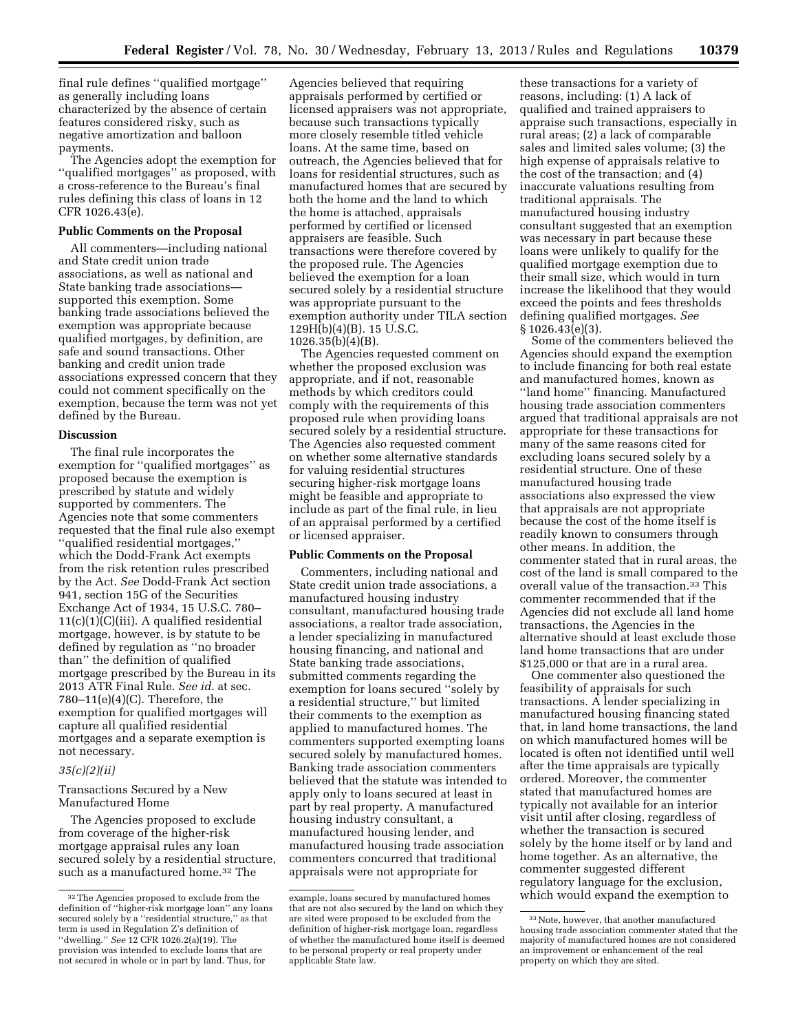final rule defines ''qualified mortgage'' as generally including loans characterized by the absence of certain features considered risky, such as negative amortization and balloon payments.

The Agencies adopt the exemption for ''qualified mortgages'' as proposed, with a cross-reference to the Bureau's final rules defining this class of loans in 12 CFR 1026.43(e).

**Public Comments on the Proposal**

All commenters—including national and State credit union trade associations, as well as national and State banking trade associations—supported this exemption. Some banking trade associations believed the exemption was appropriate because qualified mortgages, by definition, are safe and sound transactions. Other banking and credit union trade associations expressed concern that they could not comment specifically on the exemption, because the term was not yet defined by the Bureau.

**Discussion**

The final rule incorporates the exemption for ''qualified mortgages'' as proposed because the exemption is prescribed by statute and widely supported by commenters. The Agencies note that some commenters requested that the final rule also exempt ''qualified residential mortgages,'' which the Dodd-Frank Act exempts from the risk retention rules prescribed by the Act. *See* Dodd-Frank Act section 941, section 15G of the Securities Exchange Act of 1934, 15 U.S.C. 78o–11(c)(1)(C)(iii). A qualified residential mortgage, however, is by statute to be defined by regulation as ''no broader than'' the definition of qualified mortgage prescribed by the Bureau in its 2013 ATR Final Rule. *See id.* at sec. 78o–11(e)(4)(C). Therefore, the exemption for qualified mortgages will capture all qualified residential mortgages and a separate exemption is not necessary.

*35(c)(2)(ii)*

Transactions Secured by a New Manufactured Home

The Agencies proposed to exclude from coverage of the higher-risk mortgage appraisal rules any loan secured solely by a residential structure, such as a manufactured home.[32] The Agencies believed that requiring appraisals performed by certified or licensed appraisers was not appropriate, because such transactions typically more closely resemble titled vehicle loans. At the same time, based on outreach, the Agencies believed that for loans for residential structures, such as manufactured homes that are secured by both the home and the land to which the home is attached, appraisals performed by certified or licensed appraisers are feasible. Such transactions were therefore covered by the proposed rule. The Agencies believed the exemption for a loan secured solely by a residential structure was appropriate pursuant to the exemption authority under TILA section 129H(b)(4)(B). 15 U.S.C. 1026.35(b)(4)(B).

The Agencies requested comment on whether the proposed exclusion was appropriate, and if not, reasonable methods by which creditors could comply with the requirements of this proposed rule when providing loans secured solely by a residential structure. The Agencies also requested comment on whether some alternative standards for valuing residential structures securing higher-risk mortgage loans might be feasible and appropriate to include as part of the final rule, in lieu of an appraisal performed by a certified or licensed appraiser.

**Public Comments on the Proposal**

Commenters, including national and State credit union trade associations, a manufactured housing industry consultant, manufactured housing trade associations, a realtor trade association, a lender specializing in manufactured housing financing, and national and State banking trade associations, submitted comments regarding the exemption for loans secured ''solely by a residential structure,'' but limited their comments to the exemption as applied to manufactured homes. The commenters supported exempting loans secured solely by manufactured homes. Banking trade association commenters believed that the statute was intended to apply only to loans secured at least in part by real property. A manufactured housing industry consultant, a manufactured housing lender, and manufactured housing trade association commenters concurred that traditional appraisals were not appropriate for these transactions for a variety of reasons, including: (1) A lack of qualified and trained appraisers to appraise such transactions, especially in rural areas; (2) a lack of comparable sales and limited sales volume; (3) the high expense of appraisals relative to the cost of the transaction; and (4) inaccurate valuations resulting from traditional appraisals. The manufactured housing industry consultant suggested that an exemption was necessary in part because these loans were unlikely to qualify for the qualified mortgage exemption due to their small size, which would in turn increase the likelihood that they would exceed the points and fees thresholds defining qualified mortgages. *See* § 1026.43(e)(3).

Some of the commenters believed the Agencies should expand the exemption to include financing for both real estate and manufactured homes, known as ''land home'' financing. Manufactured housing trade association commenters argued that traditional appraisals are not appropriate for these transactions for many of the same reasons cited for excluding loans secured solely by a residential structure. One of these manufactured housing trade associations also expressed the view that appraisals are not appropriate because the cost of the home itself is readily known to consumers through other means. In addition, the commenter stated that in rural areas, the cost of the land is small compared to the overall value of the transaction.[33] This commenter recommended that if the Agencies did not exclude all land home transactions, the Agencies in the alternative should at least exclude those land home transactions that are under $125,000 or that are in a rural area.

One commenter also questioned the feasibility of appraisals for such transactions. A lender specializing in manufactured housing financing stated that, in land home transactions, the land on which manufactured homes will be located is often not identified until well after the time appraisals are typically ordered. Moreover, the commenter stated that manufactured homes are typically not available for an interior visit until after closing, regardless of whether the transaction is secured solely by the home itself or by land and home together. As an alternative, the commenter suggested different regulatory language for the exclusion, which would expand the exemption to

---

[32] The Agencies proposed to exclude from the definition of ''higher-risk mortgage loan'' any loans secured solely by a ''residential structure,'' as that term is used in Regulation Z's definition of ''dwelling.'' *See* 12 CFR 1026.2(a)(19). The provision was intended to exclude loans that are not secured in whole or in part by land. Thus, for example, loans secured by manufactured homes that are not also secured by the land on which they are sited were proposed to be excluded from the definition of higher-risk mortgage loan, regardless of whether the manufactured home itself is deemed to be personal property or real property under applicable State law.

[33] Note, however, that another manufactured housing trade association commenter stated that the majority of manufactured homes are not considered an improvement or enhancement of the real property on which they are sited.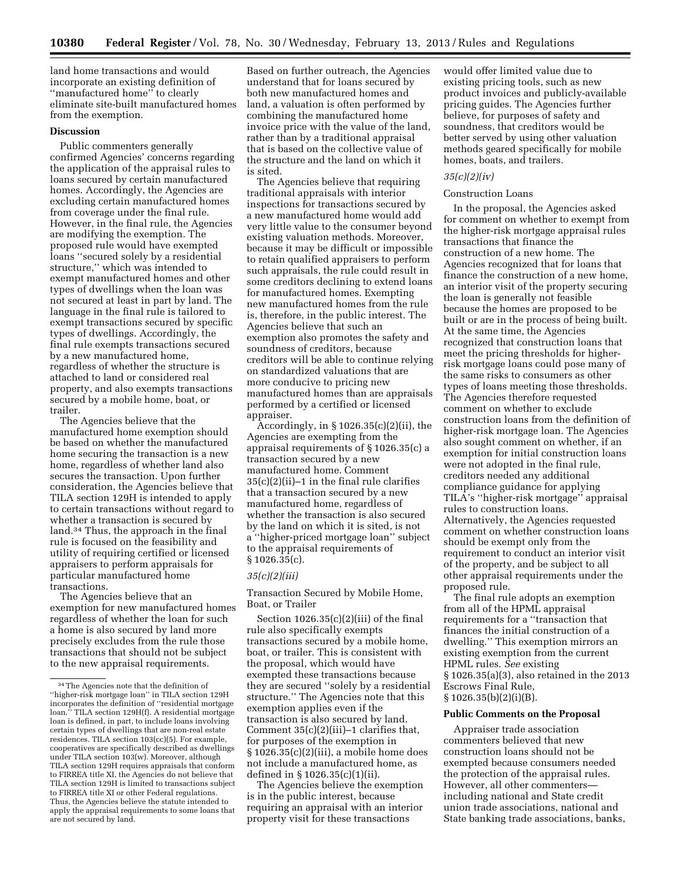land home transactions and would incorporate an existing definition of ''manufactured home'' to clearly eliminate site-built manufactured homes from the exemption.

**Discussion**

Public commenters generally confirmed Agencies' concerns regarding the application of the appraisal rules to loans secured by certain manufactured homes. Accordingly, the Agencies are excluding certain manufactured homes from coverage under the final rule. However, in the final rule, the Agencies are modifying the exemption. The proposed rule would have exempted loans ''secured solely by a residential structure,'' which was intended to exempt manufactured homes and other types of dwellings when the loan was not secured at least in part by land. The language in the final rule is tailored to exempt transactions secured by specific types of dwellings. Accordingly, the final rule exempts transactions secured by a new manufactured home, regardless of whether the structure is attached to land or considered real property, and also exempts transactions secured by a mobile home, boat, or trailer.

The Agencies believe that the manufactured home exemption should be based on whether the manufactured home securing the transaction is a new home, regardless of whether land also secures the transaction. Upon further consideration, the Agencies believe that TILA section 129H is intended to apply to certain transactions without regard to whether a transaction is secured by land.[34] Thus, the approach in the final rule is focused on the feasibility and utility of requiring certified or licensed appraisers to perform appraisals for particular manufactured home transactions.

The Agencies believe that an exemption for new manufactured homes regardless of whether the loan for such a home is also secured by land more precisely excludes from the rule those transactions that should not be subject to the new appraisal requirements. Based on further outreach, the Agencies understand that for loans secured by both new manufactured homes and land, a valuation is often performed by combining the manufactured home invoice price with the value of the land, rather than by a traditional appraisal that is based on the collective value of the structure and the land on which it is sited.

The Agencies believe that requiring traditional appraisals with interior inspections for transactions secured by a new manufactured home would add very little value to the consumer beyond existing valuation methods. Moreover, because it may be difficult or impossible to retain qualified appraisers to perform such appraisals, the rule could result in some creditors declining to extend loans for manufactured homes. Exempting new manufactured homes from the rule is, therefore, in the public interest. The Agencies believe that such an exemption also promotes the safety and soundness of creditors, because creditors will be able to continue relying on standardized valuations that are more conducive to pricing new manufactured homes than are appraisals performed by a certified or licensed appraiser.

Accordingly, in § 1026.35(c)(2)(ii), the Agencies are exempting from the appraisal requirements of § 1026.35(c) a transaction secured by a new manufactured home. Comment 35(c)(2)(ii)–1 in the final rule clarifies that a transaction secured by a new manufactured home, regardless of whether the transaction is also secured by the land on which it is sited, is not a ''higher-priced mortgage loan'' subject to the appraisal requirements of § 1026.35(c).

*35(c)(2)(iii)*

Transaction Secured by Mobile Home, Boat, or Trailer

Section 1026.35(c)(2)(iii) of the final rule also specifically exempts transactions secured by a mobile home, boat, or trailer. This is consistent with the proposal, which would have exempted these transactions because they are secured ''solely by a residential structure.'' The Agencies note that this exemption applies even if the transaction is also secured by land. Comment 35(c)(2)(iii)–1 clarifies that, for purposes of the exemption in § 1026.35(c)(2)(iii), a mobile home does not include a manufactured home, as defined in § 1026.35(c)(1)(ii).

The Agencies believe the exemption is in the public interest, because requiring an appraisal with an interior property visit for these transactions would offer limited value due to existing pricing tools, such as new product invoices and publicly-available pricing guides. The Agencies further believe, for purposes of safety and soundness, that creditors would be better served by using other valuation methods geared specifically for mobile homes, boats, and trailers.

*35(c)(2)(iv)*

Construction Loans

In the proposal, the Agencies asked for comment on whether to exempt from the higher-risk mortgage appraisal rules transactions that finance the construction of a new home. The Agencies recognized that for loans that finance the construction of a new home, an interior visit of the property securing the loan is generally not feasible because the homes are proposed to be built or are in the process of being built. At the same time, the Agencies recognized that construction loans that meet the pricing thresholds for higher-risk mortgage loans could pose many of the same risks to consumers as other types of loans meeting those thresholds. The Agencies therefore requested comment on whether to exclude construction loans from the definition of higher-risk mortgage loan. The Agencies also sought comment on whether, if an exemption for initial construction loans were not adopted in the final rule, creditors needed any additional compliance guidance for applying TILA's ''higher-risk mortgage'' appraisal rules to construction loans. Alternatively, the Agencies requested comment on whether construction loans should be exempt only from the requirement to conduct an interior visit of the property, and be subject to all other appraisal requirements under the proposed rule.

The final rule adopts an exemption from all of the HPML appraisal requirements for a ''transaction that finances the initial construction of a dwelling.'' This exemption mirrors an existing exemption from the current HPML rules. *See* existing § 1026.35(a)(3), also retained in the 2013 Escrows Final Rule, § 1026.35(b)(2)(i)(B).

**Public Comments on the Proposal**

Appraiser trade association commenters believed that new construction loans should not be exempted because consumers needed the protection of the appraisal rules. However, all other commenters—including national and State credit union trade associations, national and State banking trade associations, banks,

---

[34] The Agencies note that the definition of ''higher-risk mortgage loan'' in TILA section 129H incorporates the definition of ''residential mortgage loan.'' TILA section 129H(f). A residential mortgage loan is defined, in part, to include loans involving certain types of dwellings that are non-real estate residences. TILA section 103(cc)(5). For example, cooperatives are specifically described as dwellings under TILA section 103(w). Moreover, although TILA section 129H requires appraisals that conform to FIRREA title XI, the Agencies do not believe that TILA section 129H is limited to transactions subject to FIRREA title XI or other Federal regulations. Thus, the Agencies believe the statute intended to apply the appraisal requirements to some loans that are not secured by land.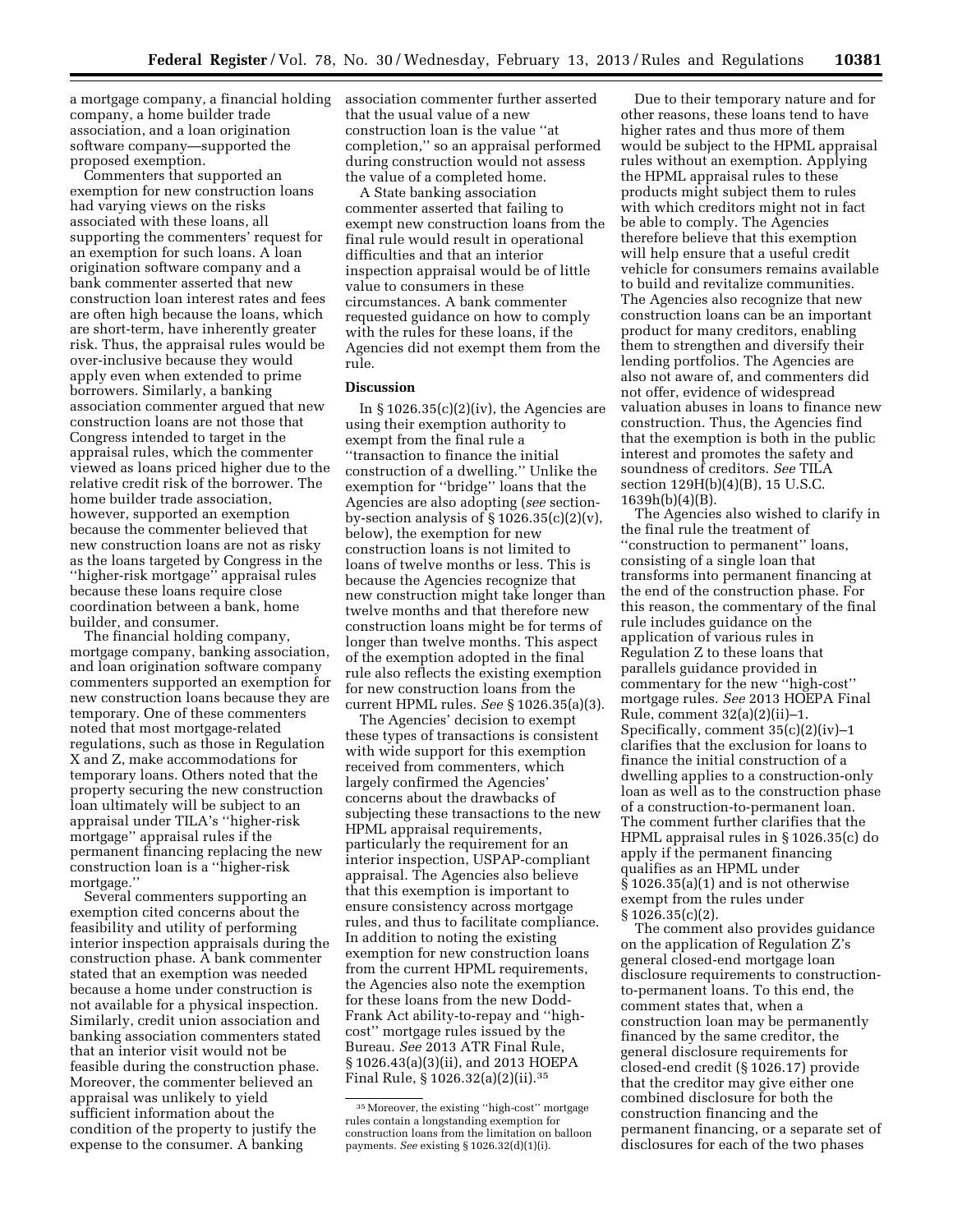a mortgage company, a financial holding company, a home builder trade association, and a loan origination software company—supported the proposed exemption.

Commenters that supported an exemption for new construction loans had varying views on the risks associated with these loans, all supporting the commenters' request for an exemption for such loans. A loan origination software company and a bank commenter asserted that new construction loan interest rates and fees are often high because the loans, which are short-term, have inherently greater risk. Thus, the appraisal rules would be over-inclusive because they would apply even when extended to prime borrowers. Similarly, a banking association commenter argued that new construction loans are not those that Congress intended to target in the appraisal rules, which the commenter viewed as loans priced higher due to the relative credit risk of the borrower. The home builder trade association, however, supported an exemption because the commenter believed that new construction loans are not as risky as the loans targeted by Congress in the ''higher-risk mortgage'' appraisal rules because these loans require close coordination between a bank, home builder, and consumer.

The financial holding company, mortgage company, banking association, and loan origination software company commenters supported an exemption for new construction loans because they are temporary. One of these commenters noted that most mortgage-related regulations, such as those in Regulation X and Z, make accommodations for temporary loans. Others noted that the property securing the new construction loan ultimately will be subject to an appraisal under TILA's ''higher-risk mortgage'' appraisal rules if the permanent financing replacing the new construction loan is a ''higher-risk mortgage.''

Several commenters supporting an exemption cited concerns about the feasibility and utility of performing interior inspection appraisals during the construction phase. A bank commenter stated that an exemption was needed because a home under construction is not available for a physical inspection. Similarly, credit union association and banking association commenters stated that an interior visit would not be feasible during the construction phase. Moreover, the commenter believed an appraisal was unlikely to yield sufficient information about the condition of the property to justify the expense to the consumer. A banking association commenter further asserted that the usual value of a new construction loan is the value ''at completion,'' so an appraisal performed during construction would not assess the value of a completed home.

A State banking association commenter asserted that failing to exempt new construction loans from the final rule would result in operational difficulties and that an interior inspection appraisal would be of little value to consumers in these circumstances. A bank commenter requested guidance on how to comply with the rules for these loans, if the Agencies did not exempt them from the rule.

**Discussion**

In § 1026.35(c)(2)(iv), the Agencies are using their exemption authority to exempt from the final rule a ''transaction to finance the initial construction of a dwelling.'' Unlike the exemption for ''bridge'' loans that the Agencies are also adopting (*see* section-by-section analysis of § 1026.35(c)(2)(v), below), the exemption for new construction loans is not limited to loans of twelve months or less. This is because the Agencies recognize that new construction might take longer than twelve months and that therefore new construction loans might be for terms of longer than twelve months. This aspect of the exemption adopted in the final rule also reflects the existing exemption for new construction loans from the current HPML rules. *See* § 1026.35(a)(3).

The Agencies' decision to exempt these types of transactions is consistent with wide support for this exemption received from commenters, which largely confirmed the Agencies' concerns about the drawbacks of subjecting these transactions to the new HPML appraisal requirements, particularly the requirement for an interior inspection, USPAP-compliant appraisal. The Agencies also believe that this exemption is important to ensure consistency across mortgage rules, and thus to facilitate compliance. In addition to noting the existing exemption for new construction loans from the current HPML requirements, the Agencies also note the exemption for these loans from the new Dodd-Frank Act ability-to-repay and ''high-cost'' mortgage rules issued by the Bureau. *See* 2013 ATR Final Rule, § 1026.43(a)(3)(ii), and 2013 HOEPA Final Rule, § 1026.32(a)(2)(ii).[35]

Due to their temporary nature and for other reasons, these loans tend to have higher rates and thus more of them would be subject to the HPML appraisal rules without an exemption. Applying the HPML appraisal rules to these products might subject them to rules with which creditors might not in fact be able to comply. The Agencies therefore believe that this exemption will help ensure that a useful credit vehicle for consumers remains available to build and revitalize communities. The Agencies also recognize that new construction loans can be an important product for many creditors, enabling them to strengthen and diversify their lending portfolios. The Agencies are also not aware of, and commenters did not offer, evidence of widespread valuation abuses in loans to finance new construction. Thus, the Agencies find that the exemption is both in the public interest and promotes the safety and soundness of creditors. *See* TILA section 129H(b)(4)(B), 15 U.S.C. 1639h(b)(4)(B).

The Agencies also wished to clarify in the final rule the treatment of ''construction to permanent'' loans, consisting of a single loan that transforms into permanent financing at the end of the construction phase. For this reason, the commentary of the final rule includes guidance on the application of various rules in Regulation Z to these loans that parallels guidance provided in commentary for the new ''high-cost'' mortgage rules. *See* 2013 HOEPA Final Rule, comment 32(a)(2)(ii)–1. Specifically, comment 35(c)(2)(iv)–1 clarifies that the exclusion for loans to finance the initial construction of a dwelling applies to a construction-only loan as well as to the construction phase of a construction-to-permanent loan. The comment further clarifies that the HPML appraisal rules in § 1026.35(c) do apply if the permanent financing qualifies as an HPML under § 1026.35(a)(1) and is not otherwise exempt from the rules under § 1026.35(c)(2).

The comment also provides guidance on the application of Regulation Z's general closed-end mortgage loan disclosure requirements to construction-to-permanent loans. To this end, the comment states that, when a construction loan may be permanently financed by the same creditor, the general disclosure requirements for closed-end credit (§ 1026.17) provide that the creditor may give either one combined disclosure for both the construction financing and the permanent financing, or a separate set of disclosures for each of the two phases

[35] Moreover, the existing ''high-cost'' mortgage rules contain a longstanding exemption for construction loans from the limitation on balloon payments. *See* existing § 1026.32(d)(1)(i).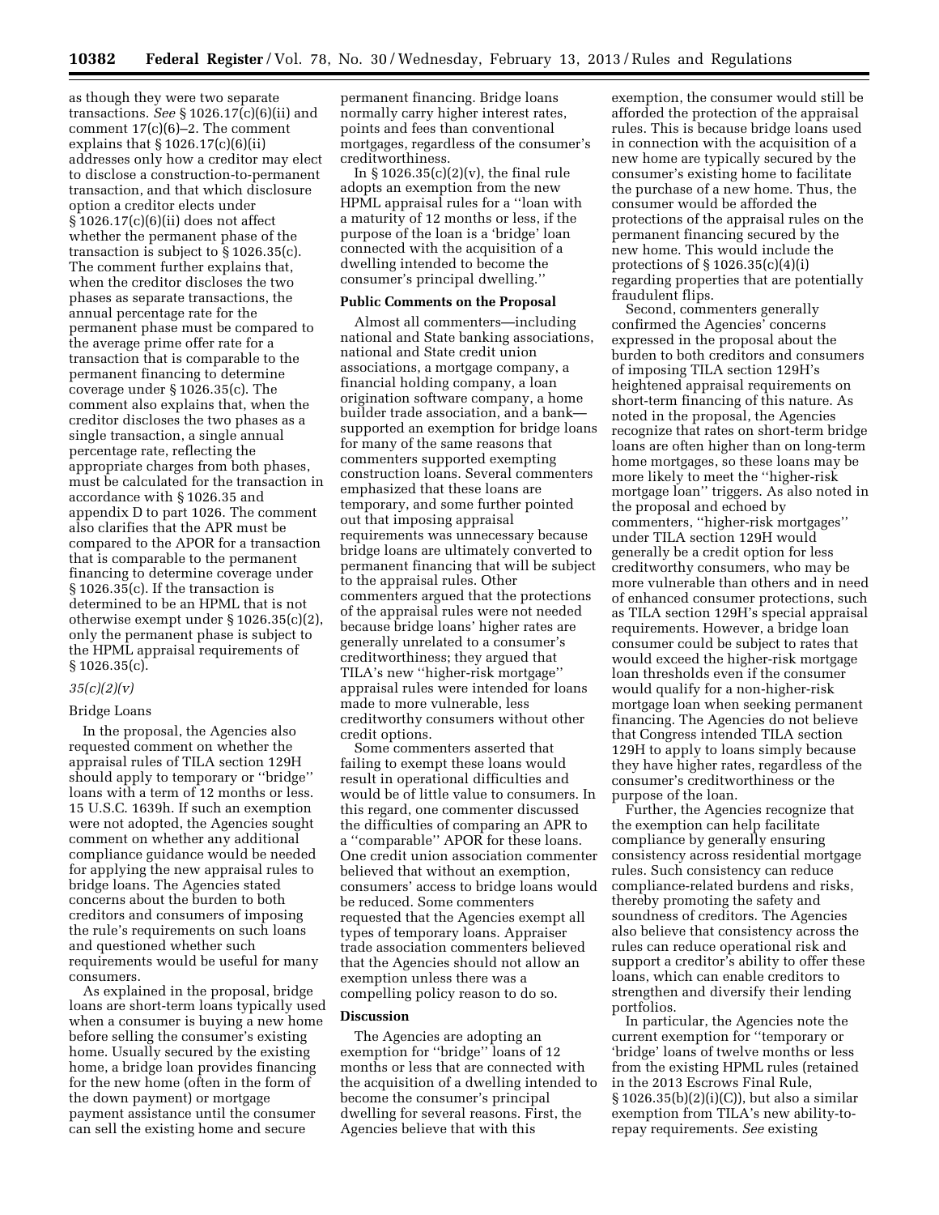as though they were two separate transactions. *See* § 1026.17(c)(6)(ii) and comment 17(c)(6)–2. The comment explains that § 1026.17(c)(6)(ii) addresses only how a creditor may elect to disclose a construction-to-permanent transaction, and that which disclosure option a creditor elects under § 1026.17(c)(6)(ii) does not affect whether the permanent phase of the transaction is subject to § 1026.35(c). The comment further explains that, when the creditor discloses the two phases as separate transactions, the annual percentage rate for the permanent phase must be compared to the average prime offer rate for a transaction that is comparable to the permanent financing to determine coverage under § 1026.35(c). The comment also explains that, when the creditor discloses the two phases as a single transaction, a single annual percentage rate, reflecting the appropriate charges from both phases, must be calculated for the transaction in accordance with § 1026.35 and appendix D to part 1026. The comment also clarifies that the APR must be compared to the APOR for a transaction that is comparable to the permanent financing to determine coverage under § 1026.35(c). If the transaction is determined to be an HPML that is not otherwise exempt under § 1026.35(c)(2), only the permanent phase is subject to the HPML appraisal requirements of § 1026.35(c).

*35(c)(2)(v)*

Bridge Loans

In the proposal, the Agencies also requested comment on whether the appraisal rules of TILA section 129H should apply to temporary or ''bridge'' loans with a term of 12 months or less. 15 U.S.C. 1639h. If such an exemption were not adopted, the Agencies sought comment on whether any additional compliance guidance would be needed for applying the new appraisal rules to bridge loans. The Agencies stated concerns about the burden to both creditors and consumers of imposing the rule's requirements on such loans and questioned whether such requirements would be useful for many consumers.

As explained in the proposal, bridge loans are short-term loans typically used when a consumer is buying a new home before selling the consumer's existing home. Usually secured by the existing home, a bridge loan provides financing for the new home (often in the form of the down payment) or mortgage payment assistance until the consumer can sell the existing home and secure permanent financing. Bridge loans normally carry higher interest rates, points and fees than conventional mortgages, regardless of the consumer's creditworthiness.

In § 1026.35(c)(2)(v), the final rule adopts an exemption from the new HPML appraisal rules for a ''loan with a maturity of 12 months or less, if the purpose of the loan is a 'bridge' loan connected with the acquisition of a dwelling intended to become the consumer's principal dwelling.''

**Public Comments on the Proposal**

Almost all commenters—including national and State banking associations, national and State credit union associations, a mortgage company, a financial holding company, a loan origination software company, a home builder trade association, and a bank—supported an exemption for bridge loans for many of the same reasons that commenters supported exempting construction loans. Several commenters emphasized that these loans are temporary, and some further pointed out that imposing appraisal requirements was unnecessary because bridge loans are ultimately converted to permanent financing that will be subject to the appraisal rules. Other commenters argued that the protections of the appraisal rules were not needed because bridge loans' higher rates are generally unrelated to a consumer's creditworthiness; they argued that TILA's new ''higher-risk mortgage'' appraisal rules were intended for loans made to more vulnerable, less creditworthy consumers without other credit options.

Some commenters asserted that failing to exempt these loans would result in operational difficulties and would be of little value to consumers. In this regard, one commenter discussed the difficulties of comparing an APR to a ''comparable'' APOR for these loans. One credit union association commenter believed that without an exemption, consumers' access to bridge loans would be reduced. Some commenters requested that the Agencies exempt all types of temporary loans. Appraiser trade association commenters believed that the Agencies should not allow an exemption unless there was a compelling policy reason to do so.

**Discussion**

The Agencies are adopting an exemption for ''bridge'' loans of 12 months or less that are connected with the acquisition of a dwelling intended to become the consumer's principal dwelling for several reasons. First, the Agencies believe that with this exemption, the consumer would still be afforded the protection of the appraisal rules. This is because bridge loans used in connection with the acquisition of a new home are typically secured by the consumer's existing home to facilitate the purchase of a new home. Thus, the consumer would be afforded the protections of the appraisal rules on the permanent financing secured by the new home. This would include the protections of § 1026.35(c)(4)(i) regarding properties that are potentially fraudulent flips.

Second, commenters generally confirmed the Agencies' concerns expressed in the proposal about the burden to both creditors and consumers of imposing TILA section 129H's heightened appraisal requirements on short-term financing of this nature. As noted in the proposal, the Agencies recognize that rates on short-term bridge loans are often higher than on long-term home mortgages, so these loans may be more likely to meet the ''higher-risk mortgage loan'' triggers. As also noted in the proposal and echoed by commenters, ''higher-risk mortgages'' under TILA section 129H would generally be a credit option for less creditworthy consumers, who may be more vulnerable than others and in need of enhanced consumer protections, such as TILA section 129H's special appraisal requirements. However, a bridge loan consumer could be subject to rates that would exceed the higher-risk mortgage loan thresholds even if the consumer would qualify for a non-higher-risk mortgage loan when seeking permanent financing. The Agencies do not believe that Congress intended TILA section 129H to apply to loans simply because they have higher rates, regardless of the consumer's creditworthiness or the purpose of the loan.

Further, the Agencies recognize that the exemption can help facilitate compliance by generally ensuring consistency across residential mortgage rules. Such consistency can reduce compliance-related burdens and risks, thereby promoting the safety and soundness of creditors. The Agencies also believe that consistency across the rules can reduce operational risk and support a creditor's ability to offer these loans, which can enable creditors to strengthen and diversify their lending portfolios.

In particular, the Agencies note the current exemption for ''temporary or 'bridge' loans of twelve months or less from the existing HPML rules (retained in the 2013 Escrows Final Rule, § 1026.35(b)(2)(i)(C)), but also a similar exemption from TILA's new ability-to-repay requirements. *See* existing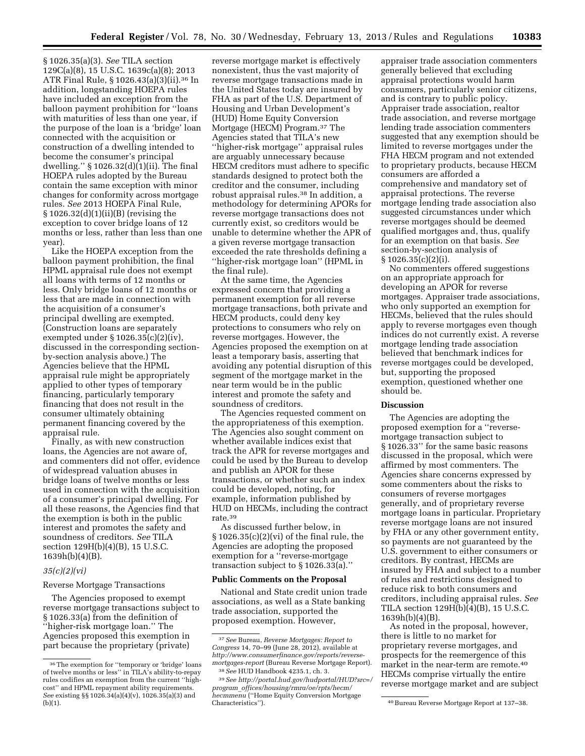§ 1026.35(a)(3). *See* TILA section 129C(a)(8), 15 U.S.C. 1639c(a)(8); 2013 ATR Final Rule, § 1026.43(a)(3)(ii).[36] In addition, longstanding HOEPA rules have included an exception from the balloon payment prohibition for ''loans with maturities of less than one year, if the purpose of the loan is a 'bridge' loan connected with the acquisition or construction of a dwelling intended to become the consumer's principal dwelling.'' § 1026.32(d)(1)(ii). The final HOEPA rules adopted by the Bureau contain the same exception with minor changes for conformity across mortgage rules. *See* 2013 HOEPA Final Rule, § 1026.32(d)(1)(ii)(B) (revising the exception to cover bridge loans of 12 months or less, rather than less than one year).

Like the HOEPA exception from the balloon payment prohibition, the final HPML appraisal rule does not exempt all loans with terms of 12 months or less. Only bridge loans of 12 months or less that are made in connection with the acquisition of a consumer's principal dwelling are exempted. (Construction loans are separately exempted under § 1026.35(c)(2)(iv), discussed in the corresponding section-by-section analysis above.) The Agencies believe that the HPML appraisal rule might be appropriately applied to other types of temporary financing, particularly temporary financing that does not result in the consumer ultimately obtaining permanent financing covered by the appraisal rule.

Finally, as with new construction loans, the Agencies are not aware of, and commenters did not offer, evidence of widespread valuation abuses in bridge loans of twelve months or less used in connection with the acquisition of a consumer's principal dwelling. For all these reasons, the Agencies find that the exemption is both in the public interest and promotes the safety and soundness of creditors. *See* TILA section 129H(b)(4)(B), 15 U.S.C. 1639h(b)(4)(B).

*35(c)(2)(vi)*

Reverse Mortgage Transactions

The Agencies proposed to exempt reverse mortgage transactions subject to § 1026.33(a) from the definition of ''higher-risk mortgage loan.'' The Agencies proposed this exemption in part because the proprietary (private) reverse mortgage market is effectively nonexistent, thus the vast majority of reverse mortgage transactions made in the United States today are insured by FHA as part of the U.S. Department of Housing and Urban Development's (HUD) Home Equity Conversion Mortgage (HECM) Program.[37] The Agencies stated that TILA's new ''higher-risk mortgage'' appraisal rules are arguably unnecessary because HECM creditors must adhere to specific standards designed to protect both the creditor and the consumer, including robust appraisal rules.[38] In addition, a methodology for determining APORs for reverse mortgage transactions does not currently exist, so creditors would be unable to determine whether the APR of a given reverse mortgage transaction exceeded the rate thresholds defining a ''higher-risk mortgage loan'' (HPML in the final rule).

At the same time, the Agencies expressed concern that providing a permanent exemption for all reverse mortgage transactions, both private and HECM products, could deny key protections to consumers who rely on reverse mortgages. However, the Agencies proposed the exemption on at least a temporary basis, asserting that avoiding any potential disruption of this segment of the mortgage market in the near term would be in the public interest and promote the safety and soundness of creditors.

The Agencies requested comment on the appropriateness of this exemption. The Agencies also sought comment on whether available indices exist that track the APR for reverse mortgages and could be used by the Bureau to develop and publish an APOR for these transactions, or whether such an index could be developed, noting, for example, information published by HUD on HECMs, including the contract rate.[39]

As discussed further below, in § 1026.35(c)(2)(vi) of the final rule, the Agencies are adopting the proposed exemption for a ''reverse-mortgage transaction subject to § 1026.33(a).''

**Public Comments on the Proposal**

National and State credit union trade associations, as well as a State banking trade association, supported the proposed exemption. However, appraiser trade association commenters generally believed that excluding appraisal protections would harm consumers, particularly senior citizens, and is contrary to public policy. Appraiser trade association, realtor trade association, and reverse mortgage lending trade association commenters suggested that any exemption should be limited to reverse mortgages under the FHA HECM program and not extended to proprietary products, because HECM consumers are afforded a comprehensive and mandatory set of appraisal protections. The reverse mortgage lending trade association also suggested circumstances under which reverse mortgages should be deemed qualified mortgages and, thus, qualify for an exemption on that basis. *See* section-by-section analysis of § 1026.35(c)(2)(i).

No commenters offered suggestions on an appropriate approach for developing an APOR for reverse mortgages. Appraiser trade associations, who only supported an exemption for HECMs, believed that the rules should apply to reverse mortgages even though indices do not currently exist. A reverse mortgage lending trade association believed that benchmark indices for reverse mortgages could be developed, but, supporting the proposed exemption, questioned whether one should be.

**Discussion**

The Agencies are adopting the proposed exemption for a ''reverse-mortgage transaction subject to § 1026.33'' for the same basic reasons discussed in the proposal, which were affirmed by most commenters. The Agencies share concerns expressed by some commenters about the risks to consumers of reverse mortgages generally, and of proprietary reverse mortgage loans in particular. Proprietary reverse mortgage loans are not insured by FHA or any other government entity, so payments are not guaranteed by the U.S. government to either consumers or creditors. By contrast, HECMs are insured by FHA and subject to a number of rules and restrictions designed to reduce risk to both consumers and creditors, including appraisal rules. *See* TILA section 129H(b)(4)(B), 15 U.S.C. 1639h(b)(4)(B).

As noted in the proposal, however, there is little to no market for proprietary reverse mortgages, and prospects for the reemergence of this market in the near-term are remote.[40] HECMs comprise virtually the entire reverse mortgage market and are subject

---

[36] The exemption for ''temporary or 'bridge' loans of twelve months or less'' in TILA's ability-to-repay rules codifies an exemption from the current ''high-cost'' and HPML repayment ability requirements. *See* existing §§ 1026.34(a)(4)(v), 1026.35(a)(3) and (b)(1).

[37] *See* Bureau, *Reverse Mortgages: Report to Congress* 14, 70–99 (June 28, 2012), available at *http://www.consumerfinance.gov/reports/reverse-mortgages-report* (Bureau Reverse Mortgage Report).

[38] *See* HUD Handbook 4235.1, ch. 3.

[39] *See http://portal.hud.gov/hudportal/HUD?src=/program_offices/housing/rmra/oe/rpts/hecm/hecmmenu* (''Home Equity Conversion Mortgage Characteristics'').

[40] Bureau Reverse Mortgage Report at 137–38.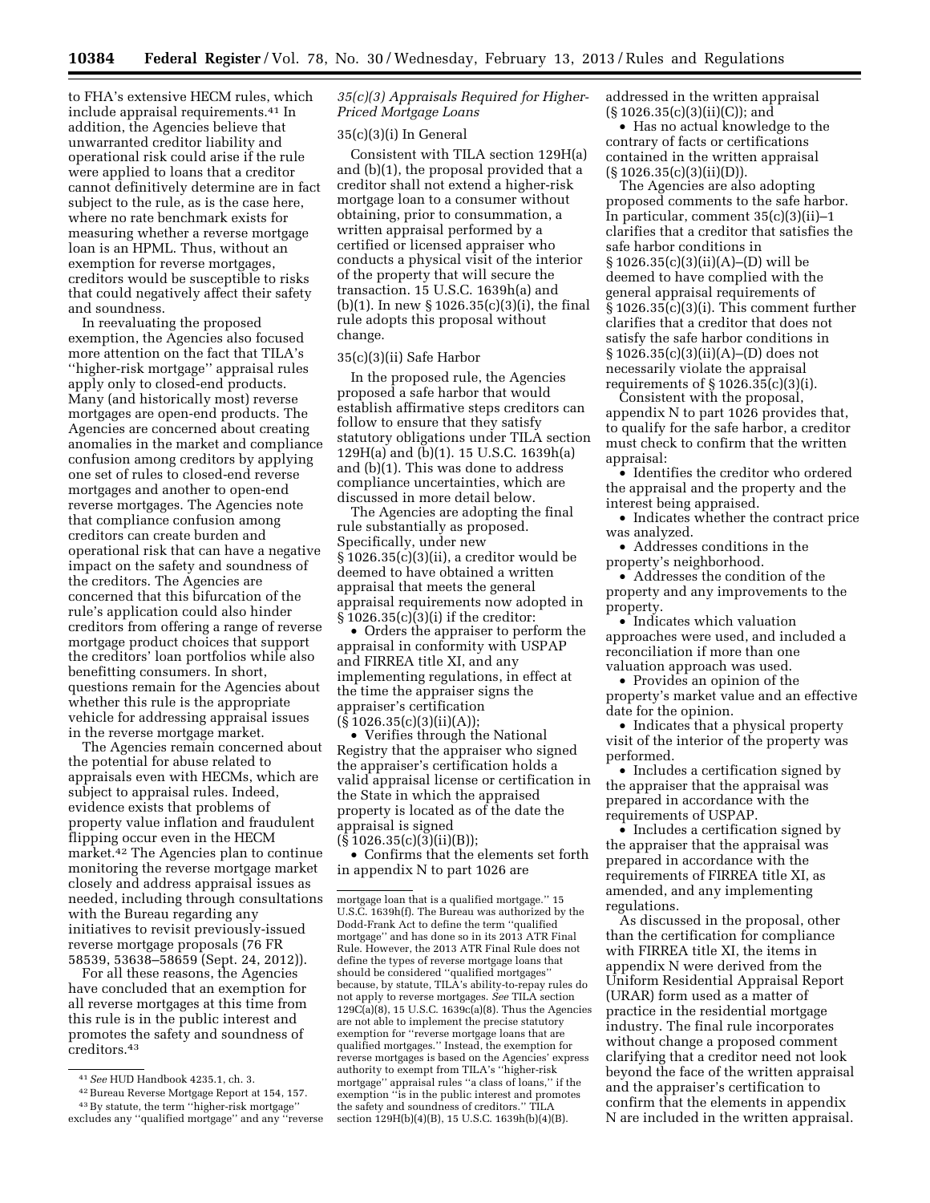to FHA's extensive HECM rules, which include appraisal requirements.[41] In addition, the Agencies believe that unwarranted creditor liability and operational risk could arise if the rule were applied to loans that a creditor cannot definitively determine are in fact subject to the rule, as is the case here, where no rate benchmark exists for measuring whether a reverse mortgage loan is an HPML. Thus, without an exemption for reverse mortgages, creditors would be susceptible to risks that could negatively affect their safety and soundness.

In reevaluating the proposed exemption, the Agencies also focused more attention on the fact that TILA's ''higher-risk mortgage'' appraisal rules apply only to closed-end products. Many (and historically most) reverse mortgages are open-end products. The Agencies are concerned about creating anomalies in the market and compliance confusion among creditors by applying one set of rules to closed-end reverse mortgages and another to open-end reverse mortgages. The Agencies note that compliance confusion among creditors can create burden and operational risk that can have a negative impact on the safety and soundness of the creditors. The Agencies are concerned that this bifurcation of the rule's application could also hinder creditors from offering a range of reverse mortgage product choices that support the creditors' loan portfolios while also benefitting consumers. In short, questions remain for the Agencies about whether this rule is the appropriate vehicle for addressing appraisal issues in the reverse mortgage market.

The Agencies remain concerned about the potential for abuse related to appraisals even with HECMs, which are subject to appraisal rules. Indeed, evidence exists that problems of property value inflation and fraudulent flipping occur even in the HECM market.[42] The Agencies plan to continue monitoring the reverse mortgage market closely and address appraisal issues as needed, including through consultations with the Bureau regarding any initiatives to revisit previously-issued reverse mortgage proposals (76 FR 58539, 53638–58659 (Sept. 24, 2012)).

For all these reasons, the Agencies have concluded that an exemption for all reverse mortgages at this time from this rule is in the public interest and promotes the safety and soundness of creditors.[43]

### *35(c)(3) Appraisals Required for Higher-Priced Mortgage Loans*

#### 35(c)(3)(i) In General

Consistent with TILA section 129H(a) and (b)(1), the proposal provided that a creditor shall not extend a higher-risk mortgage loan to a consumer without obtaining, prior to consummation, a written appraisal performed by a certified or licensed appraiser who conducts a physical visit of the interior of the property that will secure the transaction. 15 U.S.C. 1639h(a) and (b)(1). In new § 1026.35(c)(3)(i), the final rule adopts this proposal without change.

#### 35(c)(3)(ii) Safe Harbor

In the proposed rule, the Agencies proposed a safe harbor that would establish affirmative steps creditors can follow to ensure that they satisfy statutory obligations under TILA section 129H(a) and (b)(1). 15 U.S.C. 1639h(a) and (b)(1). This was done to address compliance uncertainties, which are discussed in more detail below.

The Agencies are adopting the final rule substantially as proposed. Specifically, under new § 1026.35(c)(3)(ii), a creditor would be deemed to have obtained a written appraisal that meets the general appraisal requirements now adopted in § 1026.35(c)(3)(i) if the creditor:

- Orders the appraiser to perform the appraisal in conformity with USPAP and FIRREA title XI, and any implementing regulations, in effect at the time the appraiser signs the appraiser's certification (§ 1026.35(c)(3)(ii)(A));
- Verifies through the National Registry that the appraiser who signed the appraiser's certification holds a valid appraisal license or certification in the State in which the appraised property is located as of the date the appraisal is signed (§ 1026.35(c)(3)(ii)(B));
- Confirms that the elements set forth in appendix N to part 1026 are addressed in the written appraisal (§ 1026.35(c)(3)(ii)(C)); and
- Has no actual knowledge to the contrary of facts or certifications contained in the written appraisal (§ 1026.35(c)(3)(ii)(D)).

The Agencies are also adopting proposed comments to the safe harbor. In particular, comment 35(c)(3)(ii)–1 clarifies that a creditor that satisfies the safe harbor conditions in § 1026.35(c)(3)(ii)(A)–(D) will be deemed to have complied with the general appraisal requirements of § 1026.35(c)(3)(i). This comment further clarifies that a creditor that does not satisfy the safe harbor conditions in § 1026.35(c)(3)(ii)(A)–(D) does not necessarily violate the appraisal requirements of § 1026.35(c)(3)(i).

Consistent with the proposal, appendix N to part 1026 provides that, to qualify for the safe harbor, a creditor must check to confirm that the written appraisal:

- Identifies the creditor who ordered the appraisal and the property and the interest being appraised.
- Indicates whether the contract price was analyzed.
- Addresses conditions in the property's neighborhood.
- Addresses the condition of the property and any improvements to the property.
- Indicates which valuation approaches were used, and included a reconciliation if more than one valuation approach was used.
- Provides an opinion of the property's market value and an effective date for the opinion.
- Indicates that a physical property visit of the interior of the property was performed.
- Includes a certification signed by the appraiser that the appraisal was prepared in accordance with the requirements of USPAP.
- Includes a certification signed by the appraiser that the appraisal was prepared in accordance with the requirements of FIRREA title XI, as amended, and any implementing regulations.

As discussed in the proposal, other than the certification for compliance with FIRREA title XI, the items in appendix N were derived from the Uniform Residential Appraisal Report (URAR) form used as a matter of practice in the residential mortgage industry. The final rule incorporates without change a proposed comment clarifying that a creditor need not look beyond the face of the written appraisal and the appraiser's certification to confirm that the elements in appendix N are included in the written appraisal.

---

[41] *See* HUD Handbook 4235.1, ch. 3.

[42] Bureau Reverse Mortgage Report at 154, 157.

[43] By statute, the term ''higher-risk mortgage'' excludes any ''qualified mortgage'' and any ''reverse mortgage loan that is a qualified mortgage.'' 15 U.S.C. 1639h(f). The Bureau was authorized by the Dodd-Frank Act to define the term ''qualified mortgage'' and has done so in its 2013 ATR Final Rule. However, the 2013 ATR Final Rule does not define the types of reverse mortgage loans that should be considered ''qualified mortgages'' because, by statute, TILA's ability-to-repay rules do not apply to reverse mortgages. *See* TILA section 129C(a)(8), 15 U.S.C. 1639c(a)(8). Thus the Agencies are not able to implement the precise statutory exemption for ''reverse mortgage loans that are qualified mortgages.'' Instead, the exemption for reverse mortgages is based on the Agencies' express authority to exempt from TILA's ''higher-risk mortgage'' appraisal rules ''a class of loans,'' if the exemption ''is in the public interest and promotes the safety and soundness of creditors.'' TILA section 129H(b)(4)(B), 15 U.S.C. 1639h(b)(4)(B).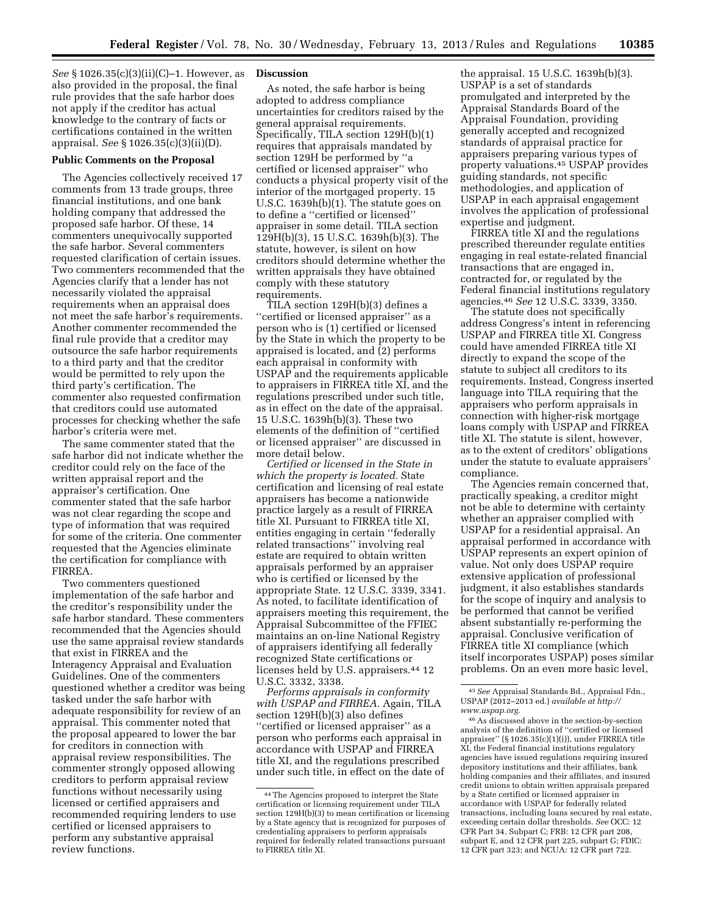*See* § 1026.35(c)(3)(ii)(C)–1. However, as also provided in the proposal, the final rule provides that the safe harbor does not apply if the creditor has actual knowledge to the contrary of facts or certifications contained in the written appraisal. *See* § 1026.35(c)(3)(ii)(D).

**Public Comments on the Proposal**

The Agencies collectively received 17 comments from 13 trade groups, three financial institutions, and one bank holding company that addressed the proposed safe harbor. Of these, 14 commenters unequivocally supported the safe harbor. Several commenters requested clarification of certain issues. Two commenters recommended that the Agencies clarify that a lender has not necessarily violated the appraisal requirements when an appraisal does not meet the safe harbor's requirements. Another commenter recommended the final rule provide that a creditor may outsource the safe harbor requirements to a third party and that the creditor would be permitted to rely upon the third party's certification. The commenter also requested confirmation that creditors could use automated processes for checking whether the safe harbor's criteria were met.

The same commenter stated that the safe harbor did not indicate whether the creditor could rely on the face of the written appraisal report and the appraiser's certification. One commenter stated that the safe harbor was not clear regarding the scope and type of information that was required for some of the criteria. One commenter requested that the Agencies eliminate the certification for compliance with FIRREA.

Two commenters questioned implementation of the safe harbor and the creditor's responsibility under the safe harbor standard. These commenters recommended that the Agencies should use the same appraisal review standards that exist in FIRREA and the Interagency Appraisal and Evaluation Guidelines. One of the commenters questioned whether a creditor was being tasked under the safe harbor with adequate responsibility for review of an appraisal. This commenter noted that the proposal appeared to lower the bar for creditors in connection with appraisal review responsibilities. The commenter strongly opposed allowing creditors to perform appraisal review functions without necessarily using licensed or certified appraisers and recommended requiring lenders to use certified or licensed appraisers to perform any substantive appraisal review functions.

**Discussion**

As noted, the safe harbor is being adopted to address compliance uncertainties for creditors raised by the general appraisal requirements. Specifically, TILA section 129H(b)(1) requires that appraisals mandated by section 129H be performed by ''a certified or licensed appraiser'' who conducts a physical property visit of the interior of the mortgaged property. 15 U.S.C. 1639h(b)(1). The statute goes on to define a ''certified or licensed'' appraiser in some detail. TILA section 129H(b)(3), 15 U.S.C. 1639h(b)(3). The statute, however, is silent on how creditors should determine whether the written appraisals they have obtained comply with these statutory requirements.

TILA section 129H(b)(3) defines a ''certified or licensed appraiser'' as a person who is (1) certified or licensed by the State in which the property to be appraised is located, and (2) performs each appraisal in conformity with USPAP and the requirements applicable to appraisers in FIRREA title XI, and the regulations prescribed under such title, as in effect on the date of the appraisal. 15 U.S.C. 1639h(b)(3). These two elements of the definition of ''certified or licensed appraiser'' are discussed in more detail below.

*Certified or licensed in the State in which the property is located.* State certification and licensing of real estate appraisers has become a nationwide practice largely as a result of FIRREA title XI. Pursuant to FIRREA title XI, entities engaging in certain ''federally related transactions'' involving real estate are required to obtain written appraisals performed by an appraiser who is certified or licensed by the appropriate State. 12 U.S.C. 3339, 3341. As noted, to facilitate identification of appraisers meeting this requirement, the Appraisal Subcommittee of the FFIEC maintains an on-line National Registry of appraisers identifying all federally recognized State certifications or licenses held by U.S. appraisers.[44] 12 U.S.C. 3332, 3338.

*Performs appraisals in conformity with USPAP and FIRREA.* Again, TILA section 129H(b)(3) also defines ''certified or licensed appraiser'' as a person who performs each appraisal in accordance with USPAP and FIRREA title XI, and the regulations prescribed under such title, in effect on the date of the appraisal. 15 U.S.C. 1639h(b)(3). USPAP is a set of standards promulgated and interpreted by the Appraisal Standards Board of the Appraisal Foundation, providing generally accepted and recognized standards of appraisal practice for appraisers preparing various types of property valuations.[45] USPAP provides guiding standards, not specific methodologies, and application of USPAP in each appraisal engagement involves the application of professional expertise and judgment.

FIRREA title XI and the regulations prescribed thereunder regulate entities engaging in real estate-related financial transactions that are engaged in, contracted for, or regulated by the Federal financial institutions regulatory agencies.[46] *See* 12 U.S.C. 3339, 3350.

The statute does not specifically address Congress's intent in referencing USPAP and FIRREA title XI. Congress could have amended FIRREA title XI directly to expand the scope of the statute to subject all creditors to its requirements. Instead, Congress inserted language into TILA requiring that the appraisers who perform appraisals in connection with higher-risk mortgage loans comply with USPAP and FIRREA title XI. The statute is silent, however, as to the extent of creditors' obligations under the statute to evaluate appraisers' compliance.

The Agencies remain concerned that, practically speaking, a creditor might not be able to determine with certainty whether an appraiser complied with USPAP for a residential appraisal. An appraisal performed in accordance with USPAP represents an expert opinion of value. Not only does USPAP require extensive application of professional judgment, it also establishes standards for the scope of inquiry and analysis to be performed that cannot be verified absent substantially re-performing the appraisal. Conclusive verification of FIRREA title XI compliance (which itself incorporates USPAP) poses similar problems. On an even more basic level,

---

[44] The Agencies proposed to interpret the State certification or licensing requirement under TILA section 129H(b)(3) to mean certification or licensing by a State agency that is recognized for purposes of credentialing appraisers to perform appraisals required for federally related transactions pursuant to FIRREA title XI.

[45] *See* Appraisal Standards Bd., Appraisal Fdn., USPAP (2012–2013 ed.) *available at http://www.uspap.org*.

[46] As discussed above in the section-by-section analysis of the definition of ''certified or licensed appraiser'' (§ 1026.35(c)(1)(i)), under FIRREA title XI, the Federal financial institutions regulatory agencies have issued regulations requiring insured depository institutions and their affiliates, bank holding companies and their affiliates, and insured credit unions to obtain written appraisals prepared by a State certified or licensed appraiser in accordance with USPAP for federally related transactions, including loans secured by real estate, exceeding certain dollar thresholds. *See* OCC: 12 CFR Part 34, Subpart C; FRB: 12 CFR part 208, subpart E, and 12 CFR part 225, subpart G; FDIC: 12 CFR part 323; and NCUA: 12 CFR part 722.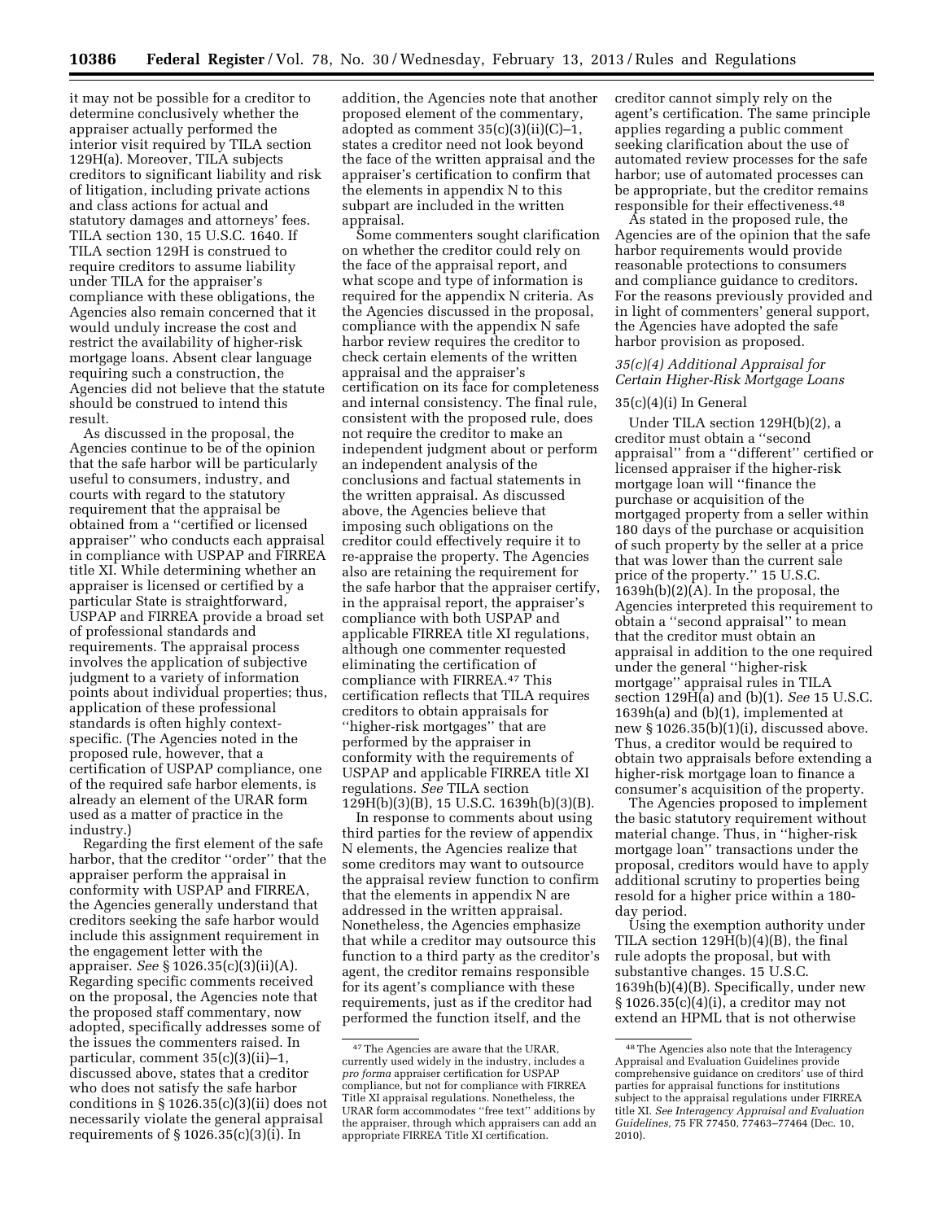it may not be possible for a creditor to determine conclusively whether the appraiser actually performed the interior visit required by TILA section 129H(a). Moreover, TILA subjects creditors to significant liability and risk of litigation, including private actions and class actions for actual and statutory damages and attorneys' fees. TILA section 130, 15 U.S.C. 1640. If TILA section 129H is construed to require creditors to assume liability under TILA for the appraiser's compliance with these obligations, the Agencies also remain concerned that it would unduly increase the cost and restrict the availability of higher-risk mortgage loans. Absent clear language requiring such a construction, the Agencies did not believe that the statute should be construed to intend this result.

As discussed in the proposal, the Agencies continue to be of the opinion that the safe harbor will be particularly useful to consumers, industry, and courts with regard to the statutory requirement that the appraisal be obtained from a ''certified or licensed appraiser'' who conducts each appraisal in compliance with USPAP and FIRREA title XI. While determining whether an appraiser is licensed or certified by a particular State is straightforward, USPAP and FIRREA provide a broad set of professional standards and requirements. The appraisal process involves the application of subjective judgment to a variety of information points about individual properties; thus, application of these professional standards is often highly context-specific. (The Agencies noted in the proposed rule, however, that a certification of USPAP compliance, one of the required safe harbor elements, is already an element of the URAR form used as a matter of practice in the industry.)

Regarding the first element of the safe harbor, that the creditor ''order'' that the appraiser perform the appraisal in conformity with USPAP and FIRREA, the Agencies generally understand that creditors seeking the safe harbor would include this assignment requirement in the engagement letter with the appraiser. *See* § 1026.35(c)(3)(ii)(A). Regarding specific comments received on the proposal, the Agencies note that the proposed staff commentary, now adopted, specifically addresses some of the issues the commenters raised. In particular, comment 35(c)(3)(ii)–1, discussed above, states that a creditor who does not satisfy the safe harbor conditions in § 1026.35(c)(3)(ii) does not necessarily violate the general appraisal requirements of § 1026.35(c)(3)(i). In addition, the Agencies note that another proposed element of the commentary, adopted as comment 35(c)(3)(ii)(C)–1, states a creditor need not look beyond the face of the written appraisal and the appraiser's certification to confirm that the elements in appendix N to this subpart are included in the written appraisal.

Some commenters sought clarification on whether the creditor could rely on the face of the appraisal report, and what scope and type of information is required for the appendix N criteria. As the Agencies discussed in the proposal, compliance with the appendix N safe harbor review requires the creditor to check certain elements of the written appraisal and the appraiser's certification on its face for completeness and internal consistency. The final rule, consistent with the proposed rule, does not require the creditor to make an independent judgment about or perform an independent analysis of the conclusions and factual statements in the written appraisal. As discussed above, the Agencies believe that imposing such obligations on the creditor could effectively require it to re-appraise the property. The Agencies also are retaining the requirement for the safe harbor that the appraiser certify, in the appraisal report, the appraiser's compliance with both USPAP and applicable FIRREA title XI regulations, although one commenter requested eliminating the certification of compliance with FIRREA.[47] This certification reflects that TILA requires creditors to obtain appraisals for ''higher-risk mortgages'' that are performed by the appraiser in conformity with the requirements of USPAP and applicable FIRREA title XI regulations. *See* TILA section 129H(b)(3)(B), 15 U.S.C. 1639h(b)(3)(B).

In response to comments about using third parties for the review of appendix N elements, the Agencies realize that some creditors may want to outsource the appraisal review function to confirm that the elements in appendix N are addressed in the written appraisal. Nonetheless, the Agencies emphasize that while a creditor may outsource this function to a third party as the creditor's agent, the creditor remains responsible for its agent's compliance with these requirements, just as if the creditor had performed the function itself, and the creditor cannot simply rely on the agent's certification. The same principle applies regarding a public comment seeking clarification about the use of automated review processes for the safe harbor; use of automated processes can be appropriate, but the creditor remains responsible for their effectiveness.[48]

As stated in the proposed rule, the Agencies are of the opinion that the safe harbor requirements would provide reasonable protections to consumers and compliance guidance to creditors. For the reasons previously provided and in light of commenters' general support, the Agencies have adopted the safe harbor provision as proposed.

### *35(c)(4) Additional Appraisal for Certain Higher-Risk Mortgage Loans*

#### 35(c)(4)(i) In General

Under TILA section 129H(b)(2), a creditor must obtain a ''second appraisal'' from a ''different'' certified or licensed appraiser if the higher-risk mortgage loan will ''finance the purchase or acquisition of the mortgaged property from a seller within 180 days of the purchase or acquisition of such property by the seller at a price that was lower than the current sale price of the property.'' 15 U.S.C. 1639h(b)(2)(A). In the proposal, the Agencies interpreted this requirement to obtain a ''second appraisal'' to mean that the creditor must obtain an appraisal in addition to the one required under the general ''higher-risk mortgage'' appraisal rules in TILA section 129H(a) and (b)(1). *See* 15 U.S.C. 1639h(a) and (b)(1), implemented at new § 1026.35(b)(1)(i), discussed above. Thus, a creditor would be required to obtain two appraisals before extending a higher-risk mortgage loan to finance a consumer's acquisition of the property.

The Agencies proposed to implement the basic statutory requirement without material change. Thus, in ''higher-risk mortgage loan'' transactions under the proposal, creditors would have to apply additional scrutiny to properties being resold for a higher price within a 180-day period.

Using the exemption authority under TILA section 129H(b)(4)(B), the final rule adopts the proposal, but with substantive changes. 15 U.S.C. 1639h(b)(4)(B). Specifically, under new § 1026.35(c)(4)(i), a creditor may not extend an HPML that is not otherwise

---

[47] The Agencies are aware that the URAR, currently used widely in the industry, includes a *pro forma* appraiser certification for USPAP compliance, but not for compliance with FIRREA Title XI appraisal regulations. Nonetheless, the URAR form accommodates ''free text'' additions by the appraiser, through which appraisers can add an appropriate FIRREA Title XI certification.

[48] The Agencies also note that the Interagency Appraisal and Evaluation Guidelines provide comprehensive guidance on creditors' use of third parties for appraisal functions for institutions subject to the appraisal regulations under FIRREA title XI. *See Interagency Appraisal and Evaluation Guidelines,* 75 FR 77450, 77463–77464 (Dec. 10, 2010).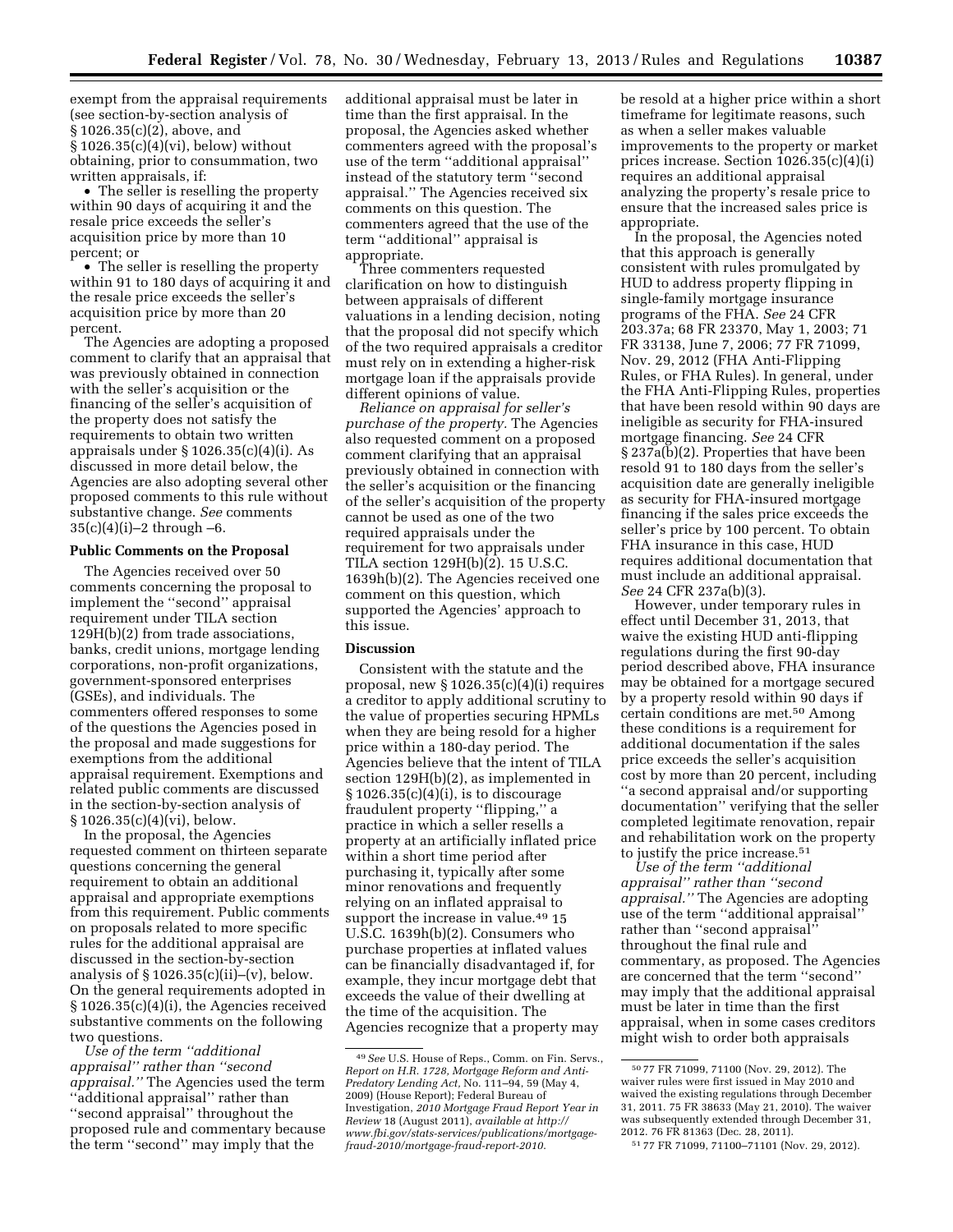exempt from the appraisal requirements (see section-by-section analysis of § 1026.35(c)(2), above, and § 1026.35(c)(4)(vi), below) without obtaining, prior to consummation, two written appraisals, if:

- The seller is reselling the property within 90 days of acquiring it and the resale price exceeds the seller's acquisition price by more than 10 percent; or
- The seller is reselling the property within 91 to 180 days of acquiring it and the resale price exceeds the seller's acquisition price by more than 20 percent.

The Agencies are adopting a proposed comment to clarify that an appraisal that was previously obtained in connection with the seller's acquisition or the financing of the seller's acquisition of the property does not satisfy the requirements to obtain two written appraisals under § 1026.35(c)(4)(i). As discussed in more detail below, the Agencies are also adopting several other proposed comments to this rule without substantive change. *See* comments 35(c)(4)(i)–2 through –6.

**Public Comments on the Proposal**

The Agencies received over 50 comments concerning the proposal to implement the ''second'' appraisal requirement under TILA section 129H(b)(2) from trade associations, banks, credit unions, mortgage lending corporations, non-profit organizations, government-sponsored enterprises (GSEs), and individuals. The commenters offered responses to some of the questions the Agencies posed in the proposal and made suggestions for exemptions from the additional appraisal requirement. Exemptions and related public comments are discussed in the section-by-section analysis of § 1026.35(c)(4)(vi), below.

In the proposal, the Agencies requested comment on thirteen separate questions concerning the general requirement to obtain an additional appraisal and appropriate exemptions from this requirement. Public comments on proposals related to more specific rules for the additional appraisal are discussed in the section-by-section analysis of § 1026.35(c)(ii)–(v), below. On the general requirements adopted in § 1026.35(c)(4)(i), the Agencies received substantive comments on the following two questions.

*Use of the term ''additional appraisal'' rather than ''second appraisal.''* The Agencies used the term ''additional appraisal'' rather than ''second appraisal'' throughout the proposed rule and commentary because the term ''second'' may imply that the additional appraisal must be later in time than the first appraisal. In the proposal, the Agencies asked whether commenters agreed with the proposal's use of the term ''additional appraisal'' instead of the statutory term ''second appraisal.'' The Agencies received six comments on this question. The commenters agreed that the use of the term ''additional'' appraisal is appropriate.

Three commenters requested clarification on how to distinguish between appraisals of different valuations in a lending decision, noting that the proposal did not specify which of the two required appraisals a creditor must rely on in extending a higher-risk mortgage loan if the appraisals provide different opinions of value.

*Reliance on appraisal for seller's purchase of the property.* The Agencies also requested comment on a proposed comment clarifying that an appraisal previously obtained in connection with the seller's acquisition or the financing of the seller's acquisition of the property cannot be used as one of the two required appraisals under the requirement for two appraisals under TILA section 129H(b)(2). 15 U.S.C. 1639h(b)(2). The Agencies received one comment on this question, which supported the Agencies' approach to this issue.

**Discussion**

Consistent with the statute and the proposal, new § 1026.35(c)(4)(i) requires a creditor to apply additional scrutiny to the value of properties securing HPMLs when they are being resold for a higher price within a 180-day period. The Agencies believe that the intent of TILA section 129H(b)(2), as implemented in § 1026.35(c)(4)(i), is to discourage fraudulent property ''flipping,'' a practice in which a seller resells a property at an artificially inflated price within a short time period after purchasing it, typically after some minor renovations and frequently relying on an inflated appraisal to support the increase in value.[49] 15 U.S.C. 1639h(b)(2). Consumers who purchase properties at inflated values can be financially disadvantaged if, for example, they incur mortgage debt that exceeds the value of their dwelling at the time of the acquisition. The Agencies recognize that a property may be resold at a higher price within a short timeframe for legitimate reasons, such as when a seller makes valuable improvements to the property or market prices increase. Section 1026.35(c)(4)(i) requires an additional appraisal analyzing the property's resale price to ensure that the increased sales price is appropriate.

In the proposal, the Agencies noted that this approach is generally consistent with rules promulgated by HUD to address property flipping in single-family mortgage insurance programs of the FHA. *See* 24 CFR 203.37a; 68 FR 23370, May 1, 2003; 71 FR 33138, June 7, 2006; 77 FR 71099, Nov. 29, 2012 (FHA Anti-Flipping Rules, or FHA Rules). In general, under the FHA Anti-Flipping Rules, properties that have been resold within 90 days are ineligible as security for FHA-insured mortgage financing. *See* 24 CFR § 237a(b)(2). Properties that have been resold 91 to 180 days from the seller's acquisition date are generally ineligible as security for FHA-insured mortgage financing if the sales price exceeds the seller's price by 100 percent. To obtain FHA insurance in this case, HUD requires additional documentation that must include an additional appraisal. *See* 24 CFR 237a(b)(3).

However, under temporary rules in effect until December 31, 2013, that waive the existing HUD anti-flipping regulations during the first 90-day period described above, FHA insurance may be obtained for a mortgage secured by a property resold within 90 days if certain conditions are met.[50] Among these conditions is a requirement for additional documentation if the sales price exceeds the seller's acquisition cost by more than 20 percent, including ''a second appraisal and/or supporting documentation'' verifying that the seller completed legitimate renovation, repair and rehabilitation work on the property to justify the price increase.[51]

*Use of the term ''additional appraisal'' rather than ''second appraisal.''* The Agencies are adopting use of the term ''additional appraisal'' rather than ''second appraisal'' throughout the final rule and commentary, as proposed. The Agencies are concerned that the term ''second'' may imply that the additional appraisal must be later in time than the first appraisal, when in some cases creditors might wish to order both appraisals

---

[49] *See* U.S. House of Reps., Comm. on Fin. Servs., *Report on H.R. 1728, Mortgage Reform and Anti-Predatory Lending Act,* No. 111–94, 59 (May 4, 2009) (House Report); Federal Bureau of Investigation, *2010 Mortgage Fraud Report Year in Review* 18 (August 2011), *available at http://www.fbi.gov/stats-services/publications/mortgage-fraud-2010/mortgage-fraud-report-2010.*

[50] 77 FR 71099, 71100 (Nov. 29, 2012). The waiver rules were first issued in May 2010 and waived the existing regulations through December 31, 2011. 75 FR 38633 (May 21, 2010). The waiver was subsequently extended through December 31, 2012. 76 FR 81363 (Dec. 28, 2011).

[51] 77 FR 71099, 71100–71101 (Nov. 29, 2012).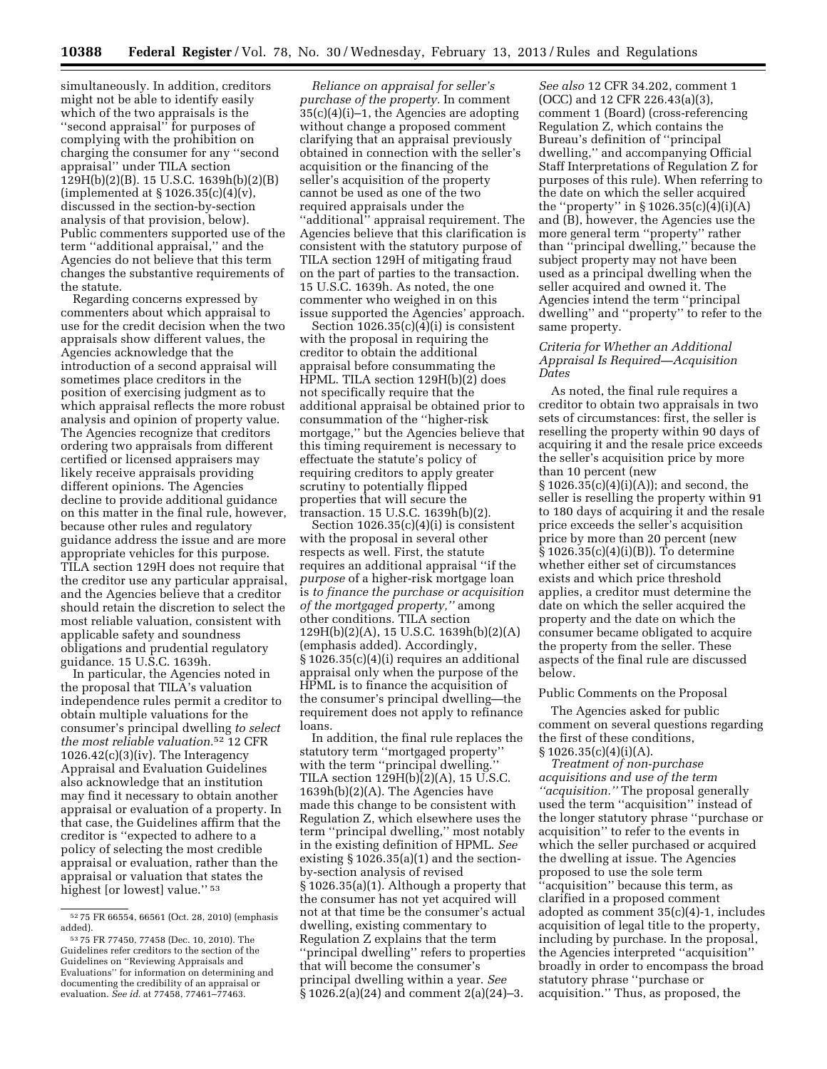simultaneously. In addition, creditors might not be able to identify easily which of the two appraisals is the ''second appraisal'' for purposes of complying with the prohibition on charging the consumer for any ''second appraisal'' under TILA section 129H(b)(2)(B). 15 U.S.C. 1639h(b)(2)(B) (implemented at § 1026.35(c)(4)(v), discussed in the section-by-section analysis of that provision, below). Public commenters supported use of the term ''additional appraisal,'' and the Agencies do not believe that this term changes the substantive requirements of the statute.

Regarding concerns expressed by commenters about which appraisal to use for the credit decision when the two appraisals show different values, the Agencies acknowledge that the introduction of a second appraisal will sometimes place creditors in the position of exercising judgment as to which appraisal reflects the more robust analysis and opinion of property value. The Agencies recognize that creditors ordering two appraisals from different certified or licensed appraisers may likely receive appraisals providing different opinions. The Agencies decline to provide additional guidance on this matter in the final rule, however, because other rules and regulatory guidance address the issue and are more appropriate vehicles for this purpose. TILA section 129H does not require that the creditor use any particular appraisal, and the Agencies believe that a creditor should retain the discretion to select the most reliable valuation, consistent with applicable safety and soundness obligations and prudential regulatory guidance. 15 U.S.C. 1639h.

In particular, the Agencies noted in the proposal that TILA's valuation independence rules permit a creditor to obtain multiple valuations for the consumer's principal dwelling *to select the most reliable valuation*.[52] 12 CFR 1026.42(c)(3)(iv). The Interagency Appraisal and Evaluation Guidelines also acknowledge that an institution may find it necessary to obtain another appraisal or evaluation of a property. In that case, the Guidelines affirm that the creditor is ''expected to adhere to a policy of selecting the most credible appraisal or evaluation, rather than the appraisal or valuation that states the highest [or lowest] value.'' [53]

*Reliance on appraisal for seller's purchase of the property.* In comment 35(c)(4)(i)–1, the Agencies are adopting without change a proposed comment clarifying that an appraisal previously obtained in connection with the seller's acquisition or the financing of the seller's acquisition of the property cannot be used as one of the two required appraisals under the ''additional'' appraisal requirement. The Agencies believe that this clarification is consistent with the statutory purpose of TILA section 129H of mitigating fraud on the part of parties to the transaction. 15 U.S.C. 1639h. As noted, the one commenter who weighed in on this issue supported the Agencies' approach.

Section 1026.35(c)(4)(i) is consistent with the proposal in requiring the creditor to obtain the additional appraisal before consummating the HPML. TILA section 129H(b)(2) does not specifically require that the additional appraisal be obtained prior to consummation of the ''higher-risk mortgage,'' but the Agencies believe that this timing requirement is necessary to effectuate the statute's policy of requiring creditors to apply greater scrutiny to potentially flipped properties that will secure the transaction. 15 U.S.C. 1639h(b)(2).

Section 1026.35(c)(4)(i) is consistent with the proposal in several other respects as well. First, the statute requires an additional appraisal ''if the *purpose* of a higher-risk mortgage loan is *to finance the purchase or acquisition of the mortgaged property,''* among other conditions. TILA section 129H(b)(2)(A), 15 U.S.C. 1639h(b)(2)(A) (emphasis added). Accordingly, § 1026.35(c)(4)(i) requires an additional appraisal only when the purpose of the HPML is to finance the acquisition of the consumer's principal dwelling—the requirement does not apply to refinance loans.

In addition, the final rule replaces the statutory term ''mortgaged property'' with the term ''principal dwelling.'' TILA section 129H(b)(2)(A), 15 U.S.C. 1639h(b)(2)(A). The Agencies have made this change to be consistent with Regulation Z, which elsewhere uses the term ''principal dwelling,'' most notably in the existing definition of HPML. *See* existing § 1026.35(a)(1) and the section-by-section analysis of revised § 1026.35(a)(1). Although a property that the consumer has not yet acquired will not at that time be the consumer's actual dwelling, existing commentary to Regulation Z explains that the term ''principal dwelling'' refers to properties that will become the consumer's principal dwelling within a year. *See* § 1026.2(a)(24) and comment 2(a)(24)–3. *See also* 12 CFR 34.202, comment 1 (OCC) and 12 CFR 226.43(a)(3), comment 1 (Board) (cross-referencing Regulation Z, which contains the Bureau's definition of ''principal dwelling,'' and accompanying Official Staff Interpretations of Regulation Z for purposes of this rule). When referring to the date on which the seller acquired the ''property'' in § 1026.35(c)(4)(i)(A) and (B), however, the Agencies use the more general term ''property'' rather than ''principal dwelling,'' because the subject property may not have been used as a principal dwelling when the seller acquired and owned it. The Agencies intend the term ''principal dwelling'' and ''property'' to refer to the same property.

### *Criteria for Whether an Additional Appraisal Is Required—Acquisition Dates*

As noted, the final rule requires a creditor to obtain two appraisals in two sets of circumstances: first, the seller is reselling the property within 90 days of acquiring it and the resale price exceeds the seller's acquisition price by more than 10 percent (new § 1026.35(c)(4)(i)(A)); and second, the seller is reselling the property within 91 to 180 days of acquiring it and the resale price exceeds the seller's acquisition price by more than 20 percent (new § 1026.35(c)(4)(i)(B)). To determine whether either set of circumstances exists and which price threshold applies, a creditor must determine the date on which the seller acquired the property and the date on which the consumer became obligated to acquire the property from the seller. These aspects of the final rule are discussed below.

Public Comments on the Proposal

The Agencies asked for public comment on several questions regarding the first of these conditions, § 1026.35(c)(4)(i)(A).

*Treatment of non-purchase acquisitions and use of the term ''acquisition.''* The proposal generally used the term ''acquisition'' instead of the longer statutory phrase ''purchase or acquisition'' to refer to the events in which the seller purchased or acquired the dwelling at issue. The Agencies proposed to use the sole term ''acquisition'' because this term, as clarified in a proposed comment adopted as comment 35(c)(4)-1, includes acquisition of legal title to the property, including by purchase. In the proposal, the Agencies interpreted ''acquisition'' broadly in order to encompass the broad statutory phrase ''purchase or acquisition.'' Thus, as proposed, the

---

[52] 75 FR 66554, 66561 (Oct. 28, 2010) (emphasis added).

[53] 75 FR 77450, 77458 (Dec. 10, 2010). The Guidelines refer creditors to the section of the Guidelines on ''Reviewing Appraisals and Evaluations'' for information on determining and documenting the credibility of an appraisal or evaluation. *See id.* at 77458, 77461–77463.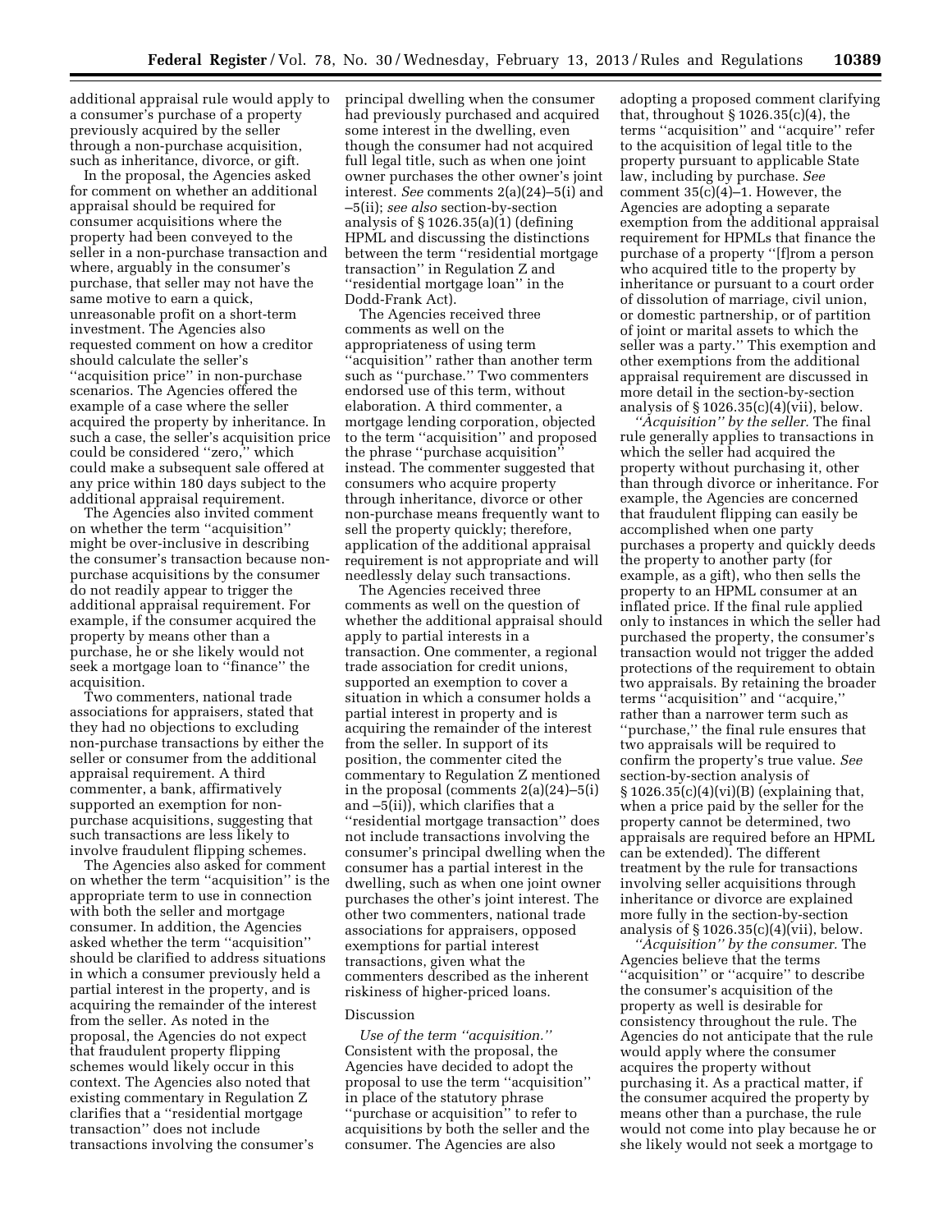additional appraisal rule would apply to a consumer's purchase of a property previously acquired by the seller through a non-purchase acquisition, such as inheritance, divorce, or gift.

In the proposal, the Agencies asked for comment on whether an additional appraisal should be required for consumer acquisitions where the property had been conveyed to the seller in a non-purchase transaction and where, arguably in the consumer's purchase, that seller may not have the same motive to earn a quick, unreasonable profit on a short-term investment. The Agencies also requested comment on how a creditor should calculate the seller's ''acquisition price'' in non-purchase scenarios. The Agencies offered the example of a case where the seller acquired the property by inheritance. In such a case, the seller's acquisition price could be considered ''zero,'' which could make a subsequent sale offered at any price within 180 days subject to the additional appraisal requirement.

The Agencies also invited comment on whether the term ''acquisition'' might be over-inclusive in describing the consumer's transaction because non-purchase acquisitions by the consumer do not readily appear to trigger the additional appraisal requirement. For example, if the consumer acquired the property by means other than a purchase, he or she likely would not seek a mortgage loan to ''finance'' the acquisition.

Two commenters, national trade associations for appraisers, stated that they had no objections to excluding non-purchase transactions by either the seller or consumer from the additional appraisal requirement. A third commenter, a bank, affirmatively supported an exemption for non-purchase acquisitions, suggesting that such transactions are less likely to involve fraudulent flipping schemes.

The Agencies also asked for comment on whether the term ''acquisition'' is the appropriate term to use in connection with both the seller and mortgage consumer. In addition, the Agencies asked whether the term ''acquisition'' should be clarified to address situations in which a consumer previously held a partial interest in the property, and is acquiring the remainder of the interest from the seller. As noted in the proposal, the Agencies do not expect that fraudulent property flipping schemes would likely occur in this context. The Agencies also noted that existing commentary in Regulation Z clarifies that a ''residential mortgage transaction'' does not include transactions involving the consumer's principal dwelling when the consumer had previously purchased and acquired some interest in the dwelling, even though the consumer had not acquired full legal title, such as when one joint owner purchases the other owner's joint interest. *See* comments 2(a)(24)–5(i) and –5(ii); *see also* section-by-section analysis of § 1026.35(a)(1) (defining HPML and discussing the distinctions between the term ''residential mortgage transaction'' in Regulation Z and ''residential mortgage loan'' in the Dodd-Frank Act).

The Agencies received three comments as well on the appropriateness of using term ''acquisition'' rather than another term such as ''purchase.'' Two commenters endorsed use of this term, without elaboration. A third commenter, a mortgage lending corporation, objected to the term ''acquisition'' and proposed the phrase ''purchase acquisition'' instead. The commenter suggested that consumers who acquire property through inheritance, divorce or other non-purchase means frequently want to sell the property quickly; therefore, application of the additional appraisal requirement is not appropriate and will needlessly delay such transactions.

The Agencies received three comments as well on the question of whether the additional appraisal should apply to partial interests in a transaction. One commenter, a regional trade association for credit unions, supported an exemption to cover a situation in which a consumer holds a partial interest in property and is acquiring the remainder of the interest from the seller. In support of its position, the commenter cited the commentary to Regulation Z mentioned in the proposal (comments 2(a)(24)–5(i) and –5(ii)), which clarifies that a ''residential mortgage transaction'' does not include transactions involving the consumer's principal dwelling when the consumer has a partial interest in the dwelling, such as when one joint owner purchases the other's joint interest. The other two commenters, national trade associations for appraisers, opposed exemptions for partial interest transactions, given what the commenters described as the inherent riskiness of higher-priced loans.

## Discussion

*Use of the term ''acquisition.''* Consistent with the proposal, the Agencies have decided to adopt the proposal to use the term ''acquisition'' in place of the statutory phrase ''purchase or acquisition'' to refer to acquisitions by both the seller and the consumer. The Agencies are also adopting a proposed comment clarifying that, throughout § 1026.35(c)(4), the terms ''acquisition'' and ''acquire'' refer to the acquisition of legal title to the property pursuant to applicable State law, including by purchase. *See* comment 35(c)(4)–1. However, the Agencies are adopting a separate exemption from the additional appraisal requirement for HPMLs that finance the purchase of a property ''[f]rom a person who acquired title to the property by inheritance or pursuant to a court order of dissolution of marriage, civil union, or domestic partnership, or of partition of joint or marital assets to which the seller was a party.'' This exemption and other exemptions from the additional appraisal requirement are discussed in more detail in the section-by-section analysis of § 1026.35(c)(4)(vii), below.

*''Acquisition'' by the seller.* The final rule generally applies to transactions in which the seller had acquired the property without purchasing it, other than through divorce or inheritance. For example, the Agencies are concerned that fraudulent flipping can easily be accomplished when one party purchases a property and quickly deeds the property to another party (for example, as a gift), who then sells the property to an HPML consumer at an inflated price. If the final rule applied only to instances in which the seller had purchased the property, the consumer's transaction would not trigger the added protections of the requirement to obtain two appraisals. By retaining the broader terms ''acquisition'' and ''acquire,'' rather than a narrower term such as ''purchase,'' the final rule ensures that two appraisals will be required to confirm the property's true value. *See* section-by-section analysis of § 1026.35(c)(4)(vi)(B) (explaining that, when a price paid by the seller for the property cannot be determined, two appraisals are required before an HPML can be extended). The different treatment by the rule for transactions involving seller acquisitions through inheritance or divorce are explained more fully in the section-by-section analysis of § 1026.35(c)(4)(vii), below.

*''Acquisition'' by the consumer.* The Agencies believe that the terms ''acquisition'' or ''acquire'' to describe the consumer's acquisition of the property as well is desirable for consistency throughout the rule. The Agencies do not anticipate that the rule would apply where the consumer acquires the property without purchasing it. As a practical matter, if the consumer acquired the property by means other than a purchase, the rule would not come into play because he or she likely would not seek a mortgage to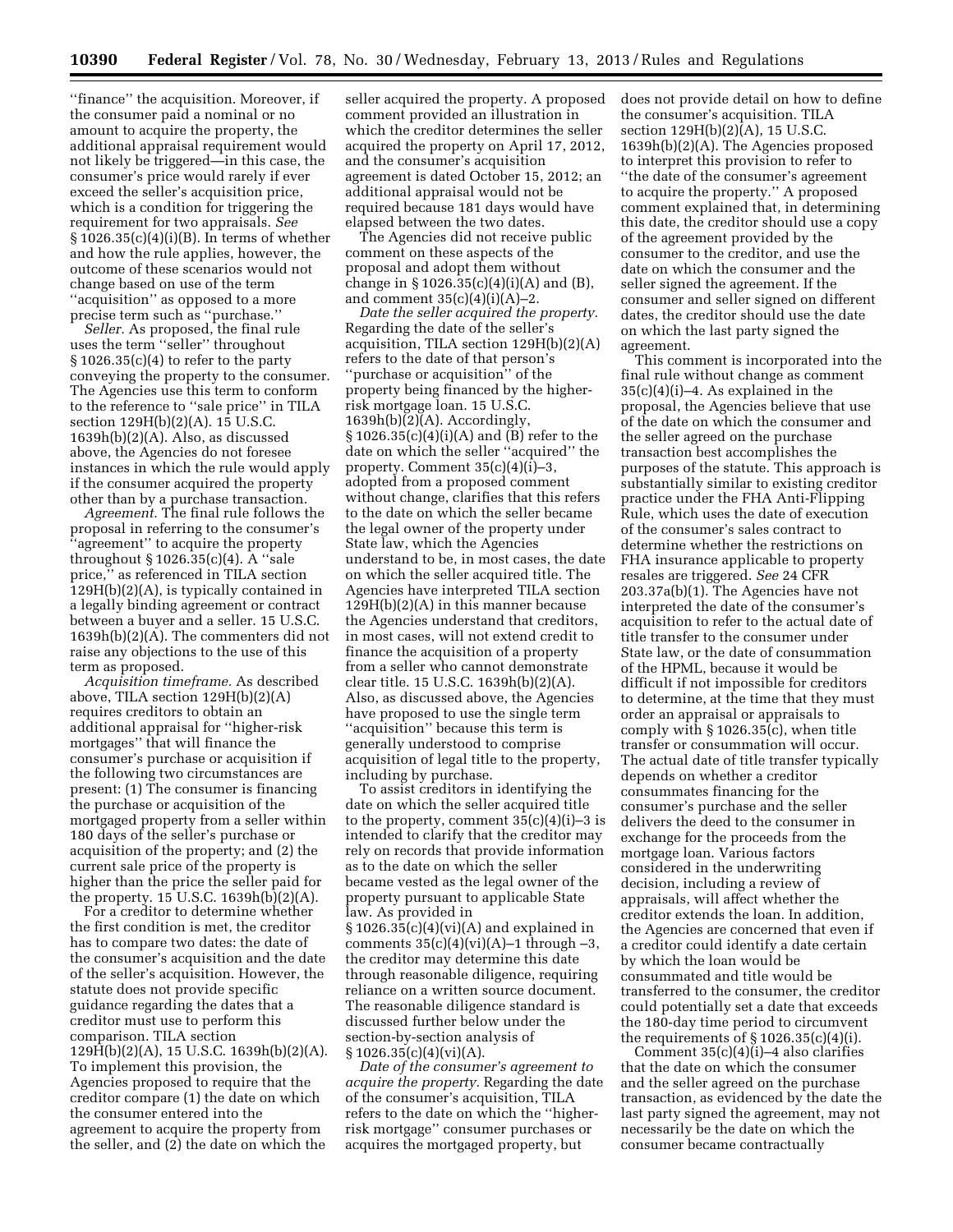''finance'' the acquisition. Moreover, if the consumer paid a nominal or no amount to acquire the property, the additional appraisal requirement would not likely be triggered—in this case, the consumer's price would rarely if ever exceed the seller's acquisition price, which is a condition for triggering the requirement for two appraisals. *See* § 1026.35(c)(4)(i)(B). In terms of whether and how the rule applies, however, the outcome of these scenarios would not change based on use of the term ''acquisition'' as opposed to a more precise term such as ''purchase.''

*Seller.* As proposed, the final rule uses the term ''seller'' throughout § 1026.35(c)(4) to refer to the party conveying the property to the consumer. The Agencies use this term to conform to the reference to ''sale price'' in TILA section 129H(b)(2)(A). 15 U.S.C. 1639h(b)(2)(A). Also, as discussed above, the Agencies do not foresee instances in which the rule would apply if the consumer acquired the property other than by a purchase transaction.

*Agreement.* The final rule follows the proposal in referring to the consumer's ''agreement'' to acquire the property throughout § 1026.35(c)(4). A ''sale price,'' as referenced in TILA section 129H(b)(2)(A), is typically contained in a legally binding agreement or contract between a buyer and a seller. 15 U.S.C. 1639h(b)(2)(A). The commenters did not raise any objections to the use of this term as proposed.

*Acquisition timeframe.* As described above, TILA section 129H(b)(2)(A) requires creditors to obtain an additional appraisal for ''higher-risk mortgages'' that will finance the consumer's purchase or acquisition if the following two circumstances are present: (1) The consumer is financing the purchase or acquisition of the mortgaged property from a seller within 180 days of the seller's purchase or acquisition of the property; and (2) the current sale price of the property is higher than the price the seller paid for the property. 15 U.S.C. 1639h(b)(2)(A).

For a creditor to determine whether the first condition is met, the creditor has to compare two dates: the date of the consumer's acquisition and the date of the seller's acquisition. However, the statute does not provide specific guidance regarding the dates that a creditor must use to perform this comparison. TILA section 129H(b)(2)(A), 15 U.S.C. 1639h(b)(2)(A). To implement this provision, the Agencies proposed to require that the creditor compare (1) the date on which the consumer entered into the agreement to acquire the property from the seller, and (2) the date on which the seller acquired the property. A proposed comment provided an illustration in which the creditor determines the seller acquired the property on April 17, 2012, and the consumer's acquisition agreement is dated October 15, 2012; an additional appraisal would not be required because 181 days would have elapsed between the two dates.

The Agencies did not receive public comment on these aspects of the proposal and adopt them without change in § 1026.35(c)(4)(i)(A) and (B), and comment 35(c)(4)(i)(A)–2.

*Date the seller acquired the property.* Regarding the date of the seller's acquisition, TILA section 129H(b)(2)(A) refers to the date of that person's ''purchase or acquisition'' of the property being financed by the higher-risk mortgage loan. 15 U.S.C. 1639h(b)(2)(A). Accordingly, § 1026.35(c)(4)(i)(A) and (B) refer to the date on which the seller ''acquired'' the property. Comment 35(c)(4)(i)–3, adopted from a proposed comment without change, clarifies that this refers to the date on which the seller became the legal owner of the property under State law, which the Agencies understand to be, in most cases, the date on which the seller acquired title. The Agencies have interpreted TILA section 129H(b)(2)(A) in this manner because the Agencies understand that creditors, in most cases, will not extend credit to finance the acquisition of a property from a seller who cannot demonstrate clear title. 15 U.S.C. 1639h(b)(2)(A). Also, as discussed above, the Agencies have proposed to use the single term ''acquisition'' because this term is generally understood to comprise acquisition of legal title to the property, including by purchase.

To assist creditors in identifying the date on which the seller acquired title to the property, comment 35(c)(4)(i)–3 is intended to clarify that the creditor may rely on records that provide information as to the date on which the seller became vested as the legal owner of the property pursuant to applicable State law. As provided in § 1026.35(c)(4)(vi)(A) and explained in comments 35(c)(4)(vi)(A)–1 through –3, the creditor may determine this date through reasonable diligence, requiring reliance on a written source document. The reasonable diligence standard is discussed further below under the section-by-section analysis of § 1026.35(c)(4)(vi)(A).

*Date of the consumer's agreement to acquire the property.* Regarding the date of the consumer's acquisition, TILA refers to the date on which the ''higher-risk mortgage'' consumer purchases or acquires the mortgaged property, but does not provide detail on how to define the consumer's acquisition. TILA section 129H(b)(2)(A), 15 U.S.C. 1639h(b)(2)(A). The Agencies proposed to interpret this provision to refer to ''the date of the consumer's agreement to acquire the property.'' A proposed comment explained that, in determining this date, the creditor should use a copy of the agreement provided by the consumer to the creditor, and use the date on which the consumer and the seller signed the agreement. If the consumer and seller signed on different dates, the creditor should use the date on which the last party signed the agreement.

This comment is incorporated into the final rule without change as comment 35(c)(4)(i)–4. As explained in the proposal, the Agencies believe that use of the date on which the consumer and the seller agreed on the purchase transaction best accomplishes the purposes of the statute. This approach is substantially similar to existing creditor practice under the FHA Anti-Flipping Rule, which uses the date of execution of the consumer's sales contract to determine whether the restrictions on FHA insurance applicable to property resales are triggered. *See* 24 CFR 203.37a(b)(1). The Agencies have not interpreted the date of the consumer's acquisition to refer to the actual date of title transfer to the consumer under State law, or the date of consummation of the HPML, because it would be difficult if not impossible for creditors to determine, at the time that they must order an appraisal or appraisals to comply with § 1026.35(c), when title transfer or consummation will occur. The actual date of title transfer typically depends on whether a creditor consummates financing for the consumer's purchase and the seller delivers the deed to the consumer in exchange for the proceeds from the mortgage loan. Various factors considered in the underwriting decision, including a review of appraisals, will affect whether the creditor extends the loan. In addition, the Agencies are concerned that even if a creditor could identify a date certain by which the loan would be consummated and title would be transferred to the consumer, the creditor could potentially set a date that exceeds the 180-day time period to circumvent the requirements of § 1026.35(c)(4)(i).

Comment 35(c)(4)(i)–4 also clarifies that the date on which the consumer and the seller agreed on the purchase transaction, as evidenced by the date the last party signed the agreement, may not necessarily be the date on which the consumer became contractually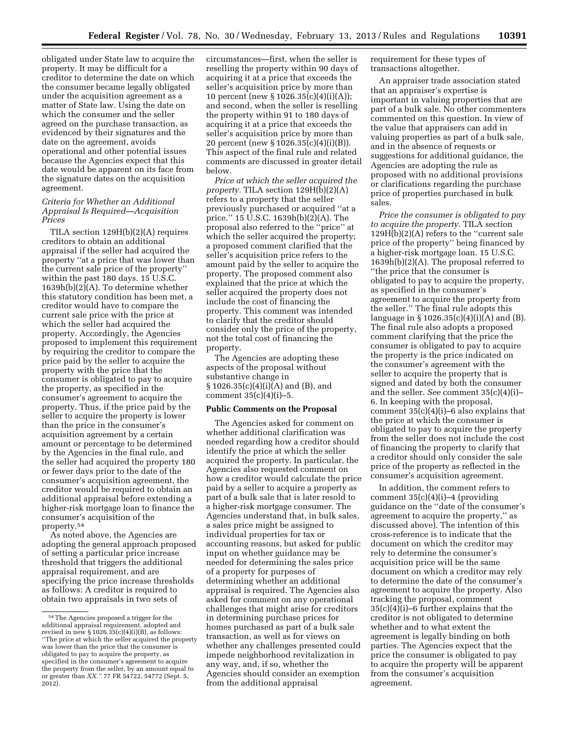obligated under State law to acquire the property. It may be difficult for a creditor to determine the date on which the consumer became legally obligated under the acquisition agreement as a matter of State law. Using the date on which the consumer and the seller agreed on the purchase transaction, as evidenced by their signatures and the date on the agreement, avoids operational and other potential issues because the Agencies expect that this date would be apparent on its face from the signature dates on the acquisition agreement.

*Criteria for Whether an Additional Appraisal Is Required—Acquisition Prices*

TILA section 129H(b)(2)(A) requires creditors to obtain an additional appraisal if the seller had acquired the property ''at a price that was lower than the current sale price of the property'' within the past 180 days. 15 U.S.C. 1639h(b)(2)(A). To determine whether this statutory condition has been met, a creditor would have to compare the current sale price with the price at which the seller had acquired the property. Accordingly, the Agencies proposed to implement this requirement by requiring the creditor to compare the price paid by the seller to acquire the property with the price that the consumer is obligated to pay to acquire the property, as specified in the consumer's agreement to acquire the property. Thus, if the price paid by the seller to acquire the property is lower than the price in the consumer's acquisition agreement by a certain amount or percentage to be determined by the Agencies in the final rule, and the seller had acquired the property 180 or fewer days prior to the date of the consumer's acquisition agreement, the creditor would be required to obtain an additional appraisal before extending a higher-risk mortgage loan to finance the consumer's acquisition of the property.[54]

As noted above, the Agencies are adopting the general approach proposed of setting a particular price increase threshold that triggers the additional appraisal requirement, and are specifying the price increase thresholds as follows: A creditor is required to obtain two appraisals in two sets of circumstances—first, when the seller is reselling the property within 90 days of acquiring it at a price that exceeds the seller's acquisition price by more than 10 percent (new § 1026.35(c)(4)(i)(A)); and second, when the seller is reselling the property within 91 to 180 days of acquiring it at a price that exceeds the seller's acquisition price by more than 20 percent (new § 1026.35(c)(4)(i)(B)). This aspect of the final rule and related comments are discussed in greater detail below.

*Price at which the seller acquired the property.* TILA section 129H(b)(2)(A) refers to a property that the seller previously purchased or acquired ''at a price.'' 15 U.S.C. 1639h(b)(2)(A). The proposal also referred to the ''price'' at which the seller acquired the property; a proposed comment clarified that the seller's acquisition price refers to the amount paid by the seller to acquire the property. The proposed comment also explained that the price at which the seller acquired the property does not include the cost of financing the property. This comment was intended to clarify that the creditor should consider only the price of the property, not the total cost of financing the property.

The Agencies are adopting these aspects of the proposal without substantive change in § 1026.35(c)(4)(i)(A) and (B), and comment 35(c)(4)(i)–5.

**Public Comments on the Proposal**

The Agencies asked for comment on whether additional clarification was needed regarding how a creditor should identify the price at which the seller acquired the property. In particular, the Agencies also requested comment on how a creditor would calculate the price paid by a seller to acquire a property as part of a bulk sale that is later resold to a higher-risk mortgage consumer. The Agencies understand that, in bulk sales, a sales price might be assigned to individual properties for tax or accounting reasons, but asked for public input on whether guidance may be needed for determining the sales price of a property for purposes of determining whether an additional appraisal is required. The Agencies also asked for comment on any operational challenges that might arise for creditors in determining purchase prices for homes purchased as part of a bulk sale transaction, as well as for views on whether any challenges presented could impede neighborhood revitalization in any way, and, if so, whether the Agencies should consider an exemption from the additional appraisal requirement for these types of transactions altogether.

An appraiser trade association stated that an appraiser's expertise is important in valuing properties that are part of a bulk sale. No other commenters commented on this question. In view of the value that appraisers can add in valuing properties as part of a bulk sale, and in the absence of requests or suggestions for additional guidance, the Agencies are adopting the rule as proposed with no additional provisions or clarifications regarding the purchase price of properties purchased in bulk sales.

*Price the consumer is obligated to pay to acquire the property.* TILA section 129H(b)(2)(A) refers to the ''current sale price of the property'' being financed by a higher-risk mortgage loan. 15 U.S.C. 1639h(b)(2)(A). The proposal referred to ''the price that the consumer is obligated to pay to acquire the property, as specified in the consumer's agreement to acquire the property from the seller.'' The final rule adopts this language in § 1026.35(c)(4)(i)(A) and (B). The final rule also adopts a proposed comment clarifying that the price the consumer is obligated to pay to acquire the property is the price indicated on the consumer's agreement with the seller to acquire the property that is signed and dated by both the consumer and the seller. *See* comment 35(c)(4)(i)–6. In keeping with the proposal, comment 35(c)(4)(i)–6 also explains that the price at which the consumer is obligated to pay to acquire the property from the seller does not include the cost of financing the property to clarify that a creditor should only consider the sale price of the property as reflected in the consumer's acquisition agreement.

In addition, the comment refers to comment 35(c)(4)(i)–4 (providing guidance on the ''date of the consumer's agreement to acquire the property,'' as discussed above). The intention of this cross-reference is to indicate that the document on which the creditor may rely to determine the consumer's acquisition price will be the same document on which a creditor may rely to determine the date of the consumer's agreement to acquire the property. Also tracking the proposal, comment 35(c)(4)(i)–6 further explains that the creditor is not obligated to determine whether and to what extent the agreement is legally binding on both parties. The Agencies expect that the price the consumer is obligated to pay to acquire the property will be apparent from the consumer's acquisition agreement.

[54] The Agencies proposed a trigger for the additional appraisal requirement, adopted and revised in new § 1026.35(c)(4)(i)(B), as follows: ''The price at which the seller acquired the property was lower than the price that the consumer is obligated to pay to acquire the property, as specified in the consumer's agreement to acquire the property from the seller, by an amount equal to or greater than *XX.*'' 77 FR 54722, 54772 (Sept. 5, 2012).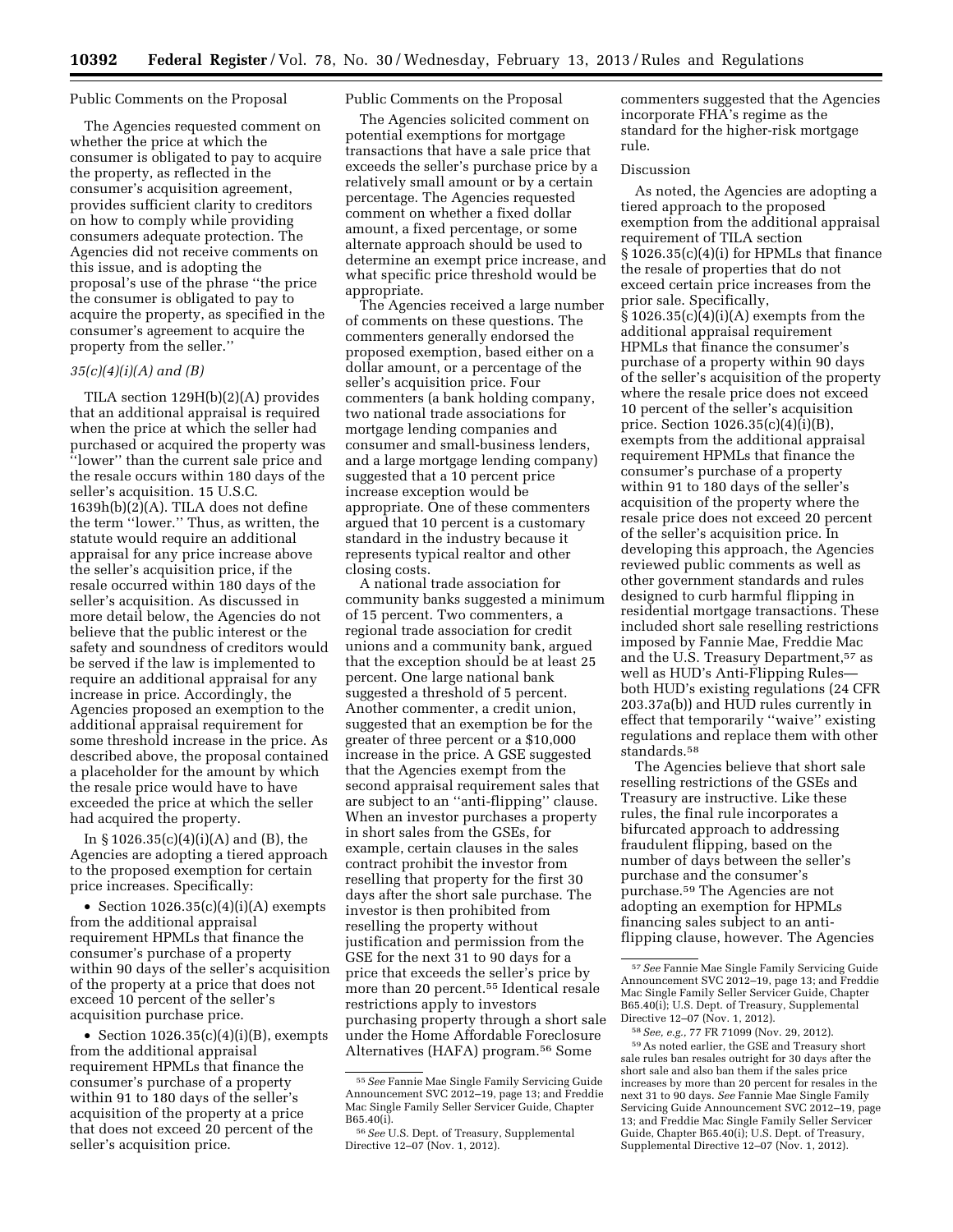Public Comments on the Proposal

The Agencies requested comment on whether the price at which the consumer is obligated to pay to acquire the property, as reflected in the consumer's acquisition agreement, provides sufficient clarity to creditors on how to comply while providing consumers adequate protection. The Agencies did not receive comments on this issue, and is adopting the proposal's use of the phrase ''the price the consumer is obligated to pay to acquire the property, as specified in the consumer's agreement to acquire the property from the seller.''

### *35(c)(4)(i)(A) and (B)*

TILA section 129H(b)(2)(A) provides that an additional appraisal is required when the price at which the seller had purchased or acquired the property was ''lower'' than the current sale price and the resale occurs within 180 days of the seller's acquisition. 15 U.S.C. 1639h(b)(2)(A). TILA does not define the term ''lower.'' Thus, as written, the statute would require an additional appraisal for any price increase above the seller's acquisition price, if the resale occurred within 180 days of the seller's acquisition. As discussed in more detail below, the Agencies do not believe that the public interest or the safety and soundness of creditors would be served if the law is implemented to require an additional appraisal for any increase in price. Accordingly, the Agencies proposed an exemption to the additional appraisal requirement for some threshold increase in the price. As described above, the proposal contained a placeholder for the amount by which the resale price would have to have exceeded the price at which the seller had acquired the property.

In § 1026.35(c)(4)(i)(A) and (B), the Agencies are adopting a tiered approach to the proposed exemption for certain price increases. Specifically:

- Section 1026.35(c)(4)(i)(A) exempts from the additional appraisal requirement HPMLs that finance the consumer's purchase of a property within 90 days of the seller's acquisition of the property at a price that does not exceed 10 percent of the seller's acquisition purchase price.
- Section 1026.35(c)(4)(i)(B), exempts from the additional appraisal requirement HPMLs that finance the consumer's purchase of a property within 91 to 180 days of the seller's acquisition of the property at a price that does not exceed 20 percent of the seller's acquisition price.

Public Comments on the Proposal

The Agencies solicited comment on potential exemptions for mortgage transactions that have a sale price that exceeds the seller's purchase price by a relatively small amount or by a certain percentage. The Agencies requested comment on whether a fixed dollar amount, a fixed percentage, or some alternate approach should be used to determine an exempt price increase, and what specific price threshold would be appropriate.

The Agencies received a large number of comments on these questions. The commenters generally endorsed the proposed exemption, based either on a dollar amount, or a percentage of the seller's acquisition price. Four commenters (a bank holding company, two national trade associations for mortgage lending companies and consumer and small-business lenders, and a large mortgage lending company) suggested that a 10 percent price increase exception would be appropriate. One of these commenters argued that 10 percent is a customary standard in the industry because it represents typical realtor and other closing costs.

A national trade association for community banks suggested a minimum of 15 percent. Two commenters, a regional trade association for credit unions and a community bank, argued that the exception should be at least 25 percent. One large national bank suggested a threshold of 5 percent. Another commenter, a credit union, suggested that an exemption be for the greater of three percent or a $10,000 increase in the price. A GSE suggested that the Agencies exempt from the second appraisal requirement sales that are subject to an ''anti-flipping'' clause. When an investor purchases a property in short sales from the GSEs, for example, certain clauses in the sales contract prohibit the investor from reselling that property for the first 30 days after the short sale purchase. The investor is then prohibited from reselling the property without justification and permission from the GSE for the next 31 to 90 days for a price that exceeds the seller's price by more than 20 percent.[55] Identical resale restrictions apply to investors purchasing property through a short sale under the Home Affordable Foreclosure Alternatives (HAFA) program.[56] Some commenters suggested that the Agencies incorporate FHA's regime as the standard for the higher-risk mortgage rule.

Discussion

As noted, the Agencies are adopting a tiered approach to the proposed exemption from the additional appraisal requirement of TILA section § 1026.35(c)(4)(i) for HPMLs that finance the resale of properties that do not exceed certain price increases from the prior sale. Specifically, § 1026.35(c)(4)(i)(A) exempts from the additional appraisal requirement HPMLs that finance the consumer's purchase of a property within 90 days of the seller's acquisition of the property where the resale price does not exceed 10 percent of the seller's acquisition price. Section 1026.35(c)(4)(i)(B), exempts from the additional appraisal requirement HPMLs that finance the consumer's purchase of a property within 91 to 180 days of the seller's acquisition of the property where the resale price does not exceed 20 percent of the seller's acquisition price. In developing this approach, the Agencies reviewed public comments as well as other government standards and rules designed to curb harmful flipping in residential mortgage transactions. These included short sale reselling restrictions imposed by Fannie Mae, Freddie Mac and the U.S. Treasury Department,[57] as well as HUD's Anti-Flipping Rules—both HUD's existing regulations (24 CFR 203.37a(b)) and HUD rules currently in effect that temporarily ''waive'' existing regulations and replace them with other standards.[58]

The Agencies believe that short sale reselling restrictions of the GSEs and Treasury are instructive. Like these rules, the final rule incorporates a bifurcated approach to addressing fraudulent flipping, based on the number of days between the seller's purchase and the consumer's purchase.[59] The Agencies are not adopting an exemption for HPMLs financing sales subject to an anti-flipping clause, however. The Agencies

---

[55] *See* Fannie Mae Single Family Servicing Guide Announcement SVC 2012–19, page 13; and Freddie Mac Single Family Seller Servicer Guide, Chapter B65.40(i).

[56] *See* U.S. Dept. of Treasury, Supplemental Directive 12–07 (Nov. 1, 2012).

[57] *See* Fannie Mae Single Family Servicing Guide Announcement SVC 2012–19, page 13; and Freddie Mac Single Family Seller Servicer Guide, Chapter B65.40(i); U.S. Dept. of Treasury, Supplemental Directive 12–07 (Nov. 1, 2012).

[58] *See, e.g.,* 77 FR 71099 (Nov. 29, 2012).

[59] As noted earlier, the GSE and Treasury short sale rules ban resales outright for 30 days after the short sale and also ban them if the sales price increases by more than 20 percent for resales in the next 31 to 90 days. *See* Fannie Mae Single Family Servicing Guide Announcement SVC 2012–19, page 13; and Freddie Mac Single Family Seller Servicer Guide, Chapter B65.40(i); U.S. Dept. of Treasury, Supplemental Directive 12–07 (Nov. 1, 2012).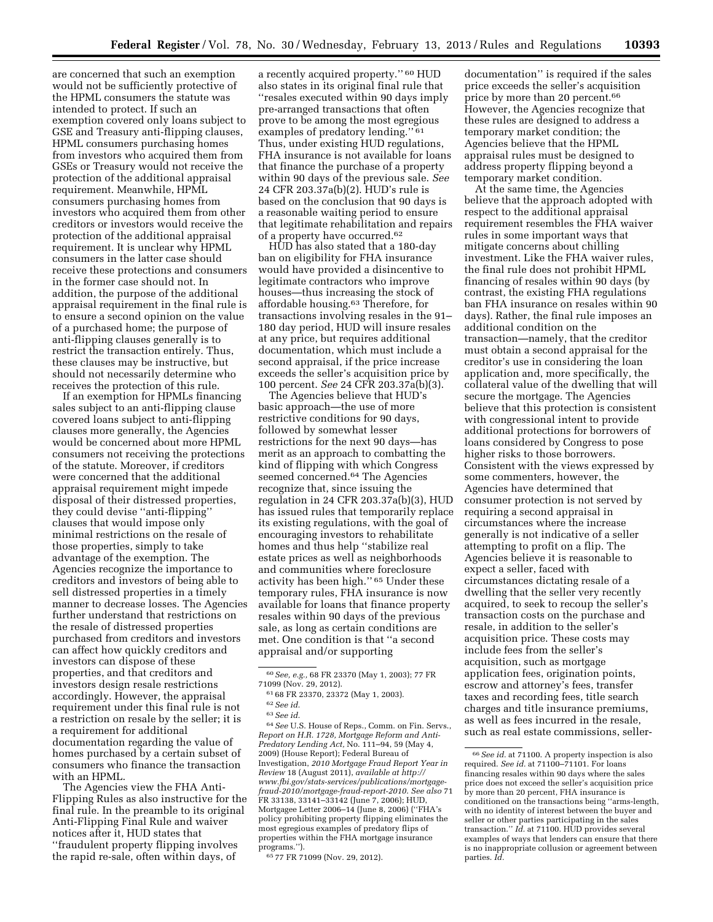are concerned that such an exemption would not be sufficiently protective of the HPML consumers the statute was intended to protect. If such an exemption covered only loans subject to GSE and Treasury anti-flipping clauses, HPML consumers purchasing homes from investors who acquired them from GSEs or Treasury would not receive the protection of the additional appraisal requirement. Meanwhile, HPML consumers purchasing homes from investors who acquired them from other creditors or investors would receive the protection of the additional appraisal requirement. It is unclear why HPML consumers in the latter case should receive these protections and consumers in the former case should not. In addition, the purpose of the additional appraisal requirement in the final rule is to ensure a second opinion on the value of a purchased home; the purpose of anti-flipping clauses generally is to restrict the transaction entirely. Thus, these clauses may be instructive, but should not necessarily determine who receives the protection of this rule.

If an exemption for HPMLs financing sales subject to an anti-flipping clause covered loans subject to anti-flipping clauses more generally, the Agencies would be concerned about more HPML consumers not receiving the protections of the statute. Moreover, if creditors were concerned that the additional appraisal requirement might impede disposal of their distressed properties, they could devise "anti-flipping" clauses that would impose only minimal restrictions on the resale of those properties, simply to take advantage of the exemption. The Agencies recognize the importance to creditors and investors of being able to sell distressed properties in a timely manner to decrease losses. The Agencies further understand that restrictions on the resale of distressed properties purchased from creditors and investors can affect how quickly creditors and investors can dispose of these properties, and that creditors and investors design resale restrictions accordingly. However, the appraisal requirement under this final rule is not a restriction on resale by the seller; it is a requirement for additional documentation regarding the value of homes purchased by a certain subset of consumers who finance the transaction with an HPML.

The Agencies view the FHA Anti-Flipping Rules as also instructive for the final rule. In the preamble to its original Anti-Flipping Final Rule and waiver notices after it, HUD states that "fraudulent property flipping involves the rapid re-sale, often within days, of a recently acquired property." [60] HUD also states in its original final rule that "resales executed within 90 days imply pre-arranged transactions that often prove to be among the most egregious examples of predatory lending." [61] Thus, under existing HUD regulations, FHA insurance is not available for loans that finance the purchase of a property within 90 days of the previous sale. *See* 24 CFR 203.37a(b)(2). HUD's rule is based on the conclusion that 90 days is a reasonable waiting period to ensure that legitimate rehabilitation and repairs of a property have occurred.[62]

HUD has also stated that a 180-day ban on eligibility for FHA insurance would have provided a disincentive to legitimate contractors who improve houses—thus increasing the stock of affordable housing.[63] Therefore, for transactions involving resales in the 91–180 day period, HUD will insure resales at any price, but requires additional documentation, which must include a second appraisal, if the price increase exceeds the seller's acquisition price by 100 percent. *See* 24 CFR 203.37a(b)(3).

The Agencies believe that HUD's basic approach—the use of more restrictive conditions for 90 days, followed by somewhat lesser restrictions for the next 90 days—has merit as an approach to combatting the kind of flipping with which Congress seemed concerned.[64] The Agencies recognize that, since issuing the regulation in 24 CFR 203.37a(b)(3), HUD has issued rules that temporarily replace its existing regulations, with the goal of encouraging investors to rehabilitate homes and thus help "stabilize real estate prices as well as neighborhoods and communities where foreclosure activity has been high." [65] Under these temporary rules, FHA insurance is now available for loans that finance property resales within 90 days of the previous sale, as long as certain conditions are met. One condition is that "a second appraisal and/or supporting documentation" is required if the sales price exceeds the seller's acquisition price by more than 20 percent.[66] However, the Agencies recognize that these rules are designed to address a temporary market condition; the Agencies believe that the HPML appraisal rules must be designed to address property flipping beyond a temporary market condition.

At the same time, the Agencies believe that the approach adopted with respect to the additional appraisal requirement resembles the FHA waiver rules in some important ways that mitigate concerns about chilling investment. Like the FHA waiver rules, the final rule does not prohibit HPML financing of resales within 90 days (by contrast, the existing FHA regulations ban FHA insurance on resales within 90 days). Rather, the final rule imposes an additional condition on the transaction—namely, that the creditor must obtain a second appraisal for the creditor's use in considering the loan application and, more specifically, the collateral value of the dwelling that will secure the mortgage. The Agencies believe that this protection is consistent with congressional intent to provide additional protections for borrowers of loans considered by Congress to pose higher risks to those borrowers. Consistent with the views expressed by some commenters, however, the Agencies have determined that consumer protection is not served by requiring a second appraisal in circumstances where the increase generally is not indicative of a seller attempting to profit on a flip. The Agencies believe it is reasonable to expect a seller, faced with circumstances dictating resale of a dwelling that the seller very recently acquired, to seek to recoup the seller's transaction costs on the purchase and resale, in addition to the seller's acquisition price. These costs may include fees from the seller's acquisition, such as mortgage application fees, origination points, escrow and attorney's fees, transfer taxes and recording fees, title search charges and title insurance premiums, as well as fees incurred in the resale, such as real estate commissions, seller-

---

[60] *See, e.g.,* 68 FR 23370 (May 1, 2003); 77 FR 71099 (Nov. 29, 2012).

[61] 68 FR 23370, 23372 (May 1, 2003).

[62] *See id.*

[63] *See id.*

[64] *See* U.S. House of Reps., Comm. on Fin. Servs., *Report on H.R. 1728, Mortgage Reform and Anti-Predatory Lending Act,* No. 111–94, 59 (May 4, 2009) (House Report); Federal Bureau of Investigation, *2010 Mortgage Fraud Report Year in Review* 18 (August 2011), *available at http://www.fbi.gov/stats-services/publications/mortgage-fraud-2010/mortgage-fraud-report-2010. See also* 71 FR 33138, 33141–33142 (June 7, 2006); HUD, Mortgagee Letter 2006–14 (June 8, 2006) ("FHA's policy prohibiting property flipping eliminates the most egregious examples of predatory flips of properties within the FHA mortgage insurance programs.").

[65] 77 FR 71099 (Nov. 29, 2012).

[66] *See id.* at 71100. A property inspection is also required. *See id.* at 71100–71101. For loans financing resales within 90 days where the sales price does not exceed the seller's acquisition price by more than 20 percent, FHA insurance is conditioned on the transactions being "arms-length, with no identity of interest between the buyer and seller or other parties participating in the sales transaction." *Id.* at 71100. HUD provides several examples of ways that lenders can ensure that there is no inappropriate collusion or agreement between parties. *Id.*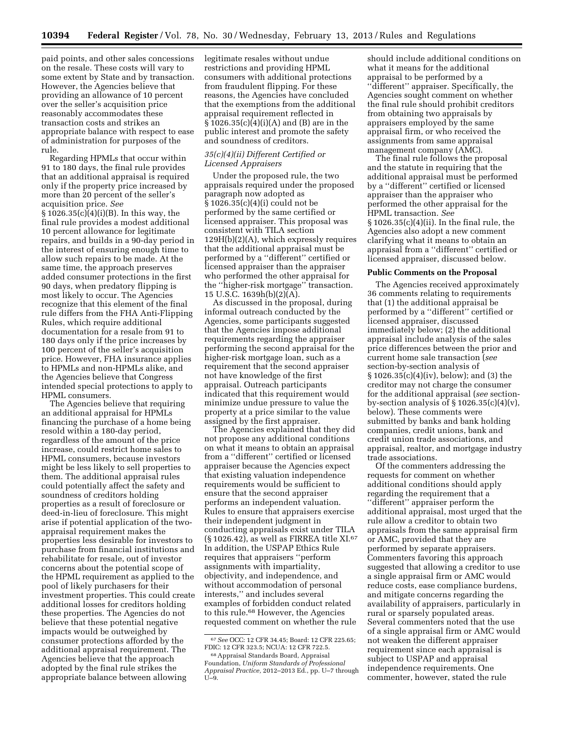paid points, and other sales concessions on the resale. These costs will vary to some extent by State and by transaction. However, the Agencies believe that providing an allowance of 10 percent over the seller's acquisition price reasonably accommodates these transaction costs and strikes an appropriate balance with respect to ease of administration for purposes of the rule.

Regarding HPMLs that occur within 91 to 180 days, the final rule provides that an additional appraisal is required only if the property price increased by more than 20 percent of the seller's acquisition price. *See* § 1026.35(c)(4)(i)(B). In this way, the final rule provides a modest additional 10 percent allowance for legitimate repairs, and builds in a 90-day period in the interest of ensuring enough time to allow such repairs to be made. At the same time, the approach preserves added consumer protections in the first 90 days, when predatory flipping is most likely to occur. The Agencies recognize that this element of the final rule differs from the FHA Anti-Flipping Rules, which require additional documentation for a resale from 91 to 180 days only if the price increases by 100 percent of the seller's acquisition price. However, FHA insurance applies to HPMLs and non-HPMLs alike, and the Agencies believe that Congress intended special protections to apply to HPML consumers.

The Agencies believe that requiring an additional appraisal for HPMLs financing the purchase of a home being resold within a 180-day period, regardless of the amount of the price increase, could restrict home sales to HPML consumers, because investors might be less likely to sell properties to them. The additional appraisal rules could potentially affect the safety and soundness of creditors holding properties as a result of foreclosure or deed-in-lieu of foreclosure. This might arise if potential application of the two-appraisal requirement makes the properties less desirable for investors to purchase from financial institutions and rehabilitate for resale, out of investor concerns about the potential scope of the HPML requirement as applied to the pool of likely purchasers for their investment properties. This could create additional losses for creditors holding these properties. The Agencies do not believe that these potential negative impacts would be outweighed by consumer protections afforded by the additional appraisal requirement. The Agencies believe that the approach adopted by the final rule strikes the appropriate balance between allowing legitimate resales without undue restrictions and providing HPML consumers with additional protections from fraudulent flipping. For these reasons, the Agencies have concluded that the exemptions from the additional appraisal requirement reflected in § 1026.35(c)(4)(i)(A) and (B) are in the public interest and promote the safety and soundness of creditors.

### *35(c)(4)(ii) Different Certified or Licensed Appraisers*

Under the proposed rule, the two appraisals required under the proposed paragraph now adopted as § 1026.35(c)(4)(i) could not be performed by the same certified or licensed appraiser. This proposal was consistent with TILA section 129H(b)(2)(A), which expressly requires that the additional appraisal must be performed by a ''different'' certified or licensed appraiser than the appraiser who performed the other appraisal for the ''higher-risk mortgage'' transaction. 15 U.S.C. 1639h(b)(2)(A).

As discussed in the proposal, during informal outreach conducted by the Agencies, some participants suggested that the Agencies impose additional requirements regarding the appraiser performing the second appraisal for the higher-risk mortgage loan, such as a requirement that the second appraiser not have knowledge of the first appraisal. Outreach participants indicated that this requirement would minimize undue pressure to value the property at a price similar to the value assigned by the first appraiser.

The Agencies explained that they did not propose any additional conditions on what it means to obtain an appraisal from a ''different'' certified or licensed appraiser because the Agencies expect that existing valuation independence requirements would be sufficient to ensure that the second appraiser performs an independent valuation. Rules to ensure that appraisers exercise their independent judgment in conducting appraisals exist under TILA (§ 1026.42), as well as FIRREA title XI.[67] In addition, the USPAP Ethics Rule requires that appraisers ''perform assignments with impartiality, objectivity, and independence, and without accommodation of personal interests,'' and includes several examples of forbidden conduct related to this rule.[68] However, the Agencies requested comment on whether the rule should include additional conditions on what it means for the additional appraisal to be performed by a ''different'' appraiser. Specifically, the Agencies sought comment on whether the final rule should prohibit creditors from obtaining two appraisals by appraisers employed by the same appraisal firm, or who received the assignments from same appraisal management company (AMC).

The final rule follows the proposal and the statute in requiring that the additional appraisal must be performed by a ''different'' certified or licensed appraiser than the appraiser who performed the other appraisal for the HPML transaction. *See* § 1026.35(c)(4)(ii). In the final rule, the Agencies also adopt a new comment clarifying what it means to obtain an appraisal from a ''different'' certified or licensed appraiser, discussed below.

**Public Comments on the Proposal**

The Agencies received approximately 36 comments relating to requirements that (1) the additional appraisal be performed by a ''different'' certified or licensed appraiser, discussed immediately below; (2) the additional appraisal include analysis of the sales price differences between the prior and current home sale transaction (*see* section-by-section analysis of § 1026.35(c)(4)(iv), below); and (3) the creditor may not charge the consumer for the additional appraisal (*see* section-by-section analysis of § 1026.35(c)(4)(v), below). These comments were submitted by banks and bank holding companies, credit unions, bank and credit union trade associations, and appraisal, realtor, and mortgage industry trade associations.

Of the commenters addressing the requests for comment on whether additional conditions should apply regarding the requirement that a ''different'' appraiser perform the additional appraisal, most urged that the rule allow a creditor to obtain two appraisals from the same appraisal firm or AMC, provided that they are performed by separate appraisers. Commenters favoring this approach suggested that allowing a creditor to use a single appraisal firm or AMC would reduce costs, ease compliance burdens, and mitigate concerns regarding the availability of appraisers, particularly in rural or sparsely populated areas. Several commenters noted that the use of a single appraisal firm or AMC would not weaken the different appraiser requirement since each appraisal is subject to USPAP and appraisal independence requirements. One commenter, however, stated the rule

[67] *See* OCC: 12 CFR 34.45; Board: 12 CFR 225.65; FDIC: 12 CFR 323.5; NCUA: 12 CFR 722.5.

[68] Appraisal Standards Board, Appraisal Foundation, *Uniform Standards of Professional Appraisal Practice,* 2012–2013 Ed., pp. U–7 through U–9.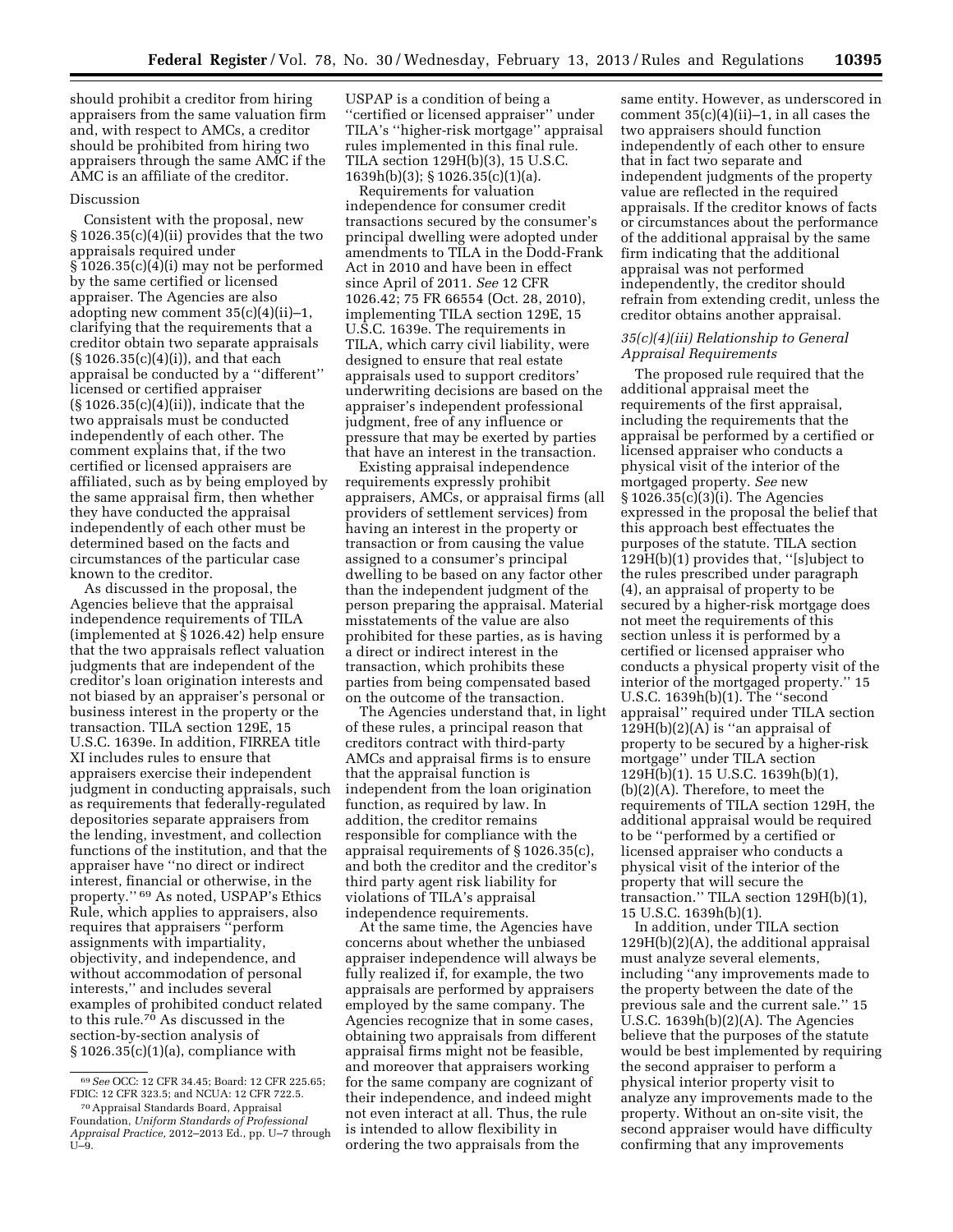should prohibit a creditor from hiring appraisers from the same valuation firm and, with respect to AMCs, a creditor should be prohibited from hiring two appraisers through the same AMC if the AMC is an affiliate of the creditor.

Discussion

Consistent with the proposal, new § 1026.35(c)(4)(ii) provides that the two appraisals required under § 1026.35(c)(4)(i) may not be performed by the same certified or licensed appraiser. The Agencies are also adopting new comment 35(c)(4)(ii)–1, clarifying that the requirements that a creditor obtain two separate appraisals (§ 1026.35(c)(4)(i)), and that each appraisal be conducted by a ''different'' licensed or certified appraiser (§ 1026.35(c)(4)(ii)), indicate that the two appraisals must be conducted independently of each other. The comment explains that, if the two certified or licensed appraisers are affiliated, such as by being employed by the same appraisal firm, then whether they have conducted the appraisal independently of each other must be determined based on the facts and circumstances of the particular case known to the creditor.

As discussed in the proposal, the Agencies believe that the appraisal independence requirements of TILA (implemented at § 1026.42) help ensure that the two appraisals reflect valuation judgments that are independent of the creditor's loan origination interests and not biased by an appraiser's personal or business interest in the property or the transaction. TILA section 129E, 15 U.S.C. 1639e. In addition, FIRREA title XI includes rules to ensure that appraisers exercise their independent judgment in conducting appraisals, such as requirements that federally-regulated depositories separate appraisers from the lending, investment, and collection functions of the institution, and that the appraiser have ''no direct or indirect interest, financial or otherwise, in the property.''[69] As noted, USPAP's Ethics Rule, which applies to appraisers, also requires that appraisers ''perform assignments with impartiality, objectivity, and independence, and without accommodation of personal interests,'' and includes several examples of prohibited conduct related to this rule.[70] As discussed in the section-by-section analysis of § 1026.35(c)(1)(a), compliance with USPAP is a condition of being a ''certified or licensed appraiser'' under TILA's ''higher-risk mortgage'' appraisal rules implemented in this final rule. TILA section 129H(b)(3), 15 U.S.C. 1639h(b)(3); § 1026.35(c)(1)(a).

Requirements for valuation independence for consumer credit transactions secured by the consumer's principal dwelling were adopted under amendments to TILA in the Dodd-Frank Act in 2010 and have been in effect since April of 2011. *See* 12 CFR 1026.42; 75 FR 66554 (Oct. 28, 2010), implementing TILA section 129E, 15 U.S.C. 1639e. The requirements in TILA, which carry civil liability, were designed to ensure that real estate appraisals used to support creditors' underwriting decisions are based on the appraiser's independent professional judgment, free of any influence or pressure that may be exerted by parties that have an interest in the transaction.

Existing appraisal independence requirements expressly prohibit appraisers, AMCs, or appraisal firms (all providers of settlement services) from having an interest in the property or transaction or from causing the value assigned to a consumer's principal dwelling to be based on any factor other than the independent judgment of the person preparing the appraisal. Material misstatements of the value are also prohibited for these parties, as is having a direct or indirect interest in the transaction, which prohibits these parties from being compensated based on the outcome of the transaction.

The Agencies understand that, in light of these rules, a principal reason that creditors contract with third-party AMCs and appraisal firms is to ensure that the appraisal function is independent from the loan origination function, as required by law. In addition, the creditor remains responsible for compliance with the appraisal requirements of § 1026.35(c), and both the creditor and the creditor's third party agent risk liability for violations of TILA's appraisal independence requirements.

At the same time, the Agencies have concerns about whether the unbiased appraiser independence will always be fully realized if, for example, the two appraisals are performed by appraisers employed by the same company. The Agencies recognize that in some cases, obtaining two appraisals from different appraisal firms might not be feasible, and moreover that appraisers working for the same company are cognizant of their independence, and indeed might not even interact at all. Thus, the rule is intended to allow flexibility in ordering the two appraisals from the same entity. However, as underscored in comment 35(c)(4)(ii)–1, in all cases the two appraisers should function independently of each other to ensure that in fact two separate and independent judgments of the property value are reflected in the required appraisals. If the creditor knows of facts or circumstances about the performance of the additional appraisal by the same firm indicating that the additional appraisal was not performed independently, the creditor should refrain from extending credit, unless the creditor obtains another appraisal.

### *35(c)(4)(iii) Relationship to General Appraisal Requirements*

The proposed rule required that the additional appraisal meet the requirements of the first appraisal, including the requirements that the appraisal be performed by a certified or licensed appraiser who conducts a physical visit of the interior of the mortgaged property. *See* new § 1026.35(c)(3)(i). The Agencies expressed in the proposal the belief that this approach best effectuates the purposes of the statute. TILA section 129H(b)(1) provides that, ''[s]ubject to the rules prescribed under paragraph (4), an appraisal of property to be secured by a higher-risk mortgage does not meet the requirements of this section unless it is performed by a certified or licensed appraiser who conducts a physical property visit of the interior of the mortgaged property.'' 15 U.S.C. 1639h(b)(1). The ''second appraisal'' required under TILA section 129H(b)(2)(A) is ''an appraisal of property to be secured by a higher-risk mortgage'' under TILA section 129H(b)(1). 15 U.S.C. 1639h(b)(1), (b)(2)(A). Therefore, to meet the requirements of TILA section 129H, the additional appraisal would be required to be ''performed by a certified or licensed appraiser who conducts a physical visit of the interior of the property that will secure the transaction.'' TILA section 129H(b)(1), 15 U.S.C. 1639h(b)(1).

In addition, under TILA section 129H(b)(2)(A), the additional appraisal must analyze several elements, including ''any improvements made to the property between the date of the previous sale and the current sale.'' 15 U.S.C. 1639h(b)(2)(A). The Agencies believe that the purposes of the statute would be best implemented by requiring the second appraiser to perform a physical interior property visit to analyze any improvements made to the property. Without an on-site visit, the second appraiser would have difficulty confirming that any improvements

---

[69] *See* OCC: 12 CFR 34.45; Board: 12 CFR 225.65; FDIC: 12 CFR 323.5; and NCUA: 12 CFR 722.5.

[70] Appraisal Standards Board, Appraisal Foundation, *Uniform Standards of Professional Appraisal Practice,* 2012–2013 Ed., pp. U–7 through U–9.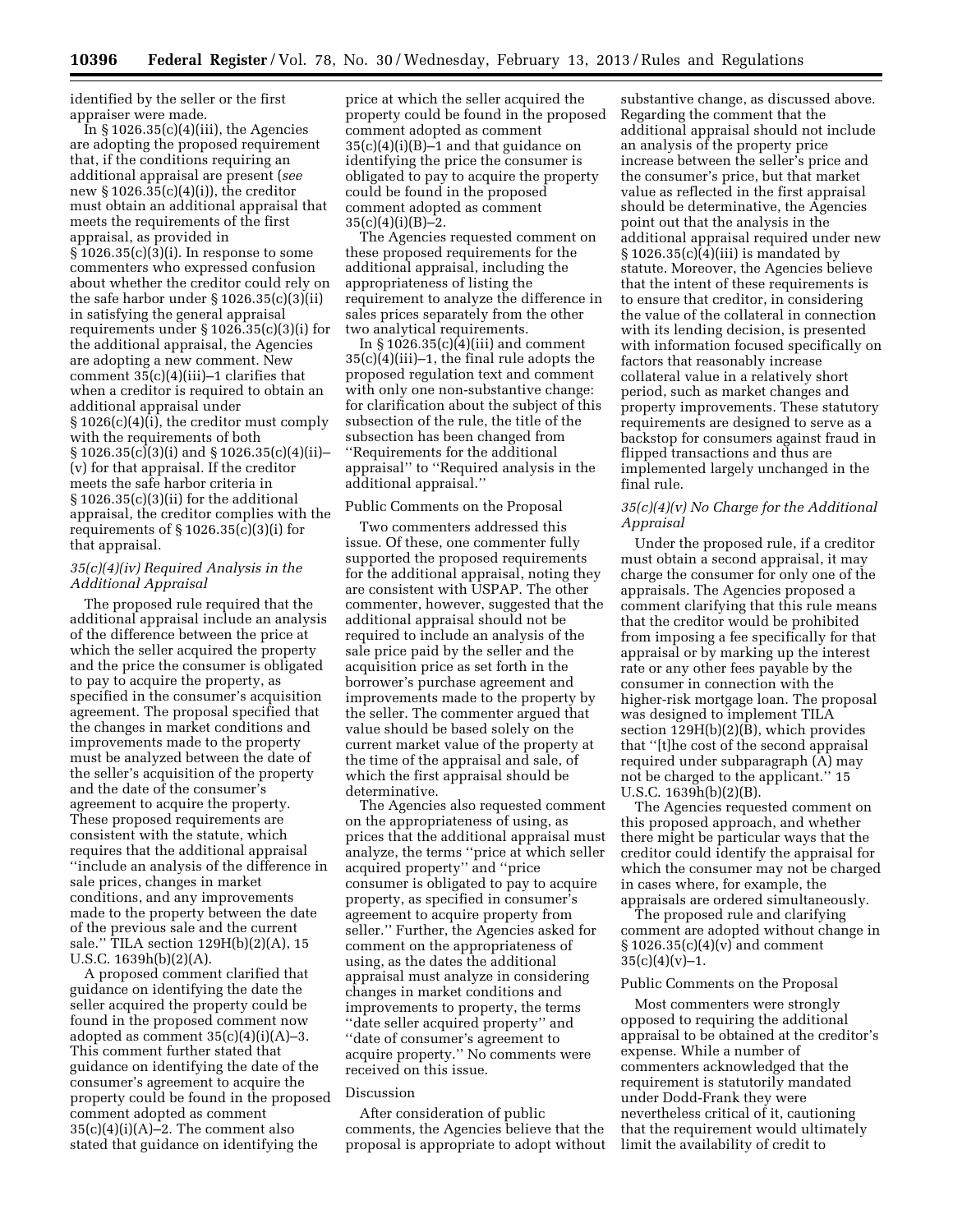identified by the seller or the first appraiser were made.

In § 1026.35(c)(4)(iii), the Agencies are adopting the proposed requirement that, if the conditions requiring an additional appraisal are present (*see* new § 1026.35(c)(4)(i)), the creditor must obtain an additional appraisal that meets the requirements of the first appraisal, as provided in § 1026.35(c)(3)(i). In response to some commenters who expressed confusion about whether the creditor could rely on the safe harbor under § 1026.35(c)(3)(ii) in satisfying the general appraisal requirements under § 1026.35(c)(3)(i) for the additional appraisal, the Agencies are adopting a new comment. New comment 35(c)(4)(iii)–1 clarifies that when a creditor is required to obtain an additional appraisal under § 1026(c)(4)(i), the creditor must comply with the requirements of both § 1026.35(c)(3)(i) and § 1026.35(c)(4)(ii)–(v) for that appraisal. If the creditor meets the safe harbor criteria in § 1026.35(c)(3)(ii) for the additional appraisal, the creditor complies with the requirements of § 1026.35(c)(3)(i) for that appraisal.

### *35(c)(4)(iv) Required Analysis in the Additional Appraisal*

The proposed rule required that the additional appraisal include an analysis of the difference between the price at which the seller acquired the property and the price the consumer is obligated to pay to acquire the property, as specified in the consumer's acquisition agreement. The proposal specified that the changes in market conditions and improvements made to the property must be analyzed between the date of the seller's acquisition of the property and the date of the consumer's agreement to acquire the property. These proposed requirements are consistent with the statute, which requires that the additional appraisal ''include an analysis of the difference in sale prices, changes in market conditions, and any improvements made to the property between the date of the previous sale and the current sale.'' TILA section 129H(b)(2)(A), 15 U.S.C. 1639h(b)(2)(A).

A proposed comment clarified that guidance on identifying the date the seller acquired the property could be found in the proposed comment now adopted as comment 35(c)(4)(i)(A)–3. This comment further stated that guidance on identifying the date of the consumer's agreement to acquire the property could be found in the proposed comment adopted as comment 35(c)(4)(i)(A)–2. The comment also stated that guidance on identifying the price at which the seller acquired the property could be found in the proposed comment adopted as comment 35(c)(4)(i)(B)–1 and that guidance on identifying the price the consumer is obligated to pay to acquire the property could be found in the proposed comment adopted as comment 35(c)(4)(i)(B)–2.

The Agencies requested comment on these proposed requirements for the additional appraisal, including the appropriateness of listing the requirement to analyze the difference in sales prices separately from the other two analytical requirements.

In § 1026.35(c)(4)(iii) and comment 35(c)(4)(iii)–1, the final rule adopts the proposed regulation text and comment with only one non-substantive change: for clarification about the subject of this subsection of the rule, the title of the subsection has been changed from ''Requirements for the additional appraisal'' to ''Required analysis in the additional appraisal.''

Public Comments on the Proposal

Two commenters addressed this issue. Of these, one commenter fully supported the proposed requirements for the additional appraisal, noting they are consistent with USPAP. The other commenter, however, suggested that the additional appraisal should not be required to include an analysis of the sale price paid by the seller and the acquisition price as set forth in the borrower's purchase agreement and improvements made to the property by the seller. The commenter argued that value should be based solely on the current market value of the property at the time of the appraisal and sale, of which the first appraisal should be determinative.

The Agencies also requested comment on the appropriateness of using, as prices that the additional appraisal must analyze, the terms ''price at which seller acquired property'' and ''price consumer is obligated to pay to acquire property, as specified in consumer's agreement to acquire property from seller.'' Further, the Agencies asked for comment on the appropriateness of using, as the dates the additional appraisal must analyze in considering changes in market conditions and improvements to property, the terms ''date seller acquired property'' and ''date of consumer's agreement to acquire property.'' No comments were received on this issue.

Discussion

After consideration of public comments, the Agencies believe that the proposal is appropriate to adopt without substantive change, as discussed above. Regarding the comment that the additional appraisal should not include an analysis of the property price increase between the seller's price and the consumer's price, but that market value as reflected in the first appraisal should be determinative, the Agencies point out that the analysis in the additional appraisal required under new § 1026.35(c)(4)(iii) is mandated by statute. Moreover, the Agencies believe that the intent of these requirements is to ensure that creditor, in considering the value of the collateral in connection with its lending decision, is presented with information focused specifically on factors that reasonably increase collateral value in a relatively short period, such as market changes and property improvements. These statutory requirements are designed to serve as a backstop for consumers against fraud in flipped transactions and thus are implemented largely unchanged in the final rule.

### *35(c)(4)(v) No Charge for the Additional Appraisal*

Under the proposed rule, if a creditor must obtain a second appraisal, it may charge the consumer for only one of the appraisals. The Agencies proposed a comment clarifying that this rule means that the creditor would be prohibited from imposing a fee specifically for that appraisal or by marking up the interest rate or any other fees payable by the consumer in connection with the higher-risk mortgage loan. The proposal was designed to implement TILA section 129H(b)(2)(B), which provides that ''[t]he cost of the second appraisal required under subparagraph (A) may not be charged to the applicant.'' 15 U.S.C. 1639h(b)(2)(B).

The Agencies requested comment on this proposed approach, and whether there might be particular ways that the creditor could identify the appraisal for which the consumer may not be charged in cases where, for example, the appraisals are ordered simultaneously.

The proposed rule and clarifying comment are adopted without change in § 1026.35(c)(4)(v) and comment 35(c)(4)(v)–1.

Public Comments on the Proposal

Most commenters were strongly opposed to requiring the additional appraisal to be obtained at the creditor's expense. While a number of commenters acknowledged that the requirement is statutorily mandated under Dodd-Frank they were nevertheless critical of it, cautioning that the requirement would ultimately limit the availability of credit to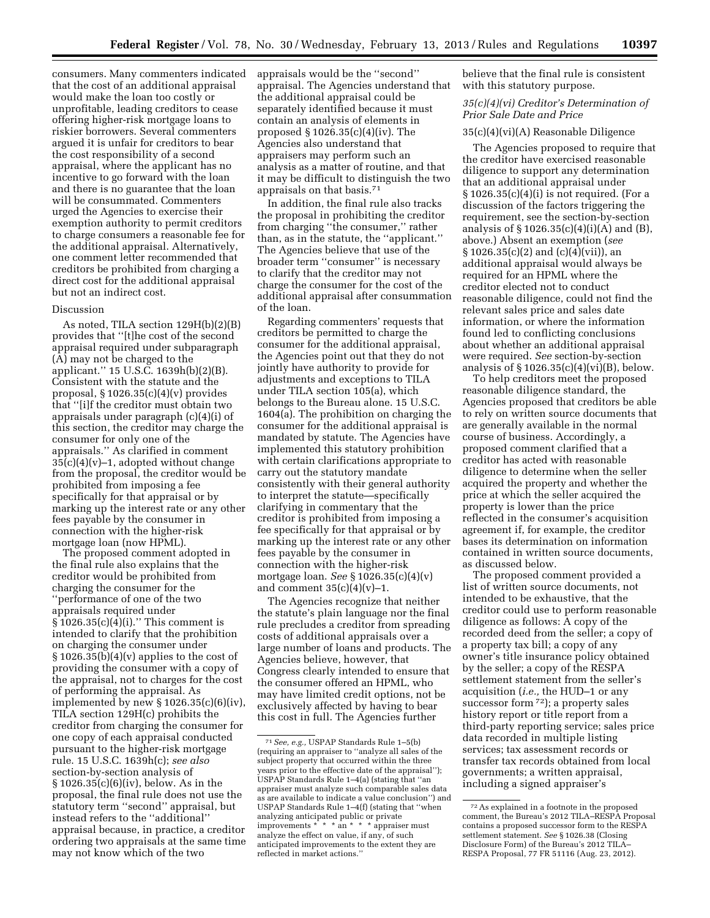consumers. Many commenters indicated that the cost of an additional appraisal would make the loan too costly or unprofitable, leading creditors to cease offering higher-risk mortgage loans to riskier borrowers. Several commenters argued it is unfair for creditors to bear the cost responsibility of a second appraisal, where the applicant has no incentive to go forward with the loan and there is no guarantee that the loan will be consummated. Commenters urged the Agencies to exercise their exemption authority to permit creditors to charge consumers a reasonable fee for the additional appraisal. Alternatively, one comment letter recommended that creditors be prohibited from charging a direct cost for the additional appraisal but not an indirect cost.

Discussion

As noted, TILA section 129H(b)(2)(B) provides that ''[t]he cost of the second appraisal required under subparagraph (A) may not be charged to the applicant.'' 15 U.S.C. 1639h(b)(2)(B). Consistent with the statute and the proposal, § 1026.35(c)(4)(v) provides that ''[i]f the creditor must obtain two appraisals under paragraph (c)(4)(i) of this section, the creditor may charge the consumer for only one of the appraisals.'' As clarified in comment 35(c)(4)(v)–1, adopted without change from the proposal, the creditor would be prohibited from imposing a fee specifically for that appraisal or by marking up the interest rate or any other fees payable by the consumer in connection with the higher-risk mortgage loan (now HPML).

The proposed comment adopted in the final rule also explains that the creditor would be prohibited from charging the consumer for the ''performance of one of the two appraisals required under § 1026.35(c)(4)(i).'' This comment is intended to clarify that the prohibition on charging the consumer under § 1026.35(b)(4)(v) applies to the cost of providing the consumer with a copy of the appraisal, not to charges for the cost of performing the appraisal. As implemented by new § 1026.35(c)(6)(iv), TILA section 129H(c) prohibits the creditor from charging the consumer for one copy of each appraisal conducted pursuant to the higher-risk mortgage rule. 15 U.S.C. 1639h(c); *see also* section-by-section analysis of § 1026.35(c)(6)(iv), below. As in the proposal, the final rule does not use the statutory term ''second'' appraisal, but instead refers to the ''additional'' appraisal because, in practice, a creditor ordering two appraisals at the same time may not know which of the two appraisals would be the ''second'' appraisal. The Agencies understand that the additional appraisal could be separately identified because it must contain an analysis of elements in proposed § 1026.35(c)(4)(iv). The Agencies also understand that appraisers may perform such an analysis as a matter of routine, and that it may be difficult to distinguish the two appraisals on that basis.[71]

In addition, the final rule also tracks the proposal in prohibiting the creditor from charging ''the consumer,'' rather than, as in the statute, the ''applicant.'' The Agencies believe that use of the broader term ''consumer'' is necessary to clarify that the creditor may not charge the consumer for the cost of the additional appraisal after consummation of the loan.

Regarding commenters' requests that creditors be permitted to charge the consumer for the additional appraisal, the Agencies point out that they do not jointly have authority to provide for adjustments and exceptions to TILA under TILA section 105(a), which belongs to the Bureau alone. 15 U.S.C. 1604(a). The prohibition on charging the consumer for the additional appraisal is mandated by statute. The Agencies have implemented this statutory prohibition with certain clarifications appropriate to carry out the statutory mandate consistently with their general authority to interpret the statute—specifically clarifying in commentary that the creditor is prohibited from imposing a fee specifically for that appraisal or by marking up the interest rate or any other fees payable by the consumer in connection with the higher-risk mortgage loan. *See* § 1026.35(c)(4)(v) and comment 35(c)(4)(v)–1.

The Agencies recognize that neither the statute's plain language nor the final rule precludes a creditor from spreading costs of additional appraisals over a large number of loans and products. The Agencies believe, however, that Congress clearly intended to ensure that the consumer offered an HPML, who may have limited credit options, not be exclusively affected by having to bear this cost in full. The Agencies further believe that the final rule is consistent with this statutory purpose.

### *35(c)(4)(vi) Creditor's Determination of Prior Sale Date and Price*

35(c)(4)(vi)(A) Reasonable Diligence

The Agencies proposed to require that the creditor have exercised reasonable diligence to support any determination that an additional appraisal under § 1026.35(c)(4)(i) is not required. (For a discussion of the factors triggering the requirement, see the section-by-section analysis of § 1026.35(c)(4)(i)(A) and (B), above.) Absent an exemption (*see* § 1026.35(c)(2) and (c)(4)(vii)), an additional appraisal would always be required for an HPML where the creditor elected not to conduct reasonable diligence, could not find the relevant sales price and sales date information, or where the information found led to conflicting conclusions about whether an additional appraisal were required. *See* section-by-section analysis of § 1026.35(c)(4)(vi)(B), below.

To help creditors meet the proposed reasonable diligence standard, the Agencies proposed that creditors be able to rely on written source documents that are generally available in the normal course of business. Accordingly, a proposed comment clarified that a creditor has acted with reasonable diligence to determine when the seller acquired the property and whether the price at which the seller acquired the property is lower than the price reflected in the consumer's acquisition agreement if, for example, the creditor bases its determination on information contained in written source documents, as discussed below.

The proposed comment provided a list of written source documents, not intended to be exhaustive, that the creditor could use to perform reasonable diligence as follows: A copy of the recorded deed from the seller; a copy of a property tax bill; a copy of any owner's title insurance policy obtained by the seller; a copy of the RESPA settlement statement from the seller's acquisition (*i.e.,* the HUD–1 or any successor form[72]); a property sales history report or title report from a third-party reporting service; sales price data recorded in multiple listing services; tax assessment records or transfer tax records obtained from local governments; a written appraisal, including a signed appraiser's

[71] *See, e.g.,* USPAP Standards Rule 1–5(b) (requiring an appraiser to ''analyze all sales of the subject property that occurred within the three years prior to the effective date of the appraisal''); USPAP Standards Rule 1–4(a) (stating that ''an appraiser must analyze such comparable sales data as are available to indicate a value conclusion'') and USPAP Standards Rule 1–4(f) (stating that ''when analyzing anticipated public or private improvements * * * an * * * appraiser must analyze the effect on value, if any, of such anticipated improvements to the extent they are reflected in market actions.''

[72] As explained in a footnote in the proposed comment, the Bureau's 2012 TILA–RESPA Proposal contains a proposed successor form to the RESPA settlement statement. *See* § 1026.38 (Closing Disclosure Form) of the Bureau's 2012 TILA–RESPA Proposal, 77 FR 51116 (Aug. 23, 2012).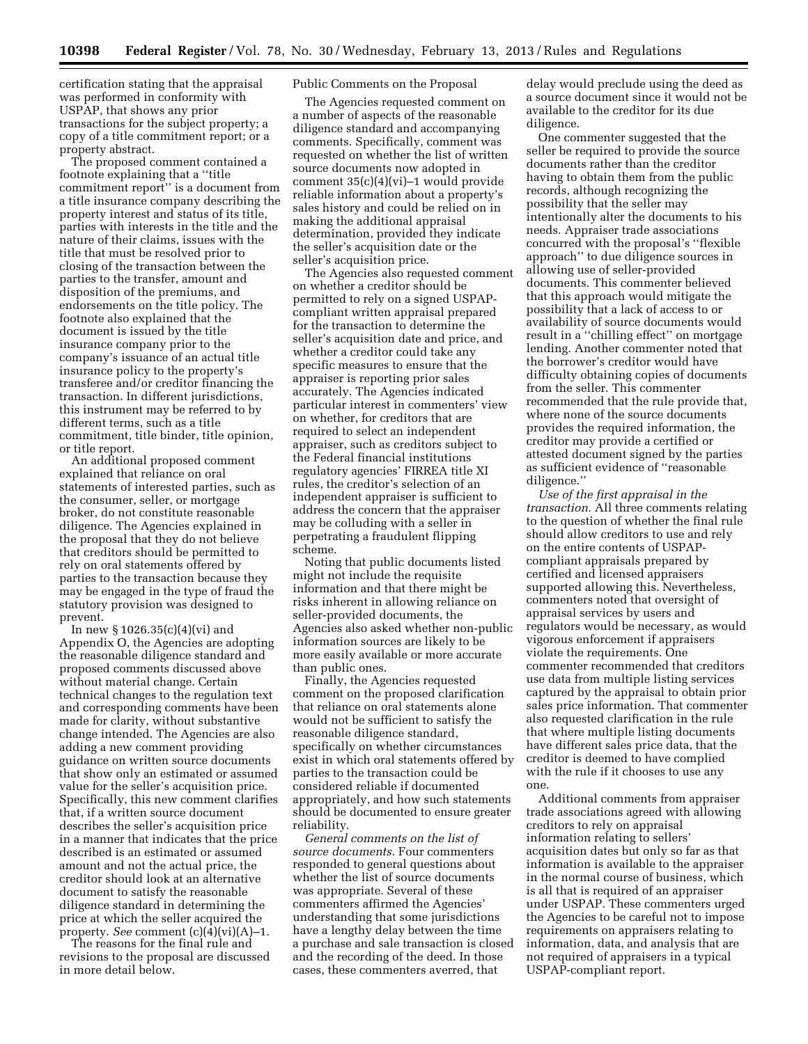certification stating that the appraisal was performed in conformity with USPAP, that shows any prior transactions for the subject property; a copy of a title commitment report; or a property abstract.

The proposed comment contained a footnote explaining that a ''title commitment report'' is a document from a title insurance company describing the property interest and status of its title, parties with interests in the title and the nature of their claims, issues with the title that must be resolved prior to closing of the transaction between the parties to the transfer, amount and disposition of the premiums, and endorsements on the title policy. The footnote also explained that the document is issued by the title insurance company prior to the company's issuance of an actual title insurance policy to the property's transferee and/or creditor financing the transaction. In different jurisdictions, this instrument may be referred to by different terms, such as a title commitment, title binder, title opinion, or title report.

An additional proposed comment explained that reliance on oral statements of interested parties, such as the consumer, seller, or mortgage broker, do not constitute reasonable diligence. The Agencies explained in the proposal that they do not believe that creditors should be permitted to rely on oral statements offered by parties to the transaction because they may be engaged in the type of fraud the statutory provision was designed to prevent.

In new § 1026.35(c)(4)(vi) and Appendix O, the Agencies are adopting the reasonable diligence standard and proposed comments discussed above without material change. Certain technical changes to the regulation text and corresponding comments have been made for clarity, without substantive change intended. The Agencies are also adding a new comment providing guidance on written source documents that show only an estimated or assumed value for the seller's acquisition price. Specifically, this new comment clarifies that, if a written source document describes the seller's acquisition price in a manner that indicates that the price described is an estimated or assumed amount and not the actual price, the creditor should look at an alternative document to satisfy the reasonable diligence standard in determining the price at which the seller acquired the property. *See* comment (c)(4)(vi)(A)–1.

The reasons for the final rule and revisions to the proposal are discussed in more detail below.

Public Comments on the Proposal

The Agencies requested comment on a number of aspects of the reasonable diligence standard and accompanying comments. Specifically, comment was requested on whether the list of written source documents now adopted in comment 35(c)(4)(vi)–1 would provide reliable information about a property's sales history and could be relied on in making the additional appraisal determination, provided they indicate the seller's acquisition date or the seller's acquisition price.

The Agencies also requested comment on whether a creditor should be permitted to rely on a signed USPAP-compliant written appraisal prepared for the transaction to determine the seller's acquisition date and price, and whether a creditor could take any specific measures to ensure that the appraiser is reporting prior sales accurately. The Agencies indicated particular interest in commenters' view on whether, for creditors that are required to select an independent appraiser, such as creditors subject to the Federal financial institutions regulatory agencies' FIRREA title XI rules, the creditor's selection of an independent appraiser is sufficient to address the concern that the appraiser may be colluding with a seller in perpetrating a fraudulent flipping scheme.

Noting that public documents listed might not include the requisite information and that there might be risks inherent in allowing reliance on seller-provided documents, the Agencies also asked whether non-public information sources are likely to be more easily available or more accurate than public ones.

Finally, the Agencies requested comment on the proposed clarification that reliance on oral statements alone would not be sufficient to satisfy the reasonable diligence standard, specifically on whether circumstances exist in which oral statements offered by parties to the transaction could be considered reliable if documented appropriately, and how such statements should be documented to ensure greater reliability.

*General comments on the list of source documents.* Four commenters responded to general questions about whether the list of source documents was appropriate. Several of these commenters affirmed the Agencies' understanding that some jurisdictions have a lengthy delay between the time a purchase and sale transaction is closed and the recording of the deed. In those cases, these commenters averred, that delay would preclude using the deed as a source document since it would not be available to the creditor for its due diligence.

One commenter suggested that the seller be required to provide the source documents rather than the creditor having to obtain them from the public records, although recognizing the possibility that the seller may intentionally alter the documents to his needs. Appraiser trade associations concurred with the proposal's ''flexible approach'' to due diligence sources in allowing use of seller-provided documents. This commenter believed that this approach would mitigate the possibility that a lack of access to or availability of source documents would result in a ''chilling effect'' on mortgage lending. Another commenter noted that the borrower's creditor would have difficulty obtaining copies of documents from the seller. This commenter recommended that the rule provide that, where none of the source documents provides the required information, the creditor may provide a certified or attested document signed by the parties as sufficient evidence of ''reasonable diligence.''

*Use of the first appraisal in the transaction.* All three comments relating to the question of whether the final rule should allow creditors to use and rely on the entire contents of USPAP-compliant appraisals prepared by certified and licensed appraisers supported allowing this. Nevertheless, commenters noted that oversight of appraisal services by users and regulators would be necessary, as would vigorous enforcement if appraisers violate the requirements. One commenter recommended that creditors use data from multiple listing services captured by the appraisal to obtain prior sales price information. That commenter also requested clarification in the rule that where multiple listing documents have different sales price data, that the creditor is deemed to have complied with the rule if it chooses to use any one.

Additional comments from appraiser trade associations agreed with allowing creditors to rely on appraisal information relating to sellers' acquisition dates but only so far as that information is available to the appraiser in the normal course of business, which is all that is required of an appraiser under USPAP. These commenters urged the Agencies to be careful not to impose requirements on appraisers relating to information, data, and analysis that are not required of appraisers in a typical USPAP-compliant report.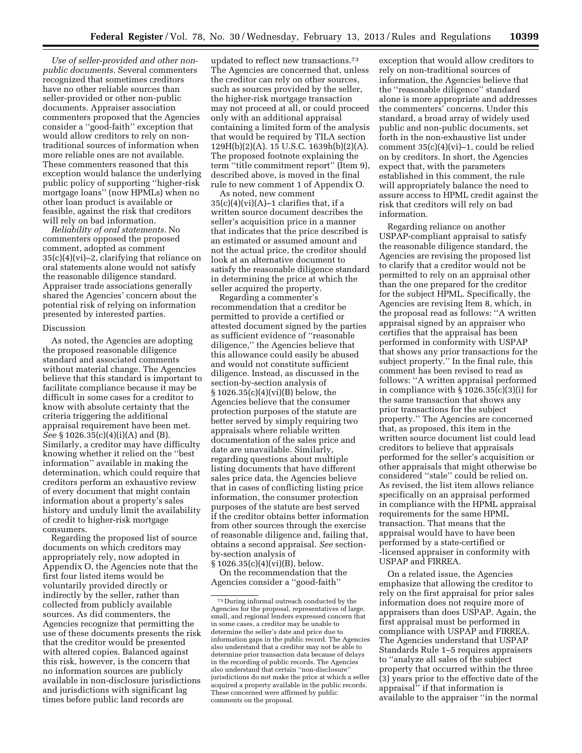*Use of seller-provided and other non-public documents.* Several commenters recognized that sometimes creditors have no other reliable sources than seller-provided or other non-public documents. Appraiser association commenters proposed that the Agencies consider a ''good-faith'' exception that would allow creditors to rely on non-traditional sources of information when more reliable ones are not available. These commenters reasoned that this exception would balance the underlying public policy of supporting ''higher-risk mortgage loans'' (now HPMLs) when no other loan product is available or feasible, against the risk that creditors will rely on bad information.

*Reliability of oral statements.* No commenters opposed the proposed comment, adopted as comment 35(c)(4)(vi)–2, clarifying that reliance on oral statements alone would not satisfy the reasonable diligence standard. Appraiser trade associations generally shared the Agencies' concern about the potential risk of relying on information presented by interested parties.

Discussion

As noted, the Agencies are adopting the proposed reasonable diligence standard and associated comments without material change. The Agencies believe that this standard is important to facilitate compliance because it may be difficult in some cases for a creditor to know with absolute certainty that the criteria triggering the additional appraisal requirement have been met. *See* § 1026.35(c)(4)(i)(A) and (B). Similarly, a creditor may have difficulty knowing whether it relied on the ''best information'' available in making the determination, which could require that creditors perform an exhaustive review of every document that might contain information about a property's sales history and unduly limit the availability of credit to higher-risk mortgage consumers.

Regarding the proposed list of source documents on which creditors may appropriately rely, now adopted in Appendix O, the Agencies note that the first four listed items would be voluntarily provided directly or indirectly by the seller, rather than collected from publicly available sources. As did commenters, the Agencies recognize that permitting the use of these documents presents the risk that the creditor would be presented with altered copies. Balanced against this risk, however, is the concern that no information sources are publicly available in non-disclosure jurisdictions and jurisdictions with significant lag times before public land records are updated to reflect new transactions.[73] The Agencies are concerned that, unless the creditor can rely on other sources, such as sources provided by the seller, the higher-risk mortgage transaction may not proceed at all, or could proceed only with an additional appraisal containing a limited form of the analysis that would be required by TILA section 129H(b)(2)(A). 15 U.S.C. 1639h(b)(2)(A). The proposed footnote explaining the term ''title commitment report'' (Item 9), described above, is moved in the final rule to new comment 1 of Appendix O.

As noted, new comment 35(c)(4)(vi)(A)–1 clarifies that, if a written source document describes the seller's acquisition price in a manner that indicates that the price described is an estimated or assumed amount and not the actual price, the creditor should look at an alternative document to satisfy the reasonable diligence standard in determining the price at which the seller acquired the property.

Regarding a commenter's recommendation that a creditor be permitted to provide a certified or attested document signed by the parties as sufficient evidence of ''reasonable diligence,'' the Agencies believe that this allowance could easily be abused and would not constitute sufficient diligence. Instead, as discussed in the section-by-section analysis of § 1026.35(c)(4)(vi)(B) below, the Agencies believe that the consumer protection purposes of the statute are better served by simply requiring two appraisals where reliable written documentation of the sales price and date are unavailable. Similarly, regarding questions about multiple listing documents that have different sales price data, the Agencies believe that in cases of conflicting listing price information, the consumer protection purposes of the statute are best served if the creditor obtains better information from other sources through the exercise of reasonable diligence and, failing that, obtains a second appraisal. *See* section-by-section analysis of § 1026.35(c)(4)(vi)(B), below.

On the recommendation that the Agencies consider a ''good-faith'' exception that would allow creditors to rely on non-traditional sources of information, the Agencies believe that the ''reasonable diligence'' standard alone is more appropriate and addresses the commenters' concerns. Under this standard, a broad array of widely used public and non-public documents, set forth in the non-exhaustive list under comment 35(c)(4)(vi)–1, could be relied on by creditors. In short, the Agencies expect that, with the parameters established in this comment, the rule will appropriately balance the need to assure access to HPML credit against the risk that creditors will rely on bad information.

Regarding reliance on another USPAP-compliant appraisal to satisfy the reasonable diligence standard, the Agencies are revising the proposed list to clarify that a creditor would not be permitted to rely on an appraisal other than the one prepared for the creditor for the subject HPML. Specifically, the Agencies are revising Item 8, which, in the proposal read as follows: ''A written appraisal signed by an appraiser who certifies that the appraisal has been performed in conformity with USPAP that shows any prior transactions for the subject property.'' In the final rule, this comment has been revised to read as follows: ''A written appraisal performed in compliance with § 1026.35(c)(3)(i) for the same transaction that shows any prior transactions for the subject property.'' The Agencies are concerned that, as proposed, this item in the written source document list could lead creditors to believe that appraisals performed for the seller's acquisition or other appraisals that might otherwise be considered ''stale'' could be relied on. As revised, the list item allows reliance specifically on an appraisal performed in compliance with the HPML appraisal requirements for the same HPML transaction. That means that the appraisal would have to have been performed by a state-certified or -licensed appraiser in conformity with USPAP and FIRREA.

On a related issue, the Agencies emphasize that allowing the creditor to rely on the first appraisal for prior sales information does not require more of appraisers than does USPAP. Again, the first appraisal must be performed in compliance with USPAP and FIRREA. The Agencies understand that USPAP Standards Rule 1–5 requires appraisers to ''analyze all sales of the subject property that occurred within the three (3) years prior to the effective date of the appraisal'' if that information is available to the appraiser ''in the normal

[73] During informal outreach conducted by the Agencies for the proposal, representatives of large, small, and regional lenders expressed concern that in some cases, a creditor may be unable to determine the seller's date and price due to information gaps in the public record. The Agencies also understand that a creditor may not be able to determine prior transaction data because of delays in the recording of public records. The Agencies also understand that certain ''non-disclosure'' jurisdictions do not make the price at which a seller acquired a property available in the public records. These concerned were affirmed by public comments on the proposal.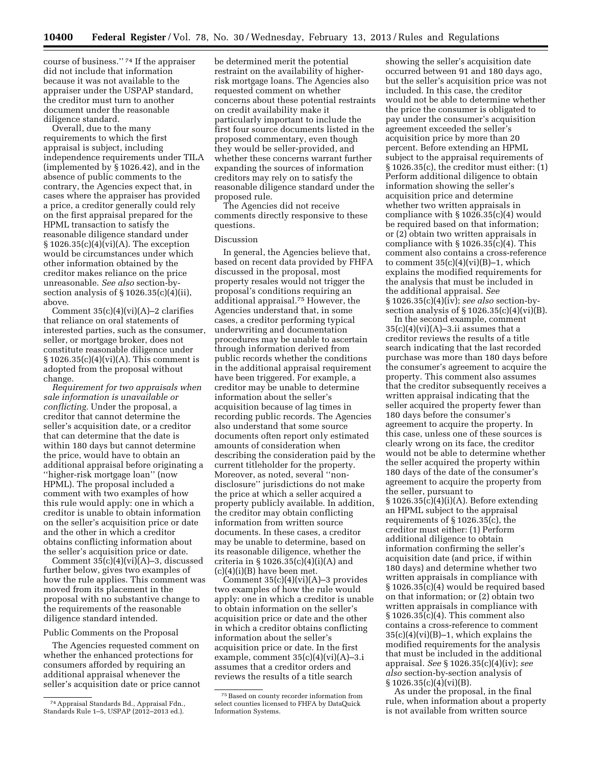course of business.'' [74] If the appraiser did not include that information because it was not available to the appraiser under the USPAP standard, the creditor must turn to another document under the reasonable diligence standard.

Overall, due to the many requirements to which the first appraisal is subject, including independence requirements under TILA (implemented by § 1026.42), and in the absence of public comments to the contrary, the Agencies expect that, in cases where the appraiser has provided a price, a creditor generally could rely on the first appraisal prepared for the HPML transaction to satisfy the reasonable diligence standard under § 1026.35(c)(4)(vi)(A). The exception would be circumstances under which other information obtained by the creditor makes reliance on the price unreasonable. *See also* section-by-section analysis of § 1026.35(c)(4)(ii), above.

Comment 35(c)(4)(vi)(A)–2 clarifies that reliance on oral statements of interested parties, such as the consumer, seller, or mortgage broker, does not constitute reasonable diligence under § 1026.35(c)(4)(vi)(A). This comment is adopted from the proposal without change.

*Requirement for two appraisals when sale information is unavailable or conflicting.* Under the proposal, a creditor that cannot determine the seller's acquisition date, or a creditor that can determine that the date is within 180 days but cannot determine the price, would have to obtain an additional appraisal before originating a ''higher-risk mortgage loan'' (now HPML). The proposal included a comment with two examples of how this rule would apply: one in which a creditor is unable to obtain information on the seller's acquisition price or date and the other in which a creditor obtains conflicting information about the seller's acquisition price or date.

Comment 35(c)(4)(vi)(A)–3, discussed further below, gives two examples of how the rule applies. This comment was moved from its placement in the proposal with no substantive change to the requirements of the reasonable diligence standard intended.

Public Comments on the Proposal

The Agencies requested comment on whether the enhanced protections for consumers afforded by requiring an additional appraisal whenever the seller's acquisition date or price cannot be determined merit the potential restraint on the availability of higher-risk mortgage loans. The Agencies also requested comment on whether concerns about these potential restraints on credit availability make it particularly important to include the first four source documents listed in the proposed commentary, even though they would be seller-provided, and whether these concerns warrant further expanding the sources of information creditors may rely on to satisfy the reasonable diligence standard under the proposed rule.

The Agencies did not receive comments directly responsive to these questions.

Discussion

In general, the Agencies believe that, based on recent data provided by FHFA discussed in the proposal, most property resales would not trigger the proposal's conditions requiring an additional appraisal.[75] However, the Agencies understand that, in some cases, a creditor performing typical underwriting and documentation procedures may be unable to ascertain through information derived from public records whether the conditions in the additional appraisal requirement have been triggered. For example, a creditor may be unable to determine information about the seller's acquisition because of lag times in recording public records. The Agencies also understand that some source documents often report only estimated amounts of consideration when describing the consideration paid by the current titleholder for the property. Moreover, as noted, several ''non-disclosure'' jurisdictions do not make the price at which a seller acquired a property publicly available. In addition, the creditor may obtain conflicting information from written source documents. In these cases, a creditor may be unable to determine, based on its reasonable diligence, whether the criteria in § 1026.35(c)(4)(i)(A) and (c)(4)(i)(B) have been met.

Comment 35(c)(4)(vi)(A)–3 provides two examples of how the rule would apply: one in which a creditor is unable to obtain information on the seller's acquisition price or date and the other in which a creditor obtains conflicting information about the seller's acquisition price or date. In the first example, comment 35(c)(4)(vi)(A)–3.i assumes that a creditor orders and reviews the results of a title search showing the seller's acquisition date occurred between 91 and 180 days ago, but the seller's acquisition price was not included. In this case, the creditor would not be able to determine whether the price the consumer is obligated to pay under the consumer's acquisition agreement exceeded the seller's acquisition price by more than 20 percent. Before extending an HPML subject to the appraisal requirements of § 1026.35(c), the creditor must either: (1) Perform additional diligence to obtain information showing the seller's acquisition price and determine whether two written appraisals in compliance with § 1026.35(c)(4) would be required based on that information; or (2) obtain two written appraisals in compliance with § 1026.35(c)(4). This comment also contains a cross-reference to comment 35(c)(4)(vi)(B)–1, which explains the modified requirements for the analysis that must be included in the additional appraisal. *See* § 1026.35(c)(4)(iv); *see also* section-by-section analysis of § 1026.35(c)(4)(vi)(B).

In the second example, comment 35(c)(4)(vi)(A)–3.ii assumes that a creditor reviews the results of a title search indicating that the last recorded purchase was more than 180 days before the consumer's agreement to acquire the property. This comment also assumes that the creditor subsequently receives a written appraisal indicating that the seller acquired the property fewer than 180 days before the consumer's agreement to acquire the property. In this case, unless one of these sources is clearly wrong on its face, the creditor would not be able to determine whether the seller acquired the property within 180 days of the date of the consumer's agreement to acquire the property from the seller, pursuant to § 1026.35(c)(4)(i)(A). Before extending an HPML subject to the appraisal requirements of § 1026.35(c), the creditor must either: (1) Perform additional diligence to obtain information confirming the seller's acquisition date (and price, if within 180 days) and determine whether two written appraisals in compliance with § 1026.35(c)(4) would be required based on that information; or (2) obtain two written appraisals in compliance with § 1026.35(c)(4). This comment also contains a cross-reference to comment 35(c)(4)(vi)(B)–1, which explains the modified requirements for the analysis that must be included in the additional appraisal. *See* § 1026.35(c)(4)(iv); *see also* section-by-section analysis of § 1026.35(c)(4)(vi)(B).

As under the proposal, in the final rule, when information about a property is not available from written source

---

[74] Appraisal Standards Bd., Appraisal Fdn., Standards Rule 1–5, USPAP (2012–2013 ed.).

[75] Based on county recorder information from select counties licensed to FHFA by DataQuick Information Systems.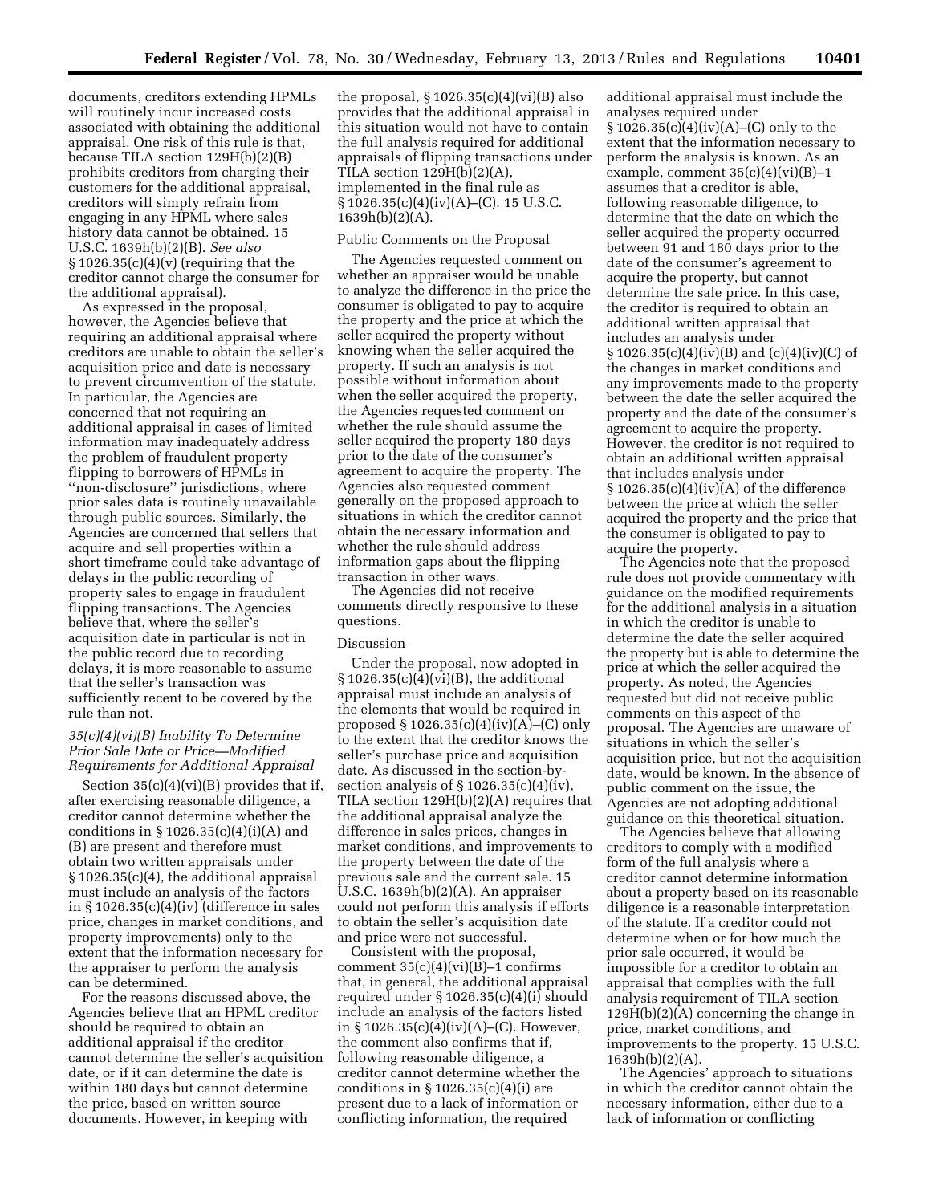documents, creditors extending HPMLs will routinely incur increased costs associated with obtaining the additional appraisal. One risk of this rule is that, because TILA section 129H(b)(2)(B) prohibits creditors from charging their customers for the additional appraisal, creditors will simply refrain from engaging in any HPML where sales history data cannot be obtained. 15 U.S.C. 1639h(b)(2)(B). *See also* § 1026.35(c)(4)(v) (requiring that the creditor cannot charge the consumer for the additional appraisal).

As expressed in the proposal, however, the Agencies believe that requiring an additional appraisal where creditors are unable to obtain the seller's acquisition price and date is necessary to prevent circumvention of the statute. In particular, the Agencies are concerned that not requiring an additional appraisal in cases of limited information may inadequately address the problem of fraudulent property flipping to borrowers of HPMLs in ''non-disclosure'' jurisdictions, where prior sales data is routinely unavailable through public sources. Similarly, the Agencies are concerned that sellers that acquire and sell properties within a short timeframe could take advantage of delays in the public recording of property sales to engage in fraudulent flipping transactions. The Agencies believe that, where the seller's acquisition date in particular is not in the public record due to recording delays, it is more reasonable to assume that the seller's transaction was sufficiently recent to be covered by the rule than not.

### *35(c)(4)(vi)(B) Inability To Determine Prior Sale Date or Price—Modified Requirements for Additional Appraisal*

Section 35(c)(4)(vi)(B) provides that if, after exercising reasonable diligence, a creditor cannot determine whether the conditions in § 1026.35(c)(4)(i)(A) and (B) are present and therefore must obtain two written appraisals under § 1026.35(c)(4), the additional appraisal must include an analysis of the factors in § 1026.35(c)(4)(iv) (difference in sales price, changes in market conditions, and property improvements) only to the extent that the information necessary for the appraiser to perform the analysis can be determined.

For the reasons discussed above, the Agencies believe that an HPML creditor should be required to obtain an additional appraisal if the creditor cannot determine the seller's acquisition date, or if it can determine the date is within 180 days but cannot determine the price, based on written source documents. However, in keeping with the proposal, § 1026.35(c)(4)(vi)(B) also provides that the additional appraisal in this situation would not have to contain the full analysis required for additional appraisals of flipping transactions under TILA section 129H(b)(2)(A), implemented in the final rule as § 1026.35(c)(4)(iv)(A)–(C). 15 U.S.C. 1639h(b)(2)(A).

Public Comments on the Proposal

The Agencies requested comment on whether an appraiser would be unable to analyze the difference in the price the consumer is obligated to pay to acquire the property and the price at which the seller acquired the property without knowing when the seller acquired the property. If such an analysis is not possible without information about when the seller acquired the property, the Agencies requested comment on whether the rule should assume the seller acquired the property 180 days prior to the date of the consumer's agreement to acquire the property. The Agencies also requested comment generally on the proposed approach to situations in which the creditor cannot obtain the necessary information and whether the rule should address information gaps about the flipping transaction in other ways.

The Agencies did not receive comments directly responsive to these questions.

Discussion

Under the proposal, now adopted in § 1026.35(c)(4)(vi)(B), the additional appraisal must include an analysis of the elements that would be required in proposed § 1026.35(c)(4)(iv)(A)–(C) only to the extent that the creditor knows the seller's purchase price and acquisition date. As discussed in the section-by-section analysis of § 1026.35(c)(4)(iv), TILA section 129H(b)(2)(A) requires that the additional appraisal analyze the difference in sales prices, changes in market conditions, and improvements to the property between the date of the previous sale and the current sale. 15 U.S.C. 1639h(b)(2)(A). An appraiser could not perform this analysis if efforts to obtain the seller's acquisition date and price were not successful.

Consistent with the proposal, comment 35(c)(4)(vi)(B)–1 confirms that, in general, the additional appraisal required under § 1026.35(c)(4)(i) should include an analysis of the factors listed in § 1026.35(c)(4)(iv)(A)–(C). However, the comment also confirms that if, following reasonable diligence, a creditor cannot determine whether the conditions in § 1026.35(c)(4)(i) are present due to a lack of information or conflicting information, the required additional appraisal must include the analyses required under § 1026.35(c)(4)(iv)(A)–(C) only to the extent that the information necessary to perform the analysis is known. As an example, comment 35(c)(4)(vi)(B)–1 assumes that a creditor is able, following reasonable diligence, to determine that the date on which the seller acquired the property occurred between 91 and 180 days prior to the date of the consumer's agreement to acquire the property, but cannot determine the sale price. In this case, the creditor is required to obtain an additional written appraisal that includes an analysis under § 1026.35(c)(4)(iv)(B) and (c)(4)(iv)(C) of the changes in market conditions and any improvements made to the property between the date the seller acquired the property and the date of the consumer's agreement to acquire the property. However, the creditor is not required to obtain an additional written appraisal that includes analysis under § 1026.35(c)(4)(iv)(A) of the difference between the price at which the seller acquired the property and the price that the consumer is obligated to pay to acquire the property.

The Agencies note that the proposed rule does not provide commentary with guidance on the modified requirements for the additional analysis in a situation in which the creditor is unable to determine the date the seller acquired the property but is able to determine the price at which the seller acquired the property. As noted, the Agencies requested but did not receive public comments on this aspect of the proposal. The Agencies are unaware of situations in which the seller's acquisition price, but not the acquisition date, would be known. In the absence of public comment on the issue, the Agencies are not adopting additional guidance on this theoretical situation.

The Agencies believe that allowing creditors to comply with a modified form of the full analysis where a creditor cannot determine information about a property based on its reasonable diligence is a reasonable interpretation of the statute. If a creditor could not determine when or for how much the prior sale occurred, it would be impossible for a creditor to obtain an appraisal that complies with the full analysis requirement of TILA section 129H(b)(2)(A) concerning the change in price, market conditions, and improvements to the property. 15 U.S.C. 1639h(b)(2)(A).

The Agencies' approach to situations in which the creditor cannot obtain the necessary information, either due to a lack of information or conflicting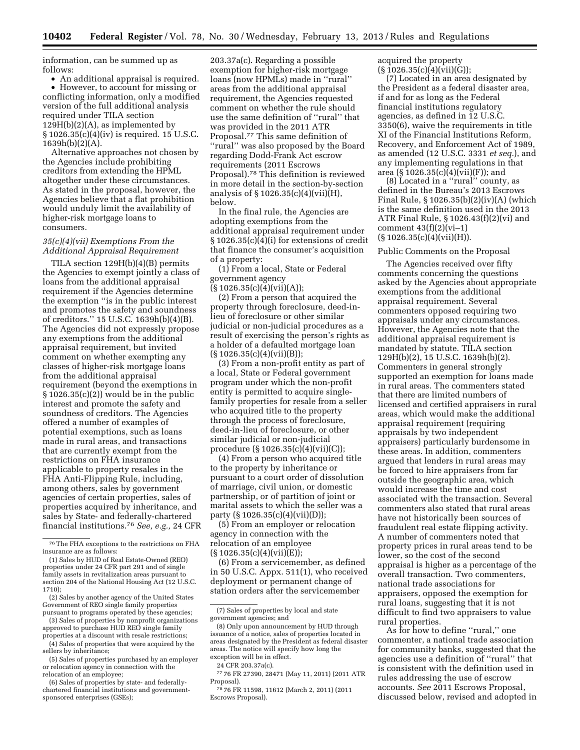information, can be summed up as follows:

- An additional appraisal is required.
- However, to account for missing or conflicting information, only a modified version of the full additional analysis required under TILA section 129H(b)(2)(A), as implemented by § 1026.35(c)(4)(iv) is required. 15 U.S.C. 1639h(b)(2)(A).

Alternative approaches not chosen by the Agencies include prohibiting creditors from extending the HPML altogether under these circumstances. As stated in the proposal, however, the Agencies believe that a flat prohibition would unduly limit the availability of higher-risk mortgage loans to consumers.

### 35(c)(4)(vii) Exemptions From the Additional Appraisal Requirement

TILA section 129H(b)(4)(B) permits the Agencies to exempt jointly a class of loans from the additional appraisal requirement if the Agencies determine the exemption "is in the public interest and promotes the safety and soundness of creditors." 15 U.S.C. 1639h(b)(4)(B). The Agencies did not expressly propose any exemptions from the additional appraisal requirement, but invited comment on whether exempting any classes of higher-risk mortgage loans from the additional appraisal requirement (beyond the exemptions in § 1026.35(c)(2)) would be in the public interest and promote the safety and soundness of creditors. The Agencies offered a number of examples of potential exemptions, such as loans made in rural areas, and transactions that are currently exempt from the restrictions on FHA insurance applicable to property resales in the FHA Anti-Flipping Rule, including, among others, sales by government agencies of certain properties, sales of properties acquired by inheritance, and sales by State- and federally-chartered financial institutions.[76] *See, e.g.,* 24 CFR 203.37a(c). Regarding a possible exemption for higher-risk mortgage loans (now HPMLs) made in "rural" areas from the additional appraisal requirement, the Agencies requested comment on whether the rule should use the same definition of "rural" that was provided in the 2011 ATR Proposal.[77] This same definition of "rural" was also proposed by the Board regarding Dodd-Frank Act escrow requirements (2011 Escrows Proposal).[78] This definition is reviewed in more detail in the section-by-section analysis of § 1026.35(c)(4)(vii)(H), below.

In the final rule, the Agencies are adopting exemptions from the additional appraisal requirement under § 1026.35(c)(4)(i) for extensions of credit that finance the consumer's acquisition of a property:

(1) From a local, State or Federal government agency (§ 1026.35(c)(4)(vii)(A));

(2) From a person that acquired the property through foreclosure, deed-in-lieu of foreclosure or other similar judicial or non-judicial procedures as a result of exercising the person's rights as a holder of a defaulted mortgage loan (§ 1026.35(c)(4)(vii)(B));

(3) From a non-profit entity as part of a local, State or Federal government program under which the non-profit entity is permitted to acquire single-family properties for resale from a seller who acquired title to the property through the process of foreclosure, deed-in-lieu of foreclosure, or other similar judicial or non-judicial procedure (§ 1026.35(c)(4)(vii)(C));

(4) From a person who acquired title to the property by inheritance or pursuant to a court order of dissolution of marriage, civil union, or domestic partnership, or of partition of joint or marital assets to which the seller was a party (§ 1026.35(c)(4)(vii)(D));

(5) From an employer or relocation agency in connection with the relocation of an employee (§ 1026.35(c)(4)(vii)(E));

(6) From a servicemember, as defined in 50 U.S.C. Appx. 511(1), who received deployment or permanent change of station orders after the servicemember acquired the property (§ 1026.35(c)(4)(vii)(G));

(7) Located in an area designated by the President as a federal disaster area, if and for as long as the Federal financial institutions regulatory agencies, as defined in 12 U.S.C. 3350(6), waive the requirements in title XI of the Financial Institutions Reform, Recovery, and Enforcement Act of 1989, as amended (12 U.S.C. 3331 *et seq.*), and any implementing regulations in that area (§ 1026.35(c)(4)(vii)(F)); and

(8) Located in a "rural" county, as defined in the Bureau's 2013 Escrows Final Rule, § 1026.35(b)(2)(iv)(A) (which is the same definition used in the 2013 ATR Final Rule, § 1026.43(f)(2)(vi) and comment 43(f)(2)(vi–1) (§ 1026.35(c)(4)(vii)(H)).

Public Comments on the Proposal

The Agencies received over fifty comments concerning the questions asked by the Agencies about appropriate exemptions from the additional appraisal requirement. Several commenters opposed requiring two appraisals under any circumstances. However, the Agencies note that the additional appraisal requirement is mandated by statute. TILA section 129H(b)(2), 15 U.S.C. 1639h(b)(2). Commenters in general strongly supported an exemption for loans made in rural areas. The commenters stated that there are limited numbers of licensed and certified appraisers in rural areas, which would make the additional appraisal requirement (requiring appraisals by two independent appraisers) particularly burdensome in these areas. In addition, commenters argued that lenders in rural areas may be forced to hire appraisers from far outside the geographic area, which would increase the time and cost associated with the transaction. Several commenters also stated that rural areas have not historically been sources of fraudulent real estate flipping activity. A number of commenters noted that property prices in rural areas tend to be lower, so the cost of the second appraisal is higher as a percentage of the overall transaction. Two commenters, national trade associations for appraisers, opposed the exemption for rural loans, suggesting that it is not difficult to find two appraisers to value rural properties.

As for how to define "rural," one commenter, a national trade association for community banks, suggested that the agencies use a definition of "rural" that is consistent with the definition used in rules addressing the use of escrow accounts. *See* 2011 Escrows Proposal, discussed below, revised and adopted in

---

[76] The FHA exceptions to the restrictions on FHA insurance are as follows:

(1) Sales by HUD of Real Estate-Owned (REO) properties under 24 CFR part 291 and of single family assets in revitalization areas pursuant to section 204 of the National Housing Act (12 U.S.C. 1710);

(2) Sales by another agency of the United States Government of REO single family properties pursuant to programs operated by these agencies;

(3) Sales of properties by nonprofit organizations approved to purchase HUD REO single family properties at a discount with resale restrictions;

(4) Sales of properties that were acquired by the sellers by inheritance;

(5) Sales of properties purchased by an employer or relocation agency in connection with the relocation of an employee;

(6) Sales of properties by state- and federally-chartered financial institutions and government-sponsored enterprises (GSEs);

(7) Sales of properties by local and state government agencies; and

(8) Only upon announcement by HUD through issuance of a notice, sales of properties located in areas designated by the President as federal disaster areas. The notice will specify how long the exception will be in effect.

24 CFR 203.37a(c).

[77] 76 FR 27390, 28471 (May 11, 2011) (2011 ATR Proposal).

[78] 76 FR 11598, 11612 (March 2, 2011) (2011 Escrows Proposal).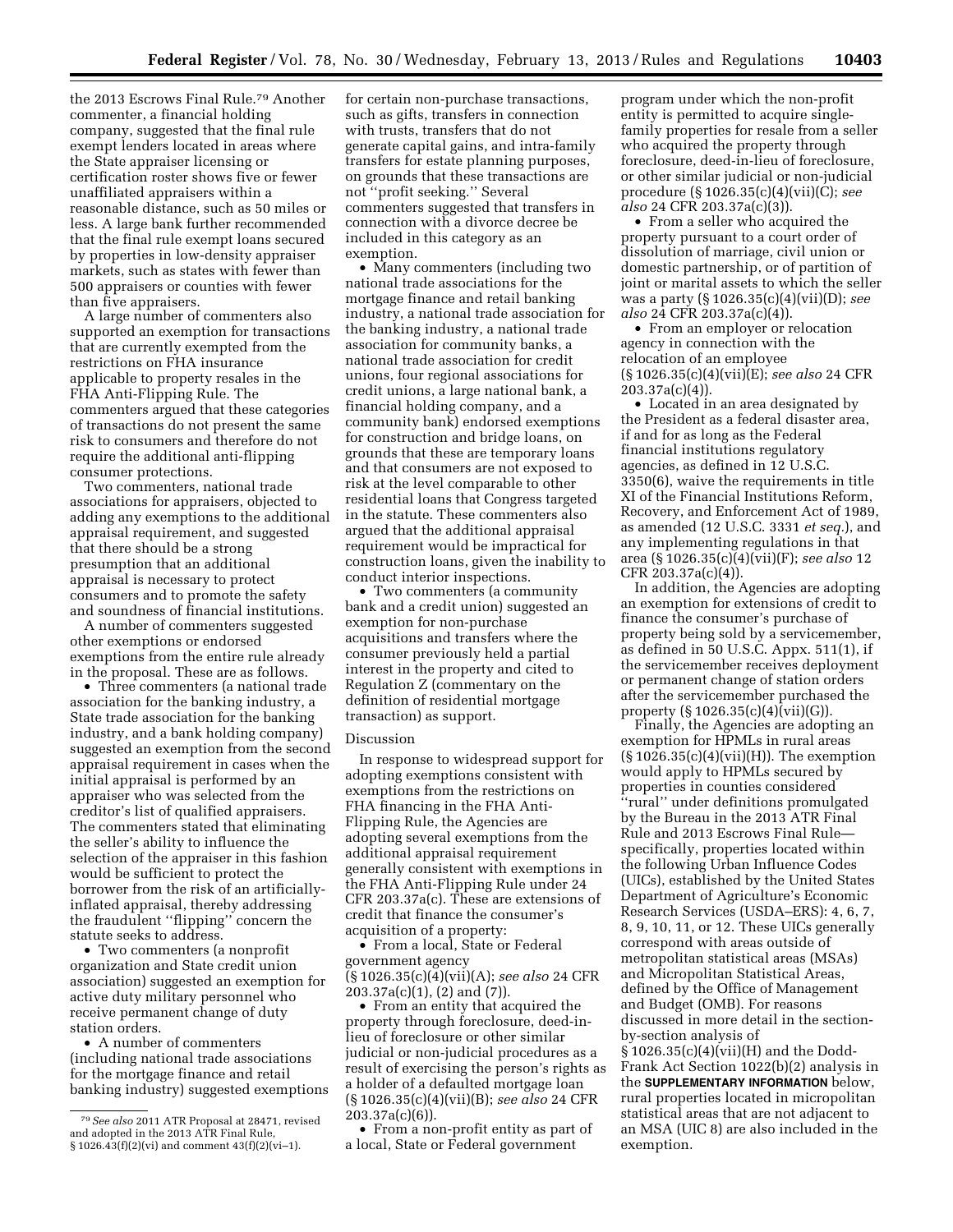the 2013 Escrows Final Rule.[79] Another commenter, a financial holding company, suggested that the final rule exempt lenders located in areas where the State appraiser licensing or certification roster shows five or fewer unaffiliated appraisers within a reasonable distance, such as 50 miles or less. A large bank further recommended that the final rule exempt loans secured by properties in low-density appraiser markets, such as states with fewer than 500 appraisers or counties with fewer than five appraisers.

A large number of commenters also supported an exemption for transactions that are currently exempted from the restrictions on FHA insurance applicable to property resales in the FHA Anti-Flipping Rule. The commenters argued that these categories of transactions do not present the same risk to consumers and therefore do not require the additional anti-flipping consumer protections.

Two commenters, national trade associations for appraisers, objected to adding any exemptions to the additional appraisal requirement, and suggested that there should be a strong presumption that an additional appraisal is necessary to protect consumers and to promote the safety and soundness of financial institutions.

A number of commenters suggested other exemptions or endorsed exemptions from the entire rule already in the proposal. These are as follows.

- Three commenters (a national trade association for the banking industry, a State trade association for the banking industry, and a bank holding company) suggested an exemption from the second appraisal requirement in cases when the initial appraisal is performed by an appraiser who was selected from the creditor's list of qualified appraisers. The commenters stated that eliminating the seller's ability to influence the selection of the appraiser in this fashion would be sufficient to protect the borrower from the risk of an artificially-inflated appraisal, thereby addressing the fraudulent ''flipping'' concern the statute seeks to address.
- Two commenters (a nonprofit organization and State credit union association) suggested an exemption for active duty military personnel who receive permanent change of duty station orders.
- A number of commenters (including national trade associations for the mortgage finance and retail banking industry) suggested exemptions for certain non-purchase transactions, such as gifts, transfers in connection with trusts, transfers that do not generate capital gains, and intra-family transfers for estate planning purposes, on grounds that these transactions are not ''profit seeking.'' Several commenters suggested that transfers in connection with a divorce decree be included in this category as an exemption.
- Many commenters (including two national trade associations for the mortgage finance and retail banking industry, a national trade association for the banking industry, a national trade association for community banks, a national trade association for credit unions, four regional associations for credit unions, a large national bank, a financial holding company, and a community bank) endorsed exemptions for construction and bridge loans, on grounds that these are temporary loans and that consumers are not exposed to risk at the level comparable to other residential loans that Congress targeted in the statute. These commenters also argued that the additional appraisal requirement would be impractical for construction loans, given the inability to conduct interior inspections.
- Two commenters (a community bank and a credit union) suggested an exemption for non-purchase acquisitions and transfers where the consumer previously held a partial interest in the property and cited to Regulation Z (commentary on the definition of residential mortgage transaction) as support.

Discussion

In response to widespread support for adopting exemptions consistent with exemptions from the restrictions on FHA financing in the FHA Anti-Flipping Rule, the Agencies are adopting several exemptions from the additional appraisal requirement generally consistent with exemptions in the FHA Anti-Flipping Rule under 24 CFR 203.37a(c). These are extensions of credit that finance the consumer's acquisition of a property:

- From a local, State or Federal government agency (§ 1026.35(c)(4)(vii)(A); *see also* 24 CFR 203.37a(c)(1), (2) and (7)).
- From an entity that acquired the property through foreclosure, deed-in-lieu of foreclosure or other similar judicial or non-judicial procedures as a result of exercising the person's rights as a holder of a defaulted mortgage loan (§ 1026.35(c)(4)(vii)(B); *see also* 24 CFR 203.37a(c)(6)).
- From a non-profit entity as part of a local, State or Federal government program under which the non-profit entity is permitted to acquire single-family properties for resale from a seller who acquired the property through foreclosure, deed-in-lieu of foreclosure, or other similar judicial or non-judicial procedure (§ 1026.35(c)(4)(vii)(C); *see also* 24 CFR 203.37a(c)(3)).
- From a seller who acquired the property pursuant to a court order of dissolution of marriage, civil union or domestic partnership, or of partition of joint or marital assets to which the seller was a party (§ 1026.35(c)(4)(vii)(D); *see also* 24 CFR 203.37a(c)(4)).
- From an employer or relocation agency in connection with the relocation of an employee (§ 1026.35(c)(4)(vii)(E); *see also* 24 CFR 203.37a(c)(4)).
- Located in an area designated by the President as a federal disaster area, if and for as long as the Federal financial institutions regulatory agencies, as defined in 12 U.S.C. 3350(6), waive the requirements in title XI of the Financial Institutions Reform, Recovery, and Enforcement Act of 1989, as amended (12 U.S.C. 3331 *et seq.*), and any implementing regulations in that area (§ 1026.35(c)(4)(vii)(F); *see also* 12 CFR 203.37a(c)(4)).

In addition, the Agencies are adopting an exemption for extensions of credit to finance the consumer's purchase of property being sold by a servicemember, as defined in 50 U.S.C. Appx. 511(1), if the servicemember receives deployment or permanent change of station orders after the servicemember purchased the property (§ 1026.35(c)(4)(vii)(G)).

Finally, the Agencies are adopting an exemption for HPMLs in rural areas (§ 1026.35(c)(4)(vii)(H)). The exemption would apply to HPMLs secured by properties in counties considered ''rural'' under definitions promulgated by the Bureau in the 2013 ATR Final Rule and 2013 Escrows Final Rule—specifically, properties located within the following Urban Influence Codes (UICs), established by the United States Department of Agriculture's Economic Research Services (USDA–ERS): 4, 6, 7, 8, 9, 10, 11, or 12. These UICs generally correspond with areas outside of metropolitan statistical areas (MSAs) and Micropolitan Statistical Areas, defined by the Office of Management and Budget (OMB). For reasons discussed in more detail in the section-by-section analysis of § 1026.35(c)(4)(vii)(H) and the Dodd-Frank Act Section 1022(b)(2) analysis in the **SUPPLEMENTARY INFORMATION** below, rural properties located in micropolitan statistical areas that are not adjacent to an MSA (UIC 8) are also included in the exemption.

[79] *See also* 2011 ATR Proposal at 28471, revised and adopted in the 2013 ATR Final Rule, § 1026.43(f)(2)(vi) and comment 43(f)(2)(vi–1).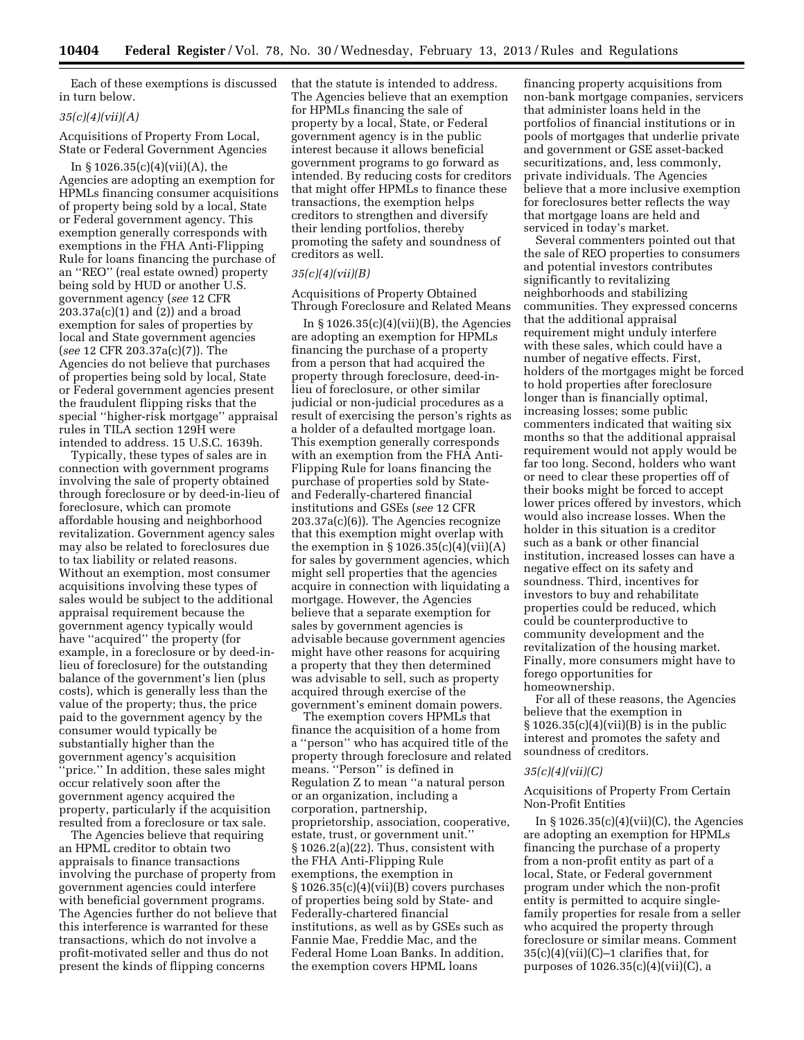Each of these exemptions is discussed in turn below.

*35(c)(4)(vii)(A)*

Acquisitions of Property From Local, State or Federal Government Agencies

In § 1026.35(c)(4)(vii)(A), the Agencies are adopting an exemption for HPMLs financing consumer acquisitions of property being sold by a local, State or Federal government agency. This exemption generally corresponds with exemptions in the FHA Anti-Flipping Rule for loans financing the purchase of an ''REO'' (real estate owned) property being sold by HUD or another U.S. government agency (*see* 12 CFR 203.37a(c)(1) and (2)) and a broad exemption for sales of properties by local and State government agencies (*see* 12 CFR 203.37a(c)(7)). The Agencies do not believe that purchases of properties being sold by local, State or Federal government agencies present the fraudulent flipping risks that the special ''higher-risk mortgage'' appraisal rules in TILA section 129H were intended to address. 15 U.S.C. 1639h.

Typically, these types of sales are in connection with government programs involving the sale of property obtained through foreclosure or by deed-in-lieu of foreclosure, which can promote affordable housing and neighborhood revitalization. Government agency sales may also be related to foreclosures due to tax liability or related reasons. Without an exemption, most consumer acquisitions involving these types of sales would be subject to the additional appraisal requirement because the government agency typically would have ''acquired'' the property (for example, in a foreclosure or by deed-in-lieu of foreclosure) for the outstanding balance of the government's lien (plus costs), which is generally less than the value of the property; thus, the price paid to the government agency by the consumer would typically be substantially higher than the government agency's acquisition ''price.'' In addition, these sales might occur relatively soon after the government agency acquired the property, particularly if the acquisition resulted from a foreclosure or tax sale.

The Agencies believe that requiring an HPML creditor to obtain two appraisals to finance transactions involving the purchase of property from government agencies could interfere with beneficial government programs. The Agencies further do not believe that this interference is warranted for these transactions, which do not involve a profit-motivated seller and thus do not present the kinds of flipping concerns that the statute is intended to address. The Agencies believe that an exemption for HPMLs financing the sale of property by a local, State, or Federal government agency is in the public interest because it allows beneficial government programs to go forward as intended. By reducing costs for creditors that might offer HPMLs to finance these transactions, the exemption helps creditors to strengthen and diversify their lending portfolios, thereby promoting the safety and soundness of creditors as well.

*35(c)(4)(vii)(B)*

Acquisitions of Property Obtained Through Foreclosure and Related Means

In § 1026.35(c)(4)(vii)(B), the Agencies are adopting an exemption for HPMLs financing the purchase of a property from a person that had acquired the property through foreclosure, deed-in-lieu of foreclosure, or other similar judicial or non-judicial procedures as a result of exercising the person's rights as a holder of a defaulted mortgage loan. This exemption generally corresponds with an exemption from the FHA Anti-Flipping Rule for loans financing the purchase of properties sold by State- and Federally-chartered financial institutions and GSEs (*see* 12 CFR 203.37a(c)(6)). The Agencies recognize that this exemption might overlap with the exemption in § 1026.35(c)(4)(vii)(A) for sales by government agencies, which might sell properties that the agencies acquire in connection with liquidating a mortgage. However, the Agencies believe that a separate exemption for sales by government agencies is advisable because government agencies might have other reasons for acquiring a property that they then determined was advisable to sell, such as property acquired through exercise of the government's eminent domain powers.

The exemption covers HPMLs that finance the acquisition of a home from a ''person'' who has acquired title of the property through foreclosure and related means. ''Person'' is defined in Regulation Z to mean ''a natural person or an organization, including a corporation, partnership, proprietorship, association, cooperative, estate, trust, or government unit.'' § 1026.2(a)(22). Thus, consistent with the FHA Anti-Flipping Rule exemptions, the exemption in § 1026.35(c)(4)(vii)(B) covers purchases of properties being sold by State- and Federally-chartered financial institutions, as well as by GSEs such as Fannie Mae, Freddie Mac, and the Federal Home Loan Banks. In addition, the exemption covers HPML loans financing property acquisitions from non-bank mortgage companies, servicers that administer loans held in the portfolios of financial institutions or in pools of mortgages that underlie private and government or GSE asset-backed securitizations, and, less commonly, private individuals. The Agencies believe that a more inclusive exemption for foreclosures better reflects the way that mortgage loans are held and serviced in today's market.

Several commenters pointed out that the sale of REO properties to consumers and potential investors contributes significantly to revitalizing neighborhoods and stabilizing communities. They expressed concerns that the additional appraisal requirement might unduly interfere with these sales, which could have a number of negative effects. First, holders of the mortgages might be forced to hold properties after foreclosure longer than is financially optimal, increasing losses; some public commenters indicated that waiting six months so that the additional appraisal requirement would not apply would be far too long. Second, holders who want or need to clear these properties off of their books might be forced to accept lower prices offered by investors, which would also increase losses. When the holder in this situation is a creditor such as a bank or other financial institution, increased losses can have a negative effect on its safety and soundness. Third, incentives for investors to buy and rehabilitate properties could be reduced, which could be counterproductive to community development and the revitalization of the housing market. Finally, more consumers might have to forego opportunities for homeownership.

For all of these reasons, the Agencies believe that the exemption in § 1026.35(c)(4)(vii)(B) is in the public interest and promotes the safety and soundness of creditors.

*35(c)(4)(vii)(C)*

Acquisitions of Property From Certain Non-Profit Entities

In § 1026.35(c)(4)(vii)(C), the Agencies are adopting an exemption for HPMLs financing the purchase of a property from a non-profit entity as part of a local, State, or Federal government program under which the non-profit entity is permitted to acquire single-family properties for resale from a seller who acquired the property through foreclosure or similar means. Comment 35(c)(4)(vii)(C)–1 clarifies that, for purposes of 1026.35(c)(4)(vii)(C), a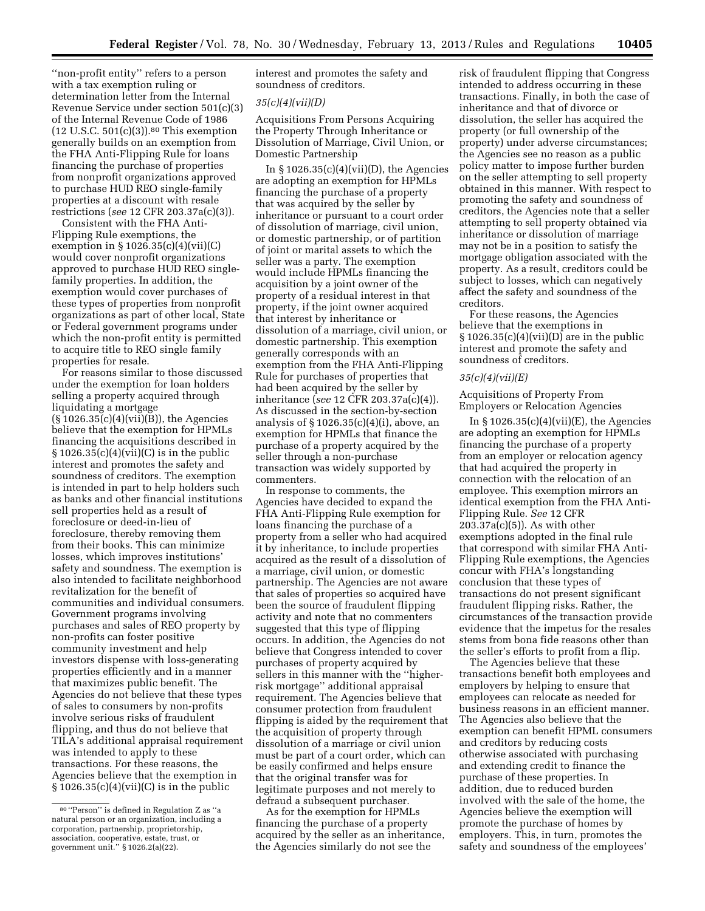''non-profit entity'' refers to a person with a tax exemption ruling or determination letter from the Internal Revenue Service under section 501(c)(3) of the Internal Revenue Code of 1986 (12 U.S.C. 501(c)(3)).[80] This exemption generally builds on an exemption from the FHA Anti-Flipping Rule for loans financing the purchase of properties from nonprofit organizations approved to purchase HUD REO single-family properties at a discount with resale restrictions (*see* 12 CFR 203.37a(c)(3)).

Consistent with the FHA Anti-Flipping Rule exemptions, the exemption in § 1026.35(c)(4)(vii)(C) would cover nonprofit organizations approved to purchase HUD REO single-family properties. In addition, the exemption would cover purchases of these types of properties from nonprofit organizations as part of other local, State or Federal government programs under which the non-profit entity is permitted to acquire title to REO single family properties for resale.

For reasons similar to those discussed under the exemption for loan holders selling a property acquired through liquidating a mortgage (§ 1026.35(c)(4)(vii)(B)), the Agencies believe that the exemption for HPMLs financing the acquisitions described in § 1026.35(c)(4)(vii)(C) is in the public interest and promotes the safety and soundness of creditors. The exemption is intended in part to help holders such as banks and other financial institutions sell properties held as a result of foreclosure or deed-in-lieu of foreclosure, thereby removing them from their books. This can minimize losses, which improves institutions' safety and soundness. The exemption is also intended to facilitate neighborhood revitalization for the benefit of communities and individual consumers. Government programs involving purchases and sales of REO property by non-profits can foster positive community investment and help investors dispense with loss-generating properties efficiently and in a manner that maximizes public benefit. The Agencies do not believe that these types of sales to consumers by non-profits involve serious risks of fraudulent flipping, and thus do not believe that TILA's additional appraisal requirement was intended to apply to these transactions. For these reasons, the Agencies believe that the exemption in § 1026.35(c)(4)(vii)(C) is in the public interest and promotes the safety and soundness of creditors.

### *35(c)(4)(vii)(D)*

Acquisitions From Persons Acquiring the Property Through Inheritance or Dissolution of Marriage, Civil Union, or Domestic Partnership

In § 1026.35(c)(4)(vii)(D), the Agencies are adopting an exemption for HPMLs financing the purchase of a property that was acquired by the seller by inheritance or pursuant to a court order of dissolution of marriage, civil union, or domestic partnership, or of partition of joint or marital assets to which the seller was a party. The exemption would include HPMLs financing the acquisition by a joint owner of the property of a residual interest in that property, if the joint owner acquired that interest by inheritance or dissolution of a marriage, civil union, or domestic partnership. This exemption generally corresponds with an exemption from the FHA Anti-Flipping Rule for purchases of properties that had been acquired by the seller by inheritance (*see* 12 CFR 203.37a(c)(4)). As discussed in the section-by-section analysis of § 1026.35(c)(4)(i), above, an exemption for HPMLs that finance the purchase of a property acquired by the seller through a non-purchase transaction was widely supported by commenters.

In response to comments, the Agencies have decided to expand the FHA Anti-Flipping Rule exemption for loans financing the purchase of a property from a seller who had acquired it by inheritance, to include properties acquired as the result of a dissolution of a marriage, civil union, or domestic partnership. The Agencies are not aware that sales of properties so acquired have been the source of fraudulent flipping activity and note that no commenters suggested that this type of flipping occurs. In addition, the Agencies do not believe that Congress intended to cover purchases of property acquired by sellers in this manner with the ''higher-risk mortgage'' additional appraisal requirement. The Agencies believe that consumer protection from fraudulent flipping is aided by the requirement that the acquisition of property through dissolution of a marriage or civil union must be part of a court order, which can be easily confirmed and helps ensure that the original transfer was for legitimate purposes and not merely to defraud a subsequent purchaser.

As for the exemption for HPMLs financing the purchase of a property acquired by the seller as an inheritance, the Agencies similarly do not see the risk of fraudulent flipping that Congress intended to address occurring in these transactions. Finally, in both the case of inheritance and that of divorce or dissolution, the seller has acquired the property (or full ownership of the property) under adverse circumstances; the Agencies see no reason as a public policy matter to impose further burden on the seller attempting to sell property obtained in this manner. With respect to promoting the safety and soundness of creditors, the Agencies note that a seller attempting to sell property obtained via inheritance or dissolution of marriage may not be in a position to satisfy the mortgage obligation associated with the property. As a result, creditors could be subject to losses, which can negatively affect the safety and soundness of the creditors.

For these reasons, the Agencies believe that the exemptions in § 1026.35(c)(4)(vii)(D) are in the public interest and promote the safety and soundness of creditors.

### *35(c)(4)(vii)(E)*

Acquisitions of Property From Employers or Relocation Agencies

In § 1026.35(c)(4)(vii)(E), the Agencies are adopting an exemption for HPMLs financing the purchase of a property from an employer or relocation agency that had acquired the property in connection with the relocation of an employee. This exemption mirrors an identical exemption from the FHA Anti-Flipping Rule. *See* 12 CFR 203.37a(c)(5)). As with other exemptions adopted in the final rule that correspond with similar FHA Anti-Flipping Rule exemptions, the Agencies concur with FHA's longstanding conclusion that these types of transactions do not present significant fraudulent flipping risks. Rather, the circumstances of the transaction provide evidence that the impetus for the resales stems from bona fide reasons other than the seller's efforts to profit from a flip.

The Agencies believe that these transactions benefit both employees and employers by helping to ensure that employees can relocate as needed for business reasons in an efficient manner. The Agencies also believe that the exemption can benefit HPML consumers and creditors by reducing costs otherwise associated with purchasing and extending credit to finance the purchase of these properties. In addition, due to reduced burden involved with the sale of the home, the Agencies believe the exemption will promote the purchase of homes by employers. This, in turn, promotes the safety and soundness of the employees'

[80] ''Person'' is defined in Regulation Z as ''a natural person or an organization, including a corporation, partnership, proprietorship, association, cooperative, estate, trust, or government unit.'' § 1026.2(a)(22).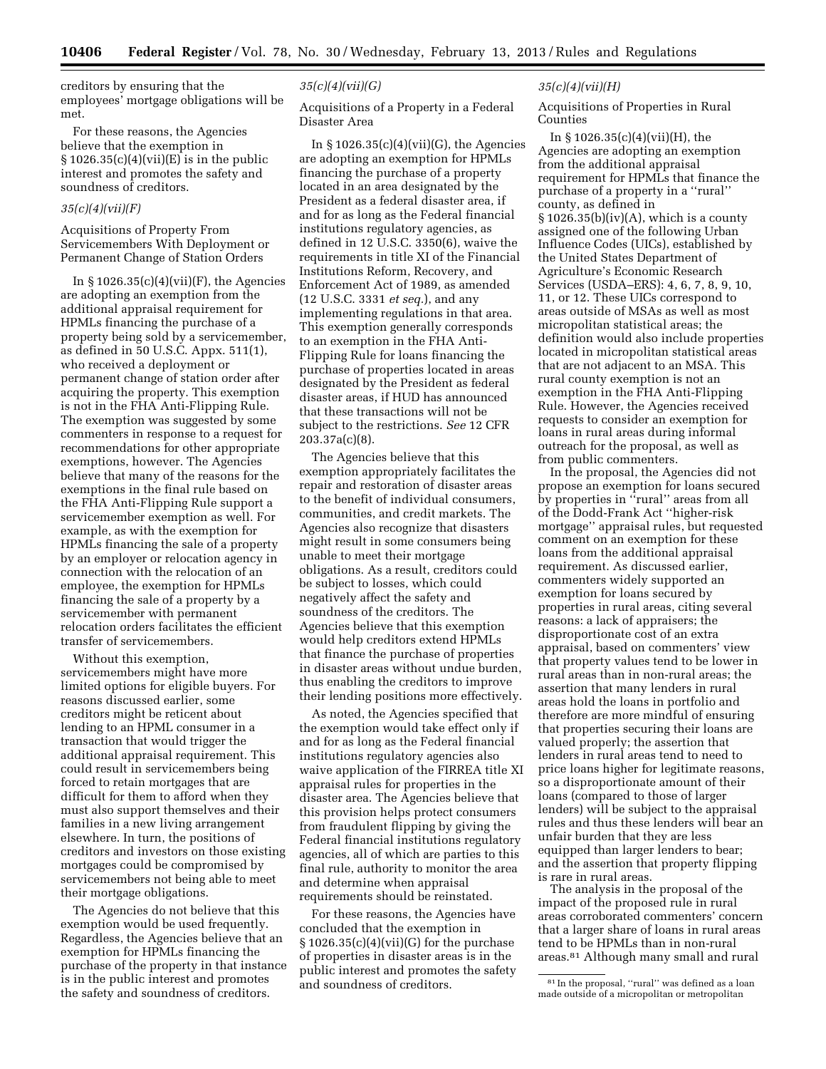creditors by ensuring that the employees' mortgage obligations will be met.

For these reasons, the Agencies believe that the exemption in § 1026.35(c)(4)(vii)(E) is in the public interest and promotes the safety and soundness of creditors.

*35(c)(4)(vii)(F)*

Acquisitions of Property From Servicemembers With Deployment or Permanent Change of Station Orders

In § 1026.35(c)(4)(vii)(F), the Agencies are adopting an exemption from the additional appraisal requirement for HPMLs financing the purchase of a property being sold by a servicemember, as defined in 50 U.S.C. Appx. 511(1), who received a deployment or permanent change of station order after acquiring the property. This exemption is not in the FHA Anti-Flipping Rule. The exemption was suggested by some commenters in response to a request for recommendations for other appropriate exemptions, however. The Agencies believe that many of the reasons for the exemptions in the final rule based on the FHA Anti-Flipping Rule support a servicemember exemption as well. For example, as with the exemption for HPMLs financing the sale of a property by an employer or relocation agency in connection with the relocation of an employee, the exemption for HPMLs financing the sale of a property by a servicemember with permanent relocation orders facilitates the efficient transfer of servicemembers.

Without this exemption, servicemembers might have more limited options for eligible buyers. For reasons discussed earlier, some creditors might be reticent about lending to an HPML consumer in a transaction that would trigger the additional appraisal requirement. This could result in servicemembers being forced to retain mortgages that are difficult for them to afford when they must also support themselves and their families in a new living arrangement elsewhere. In turn, the positions of creditors and investors on those existing mortgages could be compromised by servicemembers not being able to meet their mortgage obligations.

The Agencies do not believe that this exemption would be used frequently. Regardless, the Agencies believe that an exemption for HPMLs financing the purchase of the property in that instance is in the public interest and promotes the safety and soundness of creditors.

*35(c)(4)(vii)(G)*

Acquisitions of a Property in a Federal Disaster Area

In § 1026.35(c)(4)(vii)(G), the Agencies are adopting an exemption for HPMLs financing the purchase of a property located in an area designated by the President as a federal disaster area, if and for as long as the Federal financial institutions regulatory agencies, as defined in 12 U.S.C. 3350(6), waive the requirements in title XI of the Financial Institutions Reform, Recovery, and Enforcement Act of 1989, as amended (12 U.S.C. 3331 *et seq.*), and any implementing regulations in that area. This exemption generally corresponds to an exemption in the FHA Anti-Flipping Rule for loans financing the purchase of properties located in areas designated by the President as federal disaster areas, if HUD has announced that these transactions will not be subject to the restrictions. *See* 12 CFR 203.37a(c)(8).

The Agencies believe that this exemption appropriately facilitates the repair and restoration of disaster areas to the benefit of individual consumers, communities, and credit markets. The Agencies also recognize that disasters might result in some consumers being unable to meet their mortgage obligations. As a result, creditors could be subject to losses, which could negatively affect the safety and soundness of the creditors. The Agencies believe that this exemption would help creditors extend HPMLs that finance the purchase of properties in disaster areas without undue burden, thus enabling the creditors to improve their lending positions more effectively.

As noted, the Agencies specified that the exemption would take effect only if and for as long as the Federal financial institutions regulatory agencies also waive application of the FIRREA title XI appraisal rules for properties in the disaster area. The Agencies believe that this provision helps protect consumers from fraudulent flipping by giving the Federal financial institutions regulatory agencies, all of which are parties to this final rule, authority to monitor the area and determine when appraisal requirements should be reinstated.

For these reasons, the Agencies have concluded that the exemption in § 1026.35(c)(4)(vii)(G) for the purchase of properties in disaster areas is in the public interest and promotes the safety and soundness of creditors.

*35(c)(4)(vii)(H)*

Acquisitions of Properties in Rural Counties

In § 1026.35(c)(4)(vii)(H), the Agencies are adopting an exemption from the additional appraisal requirement for HPMLs that finance the purchase of a property in a ''rural'' county, as defined in § 1026.35(b)(iv)(A), which is a county assigned one of the following Urban Influence Codes (UICs), established by the United States Department of Agriculture's Economic Research Services (USDA–ERS): 4, 6, 7, 8, 9, 10, 11, or 12. These UICs correspond to areas outside of MSAs as well as most micropolitan statistical areas; the definition would also include properties located in micropolitan statistical areas that are not adjacent to an MSA. This rural county exemption is not an exemption in the FHA Anti-Flipping Rule. However, the Agencies received requests to consider an exemption for loans in rural areas during informal outreach for the proposal, as well as from public commenters.

In the proposal, the Agencies did not propose an exemption for loans secured by properties in ''rural'' areas from all of the Dodd-Frank Act ''higher-risk mortgage'' appraisal rules, but requested comment on an exemption for these loans from the additional appraisal requirement. As discussed earlier, commenters widely supported an exemption for loans secured by properties in rural areas, citing several reasons: a lack of appraisers; the disproportionate cost of an extra appraisal, based on commenters' view that property values tend to be lower in rural areas than in non-rural areas; the assertion that many lenders in rural areas hold the loans in portfolio and therefore are more mindful of ensuring that properties securing their loans are valued properly; the assertion that lenders in rural areas tend to need to price loans higher for legitimate reasons, so a disproportionate amount of their loans (compared to those of larger lenders) will be subject to the appraisal rules and thus these lenders will bear an unfair burden that they are less equipped than larger lenders to bear; and the assertion that property flipping is rare in rural areas.

The analysis in the proposal of the impact of the proposed rule in rural areas corroborated commenters' concern that a larger share of loans in rural areas tend to be HPMLs than in non-rural areas.[81] Although many small and rural

[81] In the proposal, ''rural'' was defined as a loan made outside of a micropolitan or metropolitan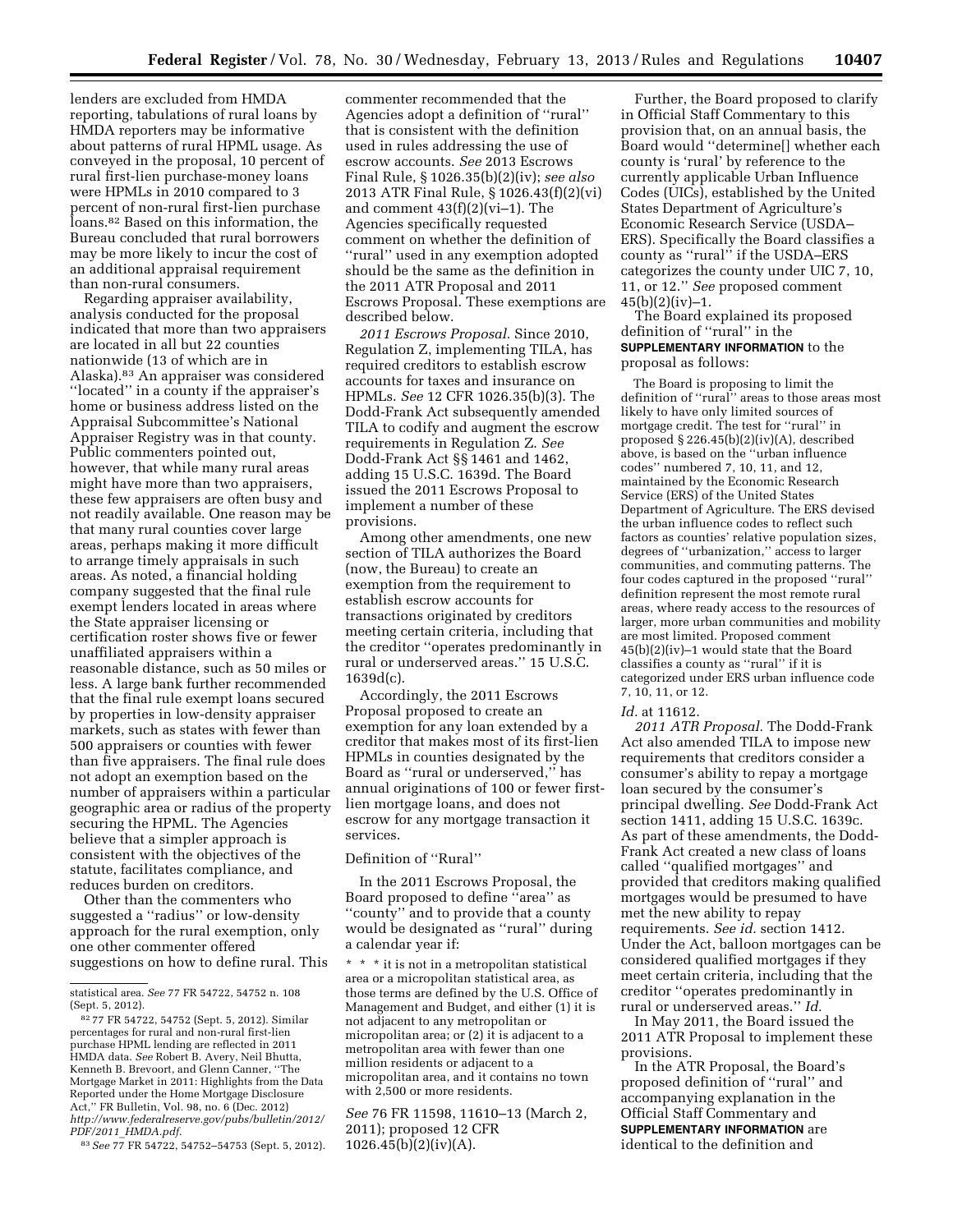lenders are excluded from HMDA reporting, tabulations of rural loans by HMDA reporters may be informative about patterns of rural HPML usage. As conveyed in the proposal, 10 percent of rural first-lien purchase-money loans were HPMLs in 2010 compared to 3 percent of non-rural first-lien purchase loans.[82] Based on this information, the Bureau concluded that rural borrowers may be more likely to incur the cost of an additional appraisal requirement than non-rural consumers.

Regarding appraiser availability, analysis conducted for the proposal indicated that more than two appraisers are located in all but 22 counties nationwide (13 of which are in Alaska).[83] An appraiser was considered ''located'' in a county if the appraiser's home or business address listed on the Appraisal Subcommittee's National Appraiser Registry was in that county. Public commenters pointed out, however, that while many rural areas might have more than two appraisers, these few appraisers are often busy and not readily available. One reason may be that many rural counties cover large areas, perhaps making it more difficult to arrange timely appraisals in such areas. As noted, a financial holding company suggested that the final rule exempt lenders located in areas where the State appraiser licensing or certification roster shows five or fewer unaffiliated appraisers within a reasonable distance, such as 50 miles or less. A large bank further recommended that the final rule exempt loans secured by properties in low-density appraiser markets, such as states with fewer than 500 appraisers or counties with fewer than five appraisers. The final rule does not adopt an exemption based on the number of appraisers within a particular geographic area or radius of the property securing the HPML. The Agencies believe that a simpler approach is consistent with the objectives of the statute, facilitates compliance, and reduces burden on creditors.

Other than the commenters who suggested a ''radius'' or low-density approach for the rural exemption, only one other commenter offered suggestions on how to define rural. This commenter recommended that the Agencies adopt a definition of ''rural'' that is consistent with the definition used in rules addressing the use of escrow accounts. *See* 2013 Escrows Final Rule, § 1026.35(b)(2)(iv); *see also* 2013 ATR Final Rule, § 1026.43(f)(2)(vi) and comment 43(f)(2)(vi–1). The Agencies specifically requested comment on whether the definition of ''rural'' used in any exemption adopted should be the same as the definition in the 2011 ATR Proposal and 2011 Escrows Proposal. These exemptions are described below.

*2011 Escrows Proposal.* Since 2010, Regulation Z, implementing TILA, has required creditors to establish escrow accounts for taxes and insurance on HPMLs. *See* 12 CFR 1026.35(b)(3). The Dodd-Frank Act subsequently amended TILA to codify and augment the escrow requirements in Regulation Z. *See* Dodd-Frank Act §§ 1461 and 1462, adding 15 U.S.C. 1639d. The Board issued the 2011 Escrows Proposal to implement a number of these provisions.

Among other amendments, one new section of TILA authorizes the Board (now, the Bureau) to create an exemption from the requirement to establish escrow accounts for transactions originated by creditors meeting certain criteria, including that the creditor ''operates predominantly in rural or underserved areas.'' 15 U.S.C. 1639d(c).

Accordingly, the 2011 Escrows Proposal proposed to create an exemption for any loan extended by a creditor that makes most of its first-lien HPMLs in counties designated by the Board as ''rural or underserved,'' has annual originations of 100 or fewer first-lien mortgage loans, and does not escrow for any mortgage transaction it services.

Definition of ''Rural''

In the 2011 Escrows Proposal, the Board proposed to define ''area'' as ''county'' and to provide that a county would be designated as ''rural'' during a calendar year if:

> * * * it is not in a metropolitan statistical area or a micropolitan statistical area, as those terms are defined by the U.S. Office of Management and Budget, and either (1) it is not adjacent to any metropolitan or micropolitan area; or (2) it is adjacent to a metropolitan area with fewer than one million residents or adjacent to a micropolitan area, and it contains no town with 2,500 or more residents.

*See* 76 FR 11598, 11610–13 (March 2, 2011); proposed 12 CFR 1026.45(b)(2)(iv)(A).

Further, the Board proposed to clarify in Official Staff Commentary to this provision that, on an annual basis, the Board would ''determine[] whether each county is 'rural' by reference to the currently applicable Urban Influence Codes (UICs), established by the United States Department of Agriculture's Economic Research Service (USDA–ERS). Specifically the Board classifies a county as ''rural'' if the USDA–ERS categorizes the county under UIC 7, 10, 11, or 12.'' *See* proposed comment 45(b)(2)(iv)–1.

The Board explained its proposed definition of ''rural'' in the SUPPLEMENTARY INFORMATION to the proposal as follows:

> The Board is proposing to limit the definition of ''rural'' areas to those areas most likely to have only limited sources of mortgage credit. The test for ''rural'' in proposed § 226.45(b)(2)(iv)(A), described above, is based on the ''urban influence codes'' numbered 7, 10, 11, and 12, maintained by the Economic Research Service (ERS) of the United States Department of Agriculture. The ERS devised the urban influence codes to reflect such factors as counties' relative population sizes, degrees of ''urbanization,'' access to larger communities, and commuting patterns. The four codes captured in the proposed ''rural'' definition represent the most remote rural areas, where ready access to the resources of larger, more urban communities and mobility are most limited. Proposed comment 45(b)(2)(iv)–1 would state that the Board classifies a county as ''rural'' if it is categorized under ERS urban influence code 7, 10, 11, or 12.

*Id.* at 11612.

*2011 ATR Proposal.* The Dodd-Frank Act also amended TILA to impose new requirements that creditors consider a consumer's ability to repay a mortgage loan secured by the consumer's principal dwelling. *See* Dodd-Frank Act section 1411, adding 15 U.S.C. 1639c. As part of these amendments, the Dodd-Frank Act created a new class of loans called ''qualified mortgages'' and provided that creditors making qualified mortgages would be presumed to have met the new ability to repay requirements. *See id.* section 1412. Under the Act, balloon mortgages can be considered qualified mortgages if they meet certain criteria, including that the creditor ''operates predominantly in rural or underserved areas.'' *Id.*

In May 2011, the Board issued the 2011 ATR Proposal to implement these provisions.

In the ATR Proposal, the Board's proposed definition of ''rural'' and accompanying explanation in the Official Staff Commentary and SUPPLEMENTARY INFORMATION are identical to the definition and

---

statistical area. *See* 77 FR 54722, 54752 n. 108 (Sept. 5, 2012).

[82] 77 FR 54722, 54752 (Sept. 5, 2012). Similar percentages for rural and non-rural first-lien purchase HPML lending are reflected in 2011 HMDA data. *See* Robert B. Avery, Neil Bhutta, Kenneth B. Brevoort, and Glenn Canner, ''The Mortgage Market in 2011: Highlights from the Data Reported under the Home Mortgage Disclosure Act,'' FR Bulletin, Vol. 98, no. 6 (Dec. 2012) *http://www.federalreserve.gov/pubs/bulletin/2012/PDF/2011_HMDA.pdf*.

[83] *See* 77 FR 54722, 54752–54753 (Sept. 5, 2012).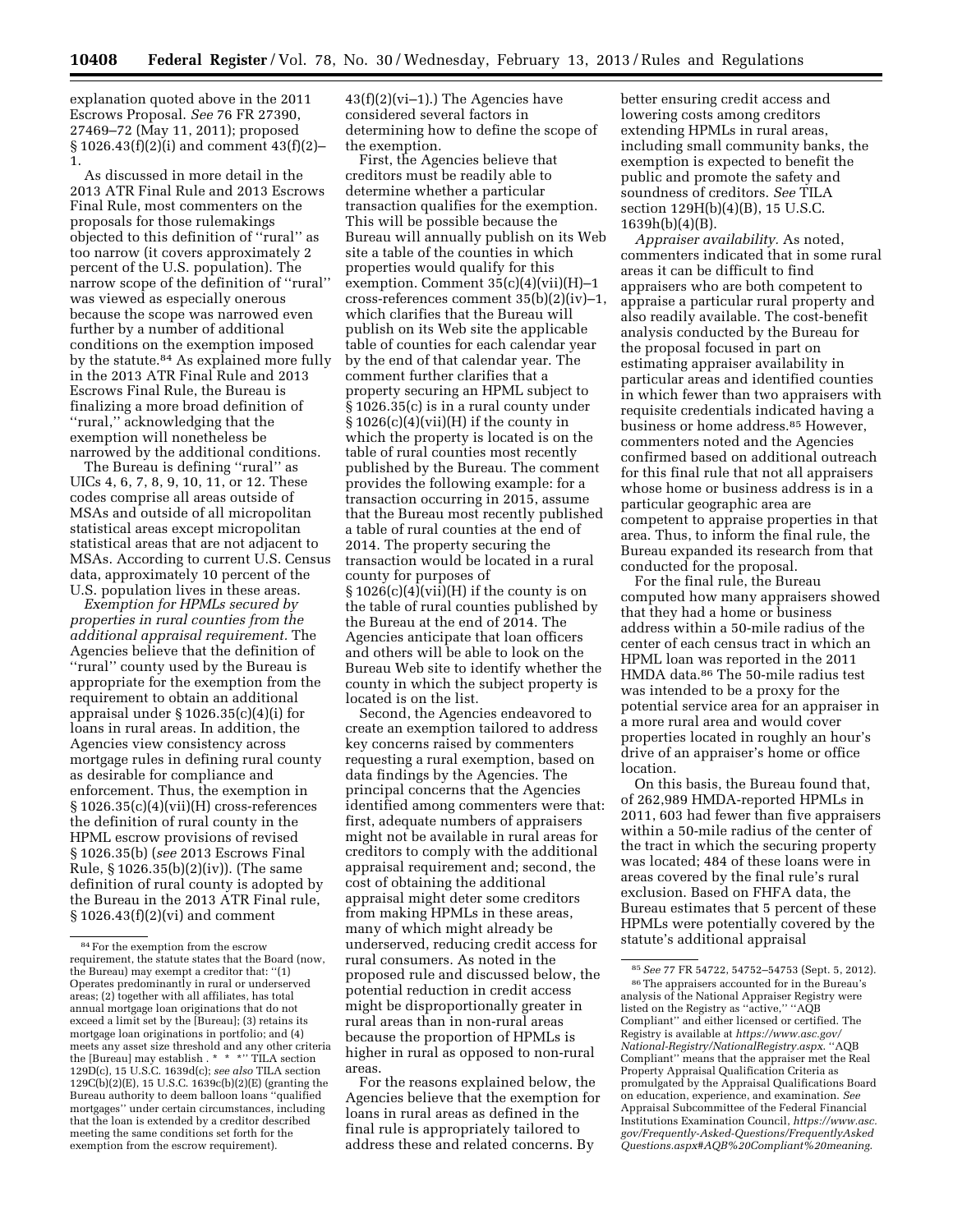explanation quoted above in the 2011 Escrows Proposal. *See* 76 FR 27390, 27469–72 (May 11, 2011); proposed § 1026.43(f)(2)(i) and comment 43(f)(2)–1.

As discussed in more detail in the 2013 ATR Final Rule and 2013 Escrows Final Rule, most commenters on the proposals for those rulemakings objected to this definition of ''rural'' as too narrow (it covers approximately 2 percent of the U.S. population). The narrow scope of the definition of ''rural'' was viewed as especially onerous because the scope was narrowed even further by a number of additional conditions on the exemption imposed by the statute.[84] As explained more fully in the 2013 ATR Final Rule and 2013 Escrows Final Rule, the Bureau is finalizing a more broad definition of ''rural,'' acknowledging that the exemption will nonetheless be narrowed by the additional conditions.

The Bureau is defining ''rural'' as UICs 4, 6, 7, 8, 9, 10, 11, or 12. These codes comprise all areas outside of MSAs and outside of all micropolitan statistical areas except micropolitan statistical areas that are not adjacent to MSAs. According to current U.S. Census data, approximately 10 percent of the U.S. population lives in these areas.

*Exemption for HPMLs secured by properties in rural counties from the additional appraisal requirement.* The Agencies believe that the definition of ''rural'' county used by the Bureau is appropriate for the exemption from the requirement to obtain an additional appraisal under § 1026.35(c)(4)(i) for loans in rural areas. In addition, the Agencies view consistency across mortgage rules in defining rural county as desirable for compliance and enforcement. Thus, the exemption in § 1026.35(c)(4)(vii)(H) cross-references the definition of rural county in the HPML escrow provisions of revised § 1026.35(b) (*see* 2013 Escrows Final Rule, § 1026.35(b)(2)(iv)). (The same definition of rural county is adopted by the Bureau in the 2013 ATR Final rule, § 1026.43(f)(2)(vi) and comment 43(f)(2)(vi–1).) The Agencies have considered several factors in determining how to define the scope of the exemption.

First, the Agencies believe that creditors must be readily able to determine whether a particular transaction qualifies for the exemption. This will be possible because the Bureau will annually publish on its Web site a table of the counties in which properties would qualify for this exemption. Comment 35(c)(4)(vii)(H)–1 cross-references comment 35(b)(2)(iv)–1, which clarifies that the Bureau will publish on its Web site the applicable table of counties for each calendar year by the end of that calendar year. The comment further clarifies that a property securing an HPML subject to § 1026.35(c) is in a rural county under § 1026(c)(4)(vii)(H) if the county in which the property is located is on the table of rural counties most recently published by the Bureau. The comment provides the following example: for a transaction occurring in 2015, assume that the Bureau most recently published a table of rural counties at the end of 2014. The property securing the transaction would be located in a rural county for purposes of § 1026(c)(4)(vii)(H) if the county is on the table of rural counties published by the Bureau at the end of 2014. The Agencies anticipate that loan officers and others will be able to look on the Bureau Web site to identify whether the county in which the subject property is located is on the list.

Second, the Agencies endeavored to create an exemption tailored to address key concerns raised by commenters requesting a rural exemption, based on data findings by the Agencies. The principal concerns that the Agencies identified among commenters were that: first, adequate numbers of appraisers might not be available in rural areas for creditors to comply with the additional appraisal requirement and; second, the cost of obtaining the additional appraisal might deter some creditors from making HPMLs in these areas, many of which might already be underserved, reducing credit access for rural consumers. As noted in the proposed rule and discussed below, the potential reduction in credit access might be disproportionally greater in rural areas than in non-rural areas because the proportion of HPMLs is higher in rural as opposed to non-rural areas.

For the reasons explained below, the Agencies believe that the exemption for loans in rural areas as defined in the final rule is appropriately tailored to address these and related concerns. By better ensuring credit access and lowering costs among creditors extending HPMLs in rural areas, including small community banks, the exemption is expected to benefit the public and promote the safety and soundness of creditors. *See* TILA section 129H(b)(4)(B), 15 U.S.C. 1639h(b)(4)(B).

*Appraiser availability.* As noted, commenters indicated that in some rural areas it can be difficult to find appraisers who are both competent to appraise a particular rural property and also readily available. The cost-benefit analysis conducted by the Bureau for the proposal focused in part on estimating appraiser availability in particular areas and identified counties in which fewer than two appraisers with requisite credentials indicated having a business or home address.[85] However, commenters noted and the Agencies confirmed based on additional outreach for this final rule that not all appraisers whose home or business address is in a particular geographic area are competent to appraise properties in that area. Thus, to inform the final rule, the Bureau expanded its research from that conducted for the proposal.

For the final rule, the Bureau computed how many appraisers showed that they had a home or business address within a 50-mile radius of the center of each census tract in which an HPML loan was reported in the 2011 HMDA data.[86] The 50-mile radius test was intended to be a proxy for the potential service area for an appraiser in a more rural area and would cover properties located in roughly an hour's drive of an appraiser's home or office location.

On this basis, the Bureau found that, of 262,989 HMDA-reported HPMLs in 2011, 603 had fewer than five appraisers within a 50-mile radius of the center of the tract in which the securing property was located; 484 of these loans were in areas covered by the final rule's rural exclusion. Based on FHFA data, the Bureau estimates that 5 percent of these HPMLs were potentially covered by the statute's additional appraisal

---

[84] For the exemption from the escrow requirement, the statute states that the Board (now, the Bureau) may exempt a creditor that: ''(1) Operates predominantly in rural or underserved areas; (2) together with all affiliates, has total annual mortgage loan originations that do not exceed a limit set by the [Bureau]; (3) retains its mortgage loan originations in portfolio; and (4) meets any asset size threshold and any other criteria the [Bureau] may establish . * * *'' TILA section 129D(c), 15 U.S.C. 1639d(c); *see also* TILA section 129C(b)(2)(E), 15 U.S.C. 1639c(b)(2)(E) (granting the Bureau authority to deem balloon loans ''qualified mortgages'' under certain circumstances, including that the loan is extended by a creditor described meeting the same conditions set forth for the exemption from the escrow requirement).

[85] *See* 77 FR 54722, 54752–54753 (Sept. 5, 2012).

[86] The appraisers accounted for in the Bureau's analysis of the National Appraiser Registry were listed on the Registry as ''active,'' ''AQB Compliant'' and either licensed or certified. The Registry is available at *https://www.asc.gov/National-Registry/NationalRegistry.aspx.* ''AQB Compliant'' means that the appraiser met the Real Property Appraisal Qualification Criteria as promulgated by the Appraisal Qualifications Board on education, experience, and examination. *See* Appraisal Subcommittee of the Federal Financial Institutions Examination Council, *https://www.asc.gov/Frequently-Asked-Questions/FrequentlyAskedQuestions.aspx#AQB%20Compliant%20meaning.*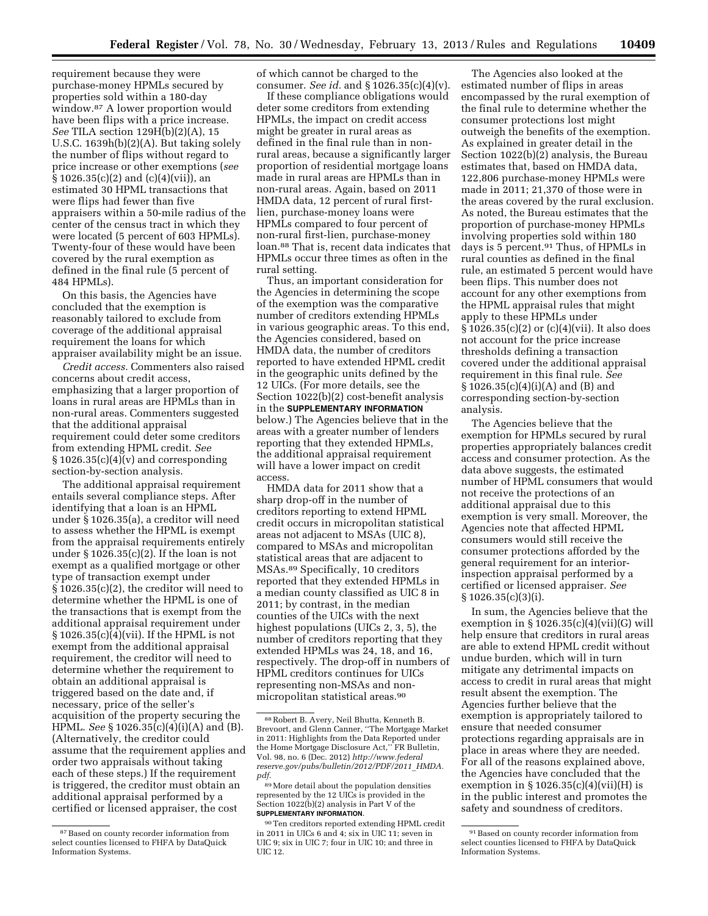requirement because they were purchase-money HPMLs secured by properties sold within a 180-day window.[87] A lower proportion would have been flips with a price increase. *See* TILA section 129H(b)(2)(A), 15 U.S.C. 1639h(b)(2)(A). But taking solely the number of flips without regard to price increase or other exemptions (*see* § 1026.35(c)(2) and (c)(4)(vii)), an estimated 30 HPML transactions that were flips had fewer than five appraisers within a 50-mile radius of the center of the census tract in which they were located (5 percent of 603 HPMLs). Twenty-four of these would have been covered by the rural exemption as defined in the final rule (5 percent of 484 HPMLs).

On this basis, the Agencies have concluded that the exemption is reasonably tailored to exclude from coverage of the additional appraisal requirement the loans for which appraiser availability might be an issue.

*Credit access.* Commenters also raised concerns about credit access, emphasizing that a larger proportion of loans in rural areas are HPMLs than in non-rural areas. Commenters suggested that the additional appraisal requirement could deter some creditors from extending HPML credit. *See* § 1026.35(c)(4)(v) and corresponding section-by-section analysis.

The additional appraisal requirement entails several compliance steps. After identifying that a loan is an HPML under § 1026.35(a), a creditor will need to assess whether the HPML is exempt from the appraisal requirements entirely under § 1026.35(c)(2). If the loan is not exempt as a qualified mortgage or other type of transaction exempt under § 1026.35(c)(2), the creditor will need to determine whether the HPML is one of the transactions that is exempt from the additional appraisal requirement under § 1026.35(c)(4)(vii). If the HPML is not exempt from the additional appraisal requirement, the creditor will need to determine whether the requirement to obtain an additional appraisal is triggered based on the date and, if necessary, price of the seller's acquisition of the property securing the HPML. *See* § 1026.35(c)(4)(i)(A) and (B). (Alternatively, the creditor could assume that the requirement applies and order two appraisals without taking each of these steps.) If the requirement is triggered, the creditor must obtain an additional appraisal performed by a certified or licensed appraiser, the cost of which cannot be charged to the consumer. *See id.* and § 1026.35(c)(4)(v).

If these compliance obligations would deter some creditors from extending HPMLs, the impact on credit access might be greater in rural areas as defined in the final rule than in non-rural areas, because a significantly larger proportion of residential mortgage loans made in rural areas are HPMLs than in non-rural areas. Again, based on 2011 HMDA data, 12 percent of rural first-lien, purchase-money loans were HPMLs compared to four percent of non-rural first-lien, purchase-money loan.[88] That is, recent data indicates that HPMLs occur three times as often in the rural setting.

Thus, an important consideration for the Agencies in determining the scope of the exemption was the comparative number of creditors extending HPMLs in various geographic areas. To this end, the Agencies considered, based on HMDA data, the number of creditors reported to have extended HPML credit in the geographic units defined by the 12 UICs. (For more details, see the Section 1022(b)(2) cost-benefit analysis in the **SUPPLEMENTARY INFORMATION** below.) The Agencies believe that in the areas with a greater number of lenders reporting that they extended HPMLs, the additional appraisal requirement will have a lower impact on credit access.

HMDA data for 2011 show that a sharp drop-off in the number of creditors reporting to extend HPML credit occurs in micropolitan statistical areas not adjacent to MSAs (UIC 8), compared to MSAs and micropolitan statistical areas that are adjacent to MSAs.[89] Specifically, 10 creditors reported that they extended HPMLs in a median county classified as UIC 8 in 2011; by contrast, in the median counties of the UICs with the next highest populations (UICs 2, 3, 5), the number of creditors reporting that they extended HPMLs was 24, 18, and 16, respectively. The drop-off in numbers of HPML creditors continues for UICs representing non-MSAs and non-micropolitan statistical areas.[90]

The Agencies also looked at the estimated number of flips in areas encompassed by the rural exemption of the final rule to determine whether the consumer protections lost might outweigh the benefits of the exemption. As explained in greater detail in the Section 1022(b)(2) analysis, the Bureau estimates that, based on HMDA data, 122,806 purchase-money HPMLs were made in 2011; 21,370 of those were in the areas covered by the rural exclusion. As noted, the Bureau estimates that the proportion of purchase-money HPMLs involving properties sold within 180 days is 5 percent.[91] Thus, of HPMLs in rural counties as defined in the final rule, an estimated 5 percent would have been flips. This number does not account for any other exemptions from the HPML appraisal rules that might apply to these HPMLs under § 1026.35(c)(2) or (c)(4)(vii). It also does not account for the price increase thresholds defining a transaction covered under the additional appraisal requirement in this final rule. *See* § 1026.35(c)(4)(i)(A) and (B) and corresponding section-by-section analysis.

The Agencies believe that the exemption for HPMLs secured by rural properties appropriately balances credit access and consumer protection. As the data above suggests, the estimated number of HPML consumers that would not receive the protections of an additional appraisal due to this exemption is very small. Moreover, the Agencies note that affected HPML consumers would still receive the consumer protections afforded by the general requirement for an interior-inspection appraisal performed by a certified or licensed appraiser. *See* § 1026.35(c)(3)(i).

In sum, the Agencies believe that the exemption in § 1026.35(c)(4)(vii)(G) will help ensure that creditors in rural areas are able to extend HPML credit without undue burden, which will in turn mitigate any detrimental impacts on access to credit in rural areas that might result absent the exemption. The Agencies further believe that the exemption is appropriately tailored to ensure that needed consumer protections regarding appraisals are in place in areas where they are needed. For all of the reasons explained above, the Agencies have concluded that the exemption in § 1026.35(c)(4)(vii)(H) is in the public interest and promotes the safety and soundness of creditors.

---

[87] Based on county recorder information from select counties licensed to FHFA by DataQuick Information Systems.

[88] Robert B. Avery, Neil Bhutta, Kenneth B. Brevoort, and Glenn Canner, "The Mortgage Market in 2011: Highlights from the Data Reported under the Home Mortgage Disclosure Act," FR Bulletin, Vol. 98, no. 6 (Dec. 2012) *http://www.federalreserve.gov/pubs/bulletin/2012/PDF/2011_HMDA.pdf*.

[89] More detail about the population densities represented by the 12 UICs is provided in the Section 1022(b)(2) analysis in Part V of the **SUPPLEMENTARY INFORMATION**.

[90] Ten creditors reported extending HPML credit in 2011 in UICs 6 and 4; six in UIC 11; seven in UIC 9; six in UIC 7; four in UIC 10; and three in UIC 12.

[91] Based on county recorder information from select counties licensed to FHFA by DataQuick Information Systems.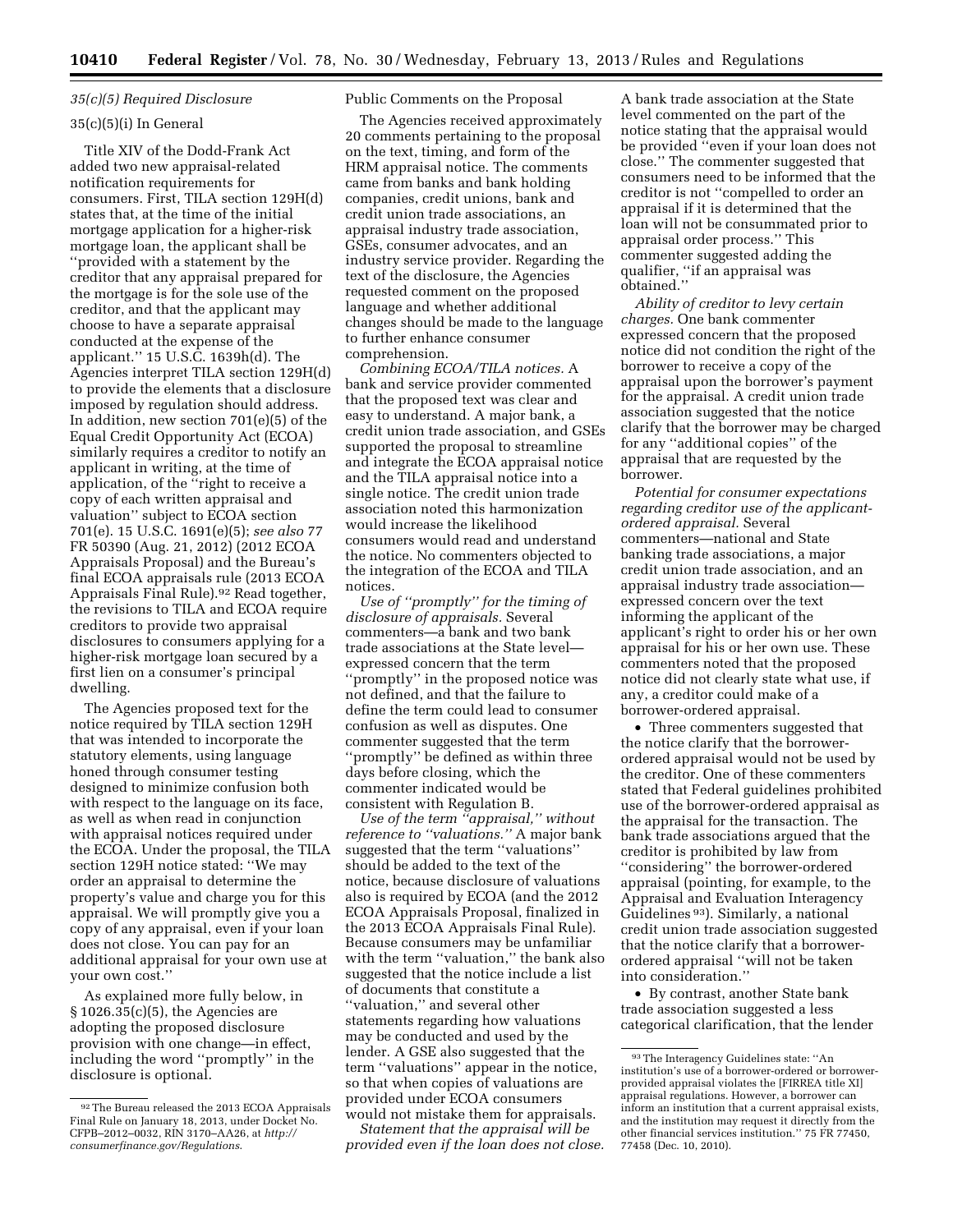### *35(c)(5) Required Disclosure*

#### 35(c)(5)(i) In General

Title XIV of the Dodd-Frank Act added two new appraisal-related notification requirements for consumers. First, TILA section 129H(d) states that, at the time of the initial mortgage application for a higher-risk mortgage loan, the applicant shall be ''provided with a statement by the creditor that any appraisal prepared for the mortgage is for the sole use of the creditor, and that the applicant may choose to have a separate appraisal conducted at the expense of the applicant.'' 15 U.S.C. 1639h(d). The Agencies interpret TILA section 129H(d) to provide the elements that a disclosure imposed by regulation should address. In addition, new section 701(e)(5) of the Equal Credit Opportunity Act (ECOA) similarly requires a creditor to notify an applicant in writing, at the time of application, of the ''right to receive a copy of each written appraisal and valuation'' subject to ECOA section 701(e). 15 U.S.C. 1691(e)(5); *see also* 77 FR 50390 (Aug. 21, 2012) (2012 ECOA Appraisals Proposal) and the Bureau's final ECOA appraisals rule (2013 ECOA Appraisals Final Rule).[92] Read together, the revisions to TILA and ECOA require creditors to provide two appraisal disclosures to consumers applying for a higher-risk mortgage loan secured by a first lien on a consumer's principal dwelling.

The Agencies proposed text for the notice required by TILA section 129H that was intended to incorporate the statutory elements, using language honed through consumer testing designed to minimize confusion both with respect to the language on its face, as well as when read in conjunction with appraisal notices required under the ECOA. Under the proposal, the TILA section 129H notice stated: ''We may order an appraisal to determine the property's value and charge you for this appraisal. We will promptly give you a copy of any appraisal, even if your loan does not close. You can pay for an additional appraisal for your own use at your own cost.''

As explained more fully below, in § 1026.35(c)(5), the Agencies are adopting the proposed disclosure provision with one change—in effect, including the word ''promptly'' in the disclosure is optional.

Public Comments on the Proposal

The Agencies received approximately 20 comments pertaining to the proposal on the text, timing, and form of the HRM appraisal notice. The comments came from banks and bank holding companies, credit unions, bank and credit union trade associations, an appraisal industry trade association, GSEs, consumer advocates, and an industry service provider. Regarding the text of the disclosure, the Agencies requested comment on the proposed language and whether additional changes should be made to the language to further enhance consumer comprehension.

*Combining ECOA/TILA notices.* A bank and service provider commented that the proposed text was clear and easy to understand. A major bank, a credit union trade association, and GSEs supported the proposal to streamline and integrate the ECOA appraisal notice and the TILA appraisal notice into a single notice. The credit union trade association noted this harmonization would increase the likelihood consumers would read and understand the notice. No commenters objected to the integration of the ECOA and TILA notices.

*Use of ''promptly'' for the timing of disclosure of appraisals.* Several commenters—a bank and two bank trade associations at the State level—expressed concern that the term ''promptly'' in the proposed notice was not defined, and that the failure to define the term could lead to consumer confusion as well as disputes. One commenter suggested that the term ''promptly'' be defined as within three days before closing, which the commenter indicated would be consistent with Regulation B.

*Use of the term ''appraisal,'' without reference to ''valuations.''* A major bank suggested that the term ''valuations'' should be added to the text of the notice, because disclosure of valuations also is required by ECOA (and the 2012 ECOA Appraisals Proposal, finalized in the 2013 ECOA Appraisals Final Rule). Because consumers may be unfamiliar with the term ''valuation,'' the bank also suggested that the notice include a list of documents that constitute a ''valuation,'' and several other statements regarding how valuations may be conducted and used by the lender. A GSE also suggested that the term ''valuations'' appear in the notice, so that when copies of valuations are provided under ECOA consumers would not mistake them for appraisals.

*Statement that the appraisal will be provided even if the loan does not close.* A bank trade association at the State level commented on the part of the notice stating that the appraisal would be provided ''even if your loan does not close.'' The commenter suggested that consumers need to be informed that the creditor is not ''compelled to order an appraisal if it is determined that the loan will not be consummated prior to appraisal order process.'' This commenter suggested adding the qualifier, ''if an appraisal was obtained.''

*Ability of creditor to levy certain charges.* One bank commenter expressed concern that the proposed notice did not condition the right of the borrower to receive a copy of the appraisal upon the borrower's payment for the appraisal. A credit union trade association suggested that the notice clarify that the borrower may be charged for any ''additional copies'' of the appraisal that are requested by the borrower.

*Potential for consumer expectations regarding creditor use of the applicant-ordered appraisal.* Several commenters—national and State banking trade associations, a major credit union trade association, and an appraisal industry trade association—expressed concern over the text informing the applicant of the applicant's right to order his or her own appraisal for his or her own use. These commenters noted that the proposed notice did not clearly state what use, if any, a creditor could make of a borrower-ordered appraisal.

- Three commenters suggested that the notice clarify that the borrower-ordered appraisal would not be used by the creditor. One of these commenters stated that Federal guidelines prohibited use of the borrower-ordered appraisal as the appraisal for the transaction. The bank trade associations argued that the creditor is prohibited by law from ''considering'' the borrower-ordered appraisal (pointing, for example, to the Appraisal and Evaluation Interagency Guidelines[93]). Similarly, a national credit union trade association suggested that the notice clarify that a borrower-ordered appraisal ''will not be taken into consideration.''
- By contrast, another State bank trade association suggested a less categorical clarification, that the lender

---

[92] The Bureau released the 2013 ECOA Appraisals Final Rule on January 18, 2013, under Docket No. CFPB–2012–0032, RIN 3170–AA26, at *http://consumerfinance.gov/Regulations*.

[93] The Interagency Guidelines state: ''An institution's use of a borrower-ordered or borrower-provided appraisal violates the [FIRREA title XI] appraisal regulations. However, a borrower can inform an institution that a current appraisal exists, and the institution may request it directly from the other financial services institution.'' 75 FR 77450, 77458 (Dec. 10, 2010).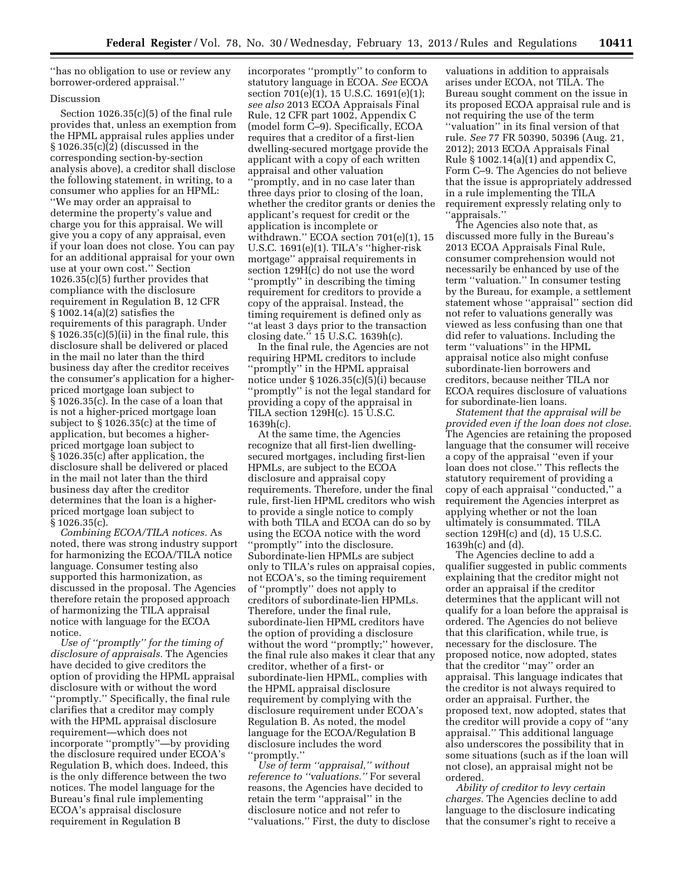''has no obligation to use or review any borrower-ordered appraisal.''

Discussion

Section 1026.35(c)(5) of the final rule provides that, unless an exemption from the HPML appraisal rules applies under § 1026.35(c)(2) (discussed in the corresponding section-by-section analysis above), a creditor shall disclose the following statement, in writing, to a consumer who applies for an HPML: ''We may order an appraisal to determine the property's value and charge you for this appraisal. We will give you a copy of any appraisal, even if your loan does not close. You can pay for an additional appraisal for your own use at your own cost.'' Section 1026.35(c)(5) further provides that compliance with the disclosure requirement in Regulation B, 12 CFR § 1002.14(a)(2) satisfies the requirements of this paragraph. Under § 1026.35(c)(5)(ii) in the final rule, this disclosure shall be delivered or placed in the mail no later than the third business day after the creditor receives the consumer's application for a higher-priced mortgage loan subject to § 1026.35(c). In the case of a loan that is not a higher-priced mortgage loan subject to § 1026.35(c) at the time of application, but becomes a higher-priced mortgage loan subject to § 1026.35(c) after application, the disclosure shall be delivered or placed in the mail not later than the third business day after the creditor determines that the loan is a higher-priced mortgage loan subject to § 1026.35(c).

*Combining ECOA/TILA notices.* As noted, there was strong industry support for harmonizing the ECOA/TILA notice language. Consumer testing also supported this harmonization, as discussed in the proposal. The Agencies therefore retain the proposed approach of harmonizing the TILA appraisal notice with language for the ECOA notice.

*Use of ''promptly'' for the timing of disclosure of appraisals.* The Agencies have decided to give creditors the option of providing the HPML appraisal disclosure with or without the word ''promptly.'' Specifically, the final rule clarifies that a creditor may comply with the HPML appraisal disclosure requirement—which does not incorporate ''promptly''—by providing the disclosure required under ECOA's Regulation B, which does. Indeed, this is the only difference between the two notices. The model language for the Bureau's final rule implementing ECOA's appraisal disclosure requirement in Regulation B incorporates ''promptly'' to conform to statutory language in ECOA. *See* ECOA section 701(e)(1), 15 U.S.C. 1691(e)(1); *see also* 2013 ECOA Appraisals Final Rule, 12 CFR part 1002, Appendix C (model form C–9). Specifically, ECOA requires that a creditor of a first-lien dwelling-secured mortgage provide the applicant with a copy of each written appraisal and other valuation ''promptly, and in no case later than three days prior to closing of the loan, whether the creditor grants or denies the applicant's request for credit or the application is incomplete or withdrawn.'' ECOA section 701(e)(1), 15 U.S.C. 1691(e)(1). TILA's ''higher-risk mortgage'' appraisal requirements in section 129H(c) do not use the word ''promptly'' in describing the timing requirement for creditors to provide a copy of the appraisal. Instead, the timing requirement is defined only as ''at least 3 days prior to the transaction closing date.'' 15 U.S.C. 1639h(c).

In the final rule, the Agencies are not requiring HPML creditors to include ''promptly'' in the HPML appraisal notice under § 1026.35(c)(5)(i) because ''promptly'' is not the legal standard for providing a copy of the appraisal in TILA section 129H(c). 15 U.S.C. 1639h(c).

At the same time, the Agencies recognize that all first-lien dwelling-secured mortgages, including first-lien HPMLs, are subject to the ECOA disclosure and appraisal copy requirements. Therefore, under the final rule, first-lien HPML creditors who wish to provide a single notice to comply with both TILA and ECOA can do so by using the ECOA notice with the word ''promptly'' into the disclosure. Subordinate-lien HPMLs are subject only to TILA's rules on appraisal copies, not ECOA's, so the timing requirement of ''promptly'' does not apply to creditors of subordinate-lien HPMLs. Therefore, under the final rule, subordinate-lien HPML creditors have the option of providing a disclosure without the word ''promptly;'' however, the final rule also makes it clear that any creditor, whether of a first- or subordinate-lien HPML, complies with the HPML appraisal disclosure requirement by complying with the disclosure requirement under ECOA's Regulation B. As noted, the model language for the ECOA/Regulation B disclosure includes the word ''promptly.''

*Use of term ''appraisal,'' without reference to ''valuations.''* For several reasons, the Agencies have decided to retain the term ''appraisal'' in the disclosure notice and not refer to ''valuations.'' First, the duty to disclose valuations in addition to appraisals arises under ECOA, not TILA. The Bureau sought comment on the issue in its proposed ECOA appraisal rule and is not requiring the use of the term ''valuation'' in its final version of that rule. *See* 77 FR 50390, 50396 (Aug. 21, 2012); 2013 ECOA Appraisals Final Rule § 1002.14(a)(1) and appendix C, Form C–9. The Agencies do not believe that the issue is appropriately addressed in a rule implementing the TILA requirement expressly relating only to ''appraisals.''

The Agencies also note that, as discussed more fully in the Bureau's 2013 ECOA Appraisals Final Rule, consumer comprehension would not necessarily be enhanced by use of the term ''valuation.'' In consumer testing by the Bureau, for example, a settlement statement whose ''appraisal'' section did not refer to valuations generally was viewed as less confusing than one that did refer to valuations. Including the term ''valuations'' in the HPML appraisal notice also might confuse subordinate-lien borrowers and creditors, because neither TILA nor ECOA requires disclosure of valuations for subordinate-lien loans.

*Statement that the appraisal will be provided even if the loan does not close.* The Agencies are retaining the proposed language that the consumer will receive a copy of the appraisal ''even if your loan does not close.'' This reflects the statutory requirement of providing a copy of each appraisal ''conducted,'' a requirement the Agencies interpret as applying whether or not the loan ultimately is consummated. TILA section 129H(c) and (d), 15 U.S.C. 1639h(c) and (d).

The Agencies decline to add a qualifier suggested in public comments explaining that the creditor might not order an appraisal if the creditor determines that the applicant will not qualify for a loan before the appraisal is ordered. The Agencies do not believe that this clarification, while true, is necessary for the disclosure. The proposed notice, now adopted, states that the creditor ''may'' order an appraisal. This language indicates that the creditor is not always required to order an appraisal. Further, the proposed text, now adopted, states that the creditor will provide a copy of ''any appraisal.'' This additional language also underscores the possibility that in some situations (such as if the loan will not close), an appraisal might not be ordered.

*Ability of creditor to levy certain charges.* The Agencies decline to add language to the disclosure indicating that the consumer's right to receive a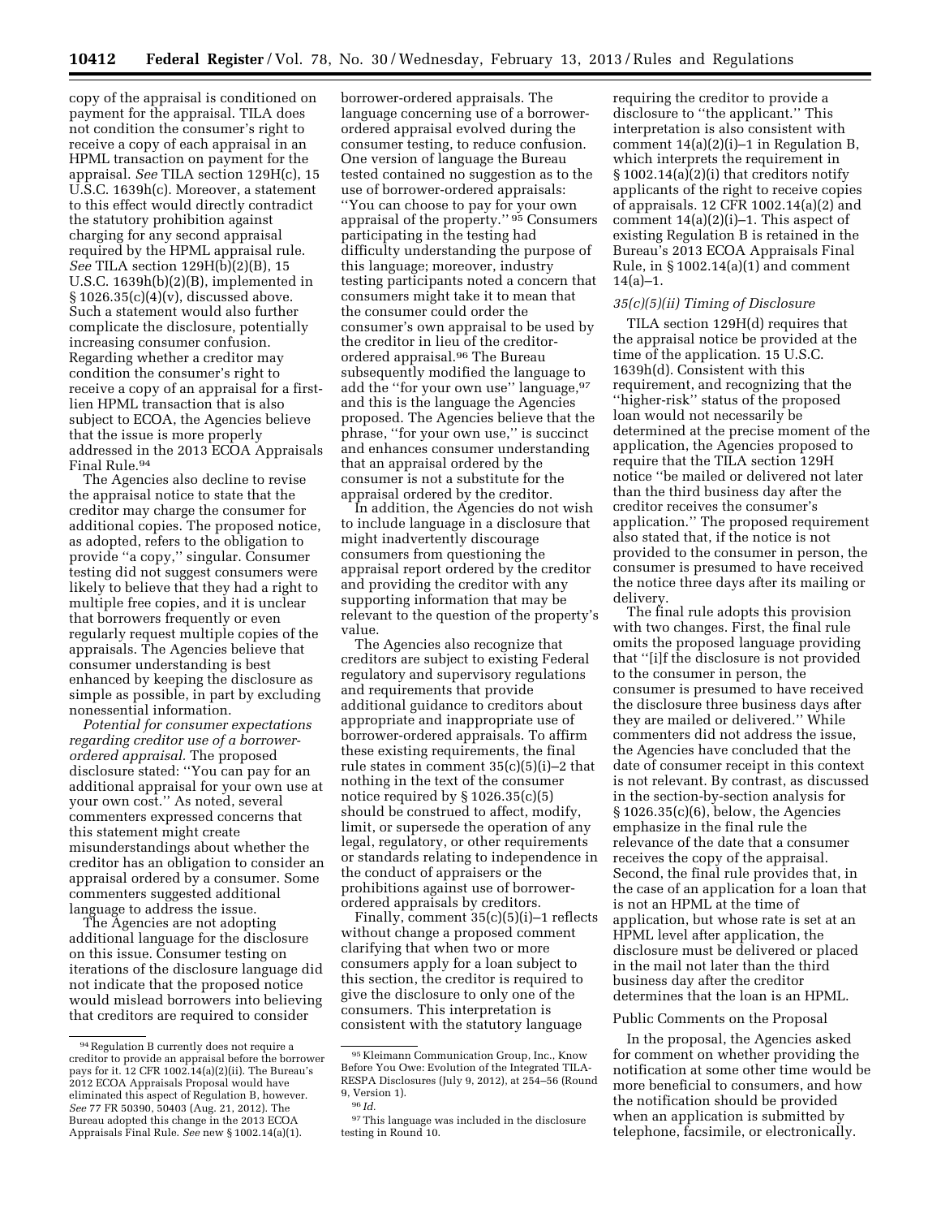copy of the appraisal is conditioned on payment for the appraisal. TILA does not condition the consumer's right to receive a copy of each appraisal in an HPML transaction on payment for the appraisal. *See* TILA section 129H(c), 15 U.S.C. 1639h(c). Moreover, a statement to this effect would directly contradict the statutory prohibition against charging for any second appraisal required by the HPML appraisal rule. *See* TILA section 129H(b)(2)(B), 15 U.S.C. 1639h(b)(2)(B), implemented in § 1026.35(c)(4)(v), discussed above. Such a statement would also further complicate the disclosure, potentially increasing consumer confusion. Regarding whether a creditor may condition the consumer's right to receive a copy of an appraisal for a first-lien HPML transaction that is also subject to ECOA, the Agencies believe that the issue is more properly addressed in the 2013 ECOA Appraisals Final Rule.[94]

The Agencies also decline to revise the appraisal notice to state that the creditor may charge the consumer for additional copies. The proposed notice, as adopted, refers to the obligation to provide ''a copy,'' singular. Consumer testing did not suggest consumers were likely to believe that they had a right to multiple free copies, and it is unclear that borrowers frequently or even regularly request multiple copies of the appraisals. The Agencies believe that consumer understanding is best enhanced by keeping the disclosure as simple as possible, in part by excluding nonessential information.

*Potential for consumer expectations regarding creditor use of a borrower-ordered appraisal.* The proposed disclosure stated: ''You can pay for an additional appraisal for your own use at your own cost.'' As noted, several commenters expressed concerns that this statement might create misunderstandings about whether the creditor has an obligation to consider an appraisal ordered by a consumer. Some commenters suggested additional language to address the issue.

The Agencies are not adopting additional language for the disclosure on this issue. Consumer testing on iterations of the disclosure language did not indicate that the proposed notice would mislead borrowers into believing that creditors are required to consider borrower-ordered appraisals. The language concerning use of a borrower-ordered appraisal evolved during the consumer testing, to reduce confusion. One version of language the Bureau tested contained no suggestion as to the use of borrower-ordered appraisals: ''You can choose to pay for your own appraisal of the property.''[95] Consumers participating in the testing had difficulty understanding the purpose of this language; moreover, industry testing participants noted a concern that consumers might take it to mean that the consumer could order the consumer's own appraisal to be used by the creditor in lieu of the creditor-ordered appraisal.[96] The Bureau subsequently modified the language to add the ''for your own use'' language,[97] and this is the language the Agencies proposed. The Agencies believe that the phrase, ''for your own use,'' is succinct and enhances consumer understanding that an appraisal ordered by the consumer is not a substitute for the appraisal ordered by the creditor.

In addition, the Agencies do not wish to include language in a disclosure that might inadvertently discourage consumers from questioning the appraisal report ordered by the creditor and providing the creditor with any supporting information that may be relevant to the question of the property's value.

The Agencies also recognize that creditors are subject to existing Federal regulatory and supervisory regulations and requirements that provide additional guidance to creditors about appropriate and inappropriate use of borrower-ordered appraisals. To affirm these existing requirements, the final rule states in comment 35(c)(5)(i)–2 that nothing in the text of the consumer notice required by § 1026.35(c)(5) should be construed to affect, modify, limit, or supersede the operation of any legal, regulatory, or other requirements or standards relating to independence in the conduct of appraisers or the prohibitions against use of borrower-ordered appraisals by creditors.

Finally, comment 35(c)(5)(i)–1 reflects without change a proposed comment clarifying that when two or more consumers apply for a loan subject to this section, the creditor is required to give the disclosure to only one of the consumers. This interpretation is consistent with the statutory language requiring the creditor to provide a disclosure to ''the applicant.'' This interpretation is also consistent with comment 14(a)(2)(i)–1 in Regulation B, which interprets the requirement in § 1002.14(a)(2)(i) that creditors notify applicants of the right to receive copies of appraisals. 12 CFR 1002.14(a)(2) and comment 14(a)(2)(i)–1. This aspect of existing Regulation B is retained in the Bureau's 2013 ECOA Appraisals Final Rule, in § 1002.14(a)(1) and comment 14(a)–1.

#### *35(c)(5)(ii) Timing of Disclosure*

TILA section 129H(d) requires that the appraisal notice be provided at the time of the application. 15 U.S.C. 1639h(d). Consistent with this requirement, and recognizing that the ''higher-risk'' status of the proposed loan would not necessarily be determined at the precise moment of the application, the Agencies proposed to require that the TILA section 129H notice ''be mailed or delivered not later than the third business day after the creditor receives the consumer's application.'' The proposed requirement also stated that, if the notice is not provided to the consumer in person, the consumer is presumed to have received the notice three days after its mailing or delivery.

The final rule adopts this provision with two changes. First, the final rule omits the proposed language providing that ''[i]f the disclosure is not provided to the consumer in person, the consumer is presumed to have received the disclosure three business days after they are mailed or delivered.'' While commenters did not address the issue, the Agencies have concluded that the date of consumer receipt in this context is not relevant. By contrast, as discussed in the section-by-section analysis for § 1026.35(c)(6), below, the Agencies emphasize in the final rule the relevance of the date that a consumer receives the copy of the appraisal. Second, the final rule provides that, in the case of an application for a loan that is not an HPML at the time of application, but whose rate is set at an HPML level after application, the disclosure must be delivered or placed in the mail not later than the third business day after the creditor determines that the loan is an HPML.

Public Comments on the Proposal

In the proposal, the Agencies asked for comment on whether providing the notification at some other time would be more beneficial to consumers, and how the notification should be provided when an application is submitted by telephone, facsimile, or electronically.

---

[94] Regulation B currently does not require a creditor to provide an appraisal before the borrower pays for it. 12 CFR 1002.14(a)(2)(ii). The Bureau's 2012 ECOA Appraisals Proposal would have eliminated this aspect of Regulation B, however. *See* 77 FR 50390, 50403 (Aug. 21, 2012). The Bureau adopted this change in the 2013 ECOA Appraisals Final Rule. *See* new § 1002.14(a)(1).

[95] Kleimann Communication Group, Inc., Know Before You Owe: Evolution of the Integrated TILA-RESPA Disclosures (July 9, 2012), at 254–56 (Round 9, Version 1).

[96] *Id.*

[97] This language was included in the disclosure testing in Round 10.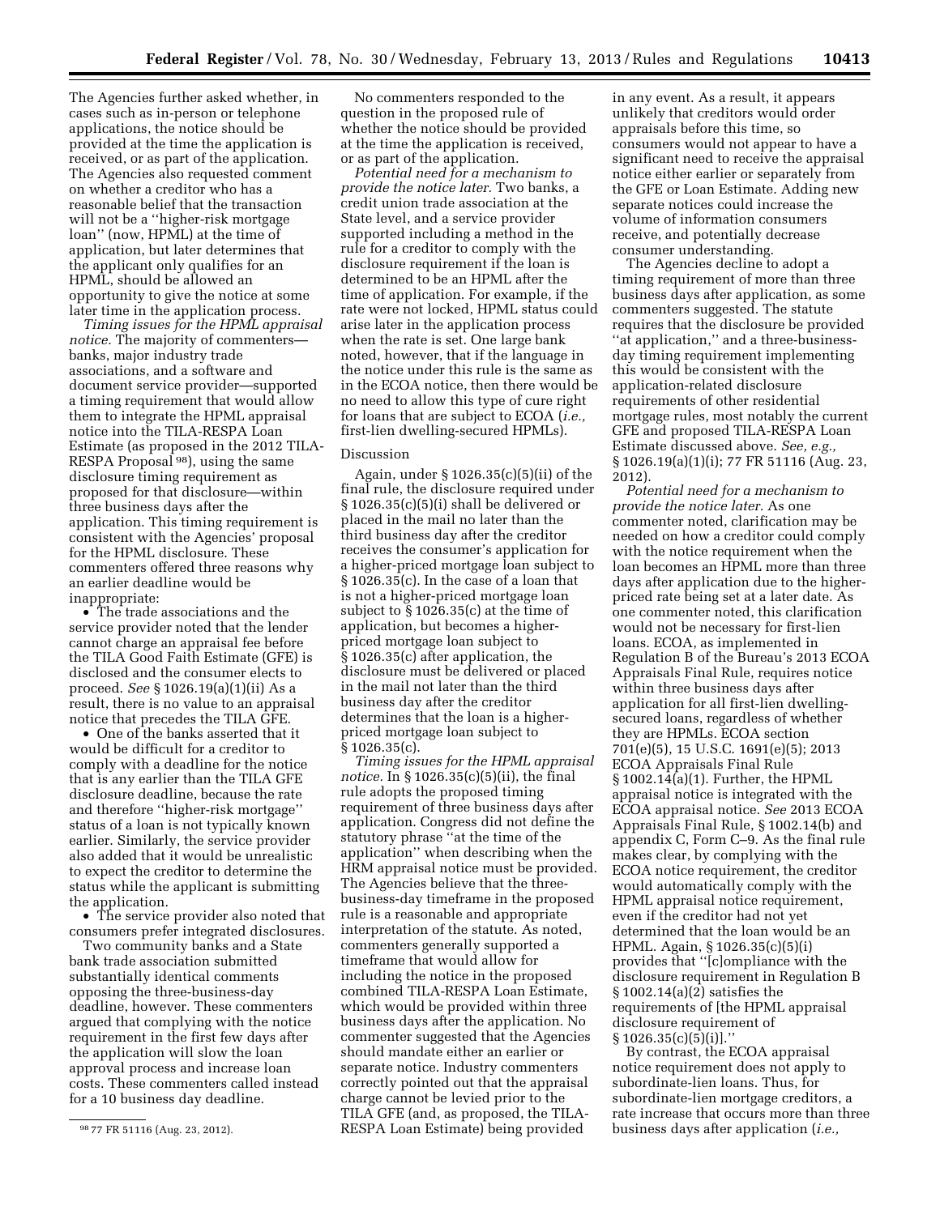The Agencies further asked whether, in cases such as in-person or telephone applications, the notice should be provided at the time the application is received, or as part of the application. The Agencies also requested comment on whether a creditor who has a reasonable belief that the transaction will not be a "higher-risk mortgage loan" (now, HPML) at the time of application, but later determines that the applicant only qualifies for an HPML, should be allowed an opportunity to give the notice at some later time in the application process.

*Timing issues for the HPML appraisal notice.* The majority of commenters—banks, major industry trade associations, and a software and document service provider—supported a timing requirement that would allow them to integrate the HPML appraisal notice into the TILA-RESPA Loan Estimate (as proposed in the 2012 TILA-RESPA Proposal [98]), using the same disclosure timing requirement as proposed for that disclosure—within three business days after the application. This timing requirement is consistent with the Agencies' proposal for the HPML disclosure. These commenters offered three reasons why an earlier deadline would be inappropriate:

- The trade associations and the service provider noted that the lender cannot charge an appraisal fee before the TILA Good Faith Estimate (GFE) is disclosed and the consumer elects to proceed. *See* § 1026.19(a)(1)(ii) As a result, there is no value to an appraisal notice that precedes the TILA GFE.
- One of the banks asserted that it would be difficult for a creditor to comply with a deadline for the notice that is any earlier than the TILA GFE disclosure deadline, because the rate and therefore "higher-risk mortgage" status of a loan is not typically known earlier. Similarly, the service provider also added that it would be unrealistic to expect the creditor to determine the status while the applicant is submitting the application.
- The service provider also noted that consumers prefer integrated disclosures.

Two community banks and a State bank trade association submitted substantially identical comments opposing the three-business-day deadline, however. These commenters argued that complying with the notice requirement in the first few days after the application will slow the loan approval process and increase loan costs. These commenters called instead for a 10 business day deadline.

No commenters responded to the question in the proposed rule of whether the notice should be provided at the time the application is received, or as part of the application.

*Potential need for a mechanism to provide the notice later.* Two banks, a credit union trade association at the State level, and a service provider supported including a method in the rule for a creditor to comply with the disclosure requirement if the loan is determined to be an HPML after the time of application. For example, if the rate were not locked, HPML status could arise later in the application process when the rate is set. One large bank noted, however, that if the language in the notice under this rule is the same as in the ECOA notice, then there would be no need to allow this type of cure right for loans that are subject to ECOA (*i.e.,* first-lien dwelling-secured HPMLs).

## Discussion

Again, under § 1026.35(c)(5)(ii) of the final rule, the disclosure required under § 1026.35(c)(5)(i) shall be delivered or placed in the mail no later than the third business day after the creditor receives the consumer's application for a higher-priced mortgage loan subject to § 1026.35(c). In the case of a loan that is not a higher-priced mortgage loan subject to § 1026.35(c) at the time of application, but becomes a higher-priced mortgage loan subject to § 1026.35(c) after application, the disclosure must be delivered or placed in the mail not later than the third business day after the creditor determines that the loan is a higher-priced mortgage loan subject to § 1026.35(c).

*Timing issues for the HPML appraisal notice.* In § 1026.35(c)(5)(ii), the final rule adopts the proposed timing requirement of three business days after application. Congress did not define the statutory phrase "at the time of the application" when describing when the HRM appraisal notice must be provided. The Agencies believe that the three-business-day timeframe in the proposed rule is a reasonable and appropriate interpretation of the statute. As noted, commenters generally supported a timeframe that would allow for including the notice in the proposed combined TILA-RESPA Loan Estimate, which would be provided within three business days after the application. No commenter suggested that the Agencies should mandate either an earlier or separate notice. Industry commenters correctly pointed out that the appraisal charge cannot be levied prior to the TILA GFE (and, as proposed, the TILA-RESPA Loan Estimate) being provided in any event. As a result, it appears unlikely that creditors would order appraisals before this time, so consumers would not appear to have a significant need to receive the appraisal notice either earlier or separately from the GFE or Loan Estimate. Adding new separate notices could increase the volume of information consumers receive, and potentially decrease consumer understanding.

The Agencies decline to adopt a timing requirement of more than three business days after application, as some commenters suggested. The statute requires that the disclosure be provided "at application," and a three-business-day timing requirement implementing this would be consistent with the application-related disclosure requirements of other residential mortgage rules, most notably the current GFE and proposed TILA-RESPA Loan Estimate discussed above. *See, e.g.,* § 1026.19(a)(1)(i); 77 FR 51116 (Aug. 23, 2012).

*Potential need for a mechanism to provide the notice later.* As one commenter noted, clarification may be needed on how a creditor could comply with the notice requirement when the loan becomes an HPML more than three days after application due to the higher-priced rate being set at a later date. As one commenter noted, this clarification would not be necessary for first-lien loans. ECOA, as implemented in Regulation B of the Bureau's 2013 ECOA Appraisals Final Rule, requires notice within three business days after application for all first-lien dwelling-secured loans, regardless of whether they are HPMLs. ECOA section 701(e)(5), 15 U.S.C. 1691(e)(5); 2013 ECOA Appraisals Final Rule § 1002.14(a)(1). Further, the HPML appraisal notice is integrated with the ECOA appraisal notice. *See* 2013 ECOA Appraisals Final Rule, § 1002.14(b) and appendix C, Form C–9. As the final rule makes clear, by complying with the ECOA notice requirement, the creditor would automatically comply with the HPML appraisal notice requirement, even if the creditor had not yet determined that the loan would be an HPML. Again, § 1026.35(c)(5)(i) provides that "[c]ompliance with the disclosure requirement in Regulation B § 1002.14(a)(2) satisfies the requirements of [the HPML appraisal disclosure requirement of § 1026.35(c)(5)(i)]."

By contrast, the ECOA appraisal notice requirement does not apply to subordinate-lien loans. Thus, for subordinate-lien mortgage creditors, a rate increase that occurs more than three business days after application (*i.e.,*

[98] 77 FR 51116 (Aug. 23, 2012).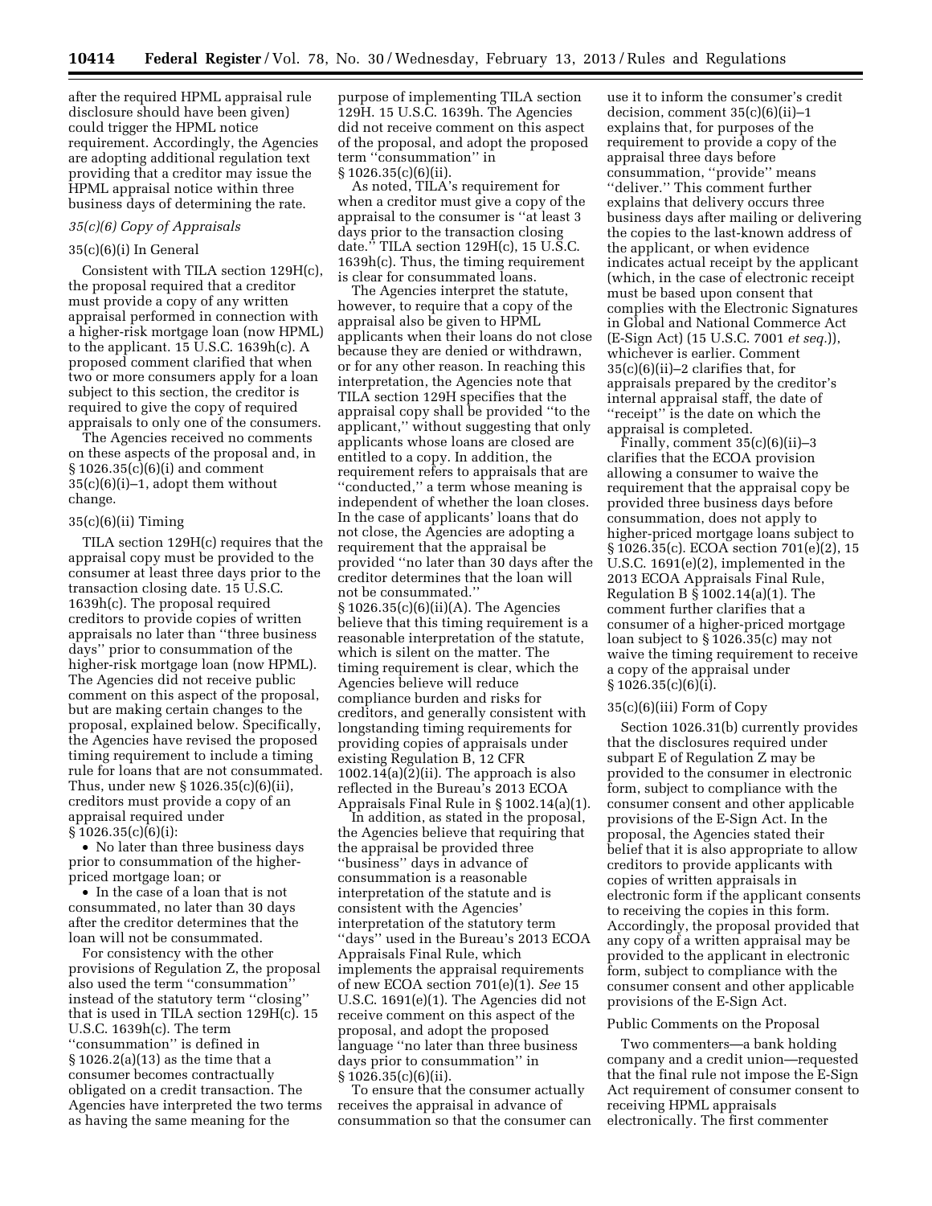after the required HPML appraisal rule disclosure should have been given) could trigger the HPML notice requirement. Accordingly, the Agencies are adopting additional regulation text providing that a creditor may issue the HPML appraisal notice within three business days of determining the rate.

### *35(c)(6) Copy of Appraisals*

#### 35(c)(6)(i) In General

Consistent with TILA section 129H(c), the proposal required that a creditor must provide a copy of any written appraisal performed in connection with a higher-risk mortgage loan (now HPML) to the applicant. 15 U.S.C. 1639h(c). A proposed comment clarified that when two or more consumers apply for a loan subject to this section, the creditor is required to give the copy of required appraisals to only one of the consumers.

The Agencies received no comments on these aspects of the proposal and, in § 1026.35(c)(6)(i) and comment 35(c)(6)(i)–1, adopt them without change.

#### 35(c)(6)(ii) Timing

TILA section 129H(c) requires that the appraisal copy must be provided to the consumer at least three days prior to the transaction closing date. 15 U.S.C. 1639h(c). The proposal required creditors to provide copies of written appraisals no later than ''three business days'' prior to consummation of the higher-risk mortgage loan (now HPML). The Agencies did not receive public comment on this aspect of the proposal, but are making certain changes to the proposal, explained below. Specifically, the Agencies have revised the proposed timing requirement to include a timing rule for loans that are not consummated. Thus, under new § 1026.35(c)(6)(ii), creditors must provide a copy of an appraisal required under § 1026.35(c)(6)(i):

- No later than three business days prior to consummation of the higher-priced mortgage loan; or
- In the case of a loan that is not consummated, no later than 30 days after the creditor determines that the loan will not be consummated.

For consistency with the other provisions of Regulation Z, the proposal also used the term ''consummation'' instead of the statutory term ''closing'' that is used in TILA section 129H(c). 15 U.S.C. 1639h(c). The term ''consummation'' is defined in § 1026.2(a)(13) as the time that a consumer becomes contractually obligated on a credit transaction. The Agencies have interpreted the two terms as having the same meaning for the purpose of implementing TILA section 129H. 15 U.S.C. 1639h. The Agencies did not receive comment on this aspect of the proposal, and adopt the proposed term ''consummation'' in § 1026.35(c)(6)(ii).

As noted, TILA's requirement for when a creditor must give a copy of the appraisal to the consumer is ''at least 3 days prior to the transaction closing date.'' TILA section 129H(c), 15 U.S.C. 1639h(c). Thus, the timing requirement is clear for consummated loans.

The Agencies interpret the statute, however, to require that a copy of the appraisal also be given to HPML applicants when their loans do not close because they are denied or withdrawn, or for any other reason. In reaching this interpretation, the Agencies note that TILA section 129H specifies that the appraisal copy shall be provided ''to the applicant,'' without suggesting that only applicants whose loans are closed are entitled to a copy. In addition, the requirement refers to appraisals that are ''conducted,'' a term whose meaning is independent of whether the loan closes. In the case of applicants' loans that do not close, the Agencies are adopting a requirement that the appraisal be provided ''no later than 30 days after the creditor determines that the loan will not be consummated.'' § 1026.35(c)(6)(ii)(A). The Agencies believe that this timing requirement is a reasonable interpretation of the statute, which is silent on the matter. The timing requirement is clear, which the Agencies believe will reduce compliance burden and risks for creditors, and generally consistent with longstanding timing requirements for providing copies of appraisals under existing Regulation B, 12 CFR 1002.14(a)(2)(ii). The approach is also reflected in the Bureau's 2013 ECOA Appraisals Final Rule in § 1002.14(a)(1).

In addition, as stated in the proposal, the Agencies believe that requiring that the appraisal be provided three ''business'' days in advance of consummation is a reasonable interpretation of the statute and is consistent with the Agencies' interpretation of the statutory term ''days'' used in the Bureau's 2013 ECOA Appraisals Final Rule, which implements the appraisal requirements of new ECOA section 701(e)(1). *See* 15 U.S.C. 1691(e)(1). The Agencies did not receive comment on this aspect of the proposal, and adopt the proposed language ''no later than three business days prior to consummation'' in § 1026.35(c)(6)(ii).

To ensure that the consumer actually receives the appraisal in advance of consummation so that the consumer can use it to inform the consumer's credit decision, comment 35(c)(6)(ii)–1 explains that, for purposes of the requirement to provide a copy of the appraisal three days before consummation, ''provide'' means ''deliver.'' This comment further explains that delivery occurs three business days after mailing or delivering the copies to the last-known address of the applicant, or when evidence indicates actual receipt by the applicant (which, in the case of electronic receipt must be based upon consent that complies with the Electronic Signatures in Global and National Commerce Act (E-Sign Act) (15 U.S.C. 7001 *et seq.*)), whichever is earlier. Comment 35(c)(6)(ii)–2 clarifies that, for appraisals prepared by the creditor's internal appraisal staff, the date of ''receipt'' is the date on which the appraisal is completed.

Finally, comment 35(c)(6)(ii)–3 clarifies that the ECOA provision allowing a consumer to waive the requirement that the appraisal copy be provided three business days before consummation, does not apply to higher-priced mortgage loans subject to § 1026.35(c). ECOA section 701(e)(2), 15 U.S.C. 1691(e)(2), implemented in the 2013 ECOA Appraisals Final Rule, Regulation B § 1002.14(a)(1). The comment further clarifies that a consumer of a higher-priced mortgage loan subject to § 1026.35(c) may not waive the timing requirement to receive a copy of the appraisal under § 1026.35(c)(6)(i).

#### 35(c)(6)(iii) Form of Copy

Section 1026.31(b) currently provides that the disclosures required under subpart E of Regulation Z may be provided to the consumer in electronic form, subject to compliance with the consumer consent and other applicable provisions of the E-Sign Act. In the proposal, the Agencies stated their belief that it is also appropriate to allow creditors to provide applicants with copies of written appraisals in electronic form if the applicant consents to receiving the copies in this form. Accordingly, the proposal provided that any copy of a written appraisal may be provided to the applicant in electronic form, subject to compliance with the consumer consent and other applicable provisions of the E-Sign Act.

#### Public Comments on the Proposal

Two commenters—a bank holding company and a credit union—requested that the final rule not impose the E-Sign Act requirement of consumer consent to receiving HPML appraisals electronically. The first commenter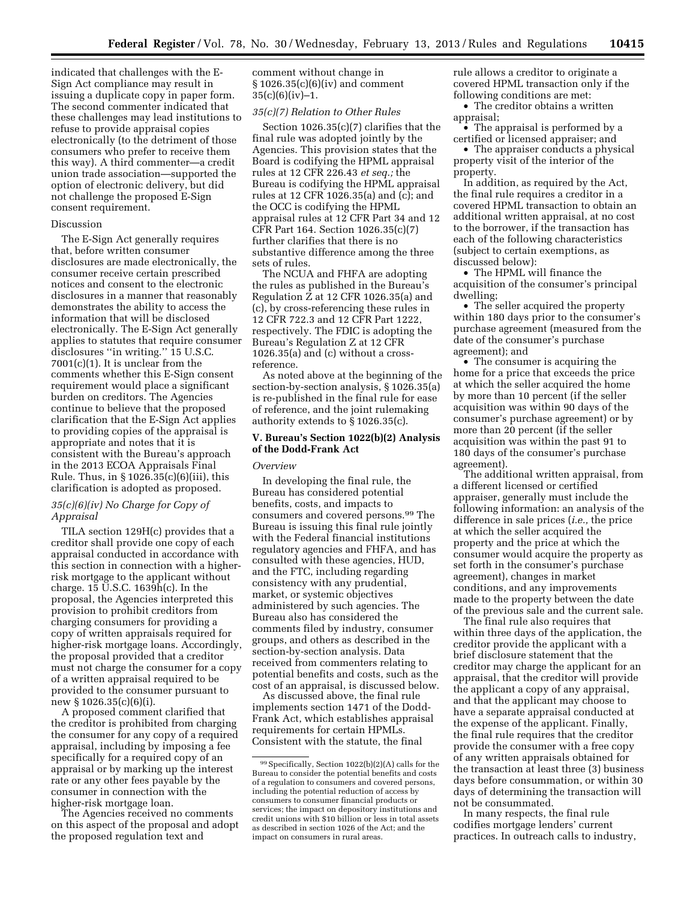indicated that challenges with the E-Sign Act compliance may result in issuing a duplicate copy in paper form. The second commenter indicated that these challenges may lead institutions to refuse to provide appraisal copies electronically (to the detriment of those consumers who prefer to receive them this way). A third commenter—a credit union trade association—supported the option of electronic delivery, but did not challenge the proposed E-Sign consent requirement.

Discussion

The E-Sign Act generally requires that, before written consumer disclosures are made electronically, the consumer receive certain prescribed notices and consent to the electronic disclosures in a manner that reasonably demonstrates the ability to access the information that will be disclosed electronically. The E-Sign Act generally applies to statutes that require consumer disclosures ''in writing.'' 15 U.S.C. 7001(c)(1). It is unclear from the comments whether this E-Sign consent requirement would place a significant burden on creditors. The Agencies continue to believe that the proposed clarification that the E-Sign Act applies to providing copies of the appraisal is appropriate and notes that it is consistent with the Bureau's approach in the 2013 ECOA Appraisals Final Rule. Thus, in § 1026.35(c)(6)(iii), this clarification is adopted as proposed.

*35(c)(6)(iv) No Charge for Copy of Appraisal*

TILA section 129H(c) provides that a creditor shall provide one copy of each appraisal conducted in accordance with this section in connection with a higher-risk mortgage to the applicant without charge. 15 U.S.C. 1639h(c). In the proposal, the Agencies interpreted this provision to prohibit creditors from charging consumers for providing a copy of written appraisals required for higher-risk mortgage loans. Accordingly, the proposal provided that a creditor must not charge the consumer for a copy of a written appraisal required to be provided to the consumer pursuant to new § 1026.35(c)(6)(i).

A proposed comment clarified that the creditor is prohibited from charging the consumer for any copy of a required appraisal, including by imposing a fee specifically for a required copy of an appraisal or by marking up the interest rate or any other fees payable by the consumer in connection with the higher-risk mortgage loan.

The Agencies received no comments on this aspect of the proposal and adopt the proposed regulation text and comment without change in § 1026.35(c)(6)(iv) and comment 35(c)(6)(iv)–1.

*35(c)(7) Relation to Other Rules*

Section 1026.35(c)(7) clarifies that the final rule was adopted jointly by the Agencies. This provision states that the Board is codifying the HPML appraisal rules at 12 CFR 226.43 *et seq.;* the Bureau is codifying the HPML appraisal rules at 12 CFR 1026.35(a) and (c); and the OCC is codifying the HPML appraisal rules at 12 CFR Part 34 and 12 CFR Part 164. Section 1026.35(c)(7) further clarifies that there is no substantive difference among the three sets of rules.

The NCUA and FHFA are adopting the rules as published in the Bureau's Regulation Z at 12 CFR 1026.35(a) and (c), by cross-referencing these rules in 12 CFR 722.3 and 12 CFR Part 1222, respectively. The FDIC is adopting the Bureau's Regulation Z at 12 CFR 1026.35(a) and (c) without a cross-reference.

As noted above at the beginning of the section-by-section analysis, § 1026.35(a) is re-published in the final rule for ease of reference, and the joint rulemaking authority extends to § 1026.35(c).

## V. Bureau's Section 1022(b)(2) Analysis of the Dodd-Frank Act

*Overview*

In developing the final rule, the Bureau has considered potential benefits, costs, and impacts to consumers and covered persons.[99] The Bureau is issuing this final rule jointly with the Federal financial institutions regulatory agencies and FHFA, and has consulted with these agencies, HUD, and the FTC, including regarding consistency with any prudential, market, or systemic objectives administered by such agencies. The Bureau also has considered the comments filed by industry, consumer groups, and others as described in the section-by-section analysis. Data received from commenters relating to potential benefits and costs, such as the cost of an appraisal, is discussed below.

As discussed above, the final rule implements section 1471 of the Dodd-Frank Act, which establishes appraisal requirements for certain HPMLs. Consistent with the statute, the final rule allows a creditor to originate a covered HPML transaction only if the following conditions are met:

- The creditor obtains a written appraisal;
- The appraisal is performed by a certified or licensed appraiser; and
- The appraiser conducts a physical property visit of the interior of the property.

In addition, as required by the Act, the final rule requires a creditor in a covered HPML transaction to obtain an additional written appraisal, at no cost to the borrower, if the transaction has each of the following characteristics (subject to certain exemptions, as discussed below):

- The HPML will finance the acquisition of the consumer's principal dwelling;
- The seller acquired the property within 180 days prior to the consumer's purchase agreement (measured from the date of the consumer's purchase agreement); and
- The consumer is acquiring the home for a price that exceeds the price at which the seller acquired the home by more than 10 percent (if the seller acquisition was within 90 days of the consumer's purchase agreement) or by more than 20 percent (if the seller acquisition was within the past 91 to 180 days of the consumer's purchase agreement).

The additional written appraisal, from a different licensed or certified appraiser, generally must include the following information: an analysis of the difference in sale prices (*i.e.,* the price at which the seller acquired the property and the price at which the consumer would acquire the property as set forth in the consumer's purchase agreement), changes in market conditions, and any improvements made to the property between the date of the previous sale and the current sale.

The final rule also requires that within three days of the application, the creditor provide the applicant with a brief disclosure statement that the creditor may charge the applicant for an appraisal, that the creditor will provide the applicant a copy of any appraisal, and that the applicant may choose to have a separate appraisal conducted at the expense of the applicant. Finally, the final rule requires that the creditor provide the consumer with a free copy of any written appraisals obtained for the transaction at least three (3) business days before consummation, or within 30 days of determining the transaction will not be consummated.

In many respects, the final rule codifies mortgage lenders' current practices. In outreach calls to industry,

[99] Specifically, Section 1022(b)(2)(A) calls for the Bureau to consider the potential benefits and costs of a regulation to consumers and covered persons, including the potential reduction of access by consumers to consumer financial products or services; the impact on depository institutions and credit unions with $10 billion or less in total assets as described in section 1026 of the Act; and the impact on consumers in rural areas.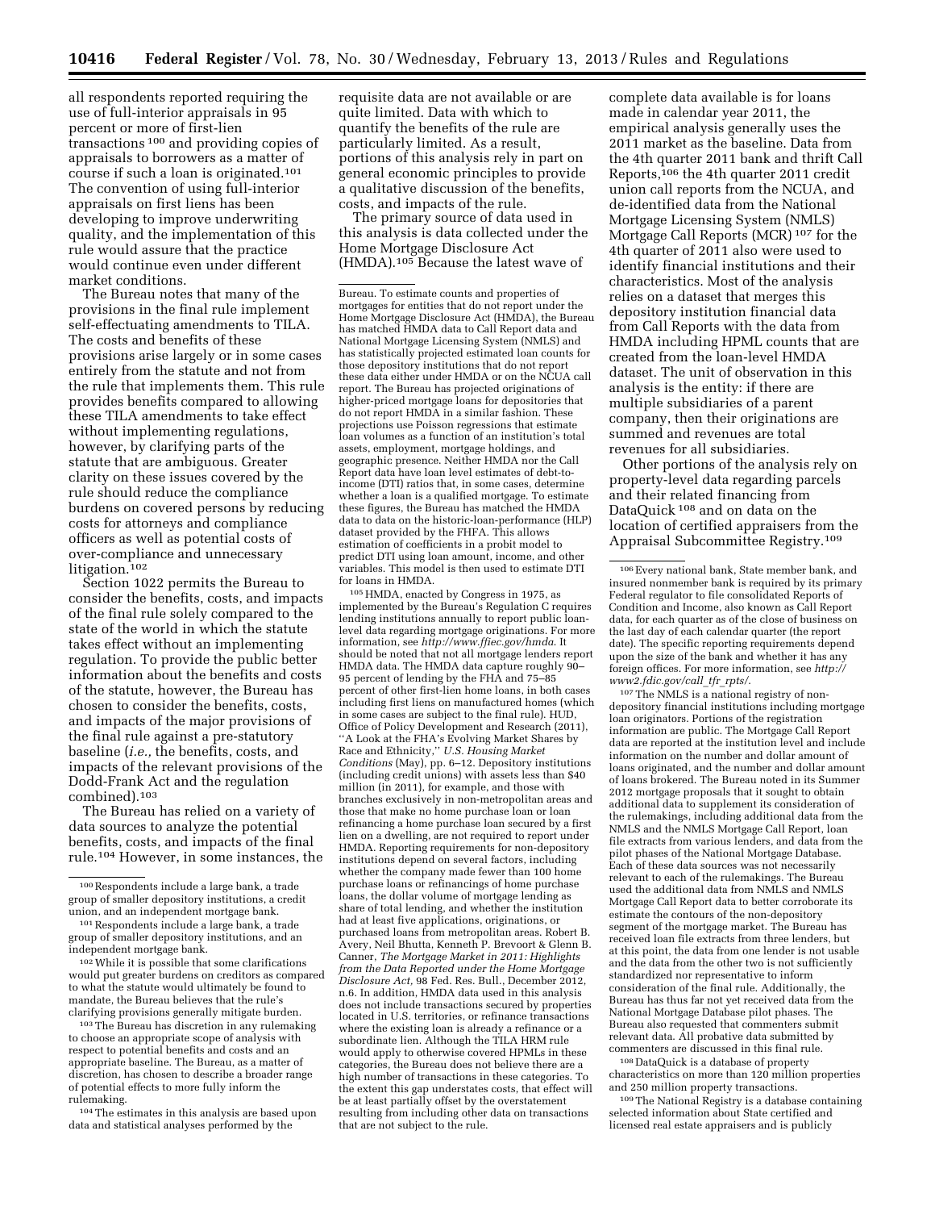all respondents reported requiring the use of full-interior appraisals in 95 percent or more of first-lien transactions [100] and providing copies of appraisals to borrowers as a matter of course if such a loan is originated.[101] The convention of using full-interior appraisals on first liens has been developing to improve underwriting quality, and the implementation of this rule would assure that the practice would continue even under different market conditions.

The Bureau notes that many of the provisions in the final rule implement self-effectuating amendments to TILA. The costs and benefits of these provisions arise largely or in some cases entirely from the statute and not from the rule that implements them. This rule provides benefits compared to allowing these TILA amendments to take effect without implementing regulations, however, by clarifying parts of the statute that are ambiguous. Greater clarity on these issues covered by the rule should reduce the compliance burdens on covered persons by reducing costs for attorneys and compliance officers as well as potential costs of over-compliance and unnecessary litigation.[102]

Section 1022 permits the Bureau to consider the benefits, costs, and impacts of the final rule solely compared to the state of the world in which the statute takes effect without an implementing regulation. To provide the public better information about the benefits and costs of the statute, however, the Bureau has chosen to consider the benefits, costs, and impacts of the major provisions of the final rule against a pre-statutory baseline (*i.e.,* the benefits, costs, and impacts of the relevant provisions of the Dodd-Frank Act and the regulation combined).[103]

The Bureau has relied on a variety of data sources to analyze the potential benefits, costs, and impacts of the final rule.[104] However, in some instances, the requisite data are not available or are quite limited. Data with which to quantify the benefits of the rule are particularly limited. As a result, portions of this analysis rely in part on general economic principles to provide a qualitative discussion of the benefits, costs, and impacts of the rule.

The primary source of data used in this analysis is data collected under the Home Mortgage Disclosure Act (HMDA).[105] Because the latest wave of complete data available is for loans made in calendar year 2011, the empirical analysis generally uses the 2011 market as the baseline. Data from the 4th quarter 2011 bank and thrift Call Reports,[106] the 4th quarter 2011 credit union call reports from the NCUA, and de-identified data from the National Mortgage Licensing System (NMLS) Mortgage Call Reports (MCR) [107] for the 4th quarter of 2011 also were used to identify financial institutions and their characteristics. Most of the analysis relies on a dataset that merges this depository institution financial data from Call Reports with the data from HMDA including HPML counts that are created from the loan-level HMDA dataset. The unit of observation in this analysis is the entity: if there are multiple subsidiaries of a parent company, then their originations are summed and revenues are total revenues for all subsidiaries.

Other portions of the analysis rely on property-level data regarding parcels and their related financing from DataQuick [108] and on data on the location of certified appraisers from the Appraisal Subcommittee Registry.[109]

---

[100] Respondents include a large bank, a trade group of smaller depository institutions, a credit union, and an independent mortgage bank.

[101] Respondents include a large bank, a trade group of smaller depository institutions, and an independent mortgage bank.

[102] While it is possible that some clarifications would put greater burdens on creditors as compared to what the statute would ultimately be found to mandate, the Bureau believes that the rule's clarifying provisions generally mitigate burden.

[103] The Bureau has discretion in any rulemaking to choose an appropriate scope of analysis with respect to potential benefits and costs and an appropriate baseline. The Bureau, as a matter of discretion, has chosen to describe a broader range of potential effects to more fully inform the rulemaking.

[104] The estimates in this analysis are based upon data and statistical analyses performed by the Bureau. To estimate counts and properties of mortgages for entities that do not report under the Home Mortgage Disclosure Act (HMDA), the Bureau has matched HMDA data to Call Report data and National Mortgage Licensing System (NMLS) and has statistically projected estimated loan counts for those depository institutions that do not report these data either under HMDA or on the NCUA call report. The Bureau has projected originations of higher-priced mortgage loans for depositories that do not report HMDA in a similar fashion. These projections use Poisson regressions that estimate loan volumes as a function of an institution's total assets, employment, mortgage holdings, and geographic presence. Neither HMDA nor the Call Report data have loan level estimates of debt-to-income (DTI) ratios that, in some cases, determine whether a loan is a qualified mortgage. To estimate these figures, the Bureau has matched the HMDA data to data on the historic-loan-performance (HLP) dataset provided by the FHFA. This allows estimation of coefficients in a probit model to predict DTI using loan amount, income, and other variables. This model is then used to estimate DTI for loans in HMDA.

[105] HMDA, enacted by Congress in 1975, as implemented by the Bureau's Regulation C requires lending institutions annually to report public loan-level data regarding mortgage originations. For more information, see *http://www.ffiec.gov/hmda.* It should be noted that not all mortgage lenders report HMDA data. The HMDA data capture roughly 90–95 percent of lending by the FHA and 75–85 percent of other first-lien home loans, in both cases including first liens on manufactured homes (which in some cases are subject to the final rule). HUD, Office of Policy Development and Research (2011), ''A Look at the FHA's Evolving Market Shares by Race and Ethnicity,'' *U.S. Housing Market Conditions* (May), pp. 6–12. Depository institutions (including credit unions) with assets less than $40 million (in 2011), for example, and those with branches exclusively in non-metropolitan areas and those that make no home purchase loan or loan refinancing a home purchase loan secured by a first lien on a dwelling, are not required to report under HMDA. Reporting requirements for non-depository institutions depend on several factors, including whether the company made fewer than 100 home purchase loans or refinancings of home purchase loans, the dollar volume of mortgage lending as share of total lending, and whether the institution had at least five applications, originations, or purchased loans from metropolitan areas. Robert B. Avery, Neil Bhutta, Kenneth P. Brevoort & Glenn B. Canner, *The Mortgage Market in 2011: Highlights from the Data Reported under the Home Mortgage Disclosure Act,* 98 Fed. Res. Bull., December 2012, n.6. In addition, HMDA data used in this analysis does not include transactions secured by properties located in U.S. territories, or refinance transactions where the existing loan is already a refinance or a subordinate lien. Although the TILA HRM rule would apply to otherwise covered HPMLs in these categories, the Bureau does not believe there are a high number of transactions in these categories. To the extent this gap understates costs, that effect will be at least partially offset by the overstatement resulting from including other data on transactions that are not subject to the rule.

[106] Every national bank, State member bank, and insured nonmember bank is required by its primary Federal regulator to file consolidated Reports of Condition and Income, also known as Call Report data, for each quarter as of the close of business on the last day of each calendar quarter (the report date). The specific reporting requirements depend upon the size of the bank and whether it has any foreign offices. For more information, see *http://www2.fdic.gov/call_tfr_rpts/.*

[107] The NMLS is a national registry of non-depository financial institutions including mortgage loan originators. Portions of the registration information are public. The Mortgage Call Report data are reported at the institution level and include information on the number and dollar amount of loans originated, and the number and dollar amount of loans brokered. The Bureau noted in its Summer 2012 mortgage proposals that it sought to obtain additional data to supplement its consideration of the rulemakings, including additional data from the NMLS and the NMLS Mortgage Call Report, loan file extracts from various lenders, and data from the pilot phases of the National Mortgage Database. Each of these data sources was not necessarily relevant to each of the rulemakings. The Bureau used the additional data from NMLS and NMLS Mortgage Call Report data to better corroborate its estimate the contours of the non-depository segment of the mortgage market. The Bureau has received loan file extracts from three lenders, but at this point, the data from one lender is not usable and the data from the other two is not sufficiently standardized nor representative to inform consideration of the final rule. Additionally, the Bureau has thus far not yet received data from the National Mortgage Database pilot phases. The Bureau also requested that commenters submit relevant data. All probative data submitted by commenters are discussed in this final rule.

[108] DataQuick is a database of property characteristics on more than 120 million properties and 250 million property transactions.

[109] The National Registry is a database containing selected information about State certified and licensed real estate appraisers and is publicly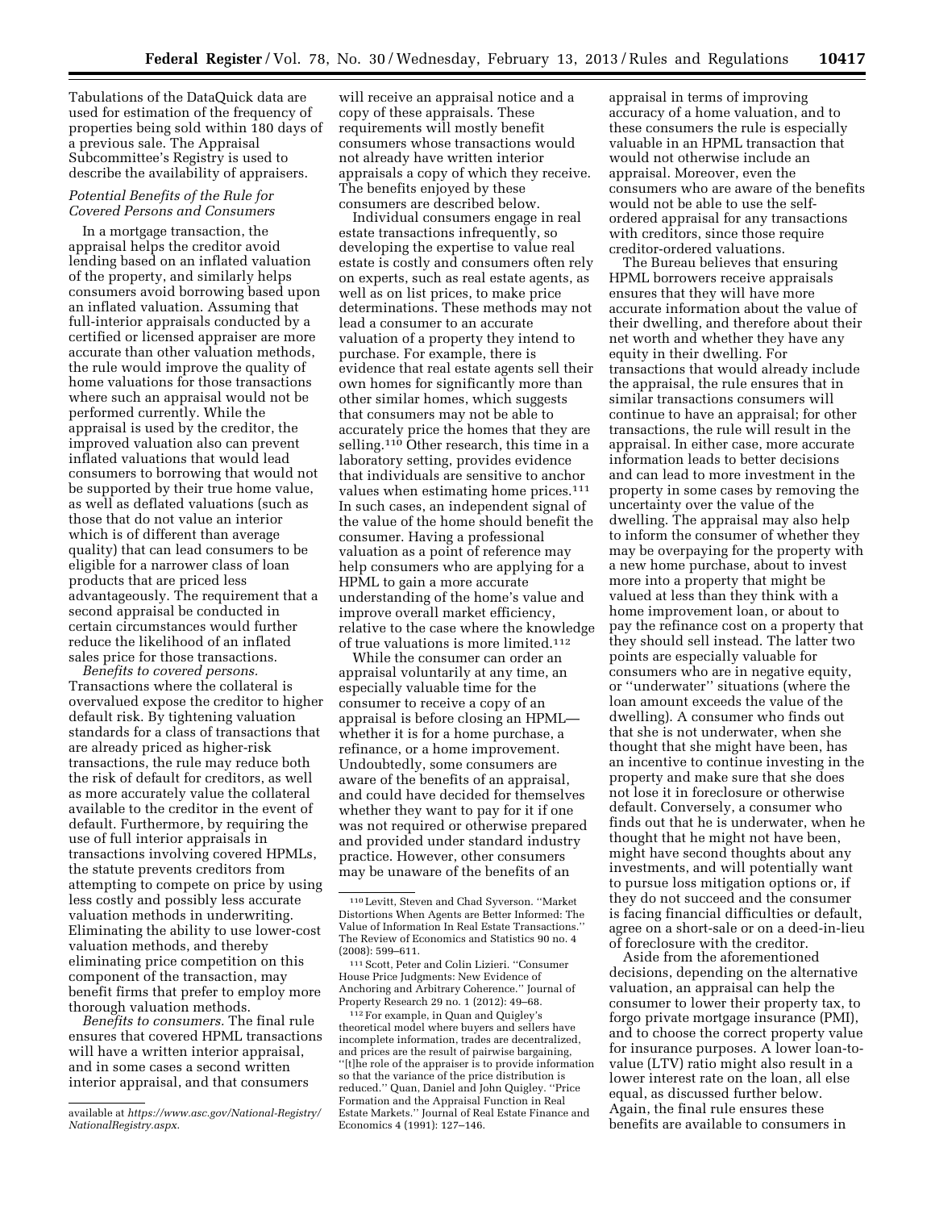Tabulations of the DataQuick data are used for estimation of the frequency of properties being sold within 180 days of a previous sale. The Appraisal Subcommittee's Registry is used to describe the availability of appraisers.

*Potential Benefits of the Rule for Covered Persons and Consumers*

In a mortgage transaction, the appraisal helps the creditor avoid lending based on an inflated valuation of the property, and similarly helps consumers avoid borrowing based upon an inflated valuation. Assuming that full-interior appraisals conducted by a certified or licensed appraiser are more accurate than other valuation methods, the rule would improve the quality of home valuations for those transactions where such an appraisal would not be performed currently. While the appraisal is used by the creditor, the improved valuation also can prevent inflated valuations that would lead consumers to borrowing that would not be supported by their true home value, as well as deflated valuations (such as those that do not value an interior which is of different than average quality) that can lead consumers to be eligible for a narrower class of loan products that are priced less advantageously. The requirement that a second appraisal be conducted in certain circumstances would further reduce the likelihood of an inflated sales price for those transactions.

*Benefits to covered persons.* Transactions where the collateral is overvalued expose the creditor to higher default risk. By tightening valuation standards for a class of transactions that are already priced as higher-risk transactions, the rule may reduce both the risk of default for creditors, as well as more accurately value the collateral available to the creditor in the event of default. Furthermore, by requiring the use of full interior appraisals in transactions involving covered HPMLs, the statute prevents creditors from attempting to compete on price by using less costly and possibly less accurate valuation methods in underwriting. Eliminating the ability to use lower-cost valuation methods, and thereby eliminating price competition on this component of the transaction, may benefit firms that prefer to employ more thorough valuation methods.

*Benefits to consumers.* The final rule ensures that covered HPML transactions will have a written interior appraisal, and in some cases a second written interior appraisal, and that consumers will receive an appraisal notice and a copy of these appraisals. These requirements will mostly benefit consumers whose transactions would not already have written interior appraisals a copy of which they receive. The benefits enjoyed by these consumers are described below.

Individual consumers engage in real estate transactions infrequently, so developing the expertise to value real estate is costly and consumers often rely on experts, such as real estate agents, as well as on list prices, to make price determinations. These methods may not lead a consumer to an accurate valuation of a property they intend to purchase. For example, there is evidence that real estate agents sell their own homes for significantly more than other similar homes, which suggests that consumers may not be able to accurately price the homes that they are selling.[110] Other research, this time in a laboratory setting, provides evidence that individuals are sensitive to anchor values when estimating home prices.[111] In such cases, an independent signal of the value of the home should benefit the consumer. Having a professional valuation as a point of reference may help consumers who are applying for a HPML to gain a more accurate understanding of the home's value and improve overall market efficiency, relative to the case where the knowledge of true valuations is more limited.[112]

While the consumer can order an appraisal voluntarily at any time, an especially valuable time for the consumer to receive a copy of an appraisal is before closing an HPML—whether it is for a home purchase, a refinance, or a home improvement. Undoubtedly, some consumers are aware of the benefits of an appraisal, and could have decided for themselves whether they want to pay for it if one was not required or otherwise prepared and provided under standard industry practice. However, other consumers may be unaware of the benefits of an appraisal in terms of improving accuracy of a home valuation, and to these consumers the rule is especially valuable in an HPML transaction that would not otherwise include an appraisal. Moreover, even the consumers who are aware of the benefits would not be able to use the self-ordered appraisal for any transactions with creditors, since those require creditor-ordered valuations.

The Bureau believes that ensuring HPML borrowers receive appraisals ensures that they will have more accurate information about the value of their dwelling, and therefore about their net worth and whether they have any equity in their dwelling. For transactions that would already include the appraisal, the rule ensures that in similar transactions consumers will continue to have an appraisal; for other transactions, the rule will result in the appraisal. In either case, more accurate information leads to better decisions and can lead to more investment in the property in some cases by removing the uncertainty over the value of the dwelling. The appraisal may also help to inform the consumer of whether they may be overpaying for the property with a new home purchase, about to invest more into a property that might be valued at less than they think with a home improvement loan, or about to pay the refinance cost on a property that they should sell instead. The latter two points are especially valuable for consumers who are in negative equity, or "underwater" situations (where the loan amount exceeds the value of the dwelling). A consumer who finds out that she is not underwater, when she thought that she might have been, has an incentive to continue investing in the property and make sure that she does not lose it in foreclosure or otherwise default. Conversely, a consumer who finds out that he is underwater, when he thought that he might not have been, might have second thoughts about any investments, and will potentially want to pursue loss mitigation options or, if they do not succeed and the consumer is facing financial difficulties or default, agree on a short-sale or on a deed-in-lieu of foreclosure with the creditor.

Aside from the aforementioned decisions, depending on the alternative valuation, an appraisal can help the consumer to lower their property tax, to forgo private mortgage insurance (PMI), and to choose the correct property value for insurance purposes. A lower loan-to-value (LTV) ratio might also result in a lower interest rate on the loan, all else equal, as discussed further below. Again, the final rule ensures these benefits are available to consumers in

---

available at *https://www.asc.gov/National-Registry/NationalRegistry.aspx.*

[110] Levitt, Steven and Chad Syverson. "Market Distortions When Agents are Better Informed: The Value of Information In Real Estate Transactions." The Review of Economics and Statistics 90 no. 4 (2008): 599–611.

[111] Scott, Peter and Colin Lizieri. "Consumer House Price Judgments: New Evidence of Anchoring and Arbitrary Coherence." Journal of Property Research 29 no. 1 (2012): 49–68.

[112] For example, in Quan and Quigley's theoretical model where buyers and sellers have incomplete information, trades are decentralized, and prices are the result of pairwise bargaining, "[t]he role of the appraiser is to provide information so that the variance of the price distribution is reduced." Quan, Daniel and John Quigley. "Price Formation and the Appraisal Function in Real Estate Markets." Journal of Real Estate Finance and Economics 4 (1991): 127–146.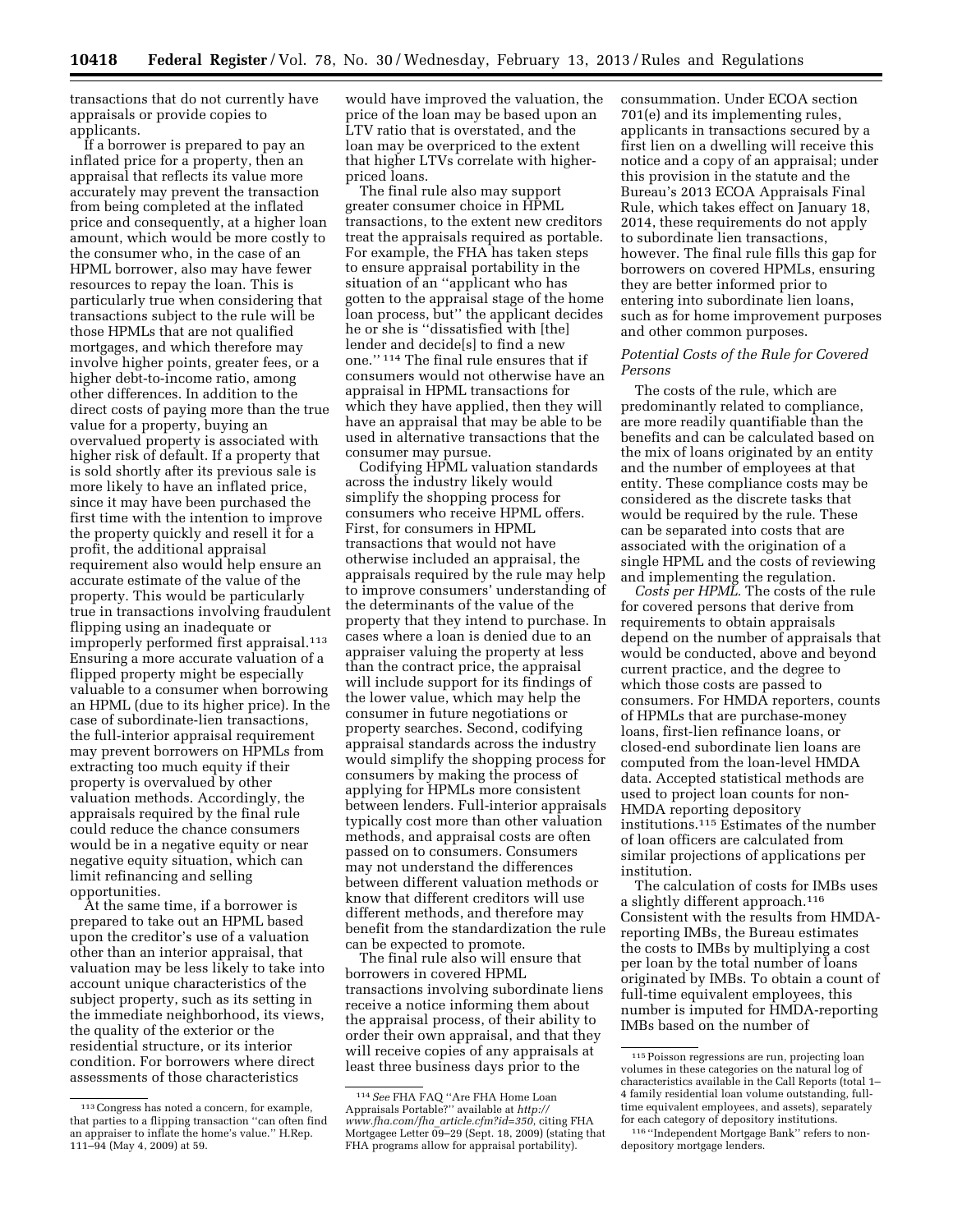transactions that do not currently have appraisals or provide copies to applicants.

If a borrower is prepared to pay an inflated price for a property, then an appraisal that reflects its value more accurately may prevent the transaction from being completed at the inflated price and consequently, at a higher loan amount, which would be more costly to the consumer who, in the case of an HPML borrower, also may have fewer resources to repay the loan. This is particularly true when considering that transactions subject to the rule will be those HPMLs that are not qualified mortgages, and which therefore may involve higher points, greater fees, or a higher debt-to-income ratio, among other differences. In addition to the direct costs of paying more than the true value for a property, buying an overvalued property is associated with higher risk of default. If a property that is sold shortly after its previous sale is more likely to have an inflated price, since it may have been purchased the first time with the intention to improve the property quickly and resell it for a profit, the additional appraisal requirement also would help ensure an accurate estimate of the value of the property. This would be particularly true in transactions involving fraudulent flipping using an inadequate or improperly performed first appraisal.[113] Ensuring a more accurate valuation of a flipped property might be especially valuable to a consumer when borrowing an HPML (due to its higher price). In the case of subordinate-lien transactions, the full-interior appraisal requirement may prevent borrowers on HPMLs from extracting too much equity if their property is overvalued by other valuation methods. Accordingly, the appraisals required by the final rule could reduce the chance consumers would be in a negative equity or near negative equity situation, which can limit refinancing and selling opportunities.

At the same time, if a borrower is prepared to take out an HPML based upon the creditor's use of a valuation other than an interior appraisal, that valuation may be less likely to take into account unique characteristics of the subject property, such as its setting in the immediate neighborhood, its views, the quality of the exterior or the residential structure, or its interior condition. For borrowers where direct assessments of those characteristics would have improved the valuation, the price of the loan may be based upon an LTV ratio that is overstated, and the loan may be overpriced to the extent that higher LTVs correlate with higher-priced loans.

The final rule also may support greater consumer choice in HPML transactions, to the extent new creditors treat the appraisals required as portable. For example, the FHA has taken steps to ensure appraisal portability in the situation of an "applicant who has gotten to the appraisal stage of the home loan process, but" the applicant decides he or she is "dissatisfied with [the] lender and decide[s] to find a new one."[114] The final rule ensures that if consumers would not otherwise have an appraisal in HPML transactions for which they have applied, then they will have an appraisal that may be able to be used in alternative transactions that the consumer may pursue.

Codifying HPML valuation standards across the industry likely would simplify the shopping process for consumers who receive HPML offers. First, for consumers in HPML transactions that would not have otherwise included an appraisal, the appraisals required by the rule may help to improve consumers' understanding of the determinants of the value of the property that they intend to purchase. In cases where a loan is denied due to an appraiser valuing the property at less than the contract price, the appraisal will include support for its findings of the lower value, which may help the consumer in future negotiations or property searches. Second, codifying appraisal standards across the industry would simplify the shopping process for consumers by making the process of applying for HPMLs more consistent between lenders. Full-interior appraisals typically cost more than other valuation methods, and appraisal costs are often passed on to consumers. Consumers may not understand the differences between different valuation methods or know that different creditors will use different methods, and therefore may benefit from the standardization the rule can be expected to promote.

The final rule also will ensure that borrowers in covered HPML transactions involving subordinate liens receive a notice informing them about the appraisal process, of their ability to order their own appraisal, and that they will receive copies of any appraisals at least three business days prior to the consummation. Under ECOA section 701(e) and its implementing rules, applicants in transactions secured by a first lien on a dwelling will receive this notice and a copy of an appraisal; under this provision in the statute and the Bureau's 2013 ECOA Appraisals Final Rule, which takes effect on January 18, 2014, these requirements do not apply to subordinate lien transactions, however. The final rule fills this gap for borrowers on covered HPMLs, ensuring they are better informed prior to entering into subordinate lien loans, such as for home improvement purposes and other common purposes.

*Potential Costs of the Rule for Covered Persons*

The costs of the rule, which are predominantly related to compliance, are more readily quantifiable than the benefits and can be calculated based on the mix of loans originated by an entity and the number of employees at that entity. These compliance costs may be considered as the discrete tasks that would be required by the rule. These can be separated into costs that are associated with the origination of a single HPML and the costs of reviewing and implementing the regulation.

*Costs per HPML.* The costs of the rule for covered persons that derive from requirements to obtain appraisals depend on the number of appraisals that would be conducted, above and beyond current practice, and the degree to which those costs are passed to consumers. For HMDA reporters, counts of HPMLs that are purchase-money loans, first-lien refinance loans, or closed-end subordinate lien loans are computed from the loan-level HMDA data. Accepted statistical methods are used to project loan counts for non-HMDA reporting depository institutions.[115] Estimates of the number of loan officers are calculated from similar projections of applications per institution.

The calculation of costs for IMBs uses a slightly different approach.[116] Consistent with the results from HMDA-reporting IMBs, the Bureau estimates the costs to IMBs by multiplying a cost per loan by the total number of loans originated by IMBs. To obtain a count of full-time equivalent employees, this number is imputed for HMDA-reporting IMBs based on the number of

---

[113] Congress has noted a concern, for example, that parties to a flipping transaction "can often find an appraiser to inflate the home's value." H.Rep. 111–94 (May 4, 2009) at 59.

[114] *See* FHA FAQ "Are FHA Home Loan Appraisals Portable?" available at *http://www.fha.com/fha_article.cfm?id=350*, citing FHA Mortgagee Letter 09–29 (Sept. 18, 2009) (stating that FHA programs allow for appraisal portability).

[115] Poisson regressions are run, projecting loan volumes in these categories on the natural log of characteristics available in the Call Reports (total 1–4 family residential loan volume outstanding, full-time equivalent employees, and assets), separately for each category of depository institutions.

[116] "Independent Mortgage Bank" refers to non-depository mortgage lenders.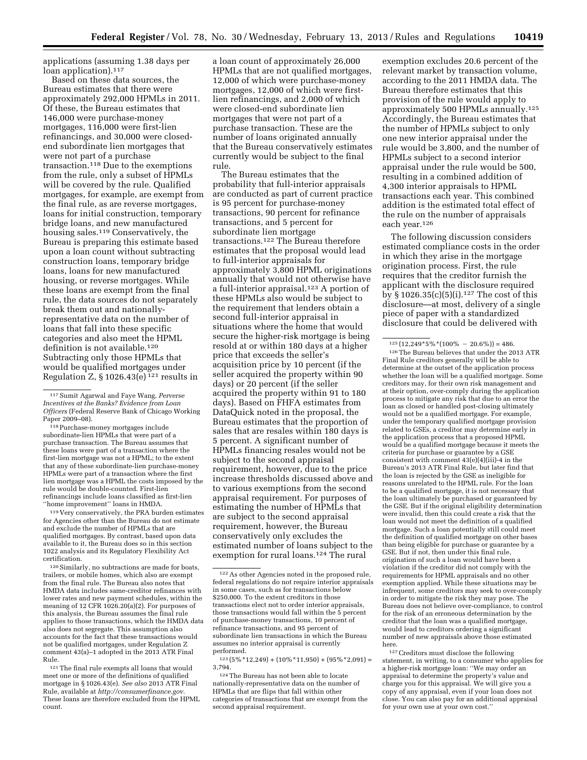applications (assuming 1.38 days per loan application).[117]

Based on these data sources, the Bureau estimates that there were approximately 292,000 HPMLs in 2011. Of these, the Bureau estimates that 146,000 were purchase-money mortgages, 116,000 were first-lien refinancings, and 30,000 were closed-end subordinate lien mortgages that were not part of a purchase transaction.[118] Due to the exemptions from the rule, only a subset of HPMLs will be covered by the rule. Qualified mortgages, for example, are exempt from the final rule, as are reverse mortgages, loans for initial construction, temporary bridge loans, and new manufactured housing sales.[119] Conservatively, the Bureau is preparing this estimate based upon a loan count without subtracting construction loans, temporary bridge loans, loans for new manufactured housing, or reverse mortgages. While these loans are exempt from the final rule, the data sources do not separately break them out and nationally-representative data on the number of loans that fall into these specific categories and also meet the HPML definition is not available.[120] Subtracting only those HPMLs that would be qualified mortgages under Regulation Z, § 1026.43(e)[121] results in a loan count of approximately 26,000 HPMLs that are not qualified mortgages, 12,000 of which were purchase-money mortgages, 12,000 of which were first-lien refinancings, and 2,000 of which were closed-end subordinate lien mortgages that were not part of a purchase transaction. These are the number of loans originated annually that the Bureau conservatively estimates currently would be subject to the final rule.

The Bureau estimates that the probability that full-interior appraisals are conducted as part of current practice is 95 percent for purchase-money transactions, 90 percent for refinance transactions, and 5 percent for subordinate lien mortgage transactions.[122] The Bureau therefore estimates that the proposal would lead to full-interior appraisals for approximately 3,800 HPML originations annually that would not otherwise have a full-interior appraisal.[123] A portion of these HPMLs also would be subject to the requirement that lenders obtain a second full-interior appraisal in situations where the home that would secure the higher-risk mortgage is being resold at or within 180 days at a higher price that exceeds the seller's acquisition price by 10 percent (if the seller acquired the property within 90 days) or 20 percent (if the seller acquired the property within 91 to 180 days). Based on FHFA estimates from DataQuick noted in the proposal, the Bureau estimates that the proportion of sales that are resales within 180 days is 5 percent. A significant number of HPMLs financing resales would not be subject to the second appraisal requirement, however, due to the price increase thresholds discussed above and to various exemptions from the second appraisal requirement. For purposes of estimating the number of HPMLs that are subject to the second appraisal requirement, however, the Bureau conservatively only excludes the estimated number of loans subject to the exemption for rural loans.[124] The rural exemption excludes 20.6 percent of the relevant market by transaction volume, according to the 2011 HMDA data. The Bureau therefore estimates that this provision of the rule would apply to approximately 500 HPMLs annually.[125] Accordingly, the Bureau estimates that the number of HPMLs subject to only one new interior appraisal under the rule would be 3,800, and the number of HPMLs subject to a second interior appraisal under the rule would be 500, resulting in a combined addition of 4,300 interior appraisals to HPML transactions each year. This combined addition is the estimated total effect of the rule on the number of appraisals each year.[126]

The following discussion considers estimated compliance costs in the order in which they arise in the mortgage origination process. First, the rule requires that the creditor furnish the applicant with the disclosure required by § 1026.35(c)(5)(i).[127] The cost of this disclosure—at most, delivery of a single piece of paper with a standardized disclosure that could be delivered with

---

[117] Sumit Agarwal and Faye Wang, *Perverse Incentives at the Banks? Evidence from Loan Officers* (Federal Reserve Bank of Chicago Working Paper 2009–08).

[118] Purchase-money mortgages include subordinate-lien HPMLs that were part of a purchase transaction. The Bureau assumes that these loans were part of a transaction where the first-lien mortgage was not a HPML; to the extent that any of these subordinate-lien purchase-money HPMLs were part of a transaction where the first lien mortgage was a HPML the costs imposed by the rule would be double-counted. First-lien refinancings include loans classified as first-lien ''home improvement'' loans in HMDA.

[119] Very conservatively, the PRA burden estimates for Agencies other than the Bureau do not estimate and exclude the number of HPMLs that are qualified mortgages. By contrast, based upon data available to it, the Bureau does so in this section 1022 analysis and its Regulatory Flexibility Act certification.

[120] Similarly, no subtractions are made for boats, trailers, or mobile homes, which also are exempt from the final rule. The Bureau also notes that HMDA data includes same-creditor refinances with lower rates and new payment schedules, within the meaning of 12 CFR 1026.20(a)(2). For purposes of this analysis, the Bureau assumes the final rule applies to those transactions, which the HMDA data also does not segregate. This assumption also accounts for the fact that these transactions would not be qualified mortgages, under Regulation Z comment 43(a)–1 adopted in the 2013 ATR Final Rule.

[121] The final rule exempts all loans that would meet one or more of the definitions of qualified mortgage in § 1026.43(e). *See also* 2013 ATR Final Rule, available at *http://consumerfinance.gov*. These loans are therefore excluded from the HPML count.

[122] As other Agencies noted in the proposed rule, federal regulations do not require interior appraisals in some cases, such as for transactions below $250,000. To the extent creditors in those transactions elect not to order interior appraisals, those transactions would fall within the 5 percent of purchase-money transactions, 10 percent of refinance transactions, and 95 percent of subordinate lien transactions in which the Bureau assumes no interior appraisal is currently performed.

[123] $(5\%*12{,}249) + (10\%*11{,}950) + (95\%*2{,}091) = 3{,}794$.

[124] The Bureau has not been able to locate nationally-representative data on the number of HPMLs that are flips that fall within other categories of transactions that are exempt from the second appraisal requirement.

[125] $(12{,}249*5\%*(100\% - 20.6\%)) = 486$.

[126] The Bureau believes that under the 2013 ATR Final Rule creditors generally will be able to determine at the outset of the application process whether the loan will be a qualified mortgage. Some creditors may, for their own risk management and at their option, over-comply during the application process to mitigate any risk that due to an error the loan as closed or handled post-closing ultimately would not be a qualified mortgage. For example, under the temporary qualified mortgage provision related to GSEs, a creditor may determine early in the application process that a proposed HPML would be a qualified mortgage because it meets the criteria for purchase or guarantee by a GSE consistent with comment 43(e)(4)(iii)-4 in the Bureau's 2013 ATR Final Rule, but later find that the loan is rejected by the GSE as ineligible for reasons unrelated to the HPML rule. For the loan to be a qualified mortgage, it is not necessary that the loan ultimately be purchased or guaranteed by the GSE. But if the original eligibility determination were invalid, then this could create a risk that the loan would not meet the definition of a qualified mortgage. Such a loan potentially still could meet the definition of qualified mortgage on other bases than being eligible for purchase or guarantee by a GSE. But if not, then under this final rule, origination of such a loan would have been a violation if the creditor did not comply with the requirements for HPML appraisals and no other exemption applied. While these situations may be infrequent, some creditors may seek to over-comply in order to mitigate the risk they may pose. The Bureau does not believe over-compliance, to control for the risk of an erroneous determination by the creditor that the loan was a qualified mortgage, would lead to creditors ordering a significant number of new appraisals above those estimated here.

[127] Creditors must disclose the following statement, in writing, to a consumer who applies for a higher-risk mortgage loan: ''We may order an appraisal to determine the property's value and charge you for this appraisal. We will give you a copy of any appraisal, even if your loan does not close. You can also pay for an additional appraisal for your own use at your own cost.''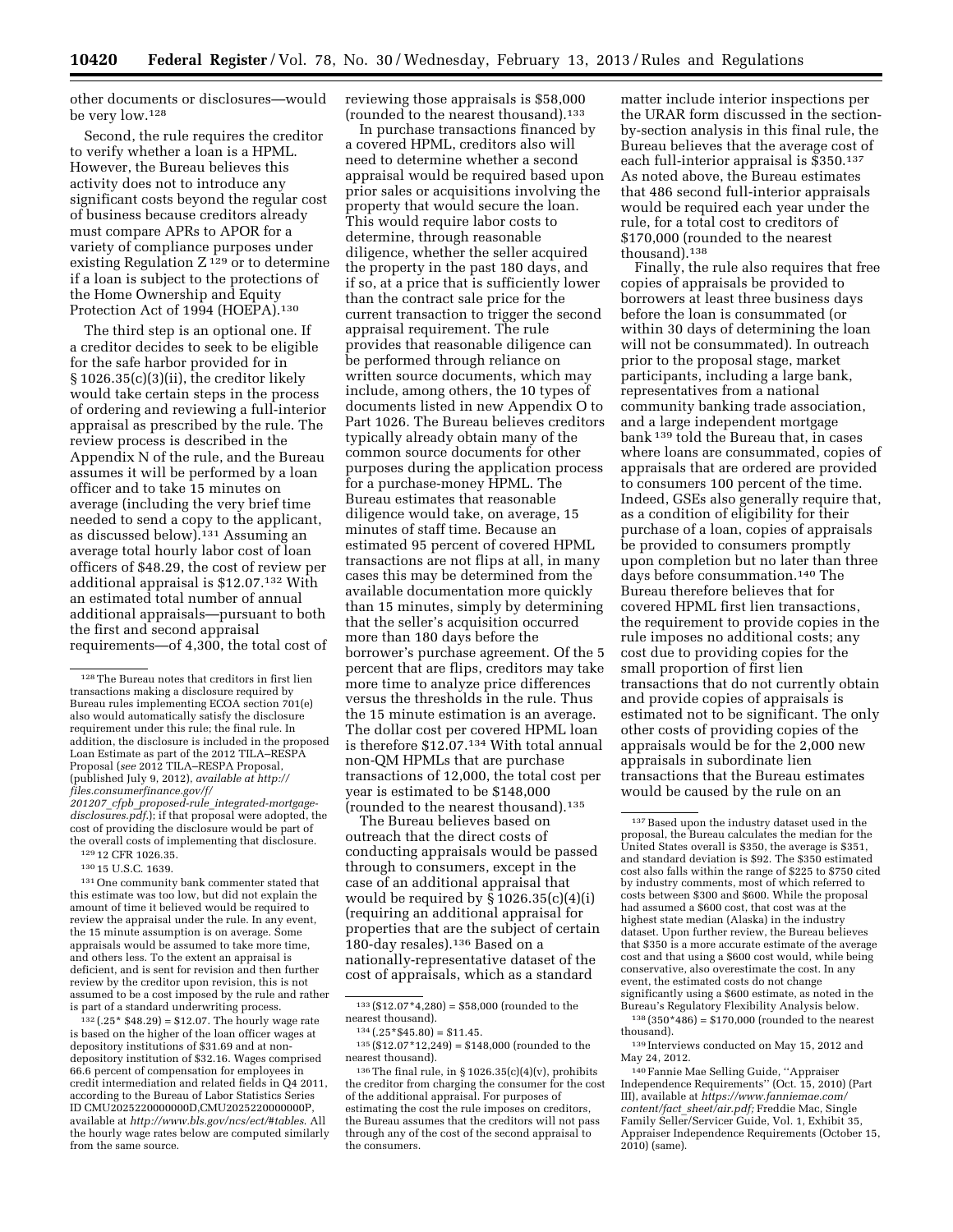other documents or disclosures—would be very low.[128]

Second, the rule requires the creditor to verify whether a loan is a HPML. However, the Bureau believes this activity does not to introduce any significant costs beyond the regular cost of business because creditors already must compare APRs to APOR for a variety of compliance purposes under existing Regulation Z [129] or to determine if a loan is subject to the protections of the Home Ownership and Equity Protection Act of 1994 (HOEPA).[130]

The third step is an optional one. If a creditor decides to seek to be eligible for the safe harbor provided for in § 1026.35(c)(3)(ii), the creditor likely would take certain steps in the process of ordering and reviewing a full-interior appraisal as prescribed by the rule. The review process is described in the Appendix N of the rule, and the Bureau assumes it will be performed by a loan officer and to take 15 minutes on average (including the very brief time needed to send a copy to the applicant, as discussed below).[131] Assuming an average total hourly labor cost of loan officers of $48.29, the cost of review per additional appraisal is $12.07.[132] With an estimated total number of annual additional appraisals—pursuant to both the first and second appraisal requirements—of 4,300, the total cost of reviewing those appraisals is $58,000 (rounded to the nearest thousand).[133]

In purchase transactions financed by a covered HPML, creditors also will need to determine whether a second appraisal would be required based upon prior sales or acquisitions involving the property that would secure the loan. This would require labor costs to determine, through reasonable diligence, whether the seller acquired the property in the past 180 days, and if so, at a price that is sufficiently lower than the contract sale price for the current transaction to trigger the second appraisal requirement. The rule provides that reasonable diligence can be performed through reliance on written source documents, which may include, among others, the 10 types of documents listed in new Appendix O to Part 1026. The Bureau believes creditors typically already obtain many of the common source documents for other purposes during the application process for a purchase-money HPML. The Bureau estimates that reasonable diligence would take, on average, 15 minutes of staff time. Because an estimated 95 percent of covered HPML transactions are not flips at all, in many cases this may be determined from the available documentation more quickly than 15 minutes, simply by determining that the seller's acquisition occurred more than 180 days before the borrower's purchase agreement. Of the 5 percent that are flips, creditors may take more time to analyze price differences versus the thresholds in the rule. Thus the 15 minute estimation is an average. The dollar cost per covered HPML loan is therefore $12.07.[134] With total annual non-QM HPMLs that are purchase transactions of 12,000, the total cost per year is estimated to be $148,000 (rounded to the nearest thousand).[135]

The Bureau believes based on outreach that the direct costs of conducting appraisals would be passed through to consumers, except in the case of an additional appraisal that would be required by § 1026.35(c)(4)(i) (requiring an additional appraisal for properties that are the subject of certain 180-day resales).[136] Based on a nationally-representative dataset of the cost of appraisals, which as a standard matter include interior inspections per the URAR form discussed in the section-by-section analysis in this final rule, the Bureau believes that the average cost of each full-interior appraisal is $350.[137] As noted above, the Bureau estimates that 486 second full-interior appraisals would be required each year under the rule, for a total cost to creditors of $170,000 (rounded to the nearest thousand).[138]

Finally, the rule also requires that free copies of appraisals be provided to borrowers at least three business days before the loan is consummated (or within 30 days of determining the loan will not be consummated). In outreach prior to the proposal stage, market participants, including a large bank, representatives from a national community banking trade association, and a large independent mortgage bank [139] told the Bureau that, in cases where loans are consummated, copies of appraisals that are ordered are provided to consumers 100 percent of the time. Indeed, GSEs also generally require that, as a condition of eligibility for their purchase of a loan, copies of appraisals be provided to consumers promptly upon completion but no later than three days before consummation.[140] The Bureau therefore believes that for covered HPML first lien transactions, the requirement to provide copies in the rule imposes no additional costs; any cost due to providing copies for the small proportion of first lien transactions that do not currently obtain and provide copies of appraisals is estimated not to be significant. The only other costs of providing copies of the appraisals would be for the 2,000 new appraisals in subordinate lien transactions that the Bureau estimates would be caused by the rule on an

---

[128] The Bureau notes that creditors in first lien transactions making a disclosure required by Bureau rules implementing ECOA section 701(e) also would automatically satisfy the disclosure requirement under this rule; the final rule. In addition, the disclosure is included in the proposed Loan Estimate as part of the 2012 TILA–RESPA Proposal (*see* 2012 TILA–RESPA Proposal, (published July 9, 2012), *available at http://files.consumerfinance.gov/f/201207_cfpb_proposed-rule_integrated-mortgage-disclosures.pdf.*); if that proposal were adopted, the cost of providing the disclosure would be part of the overall costs of implementing that disclosure.

[129] 12 CFR 1026.35.

[130] 15 U.S.C. 1639.

[131] One community bank commenter stated that this estimate was too low, but did not explain the amount of time it believed would be required to review the appraisal under the rule. In any event, the 15 minute assumption is on average. Some appraisals would be assumed to take more time, and others less. To the extent an appraisal is deficient, and is sent for revision and then further review by the creditor upon revision, this is not assumed to be a cost imposed by the rule and rather is part of a standard underwriting process.

[132] (.25* $48.29) = $12.07. The hourly wage rate is based on the higher of the loan officer wages at depository institutions of $31.69 and at non-depository institution of $32.16. Wages comprised 66.6 percent of compensation for employees in credit intermediation and related fields in Q4 2011, according to the Bureau of Labor Statistics Series ID CMU2025220000000D,CMU2025220000000P, available at *http://www.bls.gov/ncs/ect/#tables*. All the hourly wage rates below are computed similarly from the same source.

[133] ($12.07*4,280) = $58,000 (rounded to the nearest thousand).

[134] (.25*$45.80) = $11.45.

[135] ($12.07*12,249) = $148,000 (rounded to the nearest thousand).

[136] The final rule, in § 1026.35(c)(4)(v), prohibits the creditor from charging the consumer for the cost of the additional appraisal. For purposes of estimating the cost the rule imposes on creditors, the Bureau assumes that the creditors will not pass through any of the cost of the second appraisal to the consumers.

[137] Based upon the industry dataset used in the proposal, the Bureau calculates the median for the United States overall is $350, the average is $351, and standard deviation is $92. The $350 estimated cost also falls within the range of $225 to $750 cited by industry comments, most of which referred to costs between $300 and $600. While the proposal had assumed a $600 cost, that cost was at the highest state median (Alaska) in the industry dataset. Upon further review, the Bureau believes that $350 is a more accurate estimate of the average cost and that using a $600 cost would, while being conservative, also overestimate the cost. In any event, the estimated costs do not change significantly using a $600 estimate, as noted in the Bureau's Regulatory Flexibility Analysis below.

[138] (350*486) = $170,000 (rounded to the nearest thousand).

[139] Interviews conducted on May 15, 2012 and May 24, 2012.

[140] Fannie Mae Selling Guide, ''Appraiser Independence Requirements'' (Oct. 15, 2010) (Part III), available at *https://www.fanniemae.com/content/fact_sheet/air.pdf;* Freddie Mac, Single Family Seller/Servicer Guide, Vol. 1, Exhibit 35, Appraiser Independence Requirements (October 15, 2010) (same).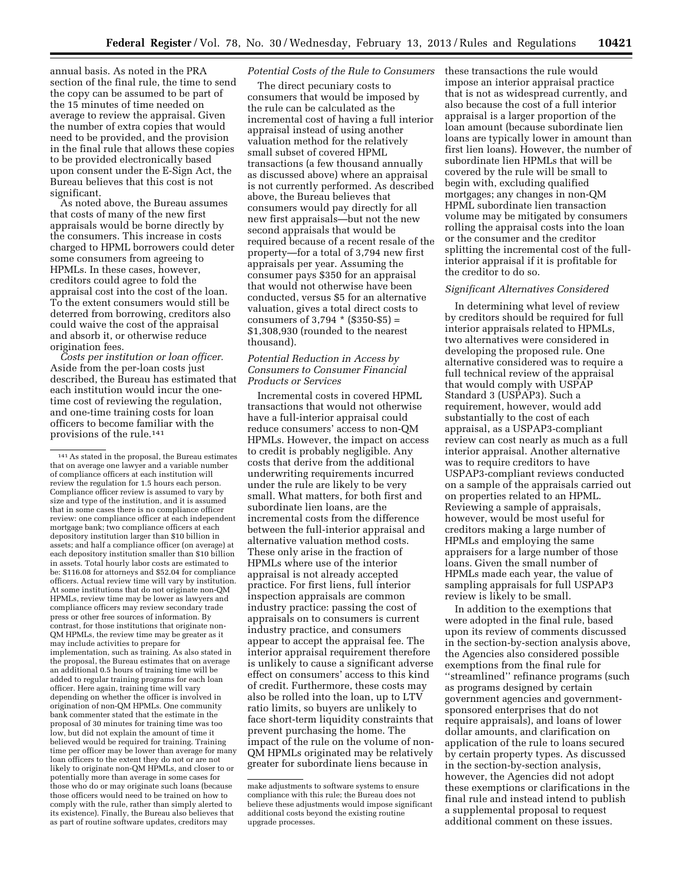annual basis. As noted in the PRA section of the final rule, the time to send the copy can be assumed to be part of the 15 minutes of time needed on average to review the appraisal. Given the number of extra copies that would need to be provided, and the provision in the final rule that allows these copies to be provided electronically based upon consent under the E-Sign Act, the Bureau believes that this cost is not significant.

As noted above, the Bureau assumes that costs of many of the new first appraisals would be borne directly by the consumers. This increase in costs charged to HPML borrowers could deter some consumers from agreeing to HPMLs. In these cases, however, creditors could agree to fold the appraisal cost into the cost of the loan. To the extent consumers would still be deterred from borrowing, creditors also could waive the cost of the appraisal and absorb it, or otherwise reduce origination fees.

*Costs per institution or loan officer.* Aside from the per-loan costs just described, the Bureau has estimated that each institution would incur the one-time cost of reviewing the regulation, and one-time training costs for loan officers to become familiar with the provisions of the rule.[141]

*Potential Costs of the Rule to Consumers*

The direct pecuniary costs to consumers that would be imposed by the rule can be calculated as the incremental cost of having a full interior appraisal instead of using another valuation method for the relatively small subset of covered HPML transactions (a few thousand annually as discussed above) where an appraisal is not currently performed. As described above, the Bureau believes that consumers would pay directly for all new first appraisals—but not the new second appraisals that would be required because of a recent resale of the property—for a total of 3,794 new first appraisals per year. Assuming the consumer pays $350 for an appraisal that would not otherwise have been conducted, versus $5 for an alternative valuation, gives a total direct costs to consumers of 3,794 * ($350-$5) = $1,308,930 (rounded to the nearest thousand).

*Potential Reduction in Access by Consumers to Consumer Financial Products or Services*

Incremental costs in covered HPML transactions that would not otherwise have a full-interior appraisal could reduce consumers' access to non-QM HPMLs. However, the impact on access to credit is probably negligible. Any costs that derive from the additional underwriting requirements incurred under the rule are likely to be very small. What matters, for both first and subordinate lien loans, are the incremental costs from the difference between the full-interior appraisal and alternative valuation method costs. These only arise in the fraction of HPMLs where use of the interior appraisal is not already accepted practice. For first liens, full interior inspection appraisals are common industry practice: passing the cost of appraisals on to consumers is current industry practice, and consumers appear to accept the appraisal fee. The interior appraisal requirement therefore is unlikely to cause a significant adverse effect on consumers' access to this kind of credit. Furthermore, these costs may also be rolled into the loan, up to LTV ratio limits, so buyers are unlikely to face short-term liquidity constraints that prevent purchasing the home. The impact of the rule on the volume of non-QM HPMLs originated may be relatively greater for subordinate liens because in these transactions the rule would impose an interior appraisal practice that is not as widespread currently, and also because the cost of a full interior appraisal is a larger proportion of the loan amount (because subordinate lien loans are typically lower in amount than first lien loans). However, the number of subordinate lien HPMLs that will be covered by the rule will be small to begin with, excluding qualified mortgages; any changes in non-QM HPML subordinate lien transaction volume may be mitigated by consumers rolling the appraisal costs into the loan or the consumer and the creditor splitting the incremental cost of the full-interior appraisal if it is profitable for the creditor to do so.

*Significant Alternatives Considered*

In determining what level of review by creditors should be required for full interior appraisals related to HPMLs, two alternatives were considered in developing the proposed rule. One alternative considered was to require a full technical review of the appraisal that would comply with USPAP Standard 3 (USPAP3). Such a requirement, however, would add substantially to the cost of each appraisal, as a USPAP3-compliant review can cost nearly as much as a full interior appraisal. Another alternative was to require creditors to have USPAP3-compliant reviews conducted on a sample of the appraisals carried out on properties related to an HPML. Reviewing a sample of appraisals, however, would be most useful for creditors making a large number of HPMLs and employing the same appraisers for a large number of those loans. Given the small number of HPMLs made each year, the value of sampling appraisals for full USPAP3 review is likely to be small.

In addition to the exemptions that were adopted in the final rule, based upon its review of comments discussed in the section-by-section analysis above, the Agencies also considered possible exemptions from the final rule for "streamlined" refinance programs (such as programs designed by certain government agencies and government-sponsored enterprises that do not require appraisals), and loans of lower dollar amounts, and clarification on application of the rule to loans secured by certain property types. As discussed in the section-by-section analysis, however, the Agencies did not adopt these exemptions or clarifications in the final rule and instead intend to publish a supplemental proposal to request additional comment on these issues.

---

[141] As stated in the proposal, the Bureau estimates that on average one lawyer and a variable number of compliance officers at each institution will review the regulation for 1.5 hours each person. Compliance officer review is assumed to vary by size and type of the institution, and it is assumed that in some cases there is no compliance officer review: one compliance officer at each independent mortgage bank; two compliance officers at each depository institution larger than $10 billion in assets; and half a compliance officer (on average) at each depository institution smaller than $10 billion in assets. Total hourly labor costs are estimated to be: $116.08 for attorneys and $52.04 for compliance officers. Actual review time will vary by institution. At some institutions that do not originate non-QM HPMLs, review time may be lower as lawyers and compliance officers may review secondary trade press or other free sources of information. By contrast, for those institutions that originate non-QM HPMLs, the review time may be greater as it may include activities to prepare for implementation, such as training. As also stated in the proposal, the Bureau estimates that on average an additional 0.5 hours of training time will be added to regular training programs for each loan officer. Here again, training time will vary depending on whether the officer is involved in origination of non-QM HPMLs. One community bank commenter stated that the estimate in the proposal of 30 minutes for training time was too low, but did not explain the amount of time it believed would be required for training. Training time per officer may be lower than average for many loan officers to the extent they do not or are not likely to originate non-QM HPMLs, and closer to or potentially more than average in some cases for those who do or may originate such loans (because those officers would need to be trained on how to comply with the rule, rather than simply alerted to its existence). Finally, the Bureau also believes that as part of routine software updates, creditors may make adjustments to software systems to ensure compliance with this rule; the Bureau does not believe these adjustments would impose significant additional costs beyond the existing routine upgrade processes.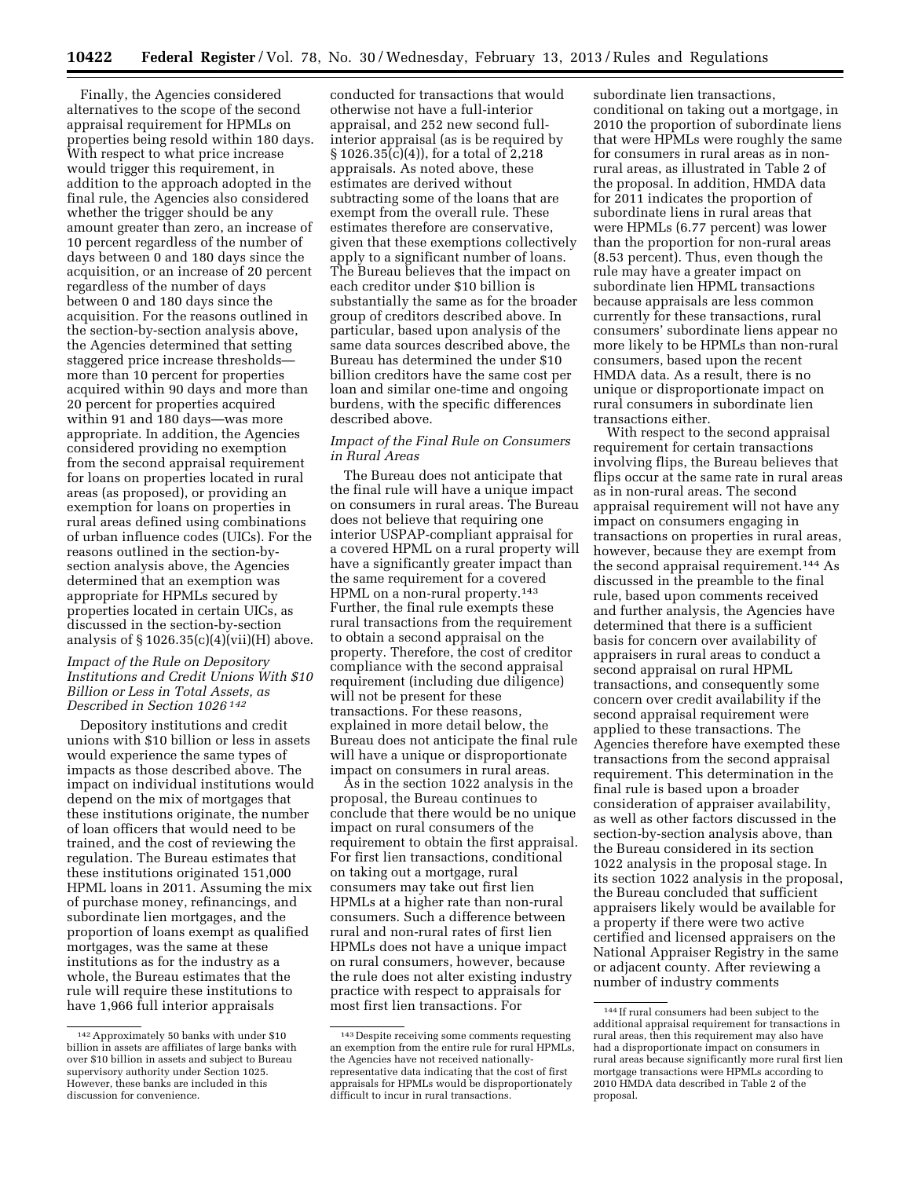Finally, the Agencies considered alternatives to the scope of the second appraisal requirement for HPMLs on properties being resold within 180 days. With respect to what price increase would trigger this requirement, in addition to the approach adopted in the final rule, the Agencies also considered whether the trigger should be any amount greater than zero, an increase of 10 percent regardless of the number of days between 0 and 180 days since the acquisition, or an increase of 20 percent regardless of the number of days between 0 and 180 days since the acquisition. For the reasons outlined in the section-by-section analysis above, the Agencies determined that setting staggered price increase thresholds—more than 10 percent for properties acquired within 90 days and more than 20 percent for properties acquired within 91 and 180 days—was more appropriate. In addition, the Agencies considered providing no exemption from the second appraisal requirement for loans on properties located in rural areas (as proposed), or providing an exemption for loans on properties in rural areas defined using combinations of urban influence codes (UICs). For the reasons outlined in the section-by-section analysis above, the Agencies determined that an exemption was appropriate for HPMLs secured by properties located in certain UICs, as discussed in the section-by-section analysis of § 1026.35(c)(4)(vii)(H) above.

### *Impact of the Rule on Depository Institutions and Credit Unions With $10 Billion or Less in Total Assets, as Described in Section 1026* [142]

Depository institutions and credit unions with $10 billion or less in assets would experience the same types of impacts as those described above. The impact on individual institutions would depend on the mix of mortgages that these institutions originate, the number of loan officers that would need to be trained, and the cost of reviewing the regulation. The Bureau estimates that these institutions originated 151,000 HPML loans in 2011. Assuming the mix of purchase money, refinancings, and subordinate lien mortgages, and the proportion of loans exempt as qualified mortgages, was the same at these institutions as for the industry as a whole, the Bureau estimates that the rule will require these institutions to have 1,966 full interior appraisals conducted for transactions that would otherwise not have a full-interior appraisal, and 252 new second full-interior appraisal (as is be required by § 1026.35(c)(4)), for a total of 2,218 appraisals. As noted above, these estimates are derived without subtracting some of the loans that are exempt from the overall rule. These estimates therefore are conservative, given that these exemptions collectively apply to a significant number of loans. The Bureau believes that the impact on each creditor under $10 billion is substantially the same as for the broader group of creditors described above. In particular, based upon analysis of the same data sources described above, the Bureau has determined the under $10 billion creditors have the same cost per loan and similar one-time and ongoing burdens, with the specific differences described above.

### *Impact of the Final Rule on Consumers in Rural Areas*

The Bureau does not anticipate that the final rule will have a unique impact on consumers in rural areas. The Bureau does not believe that requiring one interior USPAP-compliant appraisal for a covered HPML on a rural property will have a significantly greater impact than the same requirement for a covered HPML on a non-rural property.[143] Further, the final rule exempts these rural transactions from the requirement to obtain a second appraisal on the property. Therefore, the cost of creditor compliance with the second appraisal requirement (including due diligence) will not be present for these transactions. For these reasons, explained in more detail below, the Bureau does not anticipate the final rule will have a unique or disproportionate impact on consumers in rural areas.

As in the section 1022 analysis in the proposal, the Bureau continues to conclude that there would be no unique impact on rural consumers of the requirement to obtain the first appraisal. For first lien transactions, conditional on taking out a mortgage, rural consumers may take out first lien HPMLs at a higher rate than non-rural consumers. Such a difference between rural and non-rural rates of first lien HPMLs does not have a unique impact on rural consumers, however, because the rule does not alter existing industry practice with respect to appraisals for most first lien transactions. For subordinate lien transactions, conditional on taking out a mortgage, in 2010 the proportion of subordinate liens that were HPMLs were roughly the same for consumers in rural areas as in non-rural areas, as illustrated in Table 2 of the proposal. In addition, HMDA data for 2011 indicates the proportion of subordinate liens in rural areas that were HPMLs (6.77 percent) was lower than the proportion for non-rural areas (8.53 percent). Thus, even though the rule may have a greater impact on subordinate lien HPML transactions because appraisals are less common currently for these transactions, rural consumers' subordinate liens appear no more likely to be HPMLs than non-rural consumers, based upon the recent HMDA data. As a result, there is no unique or disproportionate impact on rural consumers in subordinate lien transactions either.

With respect to the second appraisal requirement for certain transactions involving flips, the Bureau believes that flips occur at the same rate in rural areas as in non-rural areas. The second appraisal requirement will not have any impact on consumers engaging in transactions on properties in rural areas, however, because they are exempt from the second appraisal requirement.[144] As discussed in the preamble to the final rule, based upon comments received and further analysis, the Agencies have determined that there is a sufficient basis for concern over availability of appraisers in rural areas to conduct a second appraisal on rural HPML transactions, and consequently some concern over credit availability if the second appraisal requirement were applied to these transactions. The Agencies therefore have exempted these transactions from the second appraisal requirement. This determination in the final rule is based upon a broader consideration of appraiser availability, as well as other factors discussed in the section-by-section analysis above, than the Bureau considered in its section 1022 analysis in the proposal stage. In its section 1022 analysis in the proposal, the Bureau concluded that sufficient appraisers likely would be available for a property if there were two active certified and licensed appraisers on the National Appraiser Registry in the same or adjacent county. After reviewing a number of industry comments

[142] Approximately 50 banks with under $10 billion in assets are affiliates of large banks with over $10 billion in assets and subject to Bureau supervisory authority under Section 1025. However, these banks are included in this discussion for convenience.

[143] Despite receiving some comments requesting an exemption from the entire rule for rural HPMLs, the Agencies have not received nationally-representative data indicating that the cost of first appraisals for HPMLs would be disproportionately difficult to incur in rural transactions.

[144] If rural consumers had been subject to the additional appraisal requirement for transactions in rural areas, then this requirement may also have had a disproportionate impact on consumers in rural areas because significantly more rural first lien mortgage transactions were HPMLs according to 2010 HMDA data described in Table 2 of the proposal.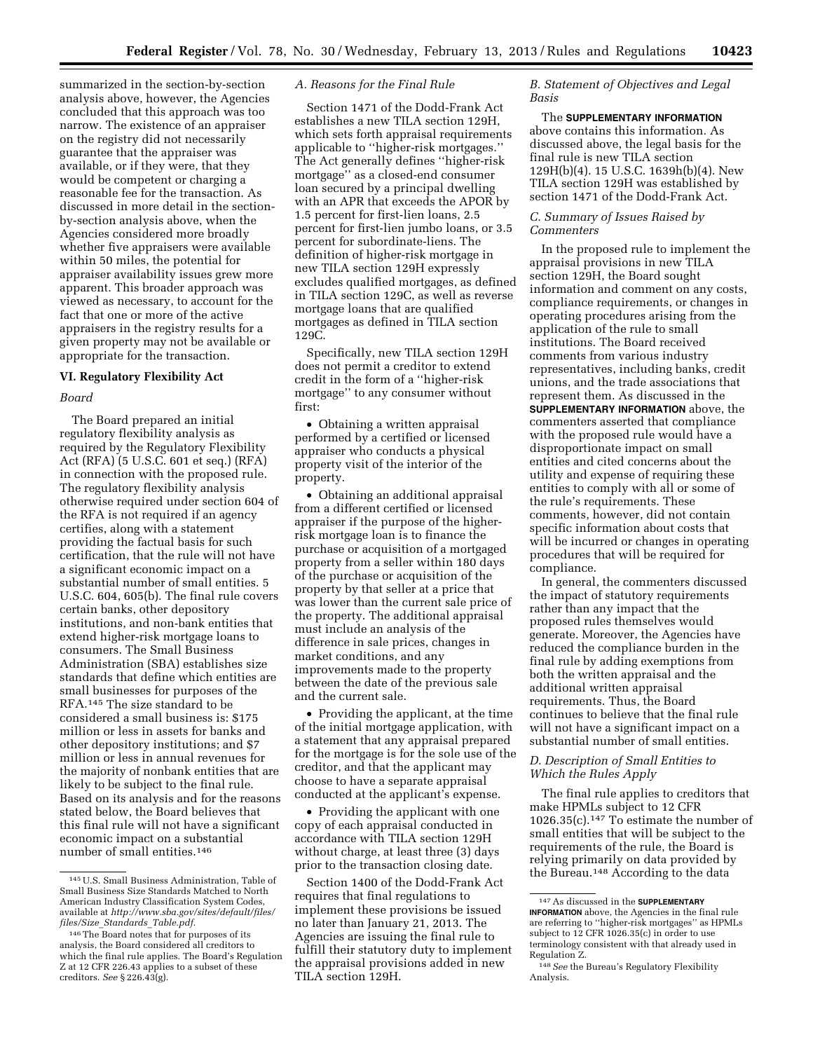summarized in the section-by-section analysis above, however, the Agencies concluded that this approach was too narrow. The existence of an appraiser on the registry did not necessarily guarantee that the appraiser was available, or if they were, that they would be competent or charging a reasonable fee for the transaction. As discussed in more detail in the section-by-section analysis above, when the Agencies considered more broadly whether five appraisers were available within 50 miles, the potential for appraiser availability issues grew more apparent. This broader approach was viewed as necessary, to account for the fact that one or more of the active appraisers in the registry results for a given property may not be available or appropriate for the transaction.

## VI. Regulatory Flexibility Act

### *Board*

The Board prepared an initial regulatory flexibility analysis as required by the Regulatory Flexibility Act (RFA) (5 U.S.C. 601 et seq.) (RFA) in connection with the proposed rule. The regulatory flexibility analysis otherwise required under section 604 of the RFA is not required if an agency certifies, along with a statement providing the factual basis for such certification, that the rule will not have a significant economic impact on a substantial number of small entities. 5 U.S.C. 604, 605(b). The final rule covers certain banks, other depository institutions, and non-bank entities that extend higher-risk mortgage loans to consumers. The Small Business Administration (SBA) establishes size standards that define which entities are small businesses for purposes of the RFA.[145] The size standard to be considered a small business is: $175 million or less in assets for banks and other depository institutions; and $7 million or less in annual revenues for the majority of nonbank entities that are likely to be subject to the final rule. Based on its analysis and for the reasons stated below, the Board believes that this final rule will not have a significant economic impact on a substantial number of small entities.[146]

#### *A. Reasons for the Final Rule*

Section 1471 of the Dodd-Frank Act establishes a new TILA section 129H, which sets forth appraisal requirements applicable to "higher-risk mortgages." The Act generally defines "higher-risk mortgage" as a closed-end consumer loan secured by a principal dwelling with an APR that exceeds the APOR by 1.5 percent for first-lien loans, 2.5 percent for first-lien jumbo loans, or 3.5 percent for subordinate-liens. The definition of higher-risk mortgage in new TILA section 129H expressly excludes qualified mortgages, as defined in TILA section 129C, as well as reverse mortgage loans that are qualified mortgages as defined in TILA section 129C.

Specifically, new TILA section 129H does not permit a creditor to extend credit in the form of a "higher-risk mortgage" to any consumer without first:

- Obtaining a written appraisal performed by a certified or licensed appraiser who conducts a physical property visit of the interior of the property.
- Obtaining an additional appraisal from a different certified or licensed appraiser if the purpose of the higher-risk mortgage loan is to finance the purchase or acquisition of a mortgaged property from a seller within 180 days of the purchase or acquisition of the property by that seller at a price that was lower than the current sale price of the property. The additional appraisal must include an analysis of the difference in sale prices, changes in market conditions, and any improvements made to the property between the date of the previous sale and the current sale.
- Providing the applicant, at the time of the initial mortgage application, with a statement that any appraisal prepared for the mortgage is for the sole use of the creditor, and that the applicant may choose to have a separate appraisal conducted at the applicant's expense.
- Providing the applicant with one copy of each appraisal conducted in accordance with TILA section 129H without charge, at least three (3) days prior to the transaction closing date.

Section 1400 of the Dodd-Frank Act requires that final regulations to implement these provisions be issued no later than January 21, 2013. The Agencies are issuing the final rule to fulfill their statutory duty to implement the appraisal provisions added in new TILA section 129H.

#### *B. Statement of Objectives and Legal Basis*

The **SUPPLEMENTARY INFORMATION** above contains this information. As discussed above, the legal basis for the final rule is new TILA section 129H(b)(4). 15 U.S.C. 1639h(b)(4). New TILA section 129H was established by section 1471 of the Dodd-Frank Act.

#### *C. Summary of Issues Raised by Commenters*

In the proposed rule to implement the appraisal provisions in new TILA section 129H, the Board sought information and comment on any costs, compliance requirements, or changes in operating procedures arising from the application of the rule to small institutions. The Board received comments from various industry representatives, including banks, credit unions, and the trade associations that represent them. As discussed in the **SUPPLEMENTARY INFORMATION** above, the commenters asserted that compliance with the proposed rule would have a disproportionate impact on small entities and cited concerns about the utility and expense of requiring these entities to comply with all or some of the rule's requirements. These comments, however, did not contain specific information about costs that will be incurred or changes in operating procedures that will be required for compliance.

In general, the commenters discussed the impact of statutory requirements rather than any impact that the proposed rules themselves would generate. Moreover, the Agencies have reduced the compliance burden in the final rule by adding exemptions from both the written appraisal and the additional written appraisal requirements. Thus, the Board continues to believe that the final rule will not have a significant impact on a substantial number of small entities.

#### *D. Description of Small Entities to Which the Rules Apply*

The final rule applies to creditors that make HPMLs subject to 12 CFR 1026.35(c).[147] To estimate the number of small entities that will be subject to the requirements of the rule, the Board is relying primarily on data provided by the Bureau.[148] According to the data

---

[145] U.S. Small Business Administration, Table of Small Business Size Standards Matched to North American Industry Classification System Codes, available at *http://www.sba.gov/sites/default/files/files/Size_Standards_Table.pdf.*

[146] The Board notes that for purposes of its analysis, the Board considered all creditors to which the final rule applies. The Board's Regulation Z at 12 CFR 226.43 applies to a subset of these creditors. *See* § 226.43(g).

[147] As discussed in the **SUPPLEMENTARY INFORMATION** above, the Agencies in the final rule are referring to "higher-risk mortgages" as HPMLs subject to 12 CFR 1026.35(c) in order to use terminology consistent with that already used in Regulation Z.

[148] *See* the Bureau's Regulatory Flexibility Analysis.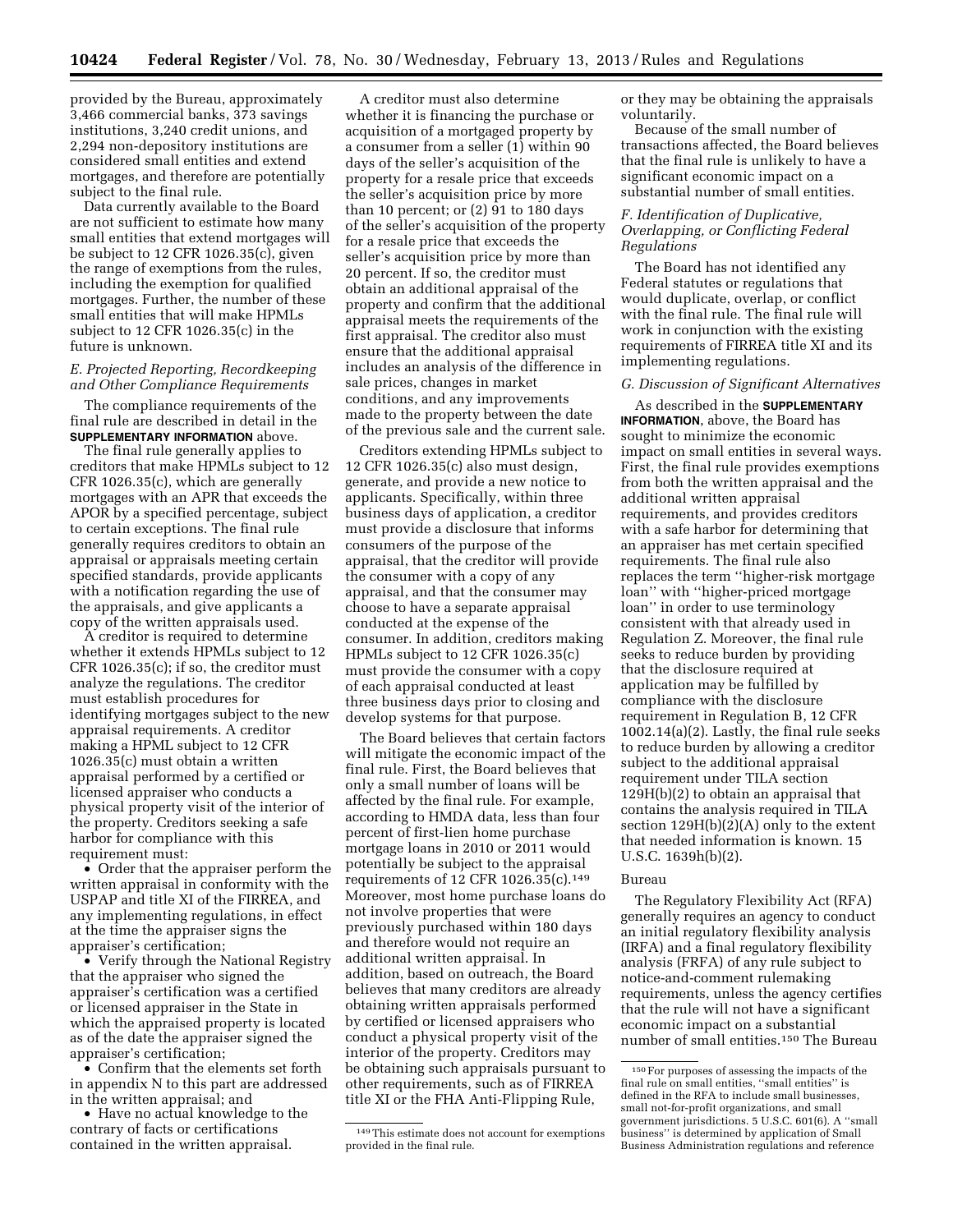provided by the Bureau, approximately 3,466 commercial banks, 373 savings institutions, 3,240 credit unions, and 2,294 non-depository institutions are considered small entities and extend mortgages, and therefore are potentially subject to the final rule.

Data currently available to the Board are not sufficient to estimate how many small entities that extend mortgages will be subject to 12 CFR 1026.35(c), given the range of exemptions from the rules, including the exemption for qualified mortgages. Further, the number of these small entities that will make HPMLs subject to 12 CFR 1026.35(c) in the future is unknown.

### *E. Projected Reporting, Recordkeeping and Other Compliance Requirements*

The compliance requirements of the final rule are described in detail in the **SUPPLEMENTARY INFORMATION** above.

The final rule generally applies to creditors that make HPMLs subject to 12 CFR 1026.35(c), which are generally mortgages with an APR that exceeds the APOR by a specified percentage, subject to certain exceptions. The final rule generally requires creditors to obtain an appraisal or appraisals meeting certain specified standards, provide applicants with a notification regarding the use of the appraisals, and give applicants a copy of the written appraisals used.

A creditor is required to determine whether it extends HPMLs subject to 12 CFR 1026.35(c); if so, the creditor must analyze the regulations. The creditor must establish procedures for identifying mortgages subject to the new appraisal requirements. A creditor making a HPML subject to 12 CFR 1026.35(c) must obtain a written appraisal performed by a certified or licensed appraiser who conducts a physical property visit of the interior of the property. Creditors seeking a safe harbor for compliance with this requirement must:

- Order that the appraiser perform the written appraisal in conformity with the USPAP and title XI of the FIRREA, and any implementing regulations, in effect at the time the appraiser signs the appraiser's certification;
- Verify through the National Registry that the appraiser who signed the appraiser's certification was a certified or licensed appraiser in the State in which the appraised property is located as of the date the appraiser signed the appraiser's certification;
- Confirm that the elements set forth in appendix N to this part are addressed in the written appraisal; and
- Have no actual knowledge to the contrary of facts or certifications contained in the written appraisal.

A creditor must also determine whether it is financing the purchase or acquisition of a mortgaged property by a consumer from a seller (1) within 90 days of the seller's acquisition of the property for a resale price that exceeds the seller's acquisition price by more than 10 percent; or (2) 91 to 180 days of the seller's acquisition of the property for a resale price that exceeds the seller's acquisition price by more than 20 percent. If so, the creditor must obtain an additional appraisal of the property and confirm that the additional appraisal meets the requirements of the first appraisal. The creditor also must ensure that the additional appraisal includes an analysis of the difference in sale prices, changes in market conditions, and any improvements made to the property between the date of the previous sale and the current sale.

Creditors extending HPMLs subject to 12 CFR 1026.35(c) also must design, generate, and provide a new notice to applicants. Specifically, within three business days of application, a creditor must provide a disclosure that informs consumers of the purpose of the appraisal, that the creditor will provide the consumer with a copy of any appraisal, and that the consumer may choose to have a separate appraisal conducted at the expense of the consumer. In addition, creditors making HPMLs subject to 12 CFR 1026.35(c) must provide the consumer with a copy of each appraisal conducted at least three business days prior to closing and develop systems for that purpose.

The Board believes that certain factors will mitigate the economic impact of the final rule. First, the Board believes that only a small number of loans will be affected by the final rule. For example, according to HMDA data, less than four percent of first-lien home purchase mortgage loans in 2010 or 2011 would potentially be subject to the appraisal requirements of 12 CFR 1026.35(c).[149] Moreover, most home purchase loans do not involve properties that were previously purchased within 180 days and therefore would not require an additional written appraisal. In addition, based on outreach, the Board believes that many creditors are already obtaining written appraisals performed by certified or licensed appraisers who conduct a physical property visit of the interior of the property. Creditors may be obtaining such appraisals pursuant to other requirements, such as of FIRREA title XI or the FHA Anti-Flipping Rule, or they may be obtaining the appraisals voluntarily.

Because of the small number of transactions affected, the Board believes that the final rule is unlikely to have a significant economic impact on a substantial number of small entities.

### *F. Identification of Duplicative, Overlapping, or Conflicting Federal Regulations*

The Board has not identified any Federal statutes or regulations that would duplicate, overlap, or conflict with the final rule. The final rule will work in conjunction with the existing requirements of FIRREA title XI and its implementing regulations.

### *G. Discussion of Significant Alternatives*

As described in the **SUPPLEMENTARY INFORMATION**, above, the Board has sought to minimize the economic impact on small entities in several ways. First, the final rule provides exemptions from both the written appraisal and the additional written appraisal requirements, and provides creditors with a safe harbor for determining that an appraiser has met certain specified requirements. The final rule also replaces the term "higher-risk mortgage loan" with "higher-priced mortgage loan" in order to use terminology consistent with that already used in Regulation Z. Moreover, the final rule seeks to reduce burden by providing that the disclosure required at application may be fulfilled by compliance with the disclosure requirement in Regulation B, 12 CFR 1002.14(a)(2). Lastly, the final rule seeks to reduce burden by allowing a creditor subject to the additional appraisal requirement under TILA section 129H(b)(2) to obtain an appraisal that contains the analysis required in TILA section 129H(b)(2)(A) only to the extent that needed information is known. 15 U.S.C. 1639h(b)(2).

Bureau

The Regulatory Flexibility Act (RFA) generally requires an agency to conduct an initial regulatory flexibility analysis (IRFA) and a final regulatory flexibility analysis (FRFA) of any rule subject to notice-and-comment rulemaking requirements, unless the agency certifies that the rule will not have a significant economic impact on a substantial number of small entities.[150] The Bureau

---

[149] This estimate does not account for exemptions provided in the final rule.

[150] For purposes of assessing the impacts of the final rule on small entities, "small entities" is defined in the RFA to include small businesses, small not-for-profit organizations, and small government jurisdictions. 5 U.S.C. 601(6). A "small business" is determined by application of Small Business Administration regulations and reference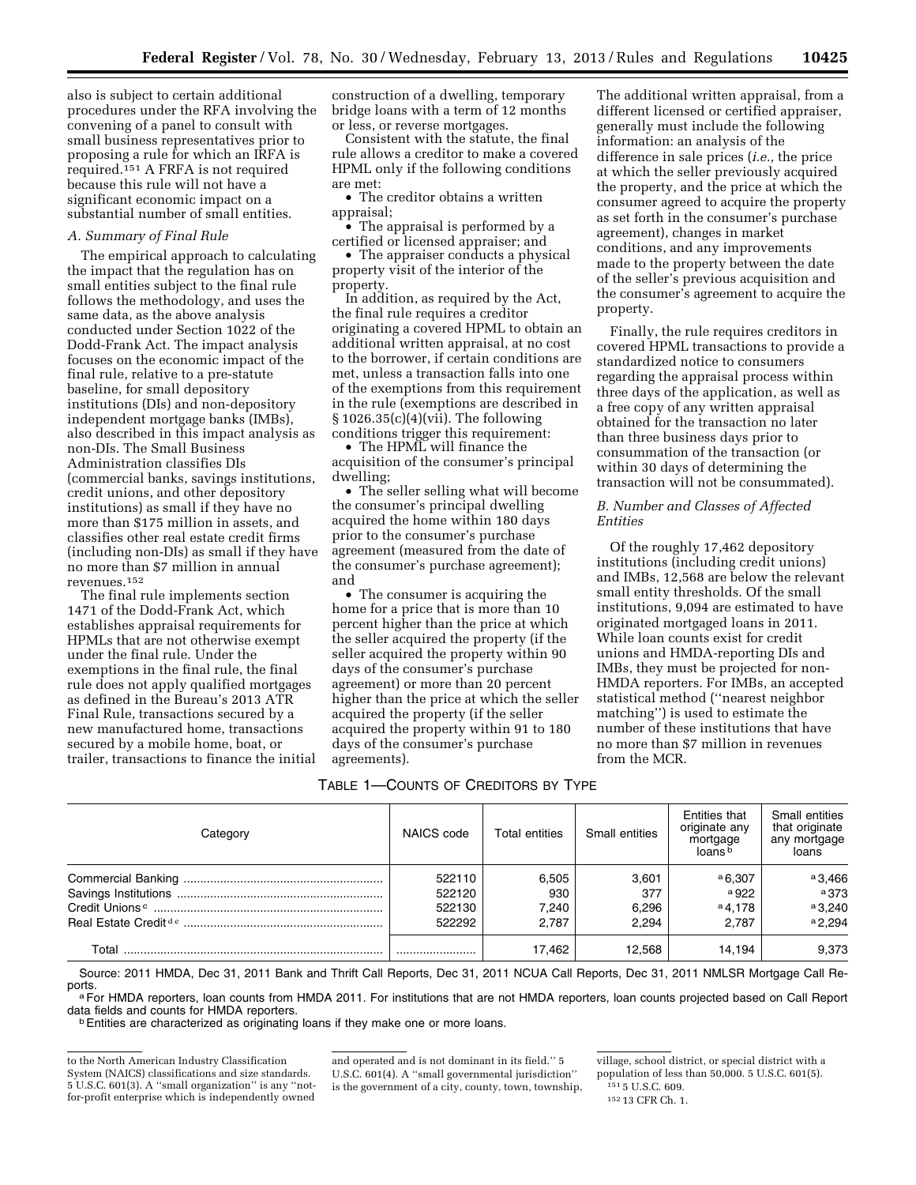also is subject to certain additional procedures under the RFA involving the convening of a panel to consult with small business representatives prior to proposing a rule for which an IRFA is required.[151] A FRFA is not required because this rule will not have a significant economic impact on a substantial number of small entities.

### A. Summary of Final Rule

The empirical approach to calculating the impact that the regulation has on small entities subject to the final rule follows the methodology, and uses the same data, as the above analysis conducted under Section 1022 of the Dodd-Frank Act. The impact analysis focuses on the economic impact of the final rule, relative to a pre-statute baseline, for small depository institutions (DIs) and non-depository independent mortgage banks (IMBs), also described in this impact analysis as non-DIs. The Small Business Administration classifies DIs (commercial banks, savings institutions, credit unions, and other depository institutions) as small if they have no more than $175 million in assets, and classifies other real estate credit firms (including non-DIs) as small if they have no more than $7 million in annual revenues.[152]

The final rule implements section 1471 of the Dodd-Frank Act, which establishes appraisal requirements for HPMLs that are not otherwise exempt under the final rule. Under the exemptions in the final rule, the final rule does not apply qualified mortgages as defined in the Bureau's 2013 ATR Final Rule, transactions secured by a new manufactured home, transactions secured by a mobile home, boat, or trailer, transactions to finance the initial construction of a dwelling, temporary bridge loans with a term of 12 months or less, or reverse mortgages.

Consistent with the statute, the final rule allows a creditor to make a covered HPML only if the following conditions are met:

- The creditor obtains a written appraisal;
- The appraisal is performed by a certified or licensed appraiser; and
- The appraiser conducts a physical property visit of the interior of the property.

In addition, as required by the Act, the final rule requires a creditor originating a covered HPML to obtain an additional written appraisal, at no cost to the borrower, if certain conditions are met, unless a transaction falls into one of the exemptions from this requirement in the rule (exemptions are described in § 1026.35(c)(4)(vii). The following conditions trigger this requirement:

- The HPML will finance the acquisition of the consumer's principal dwelling;
- The seller selling what will become the consumer's principal dwelling acquired the home within 180 days prior to the consumer's purchase agreement (measured from the date of the consumer's purchase agreement); and
- The consumer is acquiring the home for a price that is more than 10 percent higher than the price at which the seller acquired the property (if the seller acquired the property within 90 days of the consumer's purchase agreement) or more than 20 percent higher than the price at which the seller acquired the property (if the seller acquired the property within 91 to 180 days of the consumer's purchase agreements).

The additional written appraisal, from a different licensed or certified appraiser, generally must include the following information: an analysis of the difference in sale prices (*i.e.,* the price at which the seller previously acquired the property, and the price at which the consumer agreed to acquire the property as set forth in the consumer's purchase agreement), changes in market conditions, and any improvements made to the property between the date of the seller's previous acquisition and the consumer's agreement to acquire the property.

Finally, the rule requires creditors in covered HPML transactions to provide a standardized notice to consumers regarding the appraisal process within three days of the application, as well as a free copy of any written appraisal obtained for the transaction no later than three business days prior to consummation of the transaction (or within 30 days of determining the transaction will not be consummated).

### B. Number and Classes of Affected Entities

Of the roughly 17,462 depository institutions (including credit unions) and IMBs, 12,568 are below the relevant small entity thresholds. Of the small institutions, 9,094 are estimated to have originated mortgaged loans in 2011. While loan counts exist for credit unions and HMDA-reporting DIs and IMBs, they must be projected for non-HMDA reporters. For IMBs, an accepted statistical method (''nearest neighbor matching'') is used to estimate the number of these institutions that have no more than $7 million in revenues from the MCR.

TABLE 1—COUNTS OF CREDITORS BY TYPE

| Category | NAICS code | Total entities | Small entities | Entities that originate any mortgage loans [b] | Small entities that originate any mortgage loans |
|---|---|---|---|---|---|
| Commercial Banking | 522110 | 6,505 | 3,601 | [a] 6,307 | [a] 3,466 |
| Savings Institutions | 522120 | 930 | 377 | [a] 922 | [a] 373 |
| Credit Unions [c] | 522130 | 7,240 | 6,296 | [a] 4,178 | [a] 3,240 |
| Real Estate Credit [d e] | 522292 | 2,787 | 2,294 | 2,787 | [a] 2,294 |
| Total | | 17,462 | 12,568 | 14,194 | 9,373 |

Source: 2011 HMDA, Dec 31, 2011 Bank and Thrift Call Reports, Dec 31, 2011 NCUA Call Reports, Dec 31, 2011 NMLSR Mortgage Call Reports.

[a] For HMDA reporters, loan counts from HMDA 2011. For institutions that are not HMDA reporters, loan counts projected based on Call Report data fields and counts for HMDA reporters.

[b] Entities are characterized as originating loans if they make one or more loans.

---

to the North American Industry Classification System (NAICS) classifications and size standards. 5 U.S.C. 601(3). A ''small organization'' is any ''not-for-profit enterprise which is independently owned and operated and is not dominant in its field.'' 5 U.S.C. 601(4). A ''small governmental jurisdiction'' is the government of a city, county, town, township, village, school district, or special district with a population of less than 50,000. 5 U.S.C. 601(5).

[151] 5 U.S.C. 609.

[152] 13 CFR Ch. 1.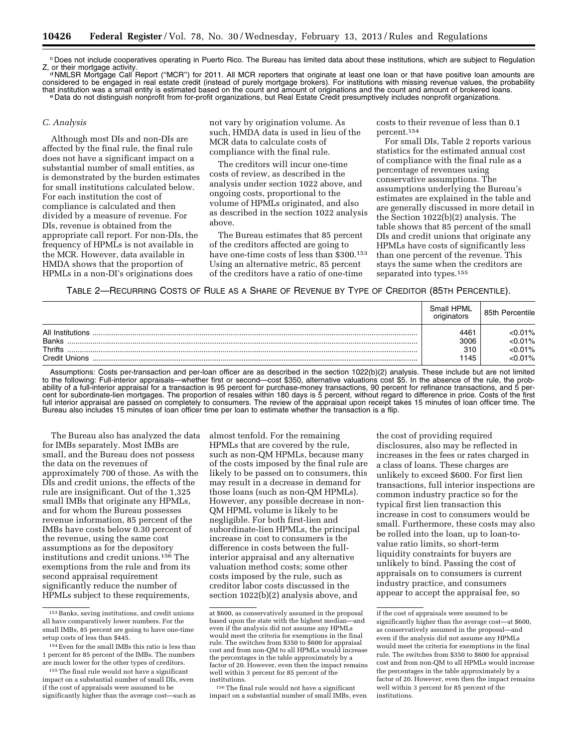[c] Does not include cooperatives operating in Puerto Rico. The Bureau has limited data about these institutions, which are subject to Regulation Z, or their mortgage activity.

[d] NMLSR Mortgage Call Report ("MCR") for 2011. All MCR reporters that originate at least one loan or that have positive loan amounts are considered to be engaged in real estate credit (instead of purely mortgage brokers). For institutions with missing revenue values, the probability that institution was a small entity is estimated based on the count and amount of originations and the count and amount of brokered loans.

[e] Data do not distinguish nonprofit from for-profit organizations, but Real Estate Credit presumptively includes nonprofit organizations.

### C. Analysis

Although most DIs and non-DIs are affected by the final rule, the final rule does not have a significant impact on a substantial number of small entities, as is demonstrated by the burden estimates for small institutions calculated below. For each institution the cost of compliance is calculated and then divided by a measure of revenue. For DIs, revenue is obtained from the appropriate call report. For non-DIs, the frequency of HPMLs is not available in the MCR. However, data available in HMDA shows that the proportion of HPMLs in a non-DI's originations does not vary by origination volume. As such, HMDA data is used in lieu of the MCR data to calculate costs of compliance with the final rule.

The creditors will incur one-time costs of review, as described in the analysis under section 1022 above, and ongoing costs, proportional to the volume of HPMLs originated, and also as described in the section 1022 analysis above.

The Bureau estimates that 85 percent of the creditors affected are going to have one-time costs of less than $300.[153] Using an alternative metric, 85 percent of the creditors have a ratio of one-time costs to their revenue of less than 0.1 percent.[154]

For small DIs, Table 2 reports various statistics for the estimated annual cost of compliance with the final rule as a percentage of revenues using conservative assumptions. The assumptions underlying the Bureau's estimates are explained in the table and are generally discussed in more detail in the Section 1022(b)(2) analysis. The table shows that 85 percent of the small DIs and credit unions that originate any HPMLs have costs of significantly less than one percent of the revenue. This stays the same when the creditors are separated into types.[155]

TABLE 2—RECURRING COSTS OF RULE AS A SHARE OF REVENUE BY TYPE OF CREDITOR (85TH PERCENTILE).

| | Small HPML originators | 85th Percentile |
|---|---|---|
| All Institutions | 4461 | <0.01% |
| Banks | 3006 | <0.01% |
| Thrifts | 310 | <0.01% |
| Credit Unions | 1145 | <0.01% |

Assumptions: Costs per-transaction and per-loan officer are as described in the section 1022(b)(2) analysis. These include but are not limited to the following: Full-interior appraisals—whether first or second—cost $350, alternative valuations cost $5. In the absence of the rule, the probability of a full-interior appraisal for a transaction is 95 percent for purchase-money transactions, 90 percent for refinance transactions, and 5 percent for subordinate-lien mortgages. The proportion of resales within 180 days is 5 percent, without regard to difference in price. Costs of the first full interior appraisal are passed on completely to consumers. The review of the appraisal upon receipt takes 15 minutes of loan officer time. The Bureau also includes 15 minutes of loan officer time per loan to estimate whether the transaction is a flip.

The Bureau also has analyzed the data for IMBs separately. Most IMBs are small, and the Bureau does not possess the data on the revenues of approximately 700 of those. As with the DIs and credit unions, the effects of the rule are insignificant. Out of the 1,325 small IMBs that originate any HPMLs, and for whom the Bureau possesses revenue information, 85 percent of the IMBs have costs below 0.30 percent of the revenue, using the same cost assumptions as for the depository institutions and credit unions.[156] The exemptions from the rule and from its second appraisal requirement significantly reduce the number of HPMLs subject to these requirements, almost tenfold. For the remaining HPMLs that are covered by the rule, such as non-QM HPMLs, because many of the costs imposed by the final rule are likely to be passed on to consumers, this may result in a decrease in demand for those loans (such as non-QM HPMLs). However, any possible decrease in non-QM HPML volume is likely to be negligible. For both first-lien and subordinate-lien HPMLs, the principal increase in cost to consumers is the difference in costs between the full-interior appraisal and any alternative valuation method costs; some other costs imposed by the rule, such as creditor labor costs discussed in the section 1022(b)(2) analysis above, and the cost of providing required disclosures, also may be reflected in increases in the fees or rates charged in a class of loans. These charges are unlikely to exceed $600. For first lien transactions, full interior inspections are common industry practice so for the typical first lien transaction this increase in cost to consumers would be small. Furthermore, these costs may also be rolled into the loan, up to loan-to-value ratio limits, so short-term liquidity constraints for buyers are unlikely to bind. Passing the cost of appraisals on to consumers is current industry practice, and consumers appear to accept the appraisal fee, so

---

[153] Banks, saving institutions, and credit unions all have comparatively lower numbers. For the small IMBs, 85 percent are going to have one-time setup costs of less than $445.

[154] Even for the small IMBs this ratio is less than 1 percent for 85 percent of the IMBs. The numbers are much lower for the other types of creditors.

[155] The final rule would not have a significant impact on a substantial number of small DIs, even if the cost of appraisals were assumed to be significantly higher than the average cost—such as at $600, as conservatively assumed in the proposal based upon the state with the highest median—and even if the analysis did not assume any HPMLs would meet the criteria for exemptions in the final rule. The switches from $350 to $600 for appraisal cost and from non-QM to all HPMLs would increase the percentages in the table approximately by a factor of 20. However, even then the impact remains well within 3 percent for 85 percent of the institutions.

[156] The final rule would not have a significant impact on a substantial number of small IMBs, even if the cost of appraisals were assumed to be significantly higher than the average cost—at $600, as conservatively assumed in the proposal—and even if the analysis did not assume any HPMLs would meet the criteria for exemptions in the final rule. The switches from $350 to $600 for appraisal cost and from non-QM to all HPMLs would increase the percentages in the table approximately by a factor of 20. However, even then the impact remains well within 3 percent for 85 percent of the institutions.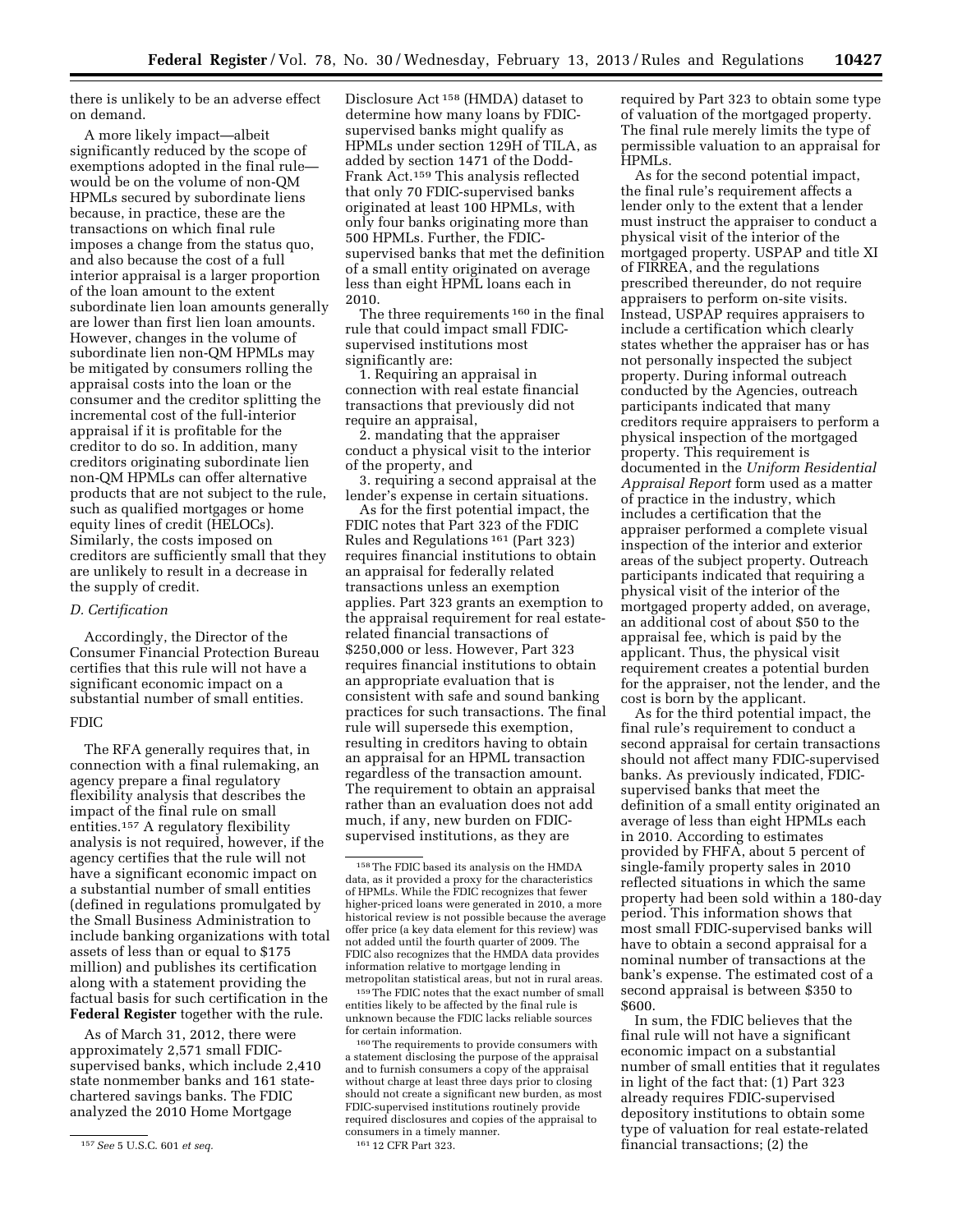there is unlikely to be an adverse effect on demand.

A more likely impact—albeit significantly reduced by the scope of exemptions adopted in the final rule—would be on the volume of non-QM HPMLs secured by subordinate liens because, in practice, these are the transactions on which final rule imposes a change from the status quo, and also because the cost of a full interior appraisal is a larger proportion of the loan amount to the extent subordinate lien loan amounts generally are lower than first lien loan amounts. However, changes in the volume of subordinate lien non-QM HPMLs may be mitigated by consumers rolling the appraisal costs into the loan or the consumer and the creditor splitting the incremental cost of the full-interior appraisal if it is profitable for the creditor to do so. In addition, many creditors originating subordinate lien non-QM HPMLs can offer alternative products that are not subject to the rule, such as qualified mortgages or home equity lines of credit (HELOCs). Similarly, the costs imposed on creditors are sufficiently small that they are unlikely to result in a decrease in the supply of credit.

*D. Certification*

Accordingly, the Director of the Consumer Financial Protection Bureau certifies that this rule will not have a significant economic impact on a substantial number of small entities.

FDIC

The RFA generally requires that, in connection with a final rulemaking, an agency prepare a final regulatory flexibility analysis that describes the impact of the final rule on small entities.[157] A regulatory flexibility analysis is not required, however, if the agency certifies that the rule will not have a significant economic impact on a substantial number of small entities (defined in regulations promulgated by the Small Business Administration to include banking organizations with total assets of less than or equal to $175 million) and publishes its certification along with a statement providing the factual basis for such certification in the **Federal Register** together with the rule.

As of March 31, 2012, there were approximately 2,571 small FDIC-supervised banks, which include 2,410 state nonmember banks and 161 state-chartered savings banks. The FDIC analyzed the 2010 Home Mortgage Disclosure Act[158] (HMDA) dataset to determine how many loans by FDIC-supervised banks might qualify as HPMLs under section 129H of TILA, as added by section 1471 of the Dodd-Frank Act.[159] This analysis reflected that only 70 FDIC-supervised banks originated at least 100 HPMLs, with only four banks originating more than 500 HPMLs. Further, the FDIC-supervised banks that met the definition of a small entity originated on average less than eight HPML loans each in 2010.

The three requirements[160] in the final rule that could impact small FDIC-supervised institutions most significantly are:

1. Requiring an appraisal in connection with real estate financial transactions that previously did not require an appraisal,

2. mandating that the appraiser conduct a physical visit to the interior of the property, and

3. requiring a second appraisal at the lender's expense in certain situations.

As for the first potential impact, the FDIC notes that Part 323 of the FDIC Rules and Regulations[161] (Part 323) requires financial institutions to obtain an appraisal for federally related transactions unless an exemption applies. Part 323 grants an exemption to the appraisal requirement for real estate-related financial transactions of $250,000 or less. However, Part 323 requires financial institutions to obtain an appropriate evaluation that is consistent with safe and sound banking practices for such transactions. The final rule will supersede this exemption, resulting in creditors having to obtain an appraisal for an HPML transaction regardless of the transaction amount. The requirement to obtain an appraisal rather than an evaluation does not add much, if any, new burden on FDIC-supervised institutions, as they are required by Part 323 to obtain some type of valuation of the mortgaged property. The final rule merely limits the type of permissible valuation to an appraisal for HPMLs.

As for the second potential impact, the final rule's requirement affects a lender only to the extent that a lender must instruct the appraiser to conduct a physical visit of the interior of the mortgaged property. USPAP and title XI of FIRREA, and the regulations prescribed thereunder, do not require appraisers to perform on-site visits. Instead, USPAP requires appraisers to include a certification which clearly states whether the appraiser has or has not personally inspected the subject property. During informal outreach conducted by the Agencies, outreach participants indicated that many creditors require appraisers to perform a physical inspection of the mortgaged property. This requirement is documented in the *Uniform Residential Appraisal Report* form used as a matter of practice in the industry, which includes a certification that the appraiser performed a complete visual inspection of the interior and exterior areas of the subject property. Outreach participants indicated that requiring a physical visit of the interior of the mortgaged property added, on average, an additional cost of about $50 to the appraisal fee, which is paid by the applicant. Thus, the physical visit requirement creates a potential burden for the appraiser, not the lender, and the cost is born by the applicant.

As for the third potential impact, the final rule's requirement to conduct a second appraisal for certain transactions should not affect many FDIC-supervised banks. As previously indicated, FDIC-supervised banks that meet the definition of a small entity originated an average of less than eight HPMLs each in 2010. According to estimates provided by FHFA, about 5 percent of single-family property sales in 2010 reflected situations in which the same property had been sold within a 180-day period. This information shows that most small FDIC-supervised banks will have to obtain a second appraisal for a nominal number of transactions at the bank's expense. The estimated cost of a second appraisal is between $350 to $600.

In sum, the FDIC believes that the final rule will not have a significant economic impact on a substantial number of small entities that it regulates in light of the fact that: (1) Part 323 already requires FDIC-supervised depository institutions to obtain some type of valuation for real estate-related financial transactions; (2) the

---

[157] *See* 5 U.S.C. 601 *et seq.*

[158] The FDIC based its analysis on the HMDA data, as it provided a proxy for the characteristics of HPMLs. While the FDIC recognizes that fewer higher-priced loans were generated in 2010, a more historical review is not possible because the average offer price (a key data element for this review) was not added until the fourth quarter of 2009. The FDIC also recognizes that the HMDA data provides information relative to mortgage lending in metropolitan statistical areas, but not in rural areas.

[159] The FDIC notes that the exact number of small entities likely to be affected by the final rule is unknown because the FDIC lacks reliable sources for certain information.

[160] The requirements to provide consumers with a statement disclosing the purpose of the appraisal and to furnish consumers a copy of the appraisal without charge at least three days prior to closing should not create a significant new burden, as most FDIC-supervised institutions routinely provide required disclosures and copies of the appraisal to consumers in a timely manner.

[161] 12 CFR Part 323.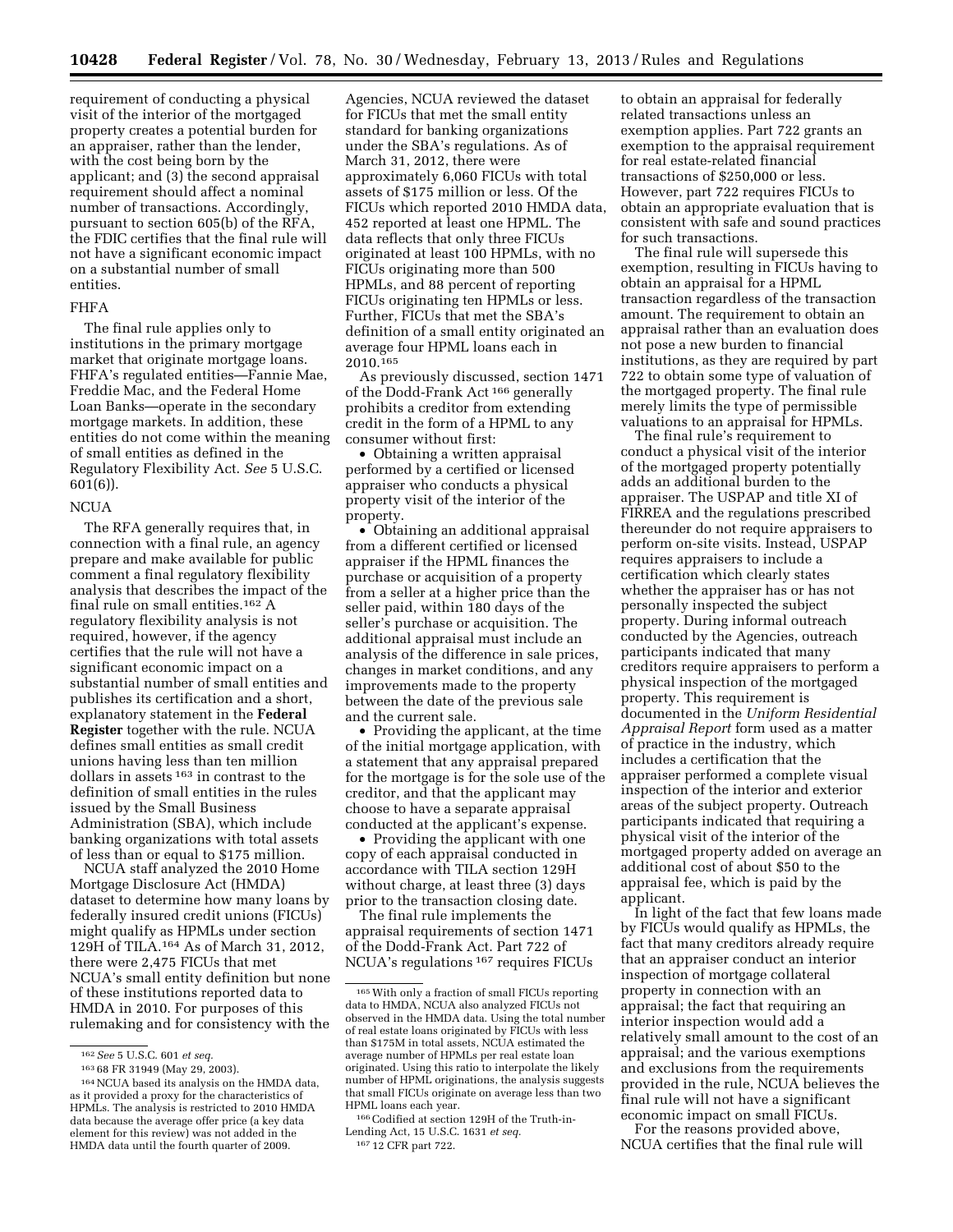requirement of conducting a physical visit of the interior of the mortgaged property creates a potential burden for an appraiser, rather than the lender, with the cost being born by the applicant; and (3) the second appraisal requirement should affect a nominal number of transactions. Accordingly, pursuant to section 605(b) of the RFA, the FDIC certifies that the final rule will not have a significant economic impact on a substantial number of small entities.

### FHFA

The final rule applies only to institutions in the primary mortgage market that originate mortgage loans. FHFA's regulated entities—Fannie Mae, Freddie Mac, and the Federal Home Loan Banks—operate in the secondary mortgage markets. In addition, these entities do not come within the meaning of small entities as defined in the Regulatory Flexibility Act. *See* 5 U.S.C. 601(6)).

### NCUA

The RFA generally requires that, in connection with a final rule, an agency prepare and make available for public comment a final regulatory flexibility analysis that describes the impact of the final rule on small entities.[162] A regulatory flexibility analysis is not required, however, if the agency certifies that the rule will not have a significant economic impact on a substantial number of small entities and publishes its certification and a short, explanatory statement in the **Federal Register** together with the rule. NCUA defines small entities as small credit unions having less than ten million dollars in assets [163] in contrast to the definition of small entities in the rules issued by the Small Business Administration (SBA), which include banking organizations with total assets of less than or equal to $175 million.

NCUA staff analyzed the 2010 Home Mortgage Disclosure Act (HMDA) dataset to determine how many loans by federally insured credit unions (FICUs) might qualify as HPMLs under section 129H of TILA.[164] As of March 31, 2012, there were 2,475 FICUs that met NCUA's small entity definition but none of these institutions reported data to HMDA in 2010. For purposes of this rulemaking and for consistency with the Agencies, NCUA reviewed the dataset for FICUs that met the small entity standard for banking organizations under the SBA's regulations. As of March 31, 2012, there were approximately 6,060 FICUs with total assets of $175 million or less. Of the FICUs which reported 2010 HMDA data, 452 reported at least one HPML. The data reflects that only three FICUs originated at least 100 HPMLs, with no FICUs originating more than 500 HPMLs, and 88 percent of reporting FICUs originating ten HPMLs or less. Further, FICUs that met the SBA's definition of a small entity originated an average four HPML loans each in 2010.[165]

As previously discussed, section 1471 of the Dodd-Frank Act [166] generally prohibits a creditor from extending credit in the form of a HPML to any consumer without first:

- Obtaining a written appraisal performed by a certified or licensed appraiser who conducts a physical property visit of the interior of the property.
- Obtaining an additional appraisal from a different certified or licensed appraiser if the HPML finances the purchase or acquisition of a property from a seller at a higher price than the seller paid, within 180 days of the seller's purchase or acquisition. The additional appraisal must include an analysis of the difference in sale prices, changes in market conditions, and any improvements made to the property between the date of the previous sale and the current sale.
- Providing the applicant, at the time of the initial mortgage application, with a statement that any appraisal prepared for the mortgage is for the sole use of the creditor, and that the applicant may choose to have a separate appraisal conducted at the applicant's expense.
- Providing the applicant with one copy of each appraisal conducted in accordance with TILA section 129H without charge, at least three (3) days prior to the transaction closing date.

The final rule implements the appraisal requirements of section 1471 of the Dodd-Frank Act. Part 722 of NCUA's regulations [167] requires FICUs to obtain an appraisal for federally related transactions unless an exemption applies. Part 722 grants an exemption to the appraisal requirement for real estate-related financial transactions of $250,000 or less. However, part 722 requires FICUs to obtain an appropriate evaluation that is consistent with safe and sound practices for such transactions.

The final rule will supersede this exemption, resulting in FICUs having to obtain an appraisal for a HPML transaction regardless of the transaction amount. The requirement to obtain an appraisal rather than an evaluation does not pose a new burden to financial institutions, as they are required by part 722 to obtain some type of valuation of the mortgaged property. The final rule merely limits the type of permissible valuations to an appraisal for HPMLs.

The final rule's requirement to conduct a physical visit of the interior of the mortgaged property potentially adds an additional burden to the appraiser. The USPAP and title XI of FIRREA and the regulations prescribed thereunder do not require appraisers to perform on-site visits. Instead, USPAP requires appraisers to include a certification which clearly states whether the appraiser has or has not personally inspected the subject property. During informal outreach conducted by the Agencies, outreach participants indicated that many creditors require appraisers to perform a physical inspection of the mortgaged property. This requirement is documented in the *Uniform Residential Appraisal Report* form used as a matter of practice in the industry, which includes a certification that the appraiser performed a complete visual inspection of the interior and exterior areas of the subject property. Outreach participants indicated that requiring a physical visit of the interior of the mortgaged property added on average an additional cost of about $50 to the appraisal fee, which is paid by the applicant.

In light of the fact that few loans made by FICUs would qualify as HPMLs, the fact that many creditors already require that an appraiser conduct an interior inspection of mortgage collateral property in connection with an appraisal; the fact that requiring an interior inspection would add a relatively small amount to the cost of an appraisal; and the various exemptions and exclusions from the requirements provided in the rule, NCUA believes the final rule will not have a significant economic impact on small FICUs.

For the reasons provided above, NCUA certifies that the final rule will

---

[162] *See* 5 U.S.C. 601 *et seq.*

[163] 68 FR 31949 (May 29, 2003).

[164] NCUA based its analysis on the HMDA data, as it provided a proxy for the characteristics of HPMLs. The analysis is restricted to 2010 HMDA data because the average offer price (a key data element for this review) was not added in the HMDA data until the fourth quarter of 2009.

[165] With only a fraction of small FICUs reporting data to HMDA, NCUA also analyzed FICUs not observed in the HMDA data. Using the total number of real estate loans originated by FICUs with less than $175M in total assets, NCUA estimated the average number of HPMLs per real estate loan originated. Using this ratio to interpolate the likely number of HPML originations, the analysis suggests that small FICUs originate on average less than two HPML loans each year.

[166] Codified at section 129H of the Truth-in-Lending Act, 15 U.S.C. 1631 *et seq.*

[167] 12 CFR part 722.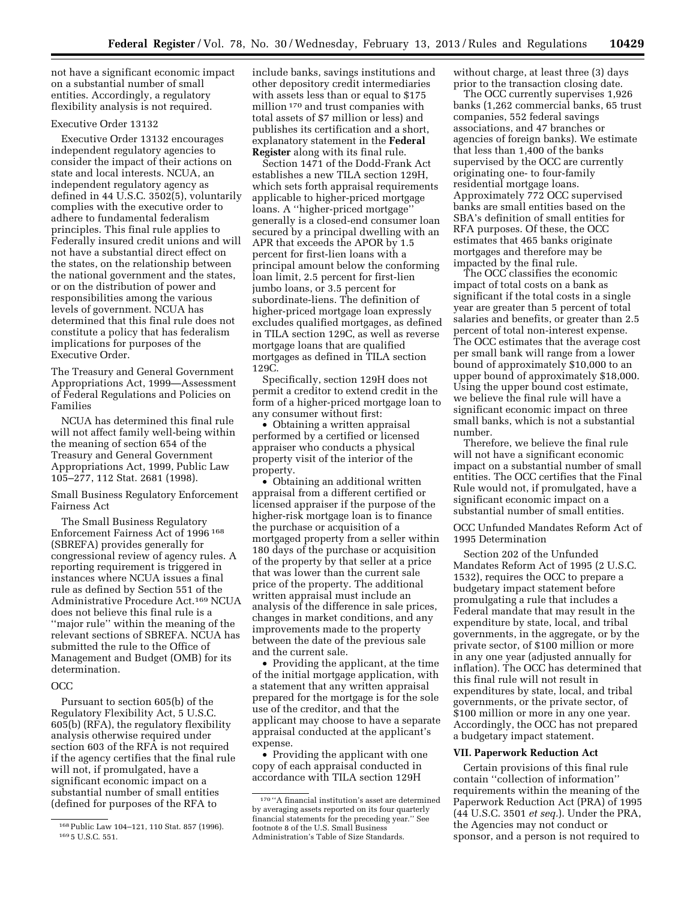not have a significant economic impact on a substantial number of small entities. Accordingly, a regulatory flexibility analysis is not required.

Executive Order 13132

Executive Order 13132 encourages independent regulatory agencies to consider the impact of their actions on state and local interests. NCUA, an independent regulatory agency as defined in 44 U.S.C. 3502(5), voluntarily complies with the executive order to adhere to fundamental federalism principles. This final rule applies to Federally insured credit unions and will not have a substantial direct effect on the states, on the relationship between the national government and the states, or on the distribution of power and responsibilities among the various levels of government. NCUA has determined that this final rule does not constitute a policy that has federalism implications for purposes of the Executive Order.

The Treasury and General Government Appropriations Act, 1999—Assessment of Federal Regulations and Policies on Families

NCUA has determined this final rule will not affect family well-being within the meaning of section 654 of the Treasury and General Government Appropriations Act, 1999, Public Law 105–277, 112 Stat. 2681 (1998).

Small Business Regulatory Enforcement Fairness Act

The Small Business Regulatory Enforcement Fairness Act of 1996 [168] (SBREFA) provides generally for congressional review of agency rules. A reporting requirement is triggered in instances where NCUA issues a final rule as defined by Section 551 of the Administrative Procedure Act.[169] NCUA does not believe this final rule is a ''major rule'' within the meaning of the relevant sections of SBREFA. NCUA has submitted the rule to the Office of Management and Budget (OMB) for its determination.

OCC

Pursuant to section 605(b) of the Regulatory Flexibility Act, 5 U.S.C. 605(b) (RFA), the regulatory flexibility analysis otherwise required under section 603 of the RFA is not required if the agency certifies that the final rule will not, if promulgated, have a significant economic impact on a substantial number of small entities (defined for purposes of the RFA to include banks, savings institutions and other depository credit intermediaries with assets less than or equal to $175 million [170] and trust companies with total assets of $7 million or less) and publishes its certification and a short, explanatory statement in the **Federal Register** along with its final rule.

Section 1471 of the Dodd-Frank Act establishes a new TILA section 129H, which sets forth appraisal requirements applicable to higher-priced mortgage loans. A ''higher-priced mortgage'' generally is a closed-end consumer loan secured by a principal dwelling with an APR that exceeds the APOR by 1.5 percent for first-lien loans with a principal amount below the conforming loan limit, 2.5 percent for first-lien jumbo loans, or 3.5 percent for subordinate-liens. The definition of higher-priced mortgage loan expressly excludes qualified mortgages, as defined in TILA section 129C, as well as reverse mortgage loans that are qualified mortgages as defined in TILA section 129C.

Specifically, section 129H does not permit a creditor to extend credit in the form of a higher-priced mortgage loan to any consumer without first:

- Obtaining a written appraisal performed by a certified or licensed appraiser who conducts a physical property visit of the interior of the property.
- Obtaining an additional written appraisal from a different certified or licensed appraiser if the purpose of the higher-risk mortgage loan is to finance the purchase or acquisition of a mortgaged property from a seller within 180 days of the purchase or acquisition of the property by that seller at a price that was lower than the current sale price of the property. The additional written appraisal must include an analysis of the difference in sale prices, changes in market conditions, and any improvements made to the property between the date of the previous sale and the current sale.
- Providing the applicant, at the time of the initial mortgage application, with a statement that any written appraisal prepared for the mortgage is for the sole use of the creditor, and that the applicant may choose to have a separate appraisal conducted at the applicant's expense.
- Providing the applicant with one copy of each appraisal conducted in accordance with TILA section 129H without charge, at least three (3) days prior to the transaction closing date.

The OCC currently supervises 1,926 banks (1,262 commercial banks, 65 trust companies, 552 federal savings associations, and 47 branches or agencies of foreign banks). We estimate that less than 1,400 of the banks supervised by the OCC are currently originating one- to four-family residential mortgage loans. Approximately 772 OCC supervised banks are small entities based on the SBA's definition of small entities for RFA purposes. Of these, the OCC estimates that 465 banks originate mortgages and therefore may be impacted by the final rule.

The OCC classifies the economic impact of total costs on a bank as significant if the total costs in a single year are greater than 5 percent of total salaries and benefits, or greater than 2.5 percent of total non-interest expense. The OCC estimates that the average cost per small bank will range from a lower bound of approximately $10,000 to an upper bound of approximately $18,000. Using the upper bound cost estimate, we believe the final rule will have a significant economic impact on three small banks, which is not a substantial number.

Therefore, we believe the final rule will not have a significant economic impact on a substantial number of small entities. The OCC certifies that the Final Rule would not, if promulgated, have a significant economic impact on a substantial number of small entities.

OCC Unfunded Mandates Reform Act of 1995 Determination

Section 202 of the Unfunded Mandates Reform Act of 1995 (2 U.S.C. 1532), requires the OCC to prepare a budgetary impact statement before promulgating a rule that includes a Federal mandate that may result in the expenditure by state, local, and tribal governments, in the aggregate, or by the private sector, of $100 million or more in any one year (adjusted annually for inflation). The OCC has determined that this final rule will not result in expenditures by state, local, and tribal governments, or the private sector, of $100 million or more in any one year. Accordingly, the OCC has not prepared a budgetary impact statement.

## VII. Paperwork Reduction Act

Certain provisions of this final rule contain ''collection of information'' requirements within the meaning of the Paperwork Reduction Act (PRA) of 1995 (44 U.S.C. 3501 *et seq.*). Under the PRA, the Agencies may not conduct or sponsor, and a person is not required to

---

[168] Public Law 104–121, 110 Stat. 857 (1996).

[169] 5 U.S.C. 551.

[170] ''A financial institution's asset are determined by averaging assets reported on its four quarterly financial statements for the preceding year.'' See footnote 8 of the U.S. Small Business Administration's Table of Size Standards.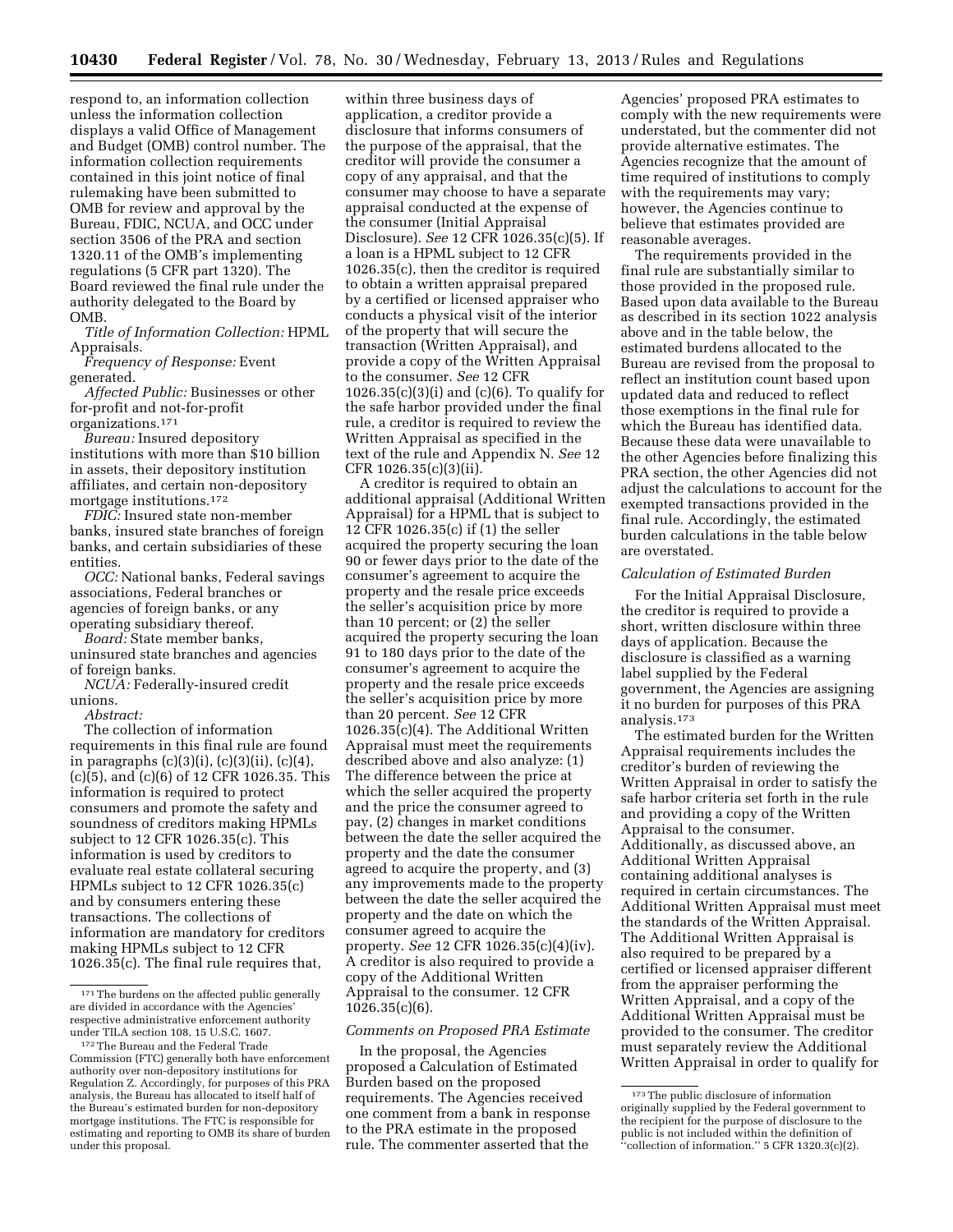respond to, an information collection unless the information collection displays a valid Office of Management and Budget (OMB) control number. The information collection requirements contained in this joint notice of final rulemaking have been submitted to OMB for review and approval by the Bureau, FDIC, NCUA, and OCC under section 3506 of the PRA and section 1320.11 of the OMB's implementing regulations (5 CFR part 1320). The Board reviewed the final rule under the authority delegated to the Board by OMB.

*Title of Information Collection:* HPML Appraisals.

*Frequency of Response:* Event generated.

*Affected Public:* Businesses or other for-profit and not-for-profit organizations.[171]

*Bureau:* Insured depository institutions with more than $10 billion in assets, their depository institution affiliates, and certain non-depository mortgage institutions.[172]

*FDIC:* Insured state non-member banks, insured state branches of foreign banks, and certain subsidiaries of these entities.

*OCC:* National banks, Federal savings associations, Federal branches or agencies of foreign banks, or any operating subsidiary thereof.

*Board:* State member banks, uninsured state branches and agencies of foreign banks.

*NCUA:* Federally-insured credit unions.

*Abstract:*

The collection of information requirements in this final rule are found in paragraphs (c)(3)(i), (c)(3)(ii), (c)(4), (c)(5), and (c)(6) of 12 CFR 1026.35. This information is required to protect consumers and promote the safety and soundness of creditors making HPMLs subject to 12 CFR 1026.35(c). This information is used by creditors to evaluate real estate collateral securing HPMLs subject to 12 CFR 1026.35(c) and by consumers entering these transactions. The collections of information are mandatory for creditors making HPMLs subject to 12 CFR 1026.35(c). The final rule requires that, within three business days of application, a creditor provide a disclosure that informs consumers of the purpose of the appraisal, that the creditor will provide the consumer a copy of any appraisal, and that the consumer may choose to have a separate appraisal conducted at the expense of the consumer (Initial Appraisal Disclosure). *See* 12 CFR 1026.35(c)(5). If a loan is a HPML subject to 12 CFR 1026.35(c), then the creditor is required to obtain a written appraisal prepared by a certified or licensed appraiser who conducts a physical visit of the interior of the property that will secure the transaction (Written Appraisal), and provide a copy of the Written Appraisal to the consumer. *See* 12 CFR 1026.35(c)(3)(i) and (c)(6). To qualify for the safe harbor provided under the final rule, a creditor is required to review the Written Appraisal as specified in the text of the rule and Appendix N. *See* 12 CFR 1026.35(c)(3)(ii).

A creditor is required to obtain an additional appraisal (Additional Written Appraisal) for a HPML that is subject to 12 CFR 1026.35(c) if (1) the seller acquired the property securing the loan 90 or fewer days prior to the date of the consumer's agreement to acquire the property and the resale price exceeds the seller's acquisition price by more than 10 percent; or (2) the seller acquired the property securing the loan 91 to 180 days prior to the date of the consumer's agreement to acquire the property and the resale price exceeds the seller's acquisition price by more than 20 percent. *See* 12 CFR 1026.35(c)(4). The Additional Written Appraisal must meet the requirements described above and also analyze: (1) The difference between the price at which the seller acquired the property and the price the consumer agreed to pay, (2) changes in market conditions between the date the seller acquired the property and the date the consumer agreed to acquire the property, and (3) any improvements made to the property between the date the seller acquired the property and the date on which the consumer agreed to acquire the property. *See* 12 CFR 1026.35(c)(4)(iv). A creditor is also required to provide a copy of the Additional Written Appraisal to the consumer. 12 CFR 1026.35(c)(6).

*Comments on Proposed PRA Estimate*

In the proposal, the Agencies proposed a Calculation of Estimated Burden based on the proposed requirements. The Agencies received one comment from a bank in response to the PRA estimate in the proposed rule. The commenter asserted that the Agencies' proposed PRA estimates to comply with the new requirements were understated, but the commenter did not provide alternative estimates. The Agencies recognize that the amount of time required of institutions to comply with the requirements may vary; however, the Agencies continue to believe that estimates provided are reasonable averages.

The requirements provided in the final rule are substantially similar to those provided in the proposed rule. Based upon data available to the Bureau as described in its section 1022 analysis above and in the table below, the estimated burdens allocated to the Bureau are revised from the proposal to reflect an institution count based upon updated data and reduced to reflect those exemptions in the final rule for which the Bureau has identified data. Because these data were unavailable to the other Agencies before finalizing this PRA section, the other Agencies did not adjust the calculations to account for the exempted transactions provided in the final rule. Accordingly, the estimated burden calculations in the table below are overstated.

*Calculation of Estimated Burden*

For the Initial Appraisal Disclosure, the creditor is required to provide a short, written disclosure within three days of application. Because the disclosure is classified as a warning label supplied by the Federal government, the Agencies are assigning it no burden for purposes of this PRA analysis.[173]

The estimated burden for the Written Appraisal requirements includes the creditor's burden of reviewing the Written Appraisal in order to satisfy the safe harbor criteria set forth in the rule and providing a copy of the Written Appraisal to the consumer. Additionally, as discussed above, an Additional Written Appraisal containing additional analyses is required in certain circumstances. The Additional Written Appraisal must meet the standards of the Written Appraisal. The Additional Written Appraisal is also required to be prepared by a certified or licensed appraiser different from the appraiser performing the Written Appraisal, and a copy of the Additional Written Appraisal must be provided to the consumer. The creditor must separately review the Additional Written Appraisal in order to qualify for

---

[171] The burdens on the affected public generally are divided in accordance with the Agencies' respective administrative enforcement authority under TILA section 108, 15 U.S.C. 1607.

[172] The Bureau and the Federal Trade Commission (FTC) generally both have enforcement authority over non-depository institutions for Regulation Z. Accordingly, for purposes of this PRA analysis, the Bureau has allocated to itself half of the Bureau's estimated burden for non-depository mortgage institutions. The FTC is responsible for estimating and reporting to OMB its share of burden under this proposal.

[173] The public disclosure of information originally supplied by the Federal government to the recipient for the purpose of disclosure to the public is not included within the definition of ''collection of information.'' 5 CFR 1320.3(c)(2).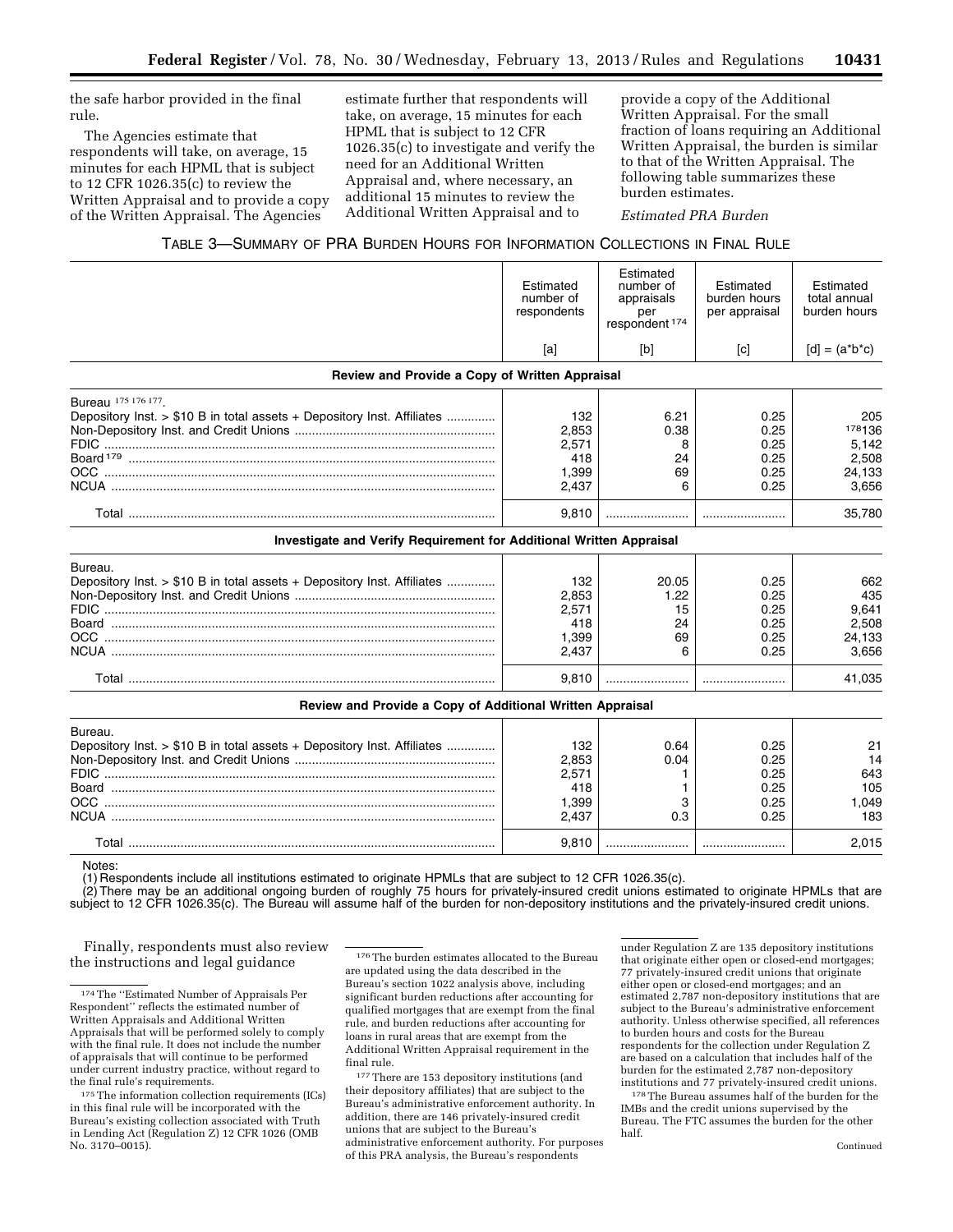the safe harbor provided in the final rule.

The Agencies estimate that respondents will take, on average, 15 minutes for each HPML that is subject to 12 CFR 1026.35(c) to review the Written Appraisal and to provide a copy of the Written Appraisal. The Agencies estimate further that respondents will take, on average, 15 minutes for each HPML that is subject to 12 CFR 1026.35(c) to investigate and verify the need for an Additional Written Appraisal and, where necessary, an additional 15 minutes to review the Additional Written Appraisal and to provide a copy of the Additional Written Appraisal. For the small fraction of loans requiring an Additional Written Appraisal, the burden is similar to that of the Written Appraisal. The following table summarizes these burden estimates.

*Estimated PRA Burden*

TABLE 3—SUMMARY OF PRA BURDEN HOURS FOR INFORMATION COLLECTIONS IN FINAL RULE

| | Estimated number of respondents | Estimated number of appraisals per respondent [174] | Estimated burden hours per appraisal | Estimated total annual burden hours |
|---|---|---|---|---|
| | [a] | [b] | [c] | [d] = (a*b*c) |
| **Review and Provide a Copy of Written Appraisal** | | | | |
| Bureau [175 176 177]. | | | | |
| Depository Inst. > $10 B in total assets + Depository Inst. Affiliates | 132 | 6.21 | 0.25 | 205 |
| Non-Depository Inst. and Credit Unions | 2,853 | 0.38 | 0.25 | [178] 136 |
| FDIC | 2,571 | 8 | 0.25 | 5,142 |
| Board [179] | 418 | 24 | 0.25 | 2,508 |
| OCC | 1,399 | 69 | 0.25 | 24,133 |
| NCUA | 2,437 | 6 | 0.25 | 3,656 |
| Total | 9,810 | | | 35,780 |
| **Investigate and Verify Requirement for Additional Written Appraisal** | | | | |
| Bureau. | | | | |
| Depository Inst. > $10 B in total assets + Depository Inst. Affiliates | 132 | 20.05 | 0.25 | 662 |
| Non-Depository Inst. and Credit Unions | 2,853 | 1.22 | 0.25 | 435 |
| FDIC | 2,571 | 15 | 0.25 | 9,641 |
| Board | 418 | 24 | 0.25 | 2,508 |
| OCC | 1,399 | 69 | 0.25 | 24,133 |
| NCUA | 2,437 | 6 | 0.25 | 3,656 |
| Total | 9,810 | | | 41,035 |
| **Review and Provide a Copy of Additional Written Appraisal** | | | | |
| Bureau. | | | | |
| Depository Inst. > $10 B in total assets + Depository Inst. Affiliates | 132 | 0.64 | 0.25 | 21 |
| Non-Depository Inst. and Credit Unions | 2,853 | 0.04 | 0.25 | 14 |
| FDIC | 2,571 | 1 | 0.25 | 643 |
| Board | 418 | 1 | 0.25 | 105 |
| OCC | 1,399 | 3 | 0.25 | 1,049 |
| NCUA | 2,437 | 0.3 | 0.25 | 183 |
| Total | 9,810 | | | 2,015 |

Notes:
(1) Respondents include all institutions estimated to originate HPMLs that are subject to 12 CFR 1026.35(c).
(2) There may be an additional ongoing burden of roughly 75 hours for privately-insured credit unions estimated to originate HPMLs that are subject to 12 CFR 1026.35(c). The Bureau will assume half of the burden for non-depository institutions and the privately-insured credit unions.

Finally, respondents must also review the instructions and legal guidance

[174] The "Estimated Number of Appraisals Per Respondent" reflects the estimated number of Written Appraisals and Additional Written Appraisals that will be performed solely to comply with the final rule. It does not include the number of appraisals that will continue to be performed under current industry practice, without regard to the final rule's requirements.

[175] The information collection requirements (ICs) in this final rule will be incorporated with the Bureau's existing collection associated with Truth in Lending Act (Regulation Z) 12 CFR 1026 (OMB No. 3170–0015).

[176] The burden estimates allocated to the Bureau are updated using the data described in the Bureau's section 1022 analysis above, including significant burden reductions after accounting for qualified mortgages that are exempt from the final rule, and burden reductions after accounting for loans in rural areas that are exempt from the Additional Written Appraisal requirement in the final rule.

[177] There are 153 depository institutions (and their depository affiliates) that are subject to the Bureau's administrative enforcement authority. In addition, there are 146 privately-insured credit unions that are subject to the Bureau's administrative enforcement authority. For purposes of this PRA analysis, the Bureau's respondents under Regulation Z are 135 depository institutions that originate either open or closed-end mortgages; 77 privately-insured credit unions that originate either open or closed-end mortgages; and an estimated 2,787 non-depository institutions that are subject to the Bureau's administrative enforcement authority. Unless otherwise specified, all references to burden hours and costs for the Bureau respondents for the collection under Regulation Z are based on a calculation that includes half of the burden for the estimated 2,787 non-depository institutions and 77 privately-insured credit unions.

[178] The Bureau assumes half of the burden for the IMBs and the credit unions supervised by the Bureau. The FTC assumes the burden for the other half.

Continued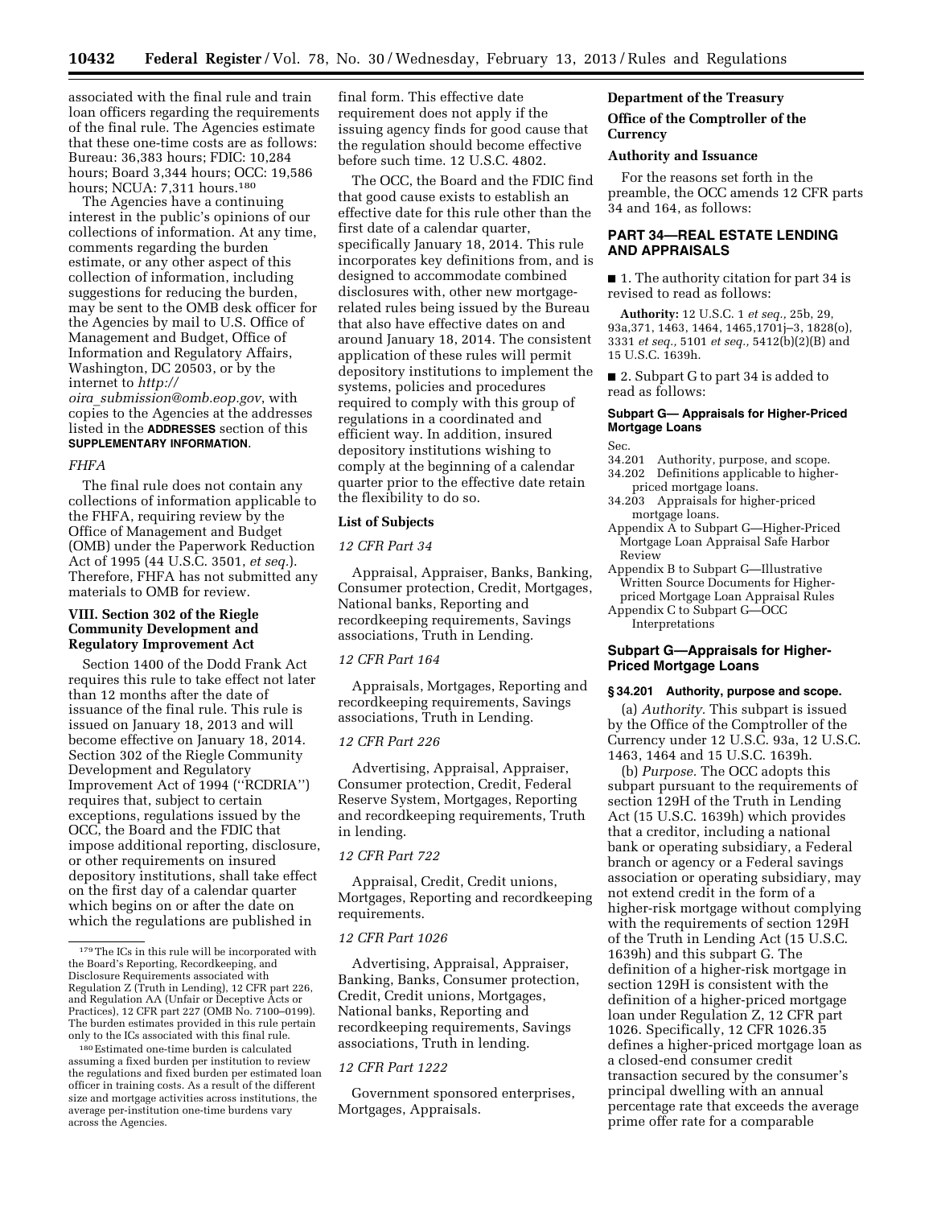associated with the final rule and train loan officers regarding the requirements of the final rule. The Agencies estimate that these one-time costs are as follows: Bureau: 36,383 hours; FDIC: 10,284 hours; Board 3,344 hours; OCC: 19,586 hours; NCUA: 7,311 hours.[180]

The Agencies have a continuing interest in the public's opinions of our collections of information. At any time, comments regarding the burden estimate, or any other aspect of this collection of information, including suggestions for reducing the burden, may be sent to the OMB desk officer for the Agencies by mail to U.S. Office of Management and Budget, Office of Information and Regulatory Affairs, Washington, DC 20503, or by the internet to *http://oira_submission@omb.eop.gov*, with copies to the Agencies at the addresses listed in the **ADDRESSES** section of this **SUPPLEMENTARY INFORMATION.**

*FHFA*

The final rule does not contain any collections of information applicable to the FHFA, requiring review by the Office of Management and Budget (OMB) under the Paperwork Reduction Act of 1995 (44 U.S.C. 3501, *et seq.*). Therefore, FHFA has not submitted any materials to OMB for review.

### VIII. Section 302 of the Riegle Community Development and Regulatory Improvement Act

Section 1400 of the Dodd Frank Act requires this rule to take effect not later than 12 months after the date of issuance of the final rule. This rule is issued on January 18, 2013 and will become effective on January 18, 2014. Section 302 of the Riegle Community Development and Regulatory Improvement Act of 1994 (''RCDRIA'') requires that, subject to certain exceptions, regulations issued by the OCC, the Board and the FDIC that impose additional reporting, disclosure, or other requirements on insured depository institutions, shall take effect on the first day of a calendar quarter which begins on or after the date on which the regulations are published in final form. This effective date requirement does not apply if the issuing agency finds for good cause that the regulation should become effective before such time. 12 U.S.C. 4802.

The OCC, the Board and the FDIC find that good cause exists to establish an effective date for this rule other than the first date of a calendar quarter, specifically January 18, 2014. This rule incorporates key definitions from, and is designed to accommodate combined disclosures with, other new mortgage-related rules being issued by the Bureau that also have effective dates on and around January 18, 2014. The consistent application of these rules will permit depository institutions to implement the systems, policies and procedures required to comply with this group of regulations in a coordinated and efficient way. In addition, insured depository institutions wishing to comply at the beginning of a calendar quarter prior to the effective date retain the flexibility to do so.

### List of Subjects

*12 CFR Part 34*

Appraisal, Appraiser, Banks, Banking, Consumer protection, Credit, Mortgages, National banks, Reporting and recordkeeping requirements, Savings associations, Truth in Lending.

*12 CFR Part 164*

Appraisals, Mortgages, Reporting and recordkeeping requirements, Savings associations, Truth in Lending.

*12 CFR Part 226*

Advertising, Appraisal, Appraiser, Consumer protection, Credit, Federal Reserve System, Mortgages, Reporting and recordkeeping requirements, Truth in lending.

*12 CFR Part 722*

Appraisal, Credit, Credit unions, Mortgages, Reporting and recordkeeping requirements.

*12 CFR Part 1026*

Advertising, Appraisal, Appraiser, Banking, Banks, Consumer protection, Credit, Credit unions, Mortgages, National banks, Reporting and recordkeeping requirements, Savings associations, Truth in lending.

*12 CFR Part 1222*

Government sponsored enterprises, Mortgages, Appraisals.

**Department of the Treasury**

**Office of the Comptroller of the Currency**

**Authority and Issuance**

For the reasons set forth in the preamble, the OCC amends 12 CFR parts 34 and 164, as follows:

## PART 34—REAL ESTATE LENDING AND APPRAISALS

■ 1. The authority citation for part 34 is revised to read as follows:

**Authority:** 12 U.S.C. 1 *et seq.,* 25b, 29, 93a,371, 1463, 1464, 1465,1701j–3, 1828(o), 3331 *et seq.,* 5101 *et seq.,* 5412(b)(2)(B) and 15 U.S.C. 1639h.

■ 2. Subpart G to part 34 is added to read as follows:

#### Subpart G— Appraisals for Higher-Priced Mortgage Loans

Sec.
34.201 Authority, purpose, and scope.
34.202 Definitions applicable to higher-priced mortgage loans.
34.203 Appraisals for higher-priced mortgage loans.
Appendix A to Subpart G—Higher-Priced Mortgage Loan Appraisal Safe Harbor Review
Appendix B to Subpart G—Illustrative Written Source Documents for Higher-priced Mortgage Loan Appraisal Rules
Appendix C to Subpart G—OCC Interpretations

### Subpart G—Appraisals for Higher-Priced Mortgage Loans

#### § 34.201 Authority, purpose and scope.

(a) *Authority.* This subpart is issued by the Office of the Comptroller of the Currency under 12 U.S.C. 93a, 12 U.S.C. 1463, 1464 and 15 U.S.C. 1639h.

(b) *Purpose.* The OCC adopts this subpart pursuant to the requirements of section 129H of the Truth in Lending Act (15 U.S.C. 1639h) which provides that a creditor, including a national bank or operating subsidiary, a Federal branch or agency or a Federal savings association or operating subsidiary, may not extend credit in the form of a higher-risk mortgage without complying with the requirements of section 129H of the Truth in Lending Act (15 U.S.C. 1639h) and this subpart G. The definition of a higher-risk mortgage in section 129H is consistent with the definition of a higher-priced mortgage loan under Regulation Z, 12 CFR part 1026. Specifically, 12 CFR 1026.35 defines a higher-priced mortgage loan as a closed-end consumer credit transaction secured by the consumer's principal dwelling with an annual percentage rate that exceeds the average prime offer rate for a comparable

---

[179] The ICs in this rule will be incorporated with the Board's Reporting, Recordkeeping, and Disclosure Requirements associated with Regulation Z (Truth in Lending), 12 CFR part 226, and Regulation AA (Unfair or Deceptive Acts or Practices), 12 CFR part 227 (OMB No. 7100–0199). The burden estimates provided in this rule pertain only to the ICs associated with this final rule.

[180] Estimated one-time burden is calculated assuming a fixed burden per institution to review the regulations and fixed burden per estimated loan officer in training costs. As a result of the different size and mortgage activities across institutions, the average per-institution one-time burdens vary across the Agencies.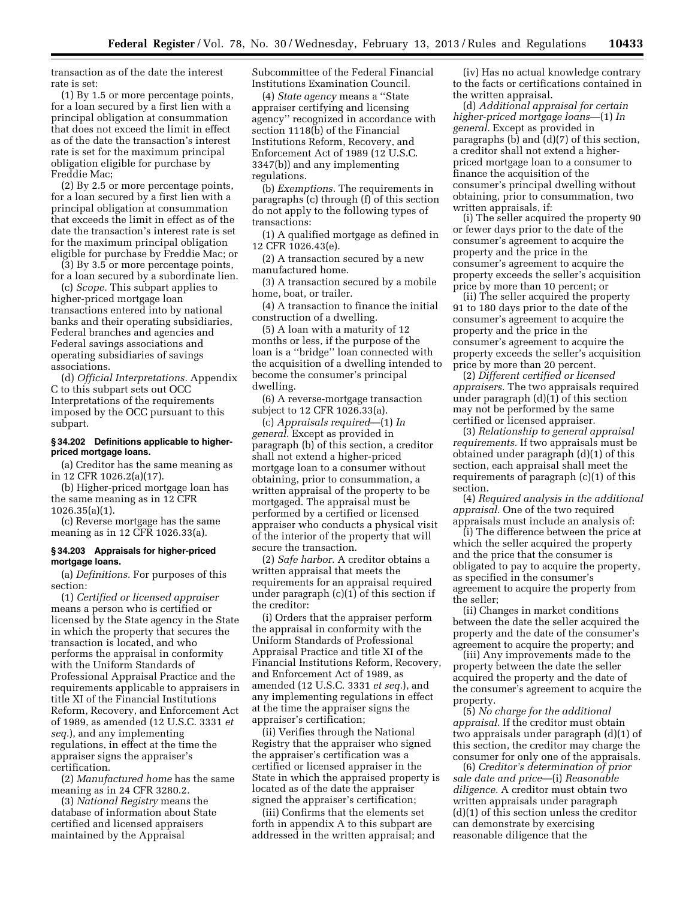transaction as of the date the interest rate is set:

(1) By 1.5 or more percentage points, for a loan secured by a first lien with a principal obligation at consummation that does not exceed the limit in effect as of the date the transaction's interest rate is set for the maximum principal obligation eligible for purchase by Freddie Mac;

(2) By 2.5 or more percentage points, for a loan secured by a first lien with a principal obligation at consummation that exceeds the limit in effect as of the date the transaction's interest rate is set for the maximum principal obligation eligible for purchase by Freddie Mac; or

(3) By 3.5 or more percentage points, for a loan secured by a subordinate lien.

(c) *Scope.* This subpart applies to higher-priced mortgage loan transactions entered into by national banks and their operating subsidiaries, Federal branches and agencies and Federal savings associations and operating subsidiaries of savings associations.

(d) *Official Interpretations.* Appendix C to this subpart sets out OCC Interpretations of the requirements imposed by the OCC pursuant to this subpart.

**§ 34.202 Definitions applicable to higher-priced mortgage loans.**

(a) Creditor has the same meaning as in 12 CFR 1026.2(a)(17).

(b) Higher-priced mortgage loan has the same meaning as in 12 CFR 1026.35(a)(1).

(c) Reverse mortgage has the same meaning as in 12 CFR 1026.33(a).

**§ 34.203 Appraisals for higher-priced mortgage loans.**

(a) *Definitions.* For purposes of this section:

(1) *Certified or licensed appraiser* means a person who is certified or licensed by the State agency in the State in which the property that secures the transaction is located, and who performs the appraisal in conformity with the Uniform Standards of Professional Appraisal Practice and the requirements applicable to appraisers in title XI of the Financial Institutions Reform, Recovery, and Enforcement Act of 1989, as amended (12 U.S.C. 3331 *et seq.*), and any implementing regulations, in effect at the time the appraiser signs the appraiser's certification.

(2) *Manufactured home* has the same meaning as in 24 CFR 3280.2.

(3) *National Registry* means the database of information about State certified and licensed appraisers maintained by the Appraisal Subcommittee of the Federal Financial Institutions Examination Council.

(4) *State agency* means a "State appraiser certifying and licensing agency" recognized in accordance with section 1118(b) of the Financial Institutions Reform, Recovery, and Enforcement Act of 1989 (12 U.S.C. 3347(b)) and any implementing regulations.

(b) *Exemptions.* The requirements in paragraphs (c) through (f) of this section do not apply to the following types of transactions:

(1) A qualified mortgage as defined in 12 CFR 1026.43(e).

(2) A transaction secured by a new manufactured home.

(3) A transaction secured by a mobile home, boat, or trailer.

(4) A transaction to finance the initial construction of a dwelling.

(5) A loan with a maturity of 12 months or less, if the purpose of the loan is a "bridge" loan connected with the acquisition of a dwelling intended to become the consumer's principal dwelling.

(6) A reverse-mortgage transaction subject to 12 CFR 1026.33(a).

(c) *Appraisals required*—(1) *In general.* Except as provided in paragraph (b) of this section, a creditor shall not extend a higher-priced mortgage loan to a consumer without obtaining, prior to consummation, a written appraisal of the property to be mortgaged. The appraisal must be performed by a certified or licensed appraiser who conducts a physical visit of the interior of the property that will secure the transaction.

(2) *Safe harbor.* A creditor obtains a written appraisal that meets the requirements for an appraisal required under paragraph (c)(1) of this section if the creditor:

(i) Orders that the appraiser perform the appraisal in conformity with the Uniform Standards of Professional Appraisal Practice and title XI of the Financial Institutions Reform, Recovery, and Enforcement Act of 1989, as amended (12 U.S.C. 3331 *et seq.*), and any implementing regulations in effect at the time the appraiser signs the appraiser's certification;

(ii) Verifies through the National Registry that the appraiser who signed the appraiser's certification was a certified or licensed appraiser in the State in which the appraised property is located as of the date the appraiser signed the appraiser's certification;

(iii) Confirms that the elements set forth in appendix A to this subpart are addressed in the written appraisal; and

(iv) Has no actual knowledge contrary to the facts or certifications contained in the written appraisal.

(d) *Additional appraisal for certain higher-priced mortgage loans*—(1) *In general.* Except as provided in paragraphs (b) and (d)(7) of this section, a creditor shall not extend a higher-priced mortgage loan to a consumer to finance the acquisition of the consumer's principal dwelling without obtaining, prior to consummation, two written appraisals, if:

(i) The seller acquired the property 90 or fewer days prior to the date of the consumer's agreement to acquire the property and the price in the consumer's agreement to acquire the property exceeds the seller's acquisition price by more than 10 percent; or

(ii) The seller acquired the property 91 to 180 days prior to the date of the consumer's agreement to acquire the property and the price in the consumer's agreement to acquire the property exceeds the seller's acquisition price by more than 20 percent.

(2) *Different certified or licensed appraisers.* The two appraisals required under paragraph (d)(1) of this section may not be performed by the same certified or licensed appraiser.

(3) *Relationship to general appraisal requirements.* If two appraisals must be obtained under paragraph (d)(1) of this section, each appraisal shall meet the requirements of paragraph (c)(1) of this section.

(4) *Required analysis in the additional appraisal.* One of the two required appraisals must include an analysis of:

(i) The difference between the price at which the seller acquired the property and the price that the consumer is obligated to pay to acquire the property, as specified in the consumer's agreement to acquire the property from the seller;

(ii) Changes in market conditions between the date the seller acquired the property and the date of the consumer's agreement to acquire the property; and

(iii) Any improvements made to the property between the date the seller acquired the property and the date of the consumer's agreement to acquire the property.

(5) *No charge for the additional appraisal.* If the creditor must obtain two appraisals under paragraph (d)(1) of this section, the creditor may charge the consumer for only one of the appraisals.

(6) *Creditor's determination of prior sale date and price*—(i) *Reasonable diligence.* A creditor must obtain two written appraisals under paragraph (d)(1) of this section unless the creditor can demonstrate by exercising reasonable diligence that the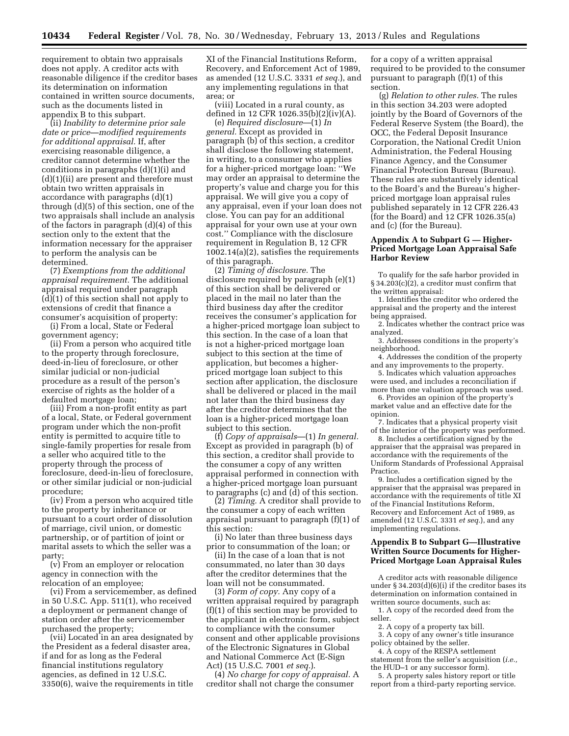requirement to obtain two appraisals does not apply. A creditor acts with reasonable diligence if the creditor bases its determination on information contained in written source documents, such as the documents listed in appendix B to this subpart.

(ii) *Inability to determine prior sale date or price—modified requirements for additional appraisal.* If, after exercising reasonable diligence, a creditor cannot determine whether the conditions in paragraphs (d)(1)(i) and (d)(1)(ii) are present and therefore must obtain two written appraisals in accordance with paragraphs (d)(1) through (d)(5) of this section, one of the two appraisals shall include an analysis of the factors in paragraph (d)(4) of this section only to the extent that the information necessary for the appraiser to perform the analysis can be determined.

(7) *Exemptions from the additional appraisal requirement.* The additional appraisal required under paragraph (d)(1) of this section shall not apply to extensions of credit that finance a consumer's acquisition of property:

(i) From a local, State or Federal government agency;

(ii) From a person who acquired title to the property through foreclosure, deed-in-lieu of foreclosure, or other similar judicial or non-judicial procedure as a result of the person's exercise of rights as the holder of a defaulted mortgage loan;

(iii) From a non-profit entity as part of a local, State, or Federal government program under which the non-profit entity is permitted to acquire title to single-family properties for resale from a seller who acquired title to the property through the process of foreclosure, deed-in-lieu of foreclosure, or other similar judicial or non-judicial procedure;

(iv) From a person who acquired title to the property by inheritance or pursuant to a court order of dissolution of marriage, civil union, or domestic partnership, or of partition of joint or marital assets to which the seller was a party;

(v) From an employer or relocation agency in connection with the relocation of an employee;

(vi) From a servicemember, as defined in 50 U.S.C. App. 511(1), who received a deployment or permanent change of station order after the servicemember purchased the property;

(vii) Located in an area designated by the President as a federal disaster area, if and for as long as the Federal financial institutions regulatory agencies, as defined in 12 U.S.C. 3350(6), waive the requirements in title XI of the Financial Institutions Reform, Recovery, and Enforcement Act of 1989, as amended (12 U.S.C. 3331 *et seq.*), and any implementing regulations in that area; or

(viii) Located in a rural county, as defined in 12 CFR 1026.35(b)(2)(iv)(A).

(e) *Required disclosure*—(1) *In general.* Except as provided in paragraph (b) of this section, a creditor shall disclose the following statement, in writing, to a consumer who applies for a higher-priced mortgage loan: ''We may order an appraisal to determine the property's value and charge you for this appraisal. We will give you a copy of any appraisal, even if your loan does not close. You can pay for an additional appraisal for your own use at your own cost.'' Compliance with the disclosure requirement in Regulation B, 12 CFR 1002.14(a)(2), satisfies the requirements of this paragraph.

(2) *Timing of disclosure.* The disclosure required by paragraph (e)(1) of this section shall be delivered or placed in the mail no later than the third business day after the creditor receives the consumer's application for a higher-priced mortgage loan subject to this section. In the case of a loan that is not a higher-priced mortgage loan subject to this section at the time of application, but becomes a higher-priced mortgage loan subject to this section after application, the disclosure shall be delivered or placed in the mail not later than the third business day after the creditor determines that the loan is a higher-priced mortgage loan subject to this section.

(f) *Copy of appraisals*—(1) *In general.* Except as provided in paragraph (b) of this section, a creditor shall provide to the consumer a copy of any written appraisal performed in connection with a higher-priced mortgage loan pursuant to paragraphs (c) and (d) of this section.

(2) *Timing.* A creditor shall provide to the consumer a copy of each written appraisal pursuant to paragraph (f)(1) of this section:

(i) No later than three business days prior to consummation of the loan; or

(ii) In the case of a loan that is not consummated, no later than 30 days after the creditor determines that the loan will not be consummated.

(3) *Form of copy.* Any copy of a written appraisal required by paragraph (f)(1) of this section may be provided to the applicant in electronic form, subject to compliance with the consumer consent and other applicable provisions of the Electronic Signatures in Global and National Commerce Act (E-Sign Act) (15 U.S.C. 7001 *et seq.*).

(4) *No charge for copy of appraisal.* A creditor shall not charge the consumer for a copy of a written appraisal required to be provided to the consumer pursuant to paragraph (f)(1) of this section.

(g) *Relation to other rules.* The rules in this section 34.203 were adopted jointly by the Board of Governors of the Federal Reserve System (the Board), the OCC, the Federal Deposit Insurance Corporation, the National Credit Union Administration, the Federal Housing Finance Agency, and the Consumer Financial Protection Bureau (Bureau). These rules are substantively identical to the Board's and the Bureau's higher-priced mortgage loan appraisal rules published separately in 12 CFR 226.43 (for the Board) and 12 CFR 1026.35(a) and (c) (for the Bureau).

## Appendix A to Subpart G — Higher-Priced Mortgage Loan Appraisal Safe Harbor Review

To qualify for the safe harbor provided in § 34.203(c)(2), a creditor must confirm that the written appraisal:

1. Identifies the creditor who ordered the appraisal and the property and the interest being appraised.
2. Indicates whether the contract price was analyzed.
3. Addresses conditions in the property's neighborhood.
4. Addresses the condition of the property and any improvements to the property.
5. Indicates which valuation approaches were used, and includes a reconciliation if more than one valuation approach was used.
6. Provides an opinion of the property's market value and an effective date for the opinion.
7. Indicates that a physical property visit of the interior of the property was performed.
8. Includes a certification signed by the appraiser that the appraisal was prepared in accordance with the requirements of the Uniform Standards of Professional Appraisal Practice.
9. Includes a certification signed by the appraiser that the appraisal was prepared in accordance with the requirements of title XI of the Financial Institutions Reform, Recovery and Enforcement Act of 1989, as amended (12 U.S.C. 3331 *et seq.*), and any implementing regulations.

## Appendix B to Subpart G—Illustrative Written Source Documents for Higher-Priced Mortgage Loan Appraisal Rules

A creditor acts with reasonable diligence under § 34.203(d)(6)(i) if the creditor bases its determination on information contained in written source documents, such as:

1. A copy of the recorded deed from the seller.
2. A copy of a property tax bill.
3. A copy of any owner's title insurance policy obtained by the seller.
4. A copy of the RESPA settlement statement from the seller's acquisition (*i.e.,* the HUD–1 or any successor form).
5. A property sales history report or title report from a third-party reporting service.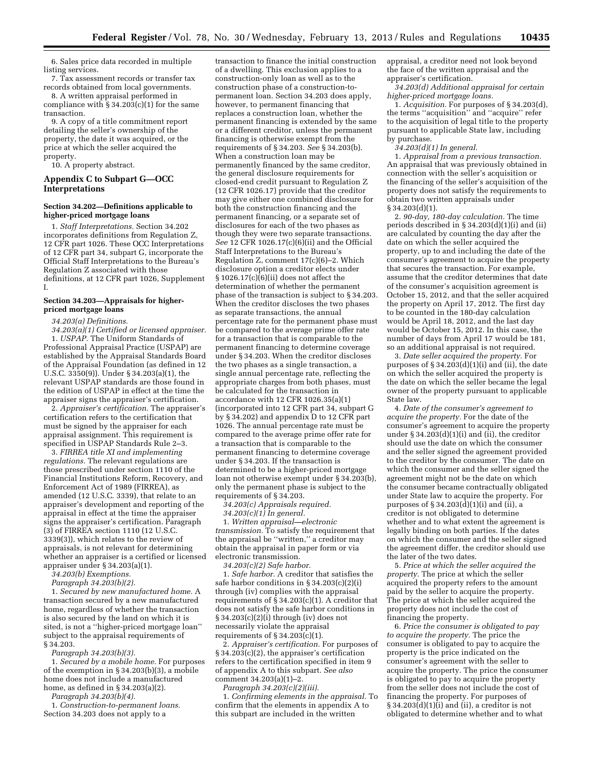6. Sales price data recorded in multiple listing services.

7. Tax assessment records or transfer tax records obtained from local governments.

8. A written appraisal performed in compliance with § 34.203(c)(1) for the same transaction.

9. A copy of a title commitment report detailing the seller's ownership of the property, the date it was acquired, or the price at which the seller acquired the property.

10. A property abstract.

## Appendix C to Subpart G—OCC Interpretations

### Section 34.202—Definitions applicable to higher-priced mortgage loans

1. *Staff Interpretations.* Section 34.202 incorporates definitions from Regulation Z, 12 CFR part 1026. These OCC Interpretations of 12 CFR part 34, subpart G, incorporate the Official Staff Interpretations to the Bureau's Regulation Z associated with those definitions, at 12 CFR part 1026, Supplement I.

### Section 34.203—Appraisals for higher-priced mortgage loans

*34.203(a) Definitions.*

*34.203(a)(1) Certified or licensed appraiser.*

1. *USPAP.* The Uniform Standards of Professional Appraisal Practice (USPAP) are established by the Appraisal Standards Board of the Appraisal Foundation (as defined in 12 U.S.C. 3350(9)). Under § 34.203(a)(1), the relevant USPAP standards are those found in the edition of USPAP in effect at the time the appraiser signs the appraiser's certification.

2. *Appraiser's certification.* The appraiser's certification refers to the certification that must be signed by the appraiser for each appraisal assignment. This requirement is specified in USPAP Standards Rule 2–3.

3. *FIRREA title XI and implementing regulations.* The relevant regulations are those prescribed under section 1110 of the Financial Institutions Reform, Recovery, and Enforcement Act of 1989 (FIRREA), as amended (12 U.S.C. 3339), that relate to an appraiser's development and reporting of the appraisal in effect at the time the appraiser signs the appraiser's certification. Paragraph (3) of FIRREA section 1110 (12 U.S.C. 3339(3)), which relates to the review of appraisals, is not relevant for determining whether an appraiser is a certified or licensed appraiser under § 34.203(a)(1).

*34.203(b) Exemptions.*

*Paragraph 34.203(b)(2).*

1. *Secured by new manufactured home.* A transaction secured by a new manufactured home, regardless of whether the transaction is also secured by the land on which it is sited, is not a "higher-priced mortgage loan" subject to the appraisal requirements of § 34.203.

*Paragraph 34.203(b)(3).*

1. *Secured by a mobile home.* For purposes of the exemption in § 34.203(b)(3), a mobile home does not include a manufactured home, as defined in § 34.203(a)(2).

*Paragraph 34.203(b)(4).*

1. *Construction-to-permanent loans.* Section 34.203 does not apply to a transaction to finance the initial construction of a dwelling. This exclusion applies to a construction-only loan as well as to the construction phase of a construction-to-permanent loan. Section 34.203 does apply, however, to permanent financing that replaces a construction loan, whether the permanent financing is extended by the same or a different creditor, unless the permanent financing is otherwise exempt from the requirements of § 34.203. *See* § 34.203(b). When a construction loan may be permanently financed by the same creditor, the general disclosure requirements for closed-end credit pursuant to Regulation Z (12 CFR 1026.17) provide that the creditor may give either one combined disclosure for both the construction financing and the permanent financing, or a separate set of disclosures for each of the two phases as though they were two separate transactions. *See* 12 CFR 1026.17(c)(6)(ii) and the Official Staff Interpretations to the Bureau's Regulation Z, comment 17(c)(6)–2. Which disclosure option a creditor elects under § 1026.17(c)(6)(ii) does not affect the determination of whether the permanent phase of the transaction is subject to § 34.203. When the creditor discloses the two phases as separate transactions, the annual percentage rate for the permanent phase must be compared to the average prime offer rate for a transaction that is comparable to the permanent financing to determine coverage under § 34.203. When the creditor discloses the two phases as a single transaction, a single annual percentage rate, reflecting the appropriate charges from both phases, must be calculated for the transaction in accordance with 12 CFR 1026.35(a)(1) (incorporated into 12 CFR part 34, subpart G by § 34.202) and appendix D to 12 CFR part 1026. The annual percentage rate must be compared to the average prime offer rate for a transaction that is comparable to the permanent financing to determine coverage under § 34.203. If the transaction is determined to be a higher-priced mortgage loan not otherwise exempt under § 34.203(b), only the permanent phase is subject to the requirements of § 34.203.

*34.203(c) Appraisals required.*

*34.203(c)(1) In general.*

1. *Written appraisal—electronic transmission.* To satisfy the requirement that the appraisal be "written," a creditor may obtain the appraisal in paper form or via electronic transmission.

*34.203(c)(2) Safe harbor.*

1. *Safe harbor.* A creditor that satisfies the safe harbor conditions in § 34.203(c)(2)(i) through (iv) complies with the appraisal requirements of § 34.203(c)(1). A creditor that does not satisfy the safe harbor conditions in § 34.203(c)(2)(i) through (iv) does not necessarily violate the appraisal requirements of § 34.203(c)(1).

2. *Appraiser's certification.* For purposes of § 34.203(c)(2), the appraiser's certification refers to the certification specified in item 9 of appendix A to this subpart. *See also* comment 34.203(a)(1)–2.

*Paragraph 34.203(c)(2)(iii).*

1. *Confirming elements in the appraisal.* To confirm that the elements in appendix A to this subpart are included in the written appraisal, a creditor need not look beyond the face of the written appraisal and the appraiser's certification.

*34.203(d) Additional appraisal for certain higher-priced mortgage loans.*

1. *Acquisition.* For purposes of § 34.203(d), the terms "acquisition" and "acquire" refer to the acquisition of legal title to the property pursuant to applicable State law, including by purchase.

*34.203(d)(1) In general.*

1. *Appraisal from a previous transaction.* An appraisal that was previously obtained in connection with the seller's acquisition or the financing of the seller's acquisition of the property does not satisfy the requirements to obtain two written appraisals under § 34.203(d)(1).

2. *90-day, 180-day calculation.* The time periods described in § 34.203(d)(1)(i) and (ii) are calculated by counting the day after the date on which the seller acquired the property, up to and including the date of the consumer's agreement to acquire the property that secures the transaction. For example, assume that the creditor determines that date of the consumer's acquisition agreement is October 15, 2012, and that the seller acquired the property on April 17, 2012. The first day to be counted in the 180-day calculation would be April 18, 2012, and the last day would be October 15, 2012. In this case, the number of days from April 17 would be 181, so an additional appraisal is not required.

3. *Date seller acquired the property.* For purposes of § 34.203(d)(1)(i) and (ii), the date on which the seller acquired the property is the date on which the seller became the legal owner of the property pursuant to applicable State law.

4. *Date of the consumer's agreement to acquire the property.* For the date of the consumer's agreement to acquire the property under § 34.203(d)(1)(i) and (ii), the creditor should use the date on which the consumer and the seller signed the agreement provided to the creditor by the consumer. The date on which the consumer and the seller signed the agreement might not be the date on which the consumer became contractually obligated under State law to acquire the property. For purposes of § 34.203(d)(1)(i) and (ii), a creditor is not obligated to determine whether and to what extent the agreement is legally binding on both parties. If the dates on which the consumer and the seller signed the agreement differ, the creditor should use the later of the two dates.

5. *Price at which the seller acquired the property.* The price at which the seller acquired the property refers to the amount paid by the seller to acquire the property. The price at which the seller acquired the property does not include the cost of financing the property.

6. *Price the consumer is obligated to pay to acquire the property.* The price the consumer is obligated to pay to acquire the property is the price indicated on the consumer's agreement with the seller to acquire the property. The price the consumer is obligated to pay to acquire the property from the seller does not include the cost of financing the property. For purposes of § 34.203(d)(1)(i) and (ii), a creditor is not obligated to determine whether and to what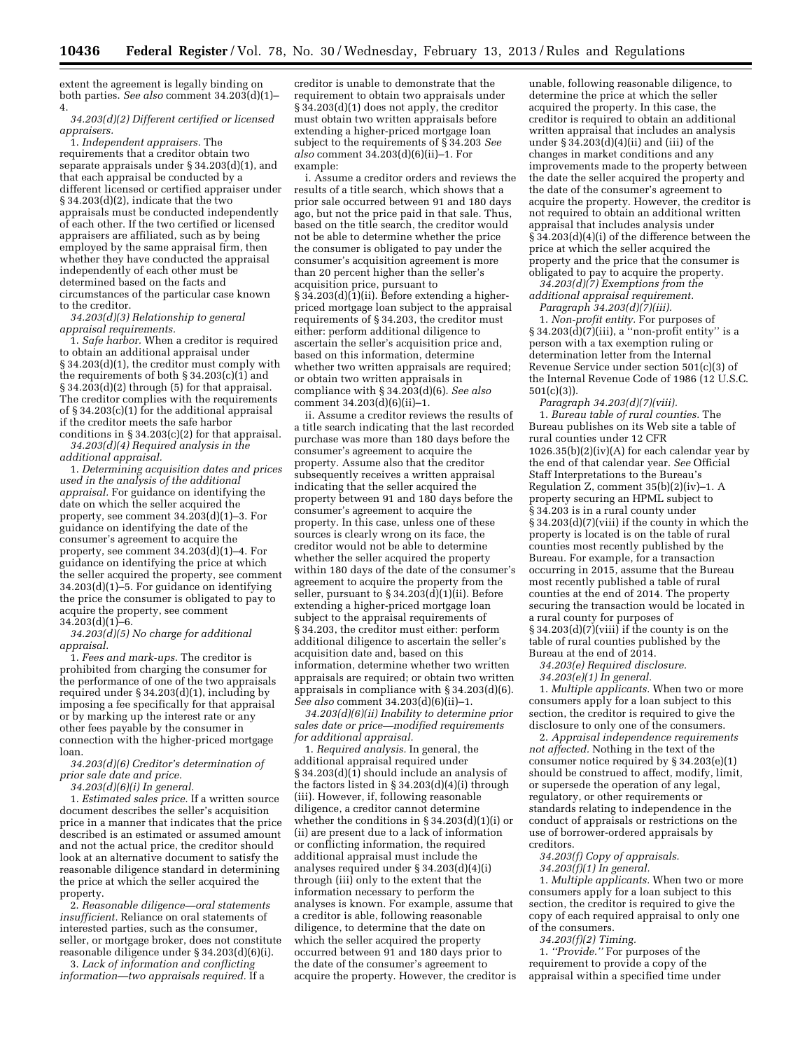extent the agreement is legally binding on both parties. *See also* comment 34.203(d)(1)–4.

*34.203(d)(2) Different certified or licensed appraisers.*

1. *Independent appraisers.* The requirements that a creditor obtain two separate appraisals under § 34.203(d)(1), and that each appraisal be conducted by a different licensed or certified appraiser under § 34.203(d)(2), indicate that the two appraisals must be conducted independently of each other. If the two certified or licensed appraisers are affiliated, such as by being employed by the same appraisal firm, then whether they have conducted the appraisal independently of each other must be determined based on the facts and circumstances of the particular case known to the creditor.

*34.203(d)(3) Relationship to general appraisal requirements.*

1. *Safe harbor.* When a creditor is required to obtain an additional appraisal under § 34.203(d)(1), the creditor must comply with the requirements of both § 34.203(c)(1) and § 34.203(d)(2) through (5) for that appraisal. The creditor complies with the requirements of § 34.203(c)(1) for the additional appraisal if the creditor meets the safe harbor conditions in § 34.203(c)(2) for that appraisal.

*34.203(d)(4) Required analysis in the additional appraisal.*

1. *Determining acquisition dates and prices used in the analysis of the additional appraisal.* For guidance on identifying the date on which the seller acquired the property, see comment 34.203(d)(1)–3. For guidance on identifying the date of the consumer's agreement to acquire the property, see comment 34.203(d)(1)–4. For guidance on identifying the price at which the seller acquired the property, see comment 34.203(d)(1)–5. For guidance on identifying the price the consumer is obligated to pay to acquire the property, see comment 34.203(d)(1)–6.

*34.203(d)(5) No charge for additional appraisal.*

1. *Fees and mark-ups.* The creditor is prohibited from charging the consumer for the performance of one of the two appraisals required under § 34.203(d)(1), including by imposing a fee specifically for that appraisal or by marking up the interest rate or any other fees payable by the consumer in connection with the higher-priced mortgage loan.

*34.203(d)(6) Creditor's determination of prior sale date and price.*

*34.203(d)(6)(i) In general.*

1. *Estimated sales price.* If a written source document describes the seller's acquisition price in a manner that indicates that the price described is an estimated or assumed amount and not the actual price, the creditor should look at an alternative document to satisfy the reasonable diligence standard in determining the price at which the seller acquired the property.

2. *Reasonable diligence—oral statements insufficient.* Reliance on oral statements of interested parties, such as the consumer, seller, or mortgage broker, does not constitute reasonable diligence under § 34.203(d)(6)(i).

3. *Lack of information and conflicting information—two appraisals required.* If a creditor is unable to demonstrate that the requirement to obtain two appraisals under § 34.203(d)(1) does not apply, the creditor must obtain two written appraisals before extending a higher-priced mortgage loan subject to the requirements of § 34.203 *See also* comment 34.203(d)(6)(ii)–1. For example:

i. Assume a creditor orders and reviews the results of a title search, which shows that a prior sale occurred between 91 and 180 days ago, but not the price paid in that sale. Thus, based on the title search, the creditor would not be able to determine whether the price the consumer is obligated to pay under the consumer's acquisition agreement is more than 20 percent higher than the seller's acquisition price, pursuant to § 34.203(d)(1)(ii). Before extending a higher-priced mortgage loan subject to the appraisal requirements of § 34.203, the creditor must either: perform additional diligence to ascertain the seller's acquisition price and, based on this information, determine whether two written appraisals are required; or obtain two written appraisals in compliance with § 34.203(d)(6). *See also* comment 34.203(d)(6)(ii)–1.

ii. Assume a creditor reviews the results of a title search indicating that the last recorded purchase was more than 180 days before the consumer's agreement to acquire the property. Assume also that the creditor subsequently receives a written appraisal indicating that the seller acquired the property between 91 and 180 days before the consumer's agreement to acquire the property. In this case, unless one of these sources is clearly wrong on its face, the creditor would not be able to determine whether the seller acquired the property within 180 days of the date of the consumer's agreement to acquire the property from the seller, pursuant to § 34.203(d)(1)(ii). Before extending a higher-priced mortgage loan subject to the appraisal requirements of § 34.203, the creditor must either: perform additional diligence to ascertain the seller's acquisition date and, based on this information, determine whether two written appraisals are required; or obtain two written appraisals in compliance with § 34.203(d)(6). *See also* comment 34.203(d)(6)(ii)–1.

*34.203(d)(6)(ii) Inability to determine prior sales date or price—modified requirements for additional appraisal.*

1. *Required analysis.* In general, the additional appraisal required under § 34.203(d)(1) should include an analysis of the factors listed in § 34.203(d)(4)(i) through (iii). However, if, following reasonable diligence, a creditor cannot determine whether the conditions in § 34.203(d)(1)(i) or (ii) are present due to a lack of information or conflicting information, the required additional appraisal must include the analyses required under § 34.203(d)(4)(i) through (iii) only to the extent that the information necessary to perform the analyses is known. For example, assume that a creditor is able, following reasonable diligence, to determine that the date on which the seller acquired the property occurred between 91 and 180 days prior to the date of the consumer's agreement to acquire the property. However, the creditor is unable, following reasonable diligence, to determine the price at which the seller acquired the property. In this case, the creditor is required to obtain an additional written appraisal that includes an analysis under § 34.203(d)(4)(ii) and (iii) of the changes in market conditions and any improvements made to the property between the date the seller acquired the property and the date of the consumer's agreement to acquire the property. However, the creditor is not required to obtain an additional written appraisal that includes analysis under § 34.203(d)(4)(i) of the difference between the price at which the seller acquired the property and the price that the consumer is obligated to pay to acquire the property.

*34.203(d)(7) Exemptions from the additional appraisal requirement.*

*Paragraph 34.203(d)(7)(iii).*

1. *Non-profit entity.* For purposes of § 34.203(d)(7)(iii), a ''non-profit entity'' is a person with a tax exemption ruling or determination letter from the Internal Revenue Service under section 501(c)(3) of the Internal Revenue Code of 1986 (12 U.S.C. 501(c)(3)).

*Paragraph 34.203(d)(7)(viii).*

1. *Bureau table of rural counties.* The Bureau publishes on its Web site a table of rural counties under 12 CFR 1026.35(b)(2)(iv)(A) for each calendar year by the end of that calendar year. *See* Official Staff Interpretations to the Bureau's Regulation Z, comment 35(b)(2)(iv)–1. A property securing an HPML subject to § 34.203 is in a rural county under § 34.203(d)(7)(viii) if the county in which the property is located is on the table of rural counties most recently published by the Bureau. For example, for a transaction occurring in 2015, assume that the Bureau most recently published a table of rural counties at the end of 2014. The property securing the transaction would be located in a rural county for purposes of § 34.203(d)(7)(viii) if the county is on the table of rural counties published by the Bureau at the end of 2014.

*34.203(e) Required disclosure.*

*34.203(e)(1) In general.*

1. *Multiple applicants.* When two or more consumers apply for a loan subject to this section, the creditor is required to give the disclosure to only one of the consumers.

2. *Appraisal independence requirements not affected.* Nothing in the text of the consumer notice required by § 34.203(e)(1) should be construed to affect, modify, limit, or supersede the operation of any legal, regulatory, or other requirements or standards relating to independence in the conduct of appraisals or restrictions on the use of borrower-ordered appraisals by creditors.

*34.203(f) Copy of appraisals.*

*34.203(f)(1) In general.*

1. *Multiple applicants.* When two or more consumers apply for a loan subject to this section, the creditor is required to give the copy of each required appraisal to only one of the consumers.

*34.203(f)(2) Timing.*

1. *''Provide.''* For purposes of the requirement to provide a copy of the appraisal within a specified time under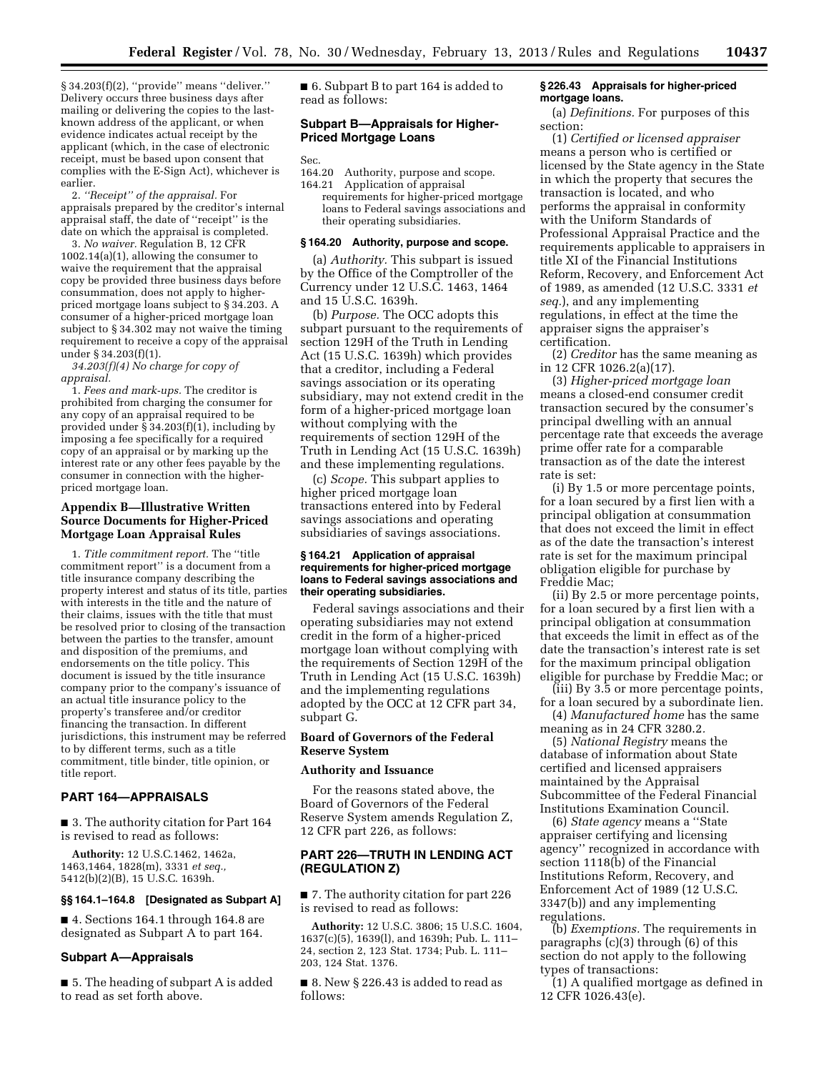§ 34.203(f)(2), ''provide'' means ''deliver.'' Delivery occurs three business days after mailing or delivering the copies to the last-known address of the applicant, or when evidence indicates actual receipt by the applicant (which, in the case of electronic receipt, must be based upon consent that complies with the E-Sign Act), whichever is earlier.

2. *''Receipt'' of the appraisal.* For appraisals prepared by the creditor's internal appraisal staff, the date of ''receipt'' is the date on which the appraisal is completed.

3. *No waiver.* Regulation B, 12 CFR 1002.14(a)(1), allowing the consumer to waive the requirement that the appraisal copy be provided three business days before consummation, does not apply to higher-priced mortgage loans subject to § 34.203. A consumer of a higher-priced mortgage loan subject to § 34.302 may not waive the timing requirement to receive a copy of the appraisal under § 34.203(f)(1).

*34.203(f)(4) No charge for copy of appraisal.*

1. *Fees and mark-ups.* The creditor is prohibited from charging the consumer for any copy of an appraisal required to be provided under § 34.203(f)(1), including by imposing a fee specifically for a required copy of an appraisal or by marking up the interest rate or any other fees payable by the consumer in connection with the higher-priced mortgage loan.

### Appendix B—Illustrative Written Source Documents for Higher-Priced Mortgage Loan Appraisal Rules

1. *Title commitment report.* The ''title commitment report'' is a document from a title insurance company describing the property interest and status of its title, parties with interests in the title and the nature of their claims, issues with the title that must be resolved prior to closing of the transaction between the parties to the transfer, amount and disposition of the premiums, and endorsements on the title policy. This document is issued by the title insurance company prior to the company's issuance of an actual title insurance policy to the property's transferee and/or creditor financing the transaction. In different jurisdictions, this instrument may be referred to by different terms, such as a title commitment, title binder, title opinion, or title report.

## PART 164—APPRAISALS

■ 3. The authority citation for Part 164 is revised to read as follows:

**Authority:** 12 U.S.C.1462, 1462a, 1463,1464, 1828(m), 3331 *et seq.,* 5412(b)(2)(B), 15 U.S.C. 1639h.

### §§ 164.1–164.8 [Designated as Subpart A]

■ 4. Sections 164.1 through 164.8 are designated as Subpart A to part 164.

### Subpart A—Appraisals

■ 5. The heading of subpart A is added to read as set forth above.

■ 6. Subpart B to part 164 is added to read as follows:

### Subpart B—Appraisals for Higher-Priced Mortgage Loans

Sec.
164.20 Authority, purpose and scope.
164.21 Application of appraisal requirements for higher-priced mortgage loans to Federal savings associations and their operating subsidiaries.

### § 164.20 Authority, purpose and scope.

(a) *Authority.* This subpart is issued by the Office of the Comptroller of the Currency under 12 U.S.C. 1463, 1464 and 15 U.S.C. 1639h.

(b) *Purpose.* The OCC adopts this subpart pursuant to the requirements of section 129H of the Truth in Lending Act (15 U.S.C. 1639h) which provides that a creditor, including a Federal savings association or its operating subsidiary, may not extend credit in the form of a higher-priced mortgage loan without complying with the requirements of section 129H of the Truth in Lending Act (15 U.S.C. 1639h) and these implementing regulations.

(c) *Scope.* This subpart applies to higher priced mortgage loan transactions entered into by Federal savings associations and operating subsidiaries of savings associations.

### § 164.21 Application of appraisal requirements for higher-priced mortgage loans to Federal savings associations and their operating subsidiaries.

Federal savings associations and their operating subsidiaries may not extend credit in the form of a higher-priced mortgage loan without complying with the requirements of Section 129H of the Truth in Lending Act (15 U.S.C. 1639h) and the implementing regulations adopted by the OCC at 12 CFR part 34, subpart G.

## Board of Governors of the Federal Reserve System

### Authority and Issuance

For the reasons stated above, the Board of Governors of the Federal Reserve System amends Regulation Z, 12 CFR part 226, as follows:

## PART 226—TRUTH IN LENDING ACT (REGULATION Z)

■ 7. The authority citation for part 226 is revised to read as follows:

**Authority:** 12 U.S.C. 3806; 15 U.S.C. 1604, 1637(c)(5), 1639(l), and 1639h; Pub. L. 111–24, section 2, 123 Stat. 1734; Pub. L. 111–203, 124 Stat. 1376.

■ 8. New § 226.43 is added to read as follows:

### § 226.43 Appraisals for higher-priced mortgage loans.

(a) *Definitions.* For purposes of this section:

(1) *Certified or licensed appraiser* means a person who is certified or licensed by the State agency in the State in which the property that secures the transaction is located, and who performs the appraisal in conformity with the Uniform Standards of Professional Appraisal Practice and the requirements applicable to appraisers in title XI of the Financial Institutions Reform, Recovery, and Enforcement Act of 1989, as amended (12 U.S.C. 3331 *et seq.*), and any implementing regulations, in effect at the time the appraiser signs the appraiser's certification.

(2) *Creditor* has the same meaning as in 12 CFR 1026.2(a)(17).

(3) *Higher-priced mortgage loan* means a closed-end consumer credit transaction secured by the consumer's principal dwelling with an annual percentage rate that exceeds the average prime offer rate for a comparable transaction as of the date the interest rate is set:

(i) By 1.5 or more percentage points, for a loan secured by a first lien with a principal obligation at consummation that does not exceed the limit in effect as of the date the transaction's interest rate is set for the maximum principal obligation eligible for purchase by Freddie Mac;

(ii) By 2.5 or more percentage points, for a loan secured by a first lien with a principal obligation at consummation that exceeds the limit in effect as of the date the transaction's interest rate is set for the maximum principal obligation eligible for purchase by Freddie Mac; or

(iii) By 3.5 or more percentage points, for a loan secured by a subordinate lien.

(4) *Manufactured home* has the same meaning as in 24 CFR 3280.2.

(5) *National Registry* means the database of information about State certified and licensed appraisers maintained by the Appraisal Subcommittee of the Federal Financial Institutions Examination Council.

(6) *State agency* means a ''State appraiser certifying and licensing agency'' recognized in accordance with section 1118(b) of the Financial Institutions Reform, Recovery, and Enforcement Act of 1989 (12 U.S.C. 3347(b)) and any implementing regulations.

(b) *Exemptions.* The requirements in paragraphs (c)(3) through (6) of this section do not apply to the following types of transactions:

(1) A qualified mortgage as defined in 12 CFR 1026.43(e).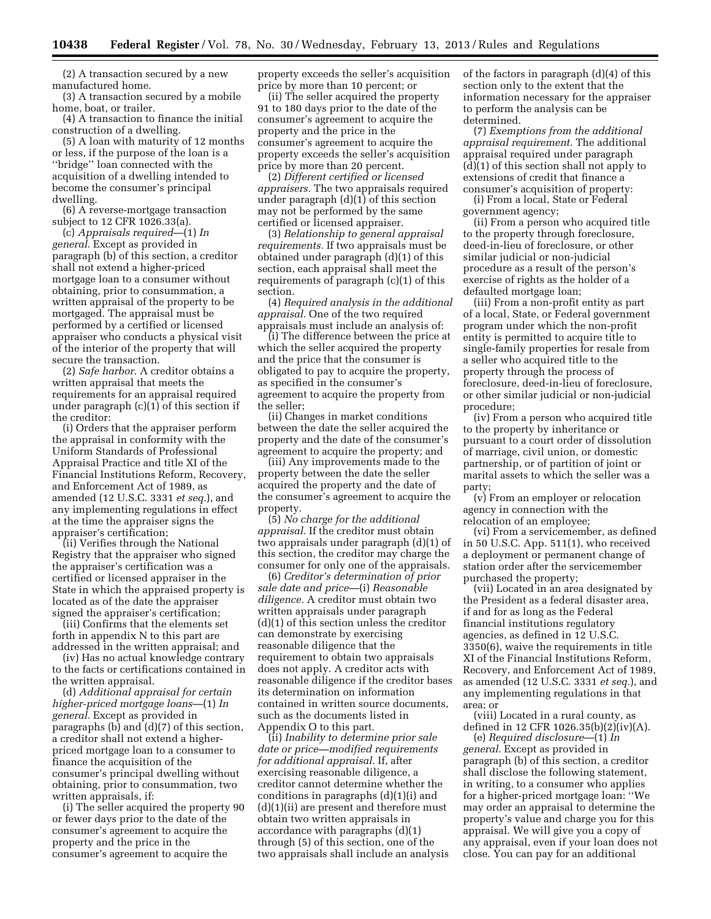(2) A transaction secured by a new manufactured home.

(3) A transaction secured by a mobile home, boat, or trailer.

(4) A transaction to finance the initial construction of a dwelling.

(5) A loan with maturity of 12 months or less, if the purpose of the loan is a "bridge" loan connected with the acquisition of a dwelling intended to become the consumer's principal dwelling.

(6) A reverse-mortgage transaction subject to 12 CFR 1026.33(a).

(c) *Appraisals required*—(1) *In general.* Except as provided in paragraph (b) of this section, a creditor shall not extend a higher-priced mortgage loan to a consumer without obtaining, prior to consummation, a written appraisal of the property to be mortgaged. The appraisal must be performed by a certified or licensed appraiser who conducts a physical visit of the interior of the property that will secure the transaction.

(2) *Safe harbor.* A creditor obtains a written appraisal that meets the requirements for an appraisal required under paragraph (c)(1) of this section if the creditor:

(i) Orders that the appraiser perform the appraisal in conformity with the Uniform Standards of Professional Appraisal Practice and title XI of the Financial Institutions Reform, Recovery, and Enforcement Act of 1989, as amended (12 U.S.C. 3331 *et seq.*), and any implementing regulations in effect at the time the appraiser signs the appraiser's certification;

(ii) Verifies through the National Registry that the appraiser who signed the appraiser's certification was a certified or licensed appraiser in the State in which the appraised property is located as of the date the appraiser signed the appraiser's certification;

(iii) Confirms that the elements set forth in appendix N to this part are addressed in the written appraisal; and

(iv) Has no actual knowledge contrary to the facts or certifications contained in the written appraisal.

(d) *Additional appraisal for certain higher-priced mortgage loans*—(1) *In general.* Except as provided in paragraphs (b) and (d)(7) of this section, a creditor shall not extend a higher-priced mortgage loan to a consumer to finance the acquisition of the consumer's principal dwelling without obtaining, prior to consummation, two written appraisals, if:

(i) The seller acquired the property 90 or fewer days prior to the date of the consumer's agreement to acquire the property and the price in the consumer's agreement to acquire the property exceeds the seller's acquisition price by more than 10 percent; or

(ii) The seller acquired the property 91 to 180 days prior to the date of the consumer's agreement to acquire the property and the price in the consumer's agreement to acquire the property exceeds the seller's acquisition price by more than 20 percent.

(2) *Different certified or licensed appraisers.* The two appraisals required under paragraph (d)(1) of this section may not be performed by the same certified or licensed appraiser.

(3) *Relationship to general appraisal requirements.* If two appraisals must be obtained under paragraph (d)(1) of this section, each appraisal shall meet the requirements of paragraph (c)(1) of this section.

(4) *Required analysis in the additional appraisal.* One of the two required appraisals must include an analysis of:

(i) The difference between the price at which the seller acquired the property and the price that the consumer is obligated to pay to acquire the property, as specified in the consumer's agreement to acquire the property from the seller;

(ii) Changes in market conditions between the date the seller acquired the property and the date of the consumer's agreement to acquire the property; and

(iii) Any improvements made to the property between the date the seller acquired the property and the date of the consumer's agreement to acquire the property.

(5) *No charge for the additional appraisal.* If the creditor must obtain two appraisals under paragraph (d)(1) of this section, the creditor may charge the consumer for only one of the appraisals.

(6) *Creditor's determination of prior sale date and price*—(i) *Reasonable diligence.* A creditor must obtain two written appraisals under paragraph (d)(1) of this section unless the creditor can demonstrate by exercising reasonable diligence that the requirement to obtain two appraisals does not apply. A creditor acts with reasonable diligence if the creditor bases its determination on information contained in written source documents, such as the documents listed in Appendix O to this part.

(ii) *Inability to determine prior sale date or price—modified requirements for additional appraisal.* If, after exercising reasonable diligence, a creditor cannot determine whether the conditions in paragraphs (d)(1)(i) and (d)(1)(ii) are present and therefore must obtain two written appraisals in accordance with paragraphs (d)(1) through (5) of this section, one of the two appraisals shall include an analysis of the factors in paragraph (d)(4) of this section only to the extent that the information necessary for the appraiser to perform the analysis can be determined.

(7) *Exemptions from the additional appraisal requirement.* The additional appraisal required under paragraph (d)(1) of this section shall not apply to extensions of credit that finance a consumer's acquisition of property:

(i) From a local, State or Federal government agency;

(ii) From a person who acquired title to the property through foreclosure, deed-in-lieu of foreclosure, or other similar judicial or non-judicial procedure as a result of the person's exercise of rights as the holder of a defaulted mortgage loan;

(iii) From a non-profit entity as part of a local, State, or Federal government program under which the non-profit entity is permitted to acquire title to single-family properties for resale from a seller who acquired title to the property through the process of foreclosure, deed-in-lieu of foreclosure, or other similar judicial or non-judicial procedure;

(iv) From a person who acquired title to the property by inheritance or pursuant to a court order of dissolution of marriage, civil union, or domestic partnership, or of partition of joint or marital assets to which the seller was a party;

(v) From an employer or relocation agency in connection with the relocation of an employee;

(vi) From a servicemember, as defined in 50 U.S.C. App. 511(1), who received a deployment or permanent change of station order after the servicemember purchased the property;

(vii) Located in an area designated by the President as a federal disaster area, if and for as long as the Federal financial institutions regulatory agencies, as defined in 12 U.S.C. 3350(6), waive the requirements in title XI of the Financial Institutions Reform, Recovery, and Enforcement Act of 1989, as amended (12 U.S.C. 3331 *et seq.*), and any implementing regulations in that area; or

(viii) Located in a rural county, as defined in 12 CFR 1026.35(b)(2)(iv)(A).

(e) *Required disclosure*—(1) *In general.* Except as provided in paragraph (b) of this section, a creditor shall disclose the following statement, in writing, to a consumer who applies for a higher-priced mortgage loan: "We may order an appraisal to determine the property's value and charge you for this appraisal. We will give you a copy of any appraisal, even if your loan does not close. You can pay for an additional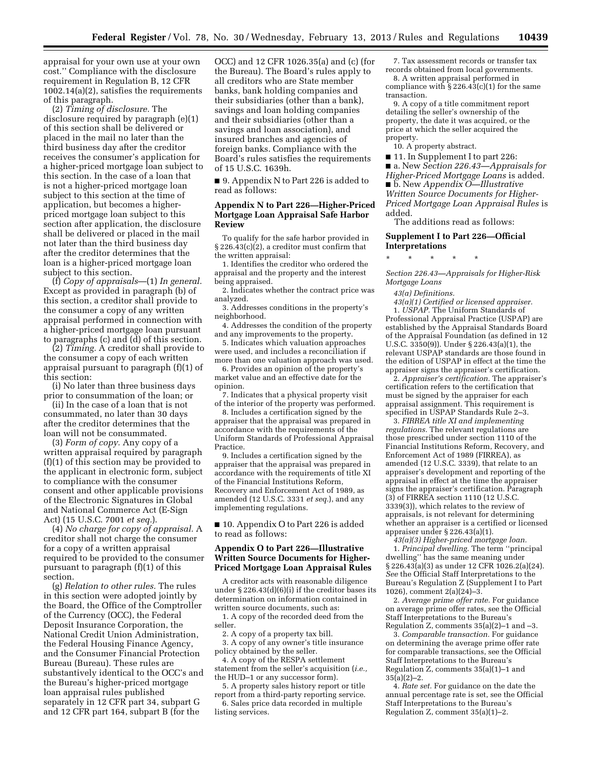appraisal for your own use at your own cost.'' Compliance with the disclosure requirement in Regulation B, 12 CFR 1002.14(a)(2), satisfies the requirements of this paragraph.

(2) *Timing of disclosure.* The disclosure required by paragraph (e)(1) of this section shall be delivered or placed in the mail no later than the third business day after the creditor receives the consumer's application for a higher-priced mortgage loan subject to this section. In the case of a loan that is not a higher-priced mortgage loan subject to this section at the time of application, but becomes a higher-priced mortgage loan subject to this section after application, the disclosure shall be delivered or placed in the mail not later than the third business day after the creditor determines that the loan is a higher-priced mortgage loan subject to this section.

(f) *Copy of appraisals*—(1) *In general.* Except as provided in paragraph (b) of this section, a creditor shall provide to the consumer a copy of any written appraisal performed in connection with a higher-priced mortgage loan pursuant to paragraphs (c) and (d) of this section.

(2) *Timing.* A creditor shall provide to the consumer a copy of each written appraisal pursuant to paragraph (f)(1) of this section:

(i) No later than three business days prior to consummation of the loan; or

(ii) In the case of a loan that is not consummated, no later than 30 days after the creditor determines that the loan will not be consummated.

(3) *Form of copy.* Any copy of a written appraisal required by paragraph (f)(1) of this section may be provided to the applicant in electronic form, subject to compliance with the consumer consent and other applicable provisions of the Electronic Signatures in Global and National Commerce Act (E-Sign Act) (15 U.S.C. 7001 *et seq.*).

(4) *No charge for copy of appraisal.* A creditor shall not charge the consumer for a copy of a written appraisal required to be provided to the consumer pursuant to paragraph (f)(1) of this section.

(g) *Relation to other rules.* The rules in this section were adopted jointly by the Board, the Office of the Comptroller of the Currency (OCC), the Federal Deposit Insurance Corporation, the National Credit Union Administration, the Federal Housing Finance Agency, and the Consumer Financial Protection Bureau (Bureau). These rules are substantively identical to the OCC's and the Bureau's higher-priced mortgage loan appraisal rules published separately in 12 CFR part 34, subpart G and 12 CFR part 164, subpart B (for the OCC) and 12 CFR 1026.35(a) and (c) (for the Bureau). The Board's rules apply to all creditors who are State member banks, bank holding companies and their subsidiaries (other than a bank), savings and loan holding companies and their subsidiaries (other than a savings and loan association), and insured branches and agencies of foreign banks. Compliance with the Board's rules satisfies the requirements of 15 U.S.C. 1639h.

■ 9. Appendix N to Part 226 is added to read as follows:

## Appendix N to Part 226—Higher-Priced Mortgage Loan Appraisal Safe Harbor Review

To qualify for the safe harbor provided in § 226.43(c)(2), a creditor must confirm that the written appraisal:

1. Identifies the creditor who ordered the appraisal and the property and the interest being appraised.
2. Indicates whether the contract price was analyzed.
3. Addresses conditions in the property's neighborhood.
4. Addresses the condition of the property and any improvements to the property.
5. Indicates which valuation approaches were used, and includes a reconciliation if more than one valuation approach was used.
6. Provides an opinion of the property's market value and an effective date for the opinion.
7. Indicates that a physical property visit of the interior of the property was performed.
8. Includes a certification signed by the appraiser that the appraisal was prepared in accordance with the requirements of the Uniform Standards of Professional Appraisal Practice.
9. Includes a certification signed by the appraiser that the appraisal was prepared in accordance with the requirements of title XI of the Financial Institutions Reform, Recovery and Enforcement Act of 1989, as amended (12 U.S.C. 3331 *et seq.*), and any implementing regulations.

■ 10. Appendix O to Part 226 is added to read as follows:

## Appendix O to Part 226—Illustrative Written Source Documents for Higher-Priced Mortgage Loan Appraisal Rules

A creditor acts with reasonable diligence under § 226.43(d)(6)(i) if the creditor bases its determination on information contained in written source documents, such as:

1. A copy of the recorded deed from the seller.
2. A copy of a property tax bill.
3. A copy of any owner's title insurance policy obtained by the seller.
4. A copy of the RESPA settlement statement from the seller's acquisition (*i.e.,* the HUD–1 or any successor form).
5. A property sales history report or title report from a third-party reporting service.
6. Sales price data recorded in multiple listing services.
7. Tax assessment records or transfer tax records obtained from local governments.
8. A written appraisal performed in compliance with § 226.43(c)(1) for the same transaction.
9. A copy of a title commitment report detailing the seller's ownership of the property, the date it was acquired, or the price at which the seller acquired the property.
10. A property abstract.

■ 11. In Supplement I to part 226:

■ a. New *Section 226.43—Appraisals for Higher-Priced Mortgage Loans* is added.

■ b. New *Appendix O—Illustrative Written Source Documents for Higher-Priced Mortgage Loan Appraisal Rules* is added.

The additions read as follows:

## Supplement I to Part 226—Official Interpretations

\* \* \* \* \*

*Section 226.43—Appraisals for Higher-Risk Mortgage Loans*

*43(a) Definitions.*

*43(a)(1) Certified or licensed appraiser.*

1. *USPAP.* The Uniform Standards of Professional Appraisal Practice (USPAP) are established by the Appraisal Standards Board of the Appraisal Foundation (as defined in 12 U.S.C. 3350(9)). Under § 226.43(a)(1), the relevant USPAP standards are those found in the edition of USPAP in effect at the time the appraiser signs the appraiser's certification.

2. *Appraiser's certification.* The appraiser's certification refers to the certification that must be signed by the appraiser for each appraisal assignment. This requirement is specified in USPAP Standards Rule 2–3.

3. *FIRREA title XI and implementing regulations.* The relevant regulations are those prescribed under section 1110 of the Financial Institutions Reform, Recovery, and Enforcement Act of 1989 (FIRREA), as amended (12 U.S.C. 3339), that relate to an appraiser's development and reporting of the appraisal in effect at the time the appraiser signs the appraiser's certification. Paragraph (3) of FIRREA section 1110 (12 U.S.C. 3339(3)), which relates to the review of appraisals, is not relevant for determining whether an appraiser is a certified or licensed appraiser under § 226.43(a)(1).

*43(a)(3) Higher-priced mortgage loan.*

1. *Principal dwelling.* The term ''principal dwelling'' has the same meaning under § 226.43(a)(3) as under 12 CFR 1026.2(a)(24). *See* the Official Staff Interpretations to the Bureau's Regulation Z (Supplement I to Part 1026), comment 2(a)(24)–3.

2. *Average prime offer rate.* For guidance on average prime offer rates, see the Official Staff Interpretations to the Bureau's Regulation Z, comments 35(a)(2)–1 and –3.

3. *Comparable transaction.* For guidance on determining the average prime offer rate for comparable transactions, see the Official Staff Interpretations to the Bureau's Regulation Z, comments 35(a)(1)–1 and 35(a)(2)–2.

4. *Rate set.* For guidance on the date the annual percentage rate is set, see the Official Staff Interpretations to the Bureau's Regulation Z, comment 35(a)(1)–2.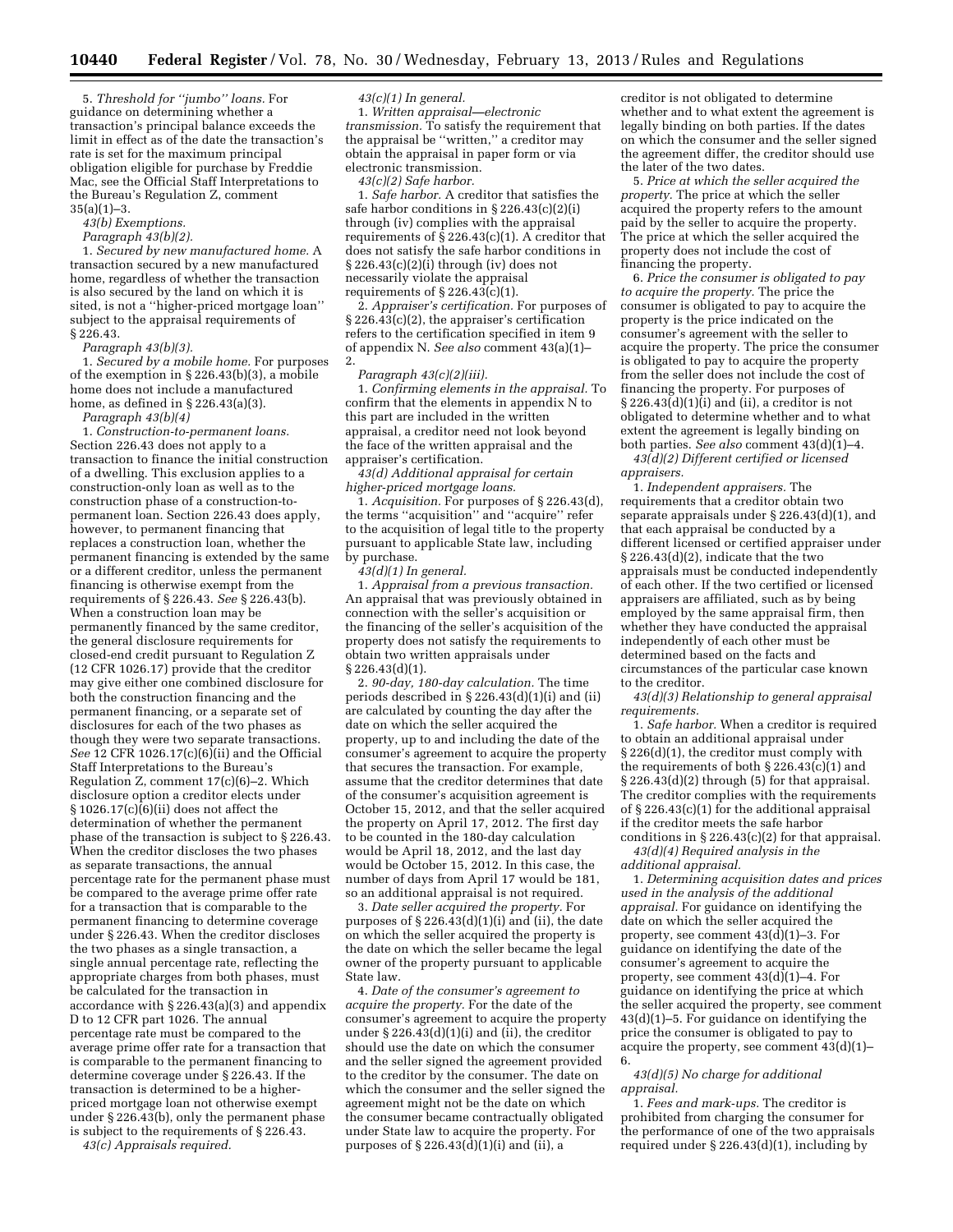5. *Threshold for "jumbo" loans.* For guidance on determining whether a transaction's principal balance exceeds the limit in effect as of the date the transaction's rate is set for the maximum principal obligation eligible for purchase by Freddie Mac, see the Official Staff Interpretations to the Bureau's Regulation Z, comment 35(a)(1)–3.

*43(b) Exemptions.*

*Paragraph 43(b)(2).*

1. *Secured by new manufactured home.* A transaction secured by a new manufactured home, regardless of whether the transaction is also secured by the land on which it is sited, is not a "higher-priced mortgage loan" subject to the appraisal requirements of § 226.43.

*Paragraph 43(b)(3).*

1. *Secured by a mobile home.* For purposes of the exemption in § 226.43(b)(3), a mobile home does not include a manufactured home, as defined in § 226.43(a)(3).

*Paragraph 43(b)(4)*

1. *Construction-to-permanent loans.* Section 226.43 does not apply to a transaction to finance the initial construction of a dwelling. This exclusion applies to a construction-only loan as well as to the construction phase of a construction-to-permanent loan. Section 226.43 does apply, however, to permanent financing that replaces a construction loan, whether the permanent financing is extended by the same or a different creditor, unless the permanent financing is otherwise exempt from the requirements of § 226.43. *See* § 226.43(b). When a construction loan may be permanently financed by the same creditor, the general disclosure requirements for closed-end credit pursuant to Regulation Z (12 CFR 1026.17) provide that the creditor may give either one combined disclosure for both the construction financing and the permanent financing, or a separate set of disclosures for each of the two phases as though they were two separate transactions. *See* 12 CFR 1026.17(c)(6)(ii) and the Official Staff Interpretations to the Bureau's Regulation Z, comment 17(c)(6)–2. Which disclosure option a creditor elects under § 1026.17(c)(6)(ii) does not affect the determination of whether the permanent phase of the transaction is subject to § 226.43. When the creditor discloses the two phases as separate transactions, the annual percentage rate for the permanent phase must be compared to the average prime offer rate for a transaction that is comparable to the permanent financing to determine coverage under § 226.43. When the creditor discloses the two phases as a single transaction, a single annual percentage rate, reflecting the appropriate charges from both phases, must be calculated for the transaction in accordance with § 226.43(a)(3) and appendix D to 12 CFR part 1026. The annual percentage rate must be compared to the average prime offer rate for a transaction that is comparable to the permanent financing to determine coverage under § 226.43. If the transaction is determined to be a higher-priced mortgage loan not otherwise exempt under § 226.43(b), only the permanent phase is subject to the requirements of § 226.43.

*43(c) Appraisals required.*

*43(c)(1) In general.*

1. *Written appraisal—electronic transmission.* To satisfy the requirement that the appraisal be "written," a creditor may obtain the appraisal in paper form or via electronic transmission.

*43(c)(2) Safe harbor.*

1. *Safe harbor.* A creditor that satisfies the safe harbor conditions in § 226.43(c)(2)(i) through (iv) complies with the appraisal requirements of § 226.43(c)(1). A creditor that does not satisfy the safe harbor conditions in § 226.43(c)(2)(i) through (iv) does not necessarily violate the appraisal requirements of § 226.43(c)(1).

2. *Appraiser's certification.* For purposes of § 226.43(c)(2), the appraiser's certification refers to the certification specified in item 9 of appendix N. *See also* comment 43(a)(1)–2.

*Paragraph 43(c)(2)(iii).*

1. *Confirming elements in the appraisal.* To confirm that the elements in appendix N to this part are included in the written appraisal, a creditor need not look beyond the face of the written appraisal and the appraiser's certification.

*43(d) Additional appraisal for certain higher-priced mortgage loans.*

1. *Acquisition.* For purposes of § 226.43(d), the terms "acquisition" and "acquire" refer to the acquisition of legal title to the property pursuant to applicable State law, including by purchase.

*43(d)(1) In general.*

1. *Appraisal from a previous transaction.* An appraisal that was previously obtained in connection with the seller's acquisition or the financing of the seller's acquisition of the property does not satisfy the requirements to obtain two written appraisals under § 226.43(d)(1).

2. *90-day, 180-day calculation.* The time periods described in § 226.43(d)(1)(i) and (ii) are calculated by counting the day after the date on which the seller acquired the property, up to and including the date of the consumer's agreement to acquire the property that secures the transaction. For example, assume that the creditor determines that date of the consumer's acquisition agreement is October 15, 2012, and that the seller acquired the property on April 17, 2012. The first day to be counted in the 180-day calculation would be April 18, 2012, and the last day would be October 15, 2012. In this case, the number of days from April 17 would be 181, so an additional appraisal is not required.

3. *Date seller acquired the property.* For purposes of § 226.43(d)(1)(i) and (ii), the date on which the seller acquired the property is the date on which the seller became the legal owner of the property pursuant to applicable State law.

4. *Date of the consumer's agreement to acquire the property.* For the date of the consumer's agreement to acquire the property under § 226.43(d)(1)(i) and (ii), the creditor should use the date on which the consumer and the seller signed the agreement provided to the creditor by the consumer. The date on which the consumer and the seller signed the agreement might not be the date on which the consumer became contractually obligated under State law to acquire the property. For purposes of § 226.43(d)(1)(i) and (ii), a creditor is not obligated to determine whether and to what extent the agreement is legally binding on both parties. If the dates on which the consumer and the seller signed the agreement differ, the creditor should use the later of the two dates.

5. *Price at which the seller acquired the property.* The price at which the seller acquired the property refers to the amount paid by the seller to acquire the property. The price at which the seller acquired the property does not include the cost of financing the property.

6. *Price the consumer is obligated to pay to acquire the property.* The price the consumer is obligated to pay to acquire the property is the price indicated on the consumer's agreement with the seller to acquire the property. The price the consumer is obligated to pay to acquire the property from the seller does not include the cost of financing the property. For purposes of § 226.43(d)(1)(i) and (ii), a creditor is not obligated to determine whether and to what extent the agreement is legally binding on both parties. *See also* comment 43(d)(1)–4.

*43(d)(2) Different certified or licensed appraisers.*

1. *Independent appraisers.* The requirements that a creditor obtain two separate appraisals under § 226.43(d)(1), and that each appraisal be conducted by a different licensed or certified appraiser under § 226.43(d)(2), indicate that the two appraisals must be conducted independently of each other. If the two certified or licensed appraisers are affiliated, such as by being employed by the same appraisal firm, then whether they have conducted the appraisal independently of each other must be determined based on the facts and circumstances of the particular case known to the creditor.

*43(d)(3) Relationship to general appraisal requirements.*

1. *Safe harbor.* When a creditor is required to obtain an additional appraisal under § 226(d)(1), the creditor must comply with the requirements of both § 226.43(c)(1) and § 226.43(d)(2) through (5) for that appraisal. The creditor complies with the requirements of § 226.43(c)(1) for the additional appraisal if the creditor meets the safe harbor conditions in § 226.43(c)(2) for that appraisal.

*43(d)(4) Required analysis in the additional appraisal.*

1. *Determining acquisition dates and prices used in the analysis of the additional appraisal.* For guidance on identifying the date on which the seller acquired the property, see comment 43(d)(1)–3. For guidance on identifying the date of the consumer's agreement to acquire the property, see comment 43(d)(1)–4. For guidance on identifying the price at which the seller acquired the property, see comment 43(d)(1)–5. For guidance on identifying the price the consumer is obligated to pay to acquire the property, see comment 43(d)(1)–6.

*43(d)(5) No charge for additional appraisal.*

1. *Fees and mark-ups.* The creditor is prohibited from charging the consumer for the performance of one of the two appraisals required under § 226.43(d)(1), including by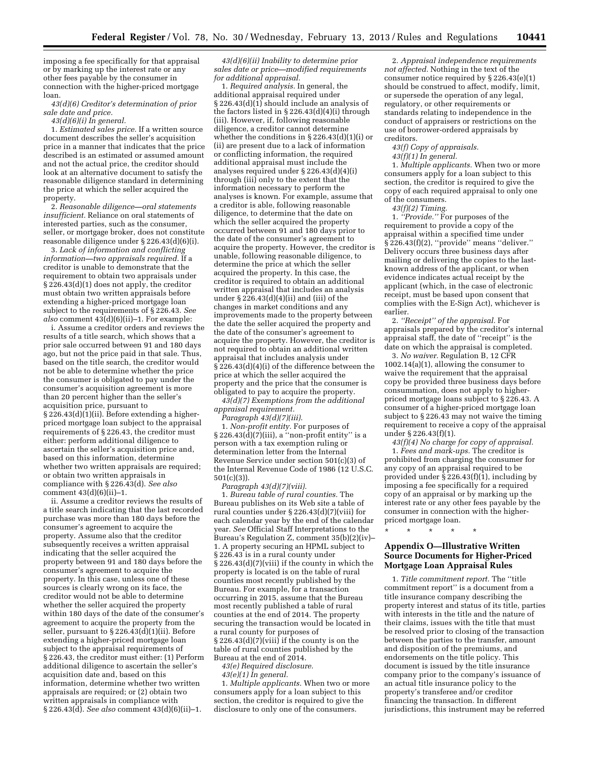imposing a fee specifically for that appraisal or by marking up the interest rate or any other fees payable by the consumer in connection with the higher-priced mortgage loan.

*43(d)(6) Creditor's determination of prior sale date and price.*

*43(d)(6)(i) In general.*

1. *Estimated sales price.* If a written source document describes the seller's acquisition price in a manner that indicates that the price described is an estimated or assumed amount and not the actual price, the creditor should look at an alternative document to satisfy the reasonable diligence standard in determining the price at which the seller acquired the property.

2. *Reasonable diligence—oral statements insufficient.* Reliance on oral statements of interested parties, such as the consumer, seller, or mortgage broker, does not constitute reasonable diligence under § 226.43(d)(6)(i).

3. *Lack of information and conflicting information—two appraisals required.* If a creditor is unable to demonstrate that the requirement to obtain two appraisals under § 226.43(d)(1) does not apply, the creditor must obtain two written appraisals before extending a higher-priced mortgage loan subject to the requirements of § 226.43. *See also* comment 43(d)(6)(ii)–1. For example:

i. Assume a creditor orders and reviews the results of a title search, which shows that a prior sale occurred between 91 and 180 days ago, but not the price paid in that sale. Thus, based on the title search, the creditor would not be able to determine whether the price the consumer is obligated to pay under the consumer's acquisition agreement is more than 20 percent higher than the seller's acquisition price, pursuant to § 226.43(d)(1)(ii). Before extending a higher-priced mortgage loan subject to the appraisal requirements of § 226.43, the creditor must either: perform additional diligence to ascertain the seller's acquisition price and, based on this information, determine whether two written appraisals are required; or obtain two written appraisals in compliance with § 226.43(d). *See also* comment 43(d)(6)(ii)–1.

ii. Assume a creditor reviews the results of a title search indicating that the last recorded purchase was more than 180 days before the consumer's agreement to acquire the property. Assume also that the creditor subsequently receives a written appraisal indicating that the seller acquired the property between 91 and 180 days before the consumer's agreement to acquire the property. In this case, unless one of these sources is clearly wrong on its face, the creditor would not be able to determine whether the seller acquired the property within 180 days of the date of the consumer's agreement to acquire the property from the seller, pursuant to § 226.43(d)(1)(ii). Before extending a higher-priced mortgage loan subject to the appraisal requirements of § 226.43, the creditor must either: (1) Perform additional diligence to ascertain the seller's acquisition date and, based on this information, determine whether two written appraisals are required; or (2) obtain two written appraisals in compliance with § 226.43(d). *See also* comment 43(d)(6)(ii)–1.

*43(d)(6)(ii) Inability to determine prior sales date or price—modified requirements for additional appraisal.*

1. *Required analysis.* In general, the additional appraisal required under § 226.43(d)(1) should include an analysis of the factors listed in § 226.43(d)(4)(i) through (iii). However, if, following reasonable diligence, a creditor cannot determine whether the conditions in § 226.43(d)(1)(i) or (ii) are present due to a lack of information or conflicting information, the required additional appraisal must include the analyses required under § 226.43(d)(4)(i) through (iii) only to the extent that the information necessary to perform the analyses is known. For example, assume that a creditor is able, following reasonable diligence, to determine that the date on which the seller acquired the property occurred between 91 and 180 days prior to the date of the consumer's agreement to acquire the property. However, the creditor is unable, following reasonable diligence, to determine the price at which the seller acquired the property. In this case, the creditor is required to obtain an additional written appraisal that includes an analysis under § 226.43(d)(4)(ii) and (iii) of the changes in market conditions and any improvements made to the property between the date the seller acquired the property and the date of the consumer's agreement to acquire the property. However, the creditor is not required to obtain an additional written appraisal that includes analysis under § 226.43(d)(4)(i) of the difference between the price at which the seller acquired the property and the price that the consumer is obligated to pay to acquire the property.

*43(d)(7) Exemptions from the additional appraisal requirement.*

*Paragraph 43(d)(7)(iii).*

1. *Non-profit entity.* For purposes of § 226.43(d)(7)(iii), a ''non-profit entity'' is a person with a tax exemption ruling or determination letter from the Internal Revenue Service under section 501(c)(3) of the Internal Revenue Code of 1986 (12 U.S.C. 501(c)(3)).

*Paragraph 43(d)(7)(viii).*

1. *Bureau table of rural counties.* The Bureau publishes on its Web site a table of rural counties under § 226.43(d)(7)(viii) for each calendar year by the end of the calendar year. *See* Official Staff Interpretations to the Bureau's Regulation Z, comment 35(b)(2)(iv)–1. A property securing an HPML subject to § 226.43 is in a rural county under § 226.43(d)(7)(viii) if the county in which the property is located is on the table of rural counties most recently published by the Bureau. For example, for a transaction occurring in 2015, assume that the Bureau most recently published a table of rural counties at the end of 2014. The property securing the transaction would be located in a rural county for purposes of § 226.43(d)(7)(viii) if the county is on the table of rural counties published by the Bureau at the end of 2014.

*43(e) Required disclosure.*

*43(e)(1) In general.*

1. *Multiple applicants.* When two or more consumers apply for a loan subject to this section, the creditor is required to give the disclosure to only one of the consumers.

2. *Appraisal independence requirements not affected.* Nothing in the text of the consumer notice required by § 226.43(e)(1) should be construed to affect, modify, limit, or supersede the operation of any legal, regulatory, or other requirements or standards relating to independence in the conduct of appraisers or restrictions on the use of borrower-ordered appraisals by creditors.

*43(f) Copy of appraisals.*

*43(f)(1) In general.*

1. *Multiple applicants.* When two or more consumers apply for a loan subject to this section, the creditor is required to give the copy of each required appraisal to only one of the consumers.

*43(f)(2) Timing.*

1. *''Provide.''* For purposes of the requirement to provide a copy of the appraisal within a specified time under § 226.43(f)(2), ''provide'' means ''deliver.'' Delivery occurs three business days after mailing or delivering the copies to the last-known address of the applicant, or when evidence indicates actual receipt by the applicant (which, in the case of electronic receipt, must be based upon consent that complies with the E-Sign Act), whichever is earlier.

2. *''Receipt'' of the appraisal.* For appraisals prepared by the creditor's internal appraisal staff, the date of ''receipt'' is the date on which the appraisal is completed.

3. *No waiver.* Regulation B, 12 CFR 1002.14(a)(1), allowing the consumer to waive the requirement that the appraisal copy be provided three business days before consummation, does not apply to higher-priced mortgage loans subject to § 226.43. A consumer of a higher-priced mortgage loan subject to § 226.43 may not waive the timing requirement to receive a copy of the appraisal under § 226.43(f)(1).

*43(f)(4) No charge for copy of appraisal.*

1. *Fees and mark-ups.* The creditor is prohibited from charging the consumer for any copy of an appraisal required to be provided under § 226.43(f)(1), including by imposing a fee specifically for a required copy of an appraisal or by marking up the interest rate or any other fees payable by the consumer in connection with the higher-priced mortgage loan.

\* \* \* \* \*

## Appendix O—Illustrative Written Source Documents for Higher-Priced Mortgage Loan Appraisal Rules

1. *Title commitment report.* The ''title commitment report'' is a document from a title insurance company describing the property interest and status of its title, parties with interests in the title and the nature of their claims, issues with the title that must be resolved prior to closing of the transaction between the parties to the transfer, amount and disposition of the premiums, and endorsements on the title policy. This document is issued by the title insurance company prior to the company's issuance of an actual title insurance policy to the property's transferee and/or creditor financing the transaction. In different jurisdictions, this instrument may be referred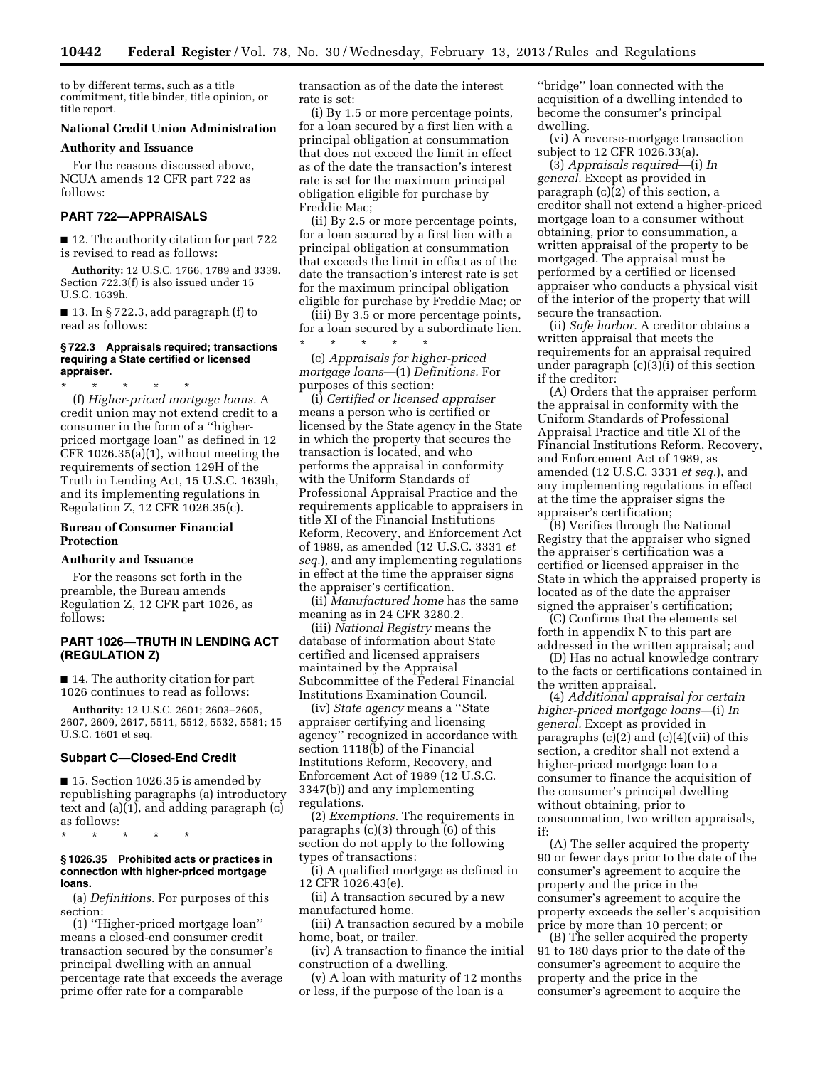to by different terms, such as a title commitment, title binder, title opinion, or title report.

**National Credit Union Administration**

**Authority and Issuance**

For the reasons discussed above, NCUA amends 12 CFR part 722 as follows:

## PART 722—APPRAISALS

■ 12. The authority citation for part 722 is revised to read as follows:

**Authority:** 12 U.S.C. 1766, 1789 and 3339. Section 722.3(f) is also issued under 15 U.S.C. 1639h.

■ 13. In § 722.3, add paragraph (f) to read as follows:

### § 722.3 Appraisals required; transactions requiring a State certified or licensed appraiser.

\* \* \* \* \*

(f) *Higher-priced mortgage loans.* A credit union may not extend credit to a consumer in the form of a ''higher-priced mortgage loan'' as defined in 12 CFR 1026.35(a)(1), without meeting the requirements of section 129H of the Truth in Lending Act, 15 U.S.C. 1639h, and its implementing regulations in Regulation Z, 12 CFR 1026.35(c).

**Bureau of Consumer Financial Protection**

**Authority and Issuance**

For the reasons set forth in the preamble, the Bureau amends Regulation Z, 12 CFR part 1026, as follows:

## PART 1026—TRUTH IN LENDING ACT (REGULATION Z)

■ 14. The authority citation for part 1026 continues to read as follows:

**Authority:** 12 U.S.C. 2601; 2603–2605, 2607, 2609, 2617, 5511, 5512, 5532, 5581; 15 U.S.C. 1601 et seq.

### Subpart C—Closed-End Credit

■ 15. Section 1026.35 is amended by republishing paragraphs (a) introductory text and (a)(1), and adding paragraph (c) as follows:

\* \* \* \* \*

### § 1026.35 Prohibited acts or practices in connection with higher-priced mortgage loans.

(a) *Definitions.* For purposes of this section:

(1) ''Higher-priced mortgage loan'' means a closed-end consumer credit transaction secured by the consumer's principal dwelling with an annual percentage rate that exceeds the average prime offer rate for a comparable transaction as of the date the interest rate is set:

(i) By 1.5 or more percentage points, for a loan secured by a first lien with a principal obligation at consummation that does not exceed the limit in effect as of the date the transaction's interest rate is set for the maximum principal obligation eligible for purchase by Freddie Mac;

(ii) By 2.5 or more percentage points, for a loan secured by a first lien with a principal obligation at consummation that exceeds the limit in effect as of the date the transaction's interest rate is set for the maximum principal obligation eligible for purchase by Freddie Mac; or

(iii) By 3.5 or more percentage points, for a loan secured by a subordinate lien.

\* \* \* \* \*

(c) *Appraisals for higher-priced mortgage loans*—(1) *Definitions.* For purposes of this section:

(i) *Certified or licensed appraiser* means a person who is certified or licensed by the State agency in the State in which the property that secures the transaction is located, and who performs the appraisal in conformity with the Uniform Standards of Professional Appraisal Practice and the requirements applicable to appraisers in title XI of the Financial Institutions Reform, Recovery, and Enforcement Act of 1989, as amended (12 U.S.C. 3331 *et seq.*), and any implementing regulations in effect at the time the appraiser signs the appraiser's certification.

(ii) *Manufactured home* has the same meaning as in 24 CFR 3280.2.

(iii) *National Registry* means the database of information about State certified and licensed appraisers maintained by the Appraisal Subcommittee of the Federal Financial Institutions Examination Council.

(iv) *State agency* means a ''State appraiser certifying and licensing agency'' recognized in accordance with section 1118(b) of the Financial Institutions Reform, Recovery, and Enforcement Act of 1989 (12 U.S.C. 3347(b)) and any implementing regulations.

(2) *Exemptions.* The requirements in paragraphs (c)(3) through (6) of this section do not apply to the following types of transactions:

(i) A qualified mortgage as defined in 12 CFR 1026.43(e).

(ii) A transaction secured by a new manufactured home.

(iii) A transaction secured by a mobile home, boat, or trailer.

(iv) A transaction to finance the initial construction of a dwelling.

(v) A loan with maturity of 12 months or less, if the purpose of the loan is a ''bridge'' loan connected with the acquisition of a dwelling intended to become the consumer's principal dwelling.

(vi) A reverse-mortgage transaction subject to 12 CFR 1026.33(a).

(3) *Appraisals required*—(i) *In general.* Except as provided in paragraph (c)(2) of this section, a creditor shall not extend a higher-priced mortgage loan to a consumer without obtaining, prior to consummation, a written appraisal of the property to be mortgaged. The appraisal must be performed by a certified or licensed appraiser who conducts a physical visit of the interior of the property that will secure the transaction.

(ii) *Safe harbor.* A creditor obtains a written appraisal that meets the requirements for an appraisal required under paragraph (c)(3)(i) of this section if the creditor:

(A) Orders that the appraiser perform the appraisal in conformity with the Uniform Standards of Professional Appraisal Practice and title XI of the Financial Institutions Reform, Recovery, and Enforcement Act of 1989, as amended (12 U.S.C. 3331 *et seq.*), and any implementing regulations in effect at the time the appraiser signs the appraiser's certification;

(B) Verifies through the National Registry that the appraiser who signed the appraiser's certification was a certified or licensed appraiser in the State in which the appraised property is located as of the date the appraiser signed the appraiser's certification;

(C) Confirms that the elements set forth in appendix N to this part are addressed in the written appraisal; and

(D) Has no actual knowledge contrary to the facts or certifications contained in the written appraisal.

(4) *Additional appraisal for certain higher-priced mortgage loans*—(i) *In general.* Except as provided in paragraphs (c)(2) and (c)(4)(vii) of this section, a creditor shall not extend a higher-priced mortgage loan to a consumer to finance the acquisition of the consumer's principal dwelling without obtaining, prior to consummation, two written appraisals, if:

(A) The seller acquired the property 90 or fewer days prior to the date of the consumer's agreement to acquire the property and the price in the consumer's agreement to acquire the property exceeds the seller's acquisition price by more than 10 percent; or

(B) The seller acquired the property 91 to 180 days prior to the date of the consumer's agreement to acquire the property and the price in the consumer's agreement to acquire the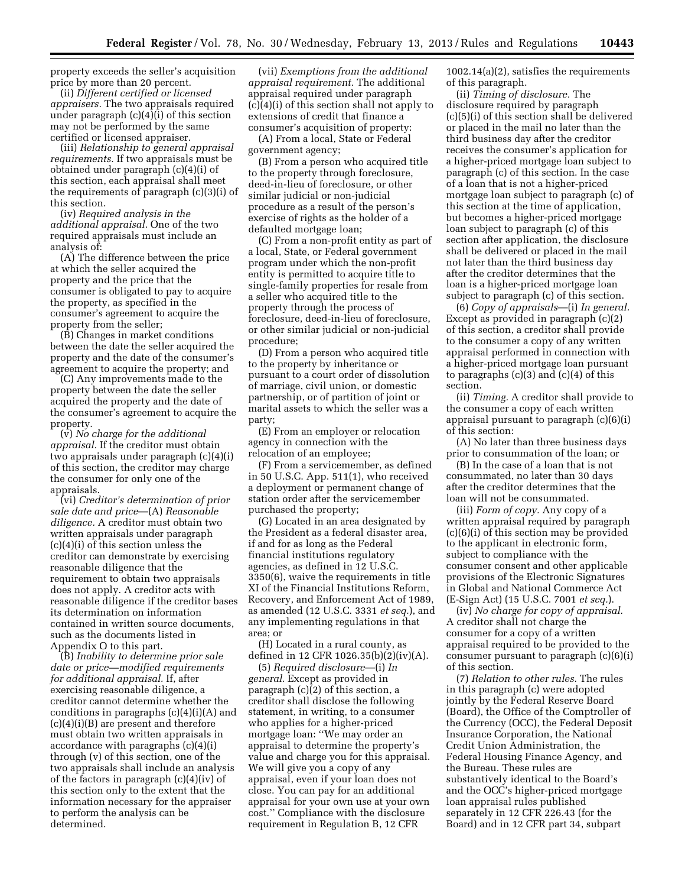property exceeds the seller's acquisition price by more than 20 percent.

(ii) *Different certified or licensed appraisers.* The two appraisals required under paragraph (c)(4)(i) of this section may not be performed by the same certified or licensed appraiser.

(iii) *Relationship to general appraisal requirements.* If two appraisals must be obtained under paragraph (c)(4)(i) of this section, each appraisal shall meet the requirements of paragraph (c)(3)(i) of this section.

(iv) *Required analysis in the additional appraisal.* One of the two required appraisals must include an analysis of:

(A) The difference between the price at which the seller acquired the property and the price that the consumer is obligated to pay to acquire the property, as specified in the consumer's agreement to acquire the property from the seller;

(B) Changes in market conditions between the date the seller acquired the property and the date of the consumer's agreement to acquire the property; and

(C) Any improvements made to the property between the date the seller acquired the property and the date of the consumer's agreement to acquire the property.

(v) *No charge for the additional appraisal.* If the creditor must obtain two appraisals under paragraph (c)(4)(i) of this section, the creditor may charge the consumer for only one of the appraisals.

(vi) *Creditor's determination of prior sale date and price*—(A) *Reasonable diligence.* A creditor must obtain two written appraisals under paragraph (c)(4)(i) of this section unless the creditor can demonstrate by exercising reasonable diligence that the requirement to obtain two appraisals does not apply. A creditor acts with reasonable diligence if the creditor bases its determination on information contained in written source documents, such as the documents listed in Appendix O to this part.

(B) *Inability to determine prior sale date or price—modified requirements for additional appraisal.* If, after exercising reasonable diligence, a creditor cannot determine whether the conditions in paragraphs (c)(4)(i)(A) and (c)(4)(i)(B) are present and therefore must obtain two written appraisals in accordance with paragraphs (c)(4)(i) through (v) of this section, one of the two appraisals shall include an analysis of the factors in paragraph (c)(4)(iv) of this section only to the extent that the information necessary for the appraiser to perform the analysis can be determined.

(vii) *Exemptions from the additional appraisal requirement.* The additional appraisal required under paragraph (c)(4)(i) of this section shall not apply to extensions of credit that finance a consumer's acquisition of property:

(A) From a local, State or Federal government agency;

(B) From a person who acquired title to the property through foreclosure, deed-in-lieu of foreclosure, or other similar judicial or non-judicial procedure as a result of the person's exercise of rights as the holder of a defaulted mortgage loan;

(C) From a non-profit entity as part of a local, State, or Federal government program under which the non-profit entity is permitted to acquire title to single-family properties for resale from a seller who acquired title to the property through the process of foreclosure, deed-in-lieu of foreclosure, or other similar judicial or non-judicial procedure;

(D) From a person who acquired title to the property by inheritance or pursuant to a court order of dissolution of marriage, civil union, or domestic partnership, or of partition of joint or marital assets to which the seller was a party;

(E) From an employer or relocation agency in connection with the relocation of an employee;

(F) From a servicemember, as defined in 50 U.S.C. App. 511(1), who received a deployment or permanent change of station order after the servicemember purchased the property;

(G) Located in an area designated by the President as a federal disaster area, if and for as long as the Federal financial institutions regulatory agencies, as defined in 12 U.S.C. 3350(6), waive the requirements in title XI of the Financial Institutions Reform, Recovery, and Enforcement Act of 1989, as amended (12 U.S.C. 3331 *et seq.*), and any implementing regulations in that area; or

(H) Located in a rural county, as defined in 12 CFR 1026.35(b)(2)(iv)(A).

(5) *Required disclosure*—(i) *In general.* Except as provided in paragraph (c)(2) of this section, a creditor shall disclose the following statement, in writing, to a consumer who applies for a higher-priced mortgage loan: "We may order an appraisal to determine the property's value and charge you for this appraisal. We will give you a copy of any appraisal, even if your loan does not close. You can pay for an additional appraisal for your own use at your own cost." Compliance with the disclosure requirement in Regulation B, 12 CFR 1002.14(a)(2), satisfies the requirements of this paragraph.

(ii) *Timing of disclosure.* The disclosure required by paragraph (c)(5)(i) of this section shall be delivered or placed in the mail no later than the third business day after the creditor receives the consumer's application for a higher-priced mortgage loan subject to paragraph (c) of this section. In the case of a loan that is not a higher-priced mortgage loan subject to paragraph (c) of this section at the time of application, but becomes a higher-priced mortgage loan subject to paragraph (c) of this section after application, the disclosure shall be delivered or placed in the mail not later than the third business day after the creditor determines that the loan is a higher-priced mortgage loan subject to paragraph (c) of this section.

(6) *Copy of appraisals*—(i) *In general.* Except as provided in paragraph (c)(2) of this section, a creditor shall provide to the consumer a copy of any written appraisal performed in connection with a higher-priced mortgage loan pursuant to paragraphs (c)(3) and (c)(4) of this section.

(ii) *Timing.* A creditor shall provide to the consumer a copy of each written appraisal pursuant to paragraph (c)(6)(i) of this section:

(A) No later than three business days prior to consummation of the loan; or

(B) In the case of a loan that is not consummated, no later than 30 days after the creditor determines that the loan will not be consummated.

(iii) *Form of copy.* Any copy of a written appraisal required by paragraph (c)(6)(i) of this section may be provided to the applicant in electronic form, subject to compliance with the consumer consent and other applicable provisions of the Electronic Signatures in Global and National Commerce Act (E-Sign Act) (15 U.S.C. 7001 *et seq.*).

(iv) *No charge for copy of appraisal.* A creditor shall not charge the consumer for a copy of a written appraisal required to be provided to the consumer pursuant to paragraph (c)(6)(i) of this section.

(7) *Relation to other rules.* The rules in this paragraph (c) were adopted jointly by the Federal Reserve Board (Board), the Office of the Comptroller of the Currency (OCC), the Federal Deposit Insurance Corporation, the National Credit Union Administration, the Federal Housing Finance Agency, and the Bureau. These rules are substantively identical to the Board's and the OCC's higher-priced mortgage loan appraisal rules published separately in 12 CFR 226.43 (for the Board) and in 12 CFR part 34, subpart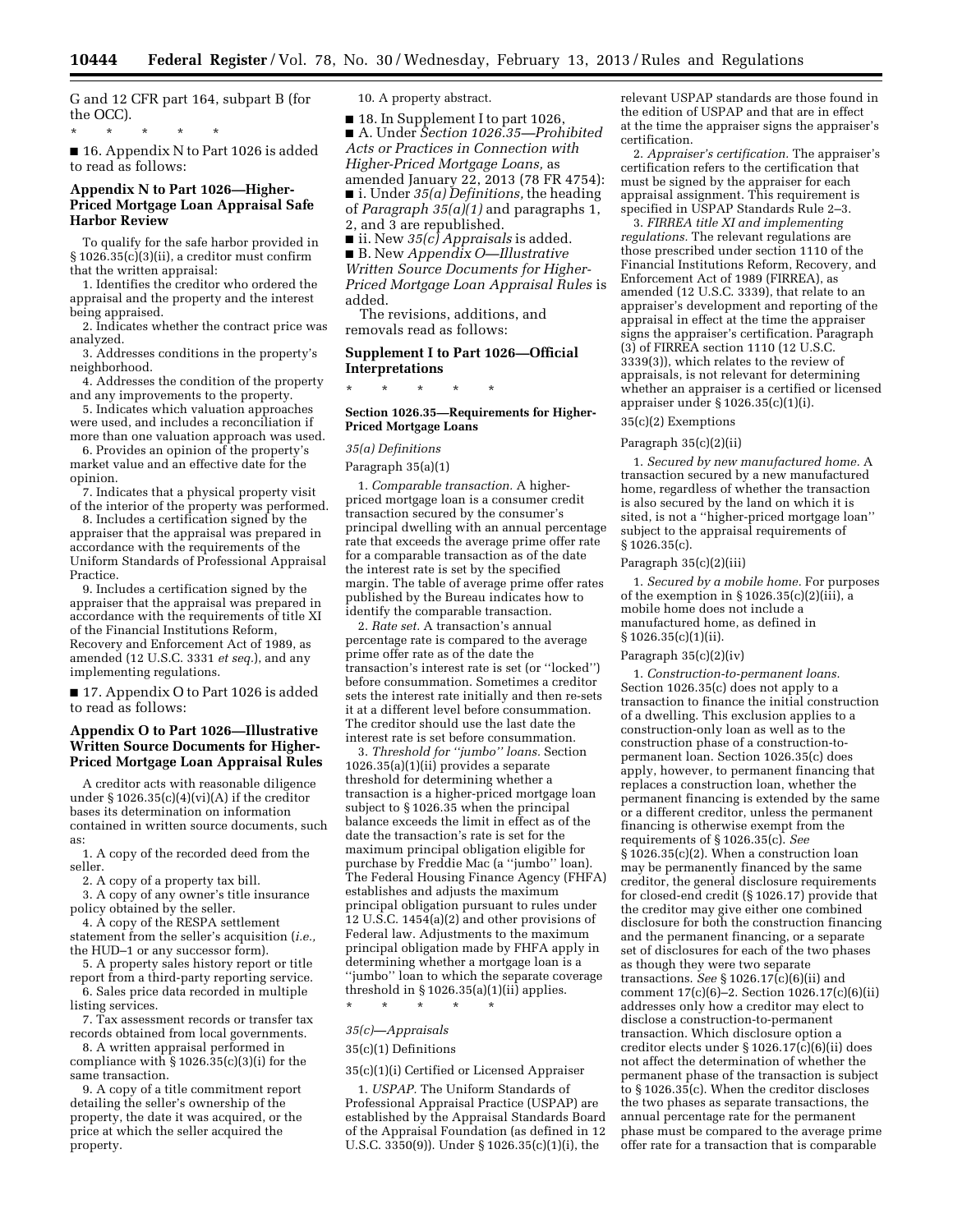G and 12 CFR part 164, subpart B (for the OCC).

\* \* \* \* \*

■ 16. Appendix N to Part 1026 is added to read as follows:

## Appendix N to Part 1026—Higher-Priced Mortgage Loan Appraisal Safe Harbor Review

To qualify for the safe harbor provided in § 1026.35(c)(3)(ii), a creditor must confirm that the written appraisal:

1. Identifies the creditor who ordered the appraisal and the property and the interest being appraised.
2. Indicates whether the contract price was analyzed.
3. Addresses conditions in the property's neighborhood.
4. Addresses the condition of the property and any improvements to the property.
5. Indicates which valuation approaches were used, and includes a reconciliation if more than one valuation approach was used.
6. Provides an opinion of the property's market value and an effective date for the opinion.
7. Indicates that a physical property visit of the interior of the property was performed.
8. Includes a certification signed by the appraiser that the appraisal was prepared in accordance with the requirements of the Uniform Standards of Professional Appraisal Practice.
9. Includes a certification signed by the appraiser that the appraisal was prepared in accordance with the requirements of title XI of the Financial Institutions Reform, Recovery and Enforcement Act of 1989, as amended (12 U.S.C. 3331 *et seq.*), and any implementing regulations.

■ 17. Appendix O to Part 1026 is added to read as follows:

## Appendix O to Part 1026—Illustrative Written Source Documents for Higher-Priced Mortgage Loan Appraisal Rules

A creditor acts with reasonable diligence under § 1026.35(c)(4)(vi)(A) if the creditor bases its determination on information contained in written source documents, such as:

1. A copy of the recorded deed from the seller.
2. A copy of a property tax bill.
3. A copy of any owner's title insurance policy obtained by the seller.
4. A copy of the RESPA settlement statement from the seller's acquisition (*i.e.,* the HUD–1 or any successor form).
5. A property sales history report or title report from a third-party reporting service.
6. Sales price data recorded in multiple listing services.
7. Tax assessment records or transfer tax records obtained from local governments.
8. A written appraisal performed in compliance with § 1026.35(c)(3)(i) for the same transaction.
9. A copy of a title commitment report detailing the seller's ownership of the property, the date it was acquired, or the price at which the seller acquired the property.
10. A property abstract.

■ 18. In Supplement I to part 1026,
■ A. Under *Section 1026.35—Prohibited Acts or Practices in Connection with Higher-Priced Mortgage Loans,* as amended January 22, 2013 (78 FR 4754):
■ i. Under *35(a) Definitions,* the heading of *Paragraph 35(a)(1)* and paragraphs 1, 2, and 3 are republished.
■ ii. New *35(c) Appraisals* is added.
■ B. New *Appendix O—Illustrative Written Source Documents for Higher-Priced Mortgage Loan Appraisal Rules* is added.

The revisions, additions, and removals read as follows:

## Supplement I to Part 1026—Official Interpretations

\* \* \* \* \*

### Section 1026.35—Requirements for Higher-Priced Mortgage Loans

*35(a) Definitions*

Paragraph 35(a)(1)

1. *Comparable transaction.* A higher-priced mortgage loan is a consumer credit transaction secured by the consumer's principal dwelling with an annual percentage rate that exceeds the average prime offer rate for a comparable transaction as of the date the interest rate is set by the specified margin. The table of average prime offer rates published by the Bureau indicates how to identify the comparable transaction.

2. *Rate set.* A transaction's annual percentage rate is compared to the average prime offer rate as of the date the transaction's interest rate is set (or "locked") before consummation. Sometimes a creditor sets the interest rate initially and then re-sets it at a different level before consummation. The creditor should use the last date the interest rate is set before consummation.

3. *Threshold for "jumbo" loans.* Section 1026.35(a)(1)(ii) provides a separate threshold for determining whether a transaction is a higher-priced mortgage loan subject to § 1026.35 when the principal balance exceeds the limit in effect as of the date the transaction's rate is set for the maximum principal obligation eligible for purchase by Freddie Mac (a "jumbo" loan). The Federal Housing Finance Agency (FHFA) establishes and adjusts the maximum principal obligation pursuant to rules under 12 U.S.C. 1454(a)(2) and other provisions of Federal law. Adjustments to the maximum principal obligation made by FHFA apply in determining whether a mortgage loan is a "jumbo" loan to which the separate coverage threshold in § 1026.35(a)(1)(ii) applies.

\* \* \* \* \*

*35(c)—Appraisals*

35(c)(1) Definitions

35(c)(1)(i) Certified or Licensed Appraiser

1. *USPAP.* The Uniform Standards of Professional Appraisal Practice (USPAP) are established by the Appraisal Standards Board of the Appraisal Foundation (as defined in 12 U.S.C. 3350(9)). Under § 1026.35(c)(1)(i), the relevant USPAP standards are those found in the edition of USPAP and that are in effect at the time the appraiser signs the appraiser's certification.

2. *Appraiser's certification.* The appraiser's certification refers to the certification that must be signed by the appraiser for each appraisal assignment. This requirement is specified in USPAP Standards Rule 2–3.

3. *FIRREA title XI and implementing regulations.* The relevant regulations are those prescribed under section 1110 of the Financial Institutions Reform, Recovery, and Enforcement Act of 1989 (FIRREA), as amended (12 U.S.C. 3339), that relate to an appraiser's development and reporting of the appraisal in effect at the time the appraiser signs the appraiser's certification. Paragraph (3) of FIRREA section 1110 (12 U.S.C. 3339(3)), which relates to the review of appraisals, is not relevant for determining whether an appraiser is a certified or licensed appraiser under § 1026.35(c)(1)(i).

35(c)(2) Exemptions

Paragraph 35(c)(2)(ii)

1. *Secured by new manufactured home.* A transaction secured by a new manufactured home, regardless of whether the transaction is also secured by the land on which it is sited, is not a "higher-priced mortgage loan" subject to the appraisal requirements of § 1026.35(c).

Paragraph 35(c)(2)(iii)

1. *Secured by a mobile home.* For purposes of the exemption in § 1026.35(c)(2)(iii), a mobile home does not include a manufactured home, as defined in § 1026.35(c)(1)(ii).

Paragraph 35(c)(2)(iv)

1. *Construction-to-permanent loans.* Section 1026.35(c) does not apply to a transaction to finance the initial construction of a dwelling. This exclusion applies to a construction-only loan as well as to the construction phase of a construction-to-permanent loan. Section 1026.35(c) does apply, however, to permanent financing that replaces a construction loan, whether the permanent financing is extended by the same or a different creditor, unless the permanent financing is otherwise exempt from the requirements of § 1026.35(c). *See* § 1026.35(c)(2). When a construction loan may be permanently financed by the same creditor, the general disclosure requirements for closed-end credit (§ 1026.17) provide that the creditor may give either one combined disclosure for both the construction financing and the permanent financing, or a separate set of disclosures for each of the two phases as though they were two separate transactions. *See* § 1026.17(c)(6)(ii) and comment 17(c)(6)–2. Section 1026.17(c)(6)(ii) addresses only how a creditor may elect to disclose a construction-to-permanent transaction. Which disclosure option a creditor elects under § 1026.17(c)(6)(ii) does not affect the determination of whether the permanent phase of the transaction is subject to § 1026.35(c). When the creditor discloses the two phases as separate transactions, the annual percentage rate for the permanent phase must be compared to the average prime offer rate for a transaction that is comparable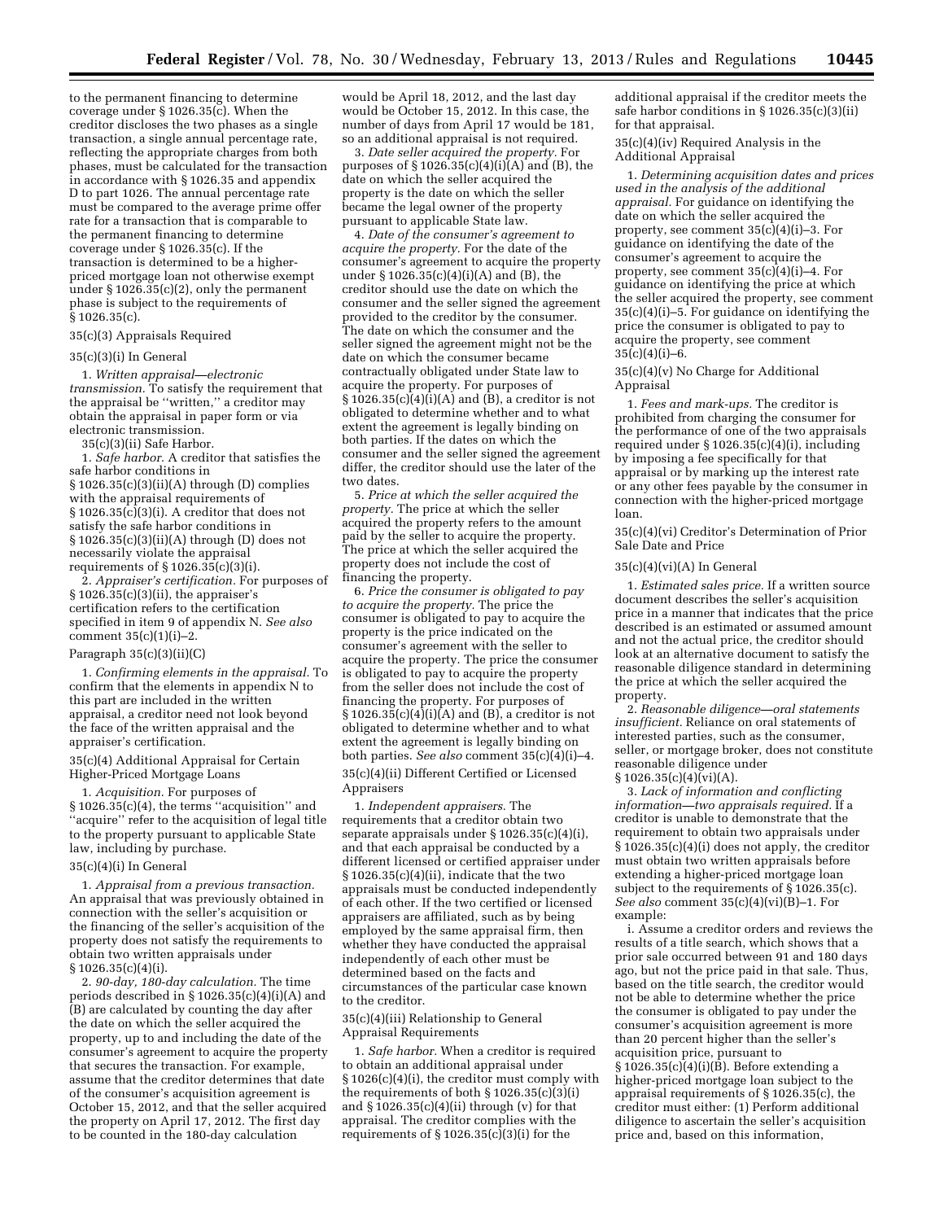to the permanent financing to determine coverage under § 1026.35(c). When the creditor discloses the two phases as a single transaction, a single annual percentage rate, reflecting the appropriate charges from both phases, must be calculated for the transaction in accordance with § 1026.35 and appendix D to part 1026. The annual percentage rate must be compared to the average prime offer rate for a transaction that is comparable to the permanent financing to determine coverage under § 1026.35(c). If the transaction is determined to be a higher-priced mortgage loan not otherwise exempt under § 1026.35(c)(2), only the permanent phase is subject to the requirements of § 1026.35(c).

35(c)(3) Appraisals Required

35(c)(3)(i) In General

1. *Written appraisal—electronic transmission.* To satisfy the requirement that the appraisal be ''written,'' a creditor may obtain the appraisal in paper form or via electronic transmission.

35(c)(3)(ii) Safe Harbor.

1. *Safe harbor.* A creditor that satisfies the safe harbor conditions in § 1026.35(c)(3)(ii)(A) through (D) complies with the appraisal requirements of § 1026.35(c)(3)(i). A creditor that does not satisfy the safe harbor conditions in § 1026.35(c)(3)(ii)(A) through (D) does not necessarily violate the appraisal requirements of § 1026.35(c)(3)(i).

2. *Appraiser's certification.* For purposes of § 1026.35(c)(3)(ii), the appraiser's certification refers to the certification specified in item 9 of appendix N. *See also* comment 35(c)(1)(i)–2.

Paragraph 35(c)(3)(ii)(C)

1. *Confirming elements in the appraisal.* To confirm that the elements in appendix N to this part are included in the written appraisal, a creditor need not look beyond the face of the written appraisal and the appraiser's certification.

35(c)(4) Additional Appraisal for Certain Higher-Priced Mortgage Loans

1. *Acquisition.* For purposes of § 1026.35(c)(4), the terms ''acquisition'' and ''acquire'' refer to the acquisition of legal title to the property pursuant to applicable State law, including by purchase.

35(c)(4)(i) In General

1. *Appraisal from a previous transaction.* An appraisal that was previously obtained in connection with the seller's acquisition or the financing of the seller's acquisition of the property does not satisfy the requirements to obtain two written appraisals under § 1026.35(c)(4)(i).

2. *90-day, 180-day calculation.* The time periods described in § 1026.35(c)(4)(i)(A) and (B) are calculated by counting the day after the date on which the seller acquired the property, up to and including the date of the consumer's agreement to acquire the property that secures the transaction. For example, assume that the creditor determines that date of the consumer's acquisition agreement is October 15, 2012, and that the seller acquired the property on April 17, 2012. The first day to be counted in the 180-day calculation would be April 18, 2012, and the last day would be October 15, 2012. In this case, the number of days from April 17 would be 181, so an additional appraisal is not required.

3. *Date seller acquired the property.* For purposes of § 1026.35(c)(4)(i)(A) and (B), the date on which the seller acquired the property is the date on which the seller became the legal owner of the property pursuant to applicable State law.

4. *Date of the consumer's agreement to acquire the property.* For the date of the consumer's agreement to acquire the property under § 1026.35(c)(4)(i)(A) and (B), the creditor should use the date on which the consumer and the seller signed the agreement provided to the creditor by the consumer. The date on which the consumer and the seller signed the agreement might not be the date on which the consumer became contractually obligated under State law to acquire the property. For purposes of § 1026.35(c)(4)(i)(A) and (B), a creditor is not obligated to determine whether and to what extent the agreement is legally binding on both parties. If the dates on which the consumer and the seller signed the agreement differ, the creditor should use the later of the two dates.

5. *Price at which the seller acquired the property.* The price at which the seller acquired the property refers to the amount paid by the seller to acquire the property. The price at which the seller acquired the property does not include the cost of financing the property.

6. *Price the consumer is obligated to pay to acquire the property.* The price the consumer is obligated to pay to acquire the property is the price indicated on the consumer's agreement with the seller to acquire the property. The price the consumer is obligated to pay to acquire the property from the seller does not include the cost of financing the property. For purposes of § 1026.35(c)(4)(i)(A) and (B), a creditor is not obligated to determine whether and to what extent the agreement is legally binding on both parties. *See also* comment 35(c)(4)(i)–4.

35(c)(4)(ii) Different Certified or Licensed Appraisers

1. *Independent appraisers.* The requirements that a creditor obtain two separate appraisals under § 1026.35(c)(4)(i), and that each appraisal be conducted by a different licensed or certified appraiser under § 1026.35(c)(4)(ii), indicate that the two appraisals must be conducted independently of each other. If the two certified or licensed appraisers are affiliated, such as by being employed by the same appraisal firm, then whether they have conducted the appraisal independently of each other must be determined based on the facts and circumstances of the particular case known to the creditor.

35(c)(4)(iii) Relationship to General Appraisal Requirements

1. *Safe harbor.* When a creditor is required to obtain an additional appraisal under § 1026(c)(4)(i), the creditor must comply with the requirements of both § 1026.35(c)(3)(i) and § 1026.35(c)(4)(ii) through (v) for that appraisal. The creditor complies with the requirements of § 1026.35(c)(3)(i) for the additional appraisal if the creditor meets the safe harbor conditions in § 1026.35(c)(3)(ii) for that appraisal.

35(c)(4)(iv) Required Analysis in the Additional Appraisal

1. *Determining acquisition dates and prices used in the analysis of the additional appraisal.* For guidance on identifying the date on which the seller acquired the property, see comment 35(c)(4)(i)–3. For guidance on identifying the date of the consumer's agreement to acquire the property, see comment 35(c)(4)(i)–4. For guidance on identifying the price at which the seller acquired the property, see comment 35(c)(4)(i)–5. For guidance on identifying the price the consumer is obligated to pay to acquire the property, see comment 35(c)(4)(i)–6.

35(c)(4)(v) No Charge for Additional Appraisal

1. *Fees and mark-ups.* The creditor is prohibited from charging the consumer for the performance of one of the two appraisals required under § 1026.35(c)(4)(i), including by imposing a fee specifically for that appraisal or by marking up the interest rate or any other fees payable by the consumer in connection with the higher-priced mortgage loan.

35(c)(4)(vi) Creditor's Determination of Prior Sale Date and Price

35(c)(4)(vi)(A) In General

1. *Estimated sales price.* If a written source document describes the seller's acquisition price in a manner that indicates that the price described is an estimated or assumed amount and not the actual price, the creditor should look at an alternative document to satisfy the reasonable diligence standard in determining the price at which the seller acquired the property.

2. *Reasonable diligence—oral statements insufficient.* Reliance on oral statements of interested parties, such as the consumer, seller, or mortgage broker, does not constitute reasonable diligence under § 1026.35(c)(4)(vi)(A).

3. *Lack of information and conflicting information—two appraisals required.* If a creditor is unable to demonstrate that the requirement to obtain two appraisals under § 1026.35(c)(4)(i) does not apply, the creditor must obtain two written appraisals before extending a higher-priced mortgage loan subject to the requirements of § 1026.35(c). *See also* comment 35(c)(4)(vi)(B)–1. For example:

i. Assume a creditor orders and reviews the results of a title search, which shows that a prior sale occurred between 91 and 180 days ago, but not the price paid in that sale. Thus, based on the title search, the creditor would not be able to determine whether the price the consumer is obligated to pay under the consumer's acquisition agreement is more than 20 percent higher than the seller's acquisition price, pursuant to § 1026.35(c)(4)(i)(B). Before extending a higher-priced mortgage loan subject to the appraisal requirements of § 1026.35(c), the creditor must either: (1) Perform additional diligence to ascertain the seller's acquisition price and, based on this information,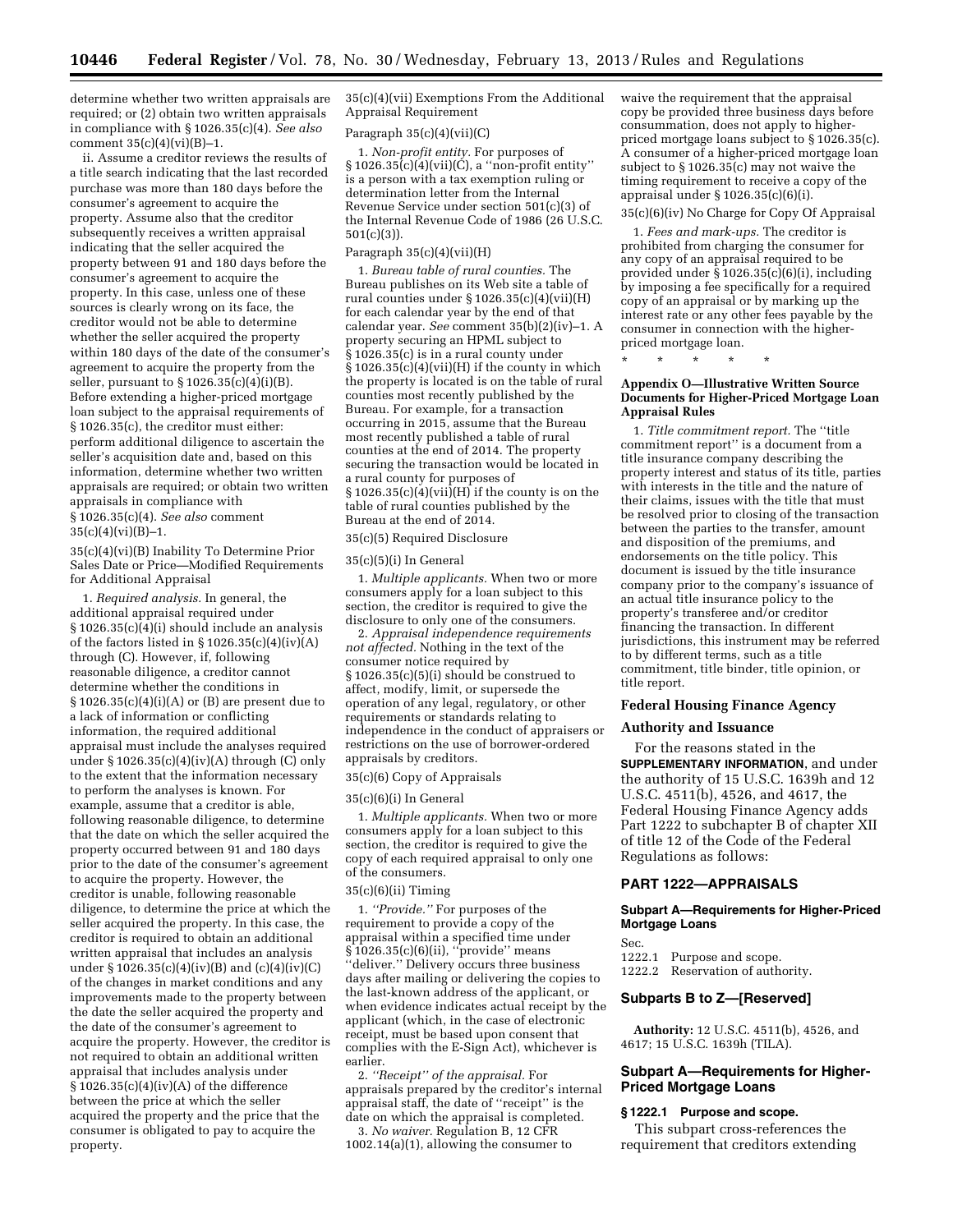determine whether two written appraisals are required; or (2) obtain two written appraisals in compliance with § 1026.35(c)(4). *See also* comment 35(c)(4)(vi)(B)–1.

ii. Assume a creditor reviews the results of a title search indicating that the last recorded purchase was more than 180 days before the consumer's agreement to acquire the property. Assume also that the creditor subsequently receives a written appraisal indicating that the seller acquired the property between 91 and 180 days before the consumer's agreement to acquire the property. In this case, unless one of these sources is clearly wrong on its face, the creditor would not be able to determine whether the seller acquired the property within 180 days of the date of the consumer's agreement to acquire the property from the seller, pursuant to § 1026.35(c)(4)(i)(B). Before extending a higher-priced mortgage loan subject to the appraisal requirements of § 1026.35(c), the creditor must either: perform additional diligence to ascertain the seller's acquisition date and, based on this information, determine whether two written appraisals are required; or obtain two written appraisals in compliance with § 1026.35(c)(4). *See also* comment 35(c)(4)(vi)(B)–1.

35(c)(4)(vi)(B) Inability To Determine Prior Sales Date or Price—Modified Requirements for Additional Appraisal

1. *Required analysis.* In general, the additional appraisal required under § 1026.35(c)(4)(i) should include an analysis of the factors listed in § 1026.35(c)(4)(iv)(A) through (C). However, if, following reasonable diligence, a creditor cannot determine whether the conditions in § 1026.35(c)(4)(i)(A) or (B) are present due to a lack of information or conflicting information, the required additional appraisal must include the analyses required under § 1026.35(c)(4)(iv)(A) through (C) only to the extent that the information necessary to perform the analyses is known. For example, assume that a creditor is able, following reasonable diligence, to determine that the date on which the seller acquired the property occurred between 91 and 180 days prior to the date of the consumer's agreement to acquire the property. However, the creditor is unable, following reasonable diligence, to determine the price at which the seller acquired the property. In this case, the creditor is required to obtain an additional written appraisal that includes an analysis under § 1026.35(c)(4)(iv)(B) and (c)(4)(iv)(C) of the changes in market conditions and any improvements made to the property between the date the seller acquired the property and the date of the consumer's agreement to acquire the property. However, the creditor is not required to obtain an additional written appraisal that includes analysis under § 1026.35(c)(4)(iv)(A) of the difference between the price at which the seller acquired the property and the price that the consumer is obligated to pay to acquire the property.

35(c)(4)(vii) Exemptions From the Additional Appraisal Requirement

Paragraph 35(c)(4)(vii)(C)

1. *Non-profit entity.* For purposes of § 1026.35(c)(4)(vii)(C), a "non-profit entity" is a person with a tax exemption ruling or determination letter from the Internal Revenue Service under section 501(c)(3) of the Internal Revenue Code of 1986 (26 U.S.C. 501(c)(3)).

Paragraph 35(c)(4)(vii)(H)

1. *Bureau table of rural counties.* The Bureau publishes on its Web site a table of rural counties under § 1026.35(c)(4)(vii)(H) for each calendar year by the end of that calendar year. *See* comment 35(b)(2)(iv)–1. A property securing an HPML subject to § 1026.35(c) is in a rural county under § 1026.35(c)(4)(vii)(H) if the county in which the property is located is on the table of rural counties most recently published by the Bureau. For example, for a transaction occurring in 2015, assume that the Bureau most recently published a table of rural counties at the end of 2014. The property securing the transaction would be located in a rural county for purposes of § 1026.35(c)(4)(vii)(H) if the county is on the table of rural counties published by the Bureau at the end of 2014.

35(c)(5) Required Disclosure

35(c)(5)(i) In General

1. *Multiple applicants.* When two or more consumers apply for a loan subject to this section, the creditor is required to give the disclosure to only one of the consumers.

2. *Appraisal independence requirements not affected.* Nothing in the text of the consumer notice required by § 1026.35(c)(5)(i) should be construed to affect, modify, limit, or supersede the operation of any legal, regulatory, or other requirements or standards relating to independence in the conduct of appraisers or restrictions on the use of borrower-ordered appraisals by creditors.

35(c)(6) Copy of Appraisals

35(c)(6)(i) In General

1. *Multiple applicants.* When two or more consumers apply for a loan subject to this section, the creditor is required to give the copy of each required appraisal to only one of the consumers.

35(c)(6)(ii) Timing

1. *"Provide."* For purposes of the requirement to provide a copy of the appraisal within a specified time under § 1026.35(c)(6)(ii), "provide" means "deliver." Delivery occurs three business days after mailing or delivering the copies to the last-known address of the applicant, or when evidence indicates actual receipt by the applicant (which, in the case of electronic receipt, must be based upon consent that complies with the E-Sign Act), whichever is earlier.

2. *"Receipt" of the appraisal.* For appraisals prepared by the creditor's internal appraisal staff, the date of "receipt" is the date on which the appraisal is completed.

3. *No waiver.* Regulation B, 12 CFR 1002.14(a)(1), allowing the consumer to waive the requirement that the appraisal copy be provided three business days before consummation, does not apply to higher-priced mortgage loans subject to § 1026.35(c). A consumer of a higher-priced mortgage loan subject to § 1026.35(c) may not waive the timing requirement to receive a copy of the appraisal under § 1026.35(c)(6)(i).

35(c)(6)(iv) No Charge for Copy Of Appraisal

1. *Fees and mark-ups.* The creditor is prohibited from charging the consumer for any copy of an appraisal required to be provided under § 1026.35(c)(6)(i), including by imposing a fee specifically for a required copy of an appraisal or by marking up the interest rate or any other fees payable by the consumer in connection with the higher-priced mortgage loan.

\* \* \* \* \*

**Appendix O—Illustrative Written Source Documents for Higher-Priced Mortgage Loan Appraisal Rules**

1. *Title commitment report.* The "title commitment report" is a document from a title insurance company describing the property interest and status of its title, parties with interests in the title and the nature of their claims, issues with the title that must be resolved prior to closing of the transaction between the parties to the transfer, amount and disposition of the premiums, and endorsements on the title policy. This document is issued by the title insurance company prior to the company's issuance of an actual title insurance policy to the property's transferee and/or creditor financing the transaction. In different jurisdictions, this instrument may be referred to by different terms, such as a title commitment, title binder, title opinion, or title report.

## Federal Housing Finance Agency

### Authority and Issuance

For the reasons stated in the **SUPPLEMENTARY INFORMATION**, and under the authority of 15 U.S.C. 1639h and 12 U.S.C. 4511(b), 4526, and 4617, the Federal Housing Finance Agency adds Part 1222 to subchapter B of chapter XII of title 12 of the Code of the Federal Regulations as follows:

## PART 1222—APPRAISALS

### Subpart A—Requirements for Higher-Priced Mortgage Loans

Sec.
1222.1 Purpose and scope.
1222.2 Reservation of authority.

### Subparts B to Z—[Reserved]

**Authority:** 12 U.S.C. 4511(b), 4526, and 4617; 15 U.S.C. 1639h (TILA).

### Subpart A—Requirements for Higher-Priced Mortgage Loans

#### § 1222.1 Purpose and scope.

This subpart cross-references the requirement that creditors extending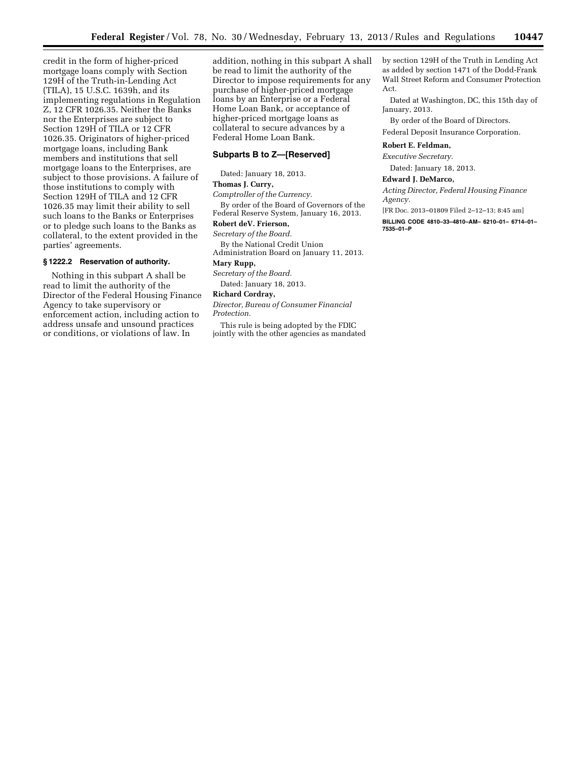credit in the form of higher-priced mortgage loans comply with Section 129H of the Truth-in-Lending Act (TILA), 15 U.S.C. 1639h, and its implementing regulations in Regulation Z, 12 CFR 1026.35. Neither the Banks nor the Enterprises are subject to Section 129H of TILA or 12 CFR 1026.35. Originators of higher-priced mortgage loans, including Bank members and institutions that sell mortgage loans to the Enterprises, are subject to those provisions. A failure of those institutions to comply with Section 129H of TILA and 12 CFR 1026.35 may limit their ability to sell such loans to the Banks or Enterprises or to pledge such loans to the Banks as collateral, to the extent provided in the parties' agreements.

**§ 1222.2 Reservation of authority.**

Nothing in this subpart A shall be read to limit the authority of the Director of the Federal Housing Finance Agency to take supervisory or enforcement action, including action to address unsafe and unsound practices or conditions, or violations of law. In addition, nothing in this subpart A shall be read to limit the authority of the Director to impose requirements for any purchase of higher-priced mortgage loans by an Enterprise or a Federal Home Loan Bank, or acceptance of higher-priced mortgage loans as collateral to secure advances by a Federal Home Loan Bank.

## Subparts B to Z—[Reserved]

Dated: January 18, 2013.

**Thomas J. Curry,**

*Comptroller of the Currency.*

By order of the Board of Governors of the Federal Reserve System, January 16, 2013.

**Robert deV. Frierson,**

*Secretary of the Board.*

By the National Credit Union Administration Board on January 11, 2013.

**Mary Rupp,**

*Secretary of the Board.*

Dated: January 18, 2013.

**Richard Cordray,**

*Director, Bureau of Consumer Financial Protection.*

This rule is being adopted by the FDIC jointly with the other agencies as mandated by section 129H of the Truth in Lending Act as added by section 1471 of the Dodd-Frank Wall Street Reform and Consumer Protection Act.

Dated at Washington, DC, this 15th day of January, 2013.

By order of the Board of Directors.

Federal Deposit Insurance Corporation.

**Robert E. Feldman,**

*Executive Secretary.*

Dated: January 18, 2013.

**Edward J. DeMarco,**

*Acting Director, Federal Housing Finance Agency.*

[FR Doc. 2013–01809 Filed 2–12–13; 8:45 am]

**BILLING CODE 4810–33–4810–AM– 6210–01– 6714–01–7535–01–P**